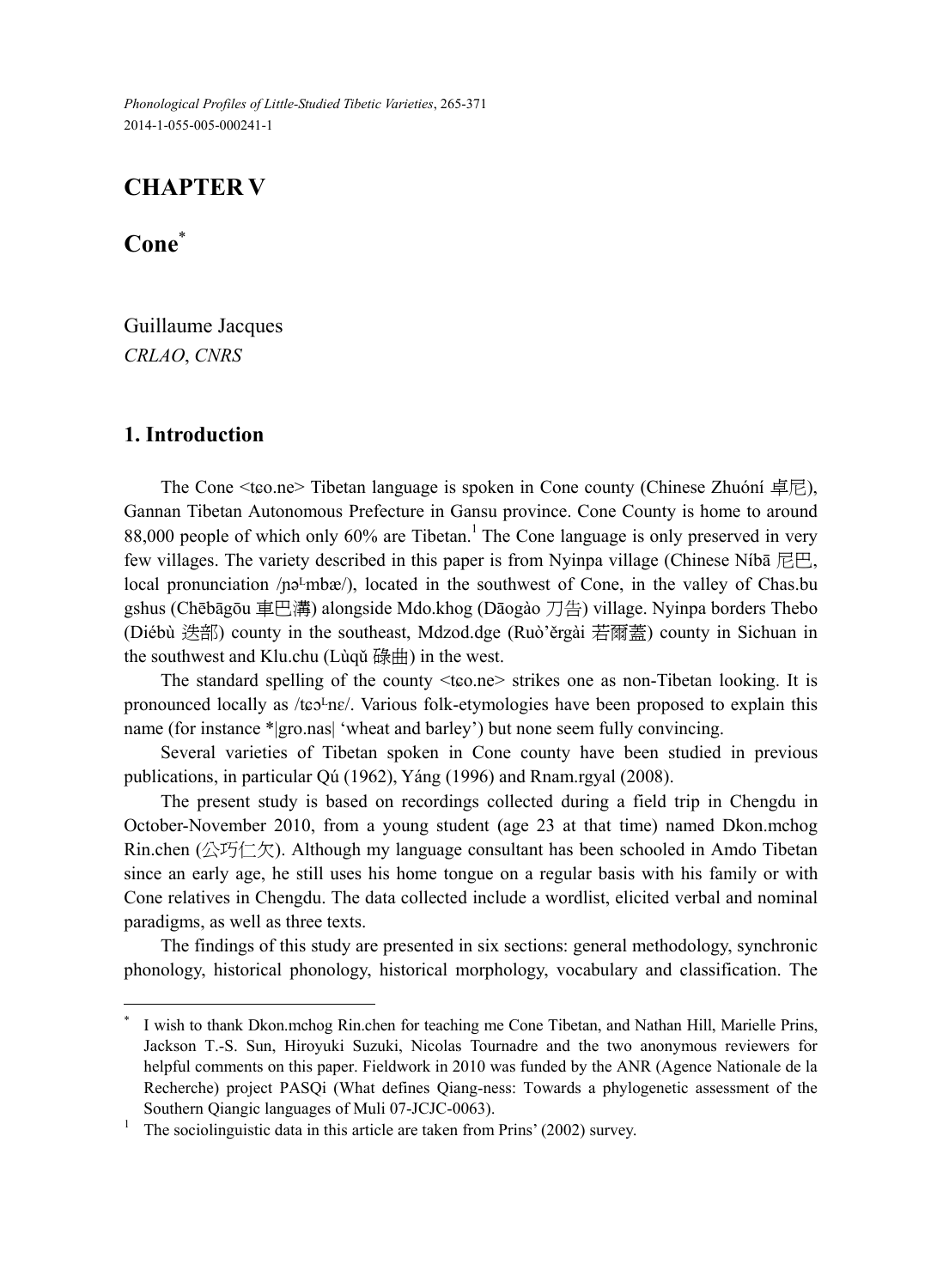*Phonological Profiles of Little-Studied Tibetic Varieties*, 265-371
2014-1-055-005-000241-1

# CHAPTER V

## Cone*

Guillaume Jacques
*CRLAO*, *CNRS*

### 1. Introduction

The Cone <tɕo.ne> Tibetan language is spoken in Cone county (Chinese Zhuóní 卓尼), Gannan Tibetan Autonomous Prefecture in Gansu province. Cone County is home to around 88,000 people of which only 60% are Tibetan.[1] The Cone language is only preserved in very few villages. The variety described in this paper is from Nyinpa village (Chinese Níbā 尼巴, local pronunciation /ɲəL-mbæ/), located in the southwest of Cone, in the valley of Chas.bu gshus (Chēbāgōu 車巴溝) alongside Mdo.khog (Dāogào 刀告) village. Nyinpa borders Thebo (Diébù 迭部) county in the southeast, Mdzod.dge (Ruò'ěrgài 若爾蓋) county in Sichuan in the southwest and Klu.chu (Lùqǔ 碌曲) in the west.

The standard spelling of the county <tɕo.ne> strikes one as non-Tibetan looking. It is pronounced locally as /tɕɔL-nɛ/. Various folk-etymologies have been proposed to explain this name (for instance *|gro.nas| 'wheat and barley') but none seem fully convincing.

Several varieties of Tibetan spoken in Cone county have been studied in previous publications, in particular Qú (1962), Yáng (1996) and Rnam.rgyal (2008).

The present study is based on recordings collected during a field trip in Chengdu in October-November 2010, from a young student (age 23 at that time) named Dkon.mchog Rin.chen (公巧仁欠). Although my language consultant has been schooled in Amdo Tibetan since an early age, he still uses his home tongue on a regular basis with his family or with Cone relatives in Chengdu. The data collected include a wordlist, elicited verbal and nominal paradigms, as well as three texts.

The findings of this study are presented in six sections: general methodology, synchronic phonology, historical phonology, historical morphology, vocabulary and classification. The

---

* I wish to thank Dkon.mchog Rin.chen for teaching me Cone Tibetan, and Nathan Hill, Marielle Prins, Jackson T.-S. Sun, Hiroyuki Suzuki, Nicolas Tournadre and the two anonymous reviewers for helpful comments on this paper. Fieldwork in 2010 was funded by the ANR (Agence Nationale de la Recherche) project PASQi (What defines Qiang-ness: Towards a phylogenetic assessment of the Southern Qiangic languages of Muli 07-JCJC-0063).

[1] The sociolinguistic data in this article are taken from Prins' (2002) survey.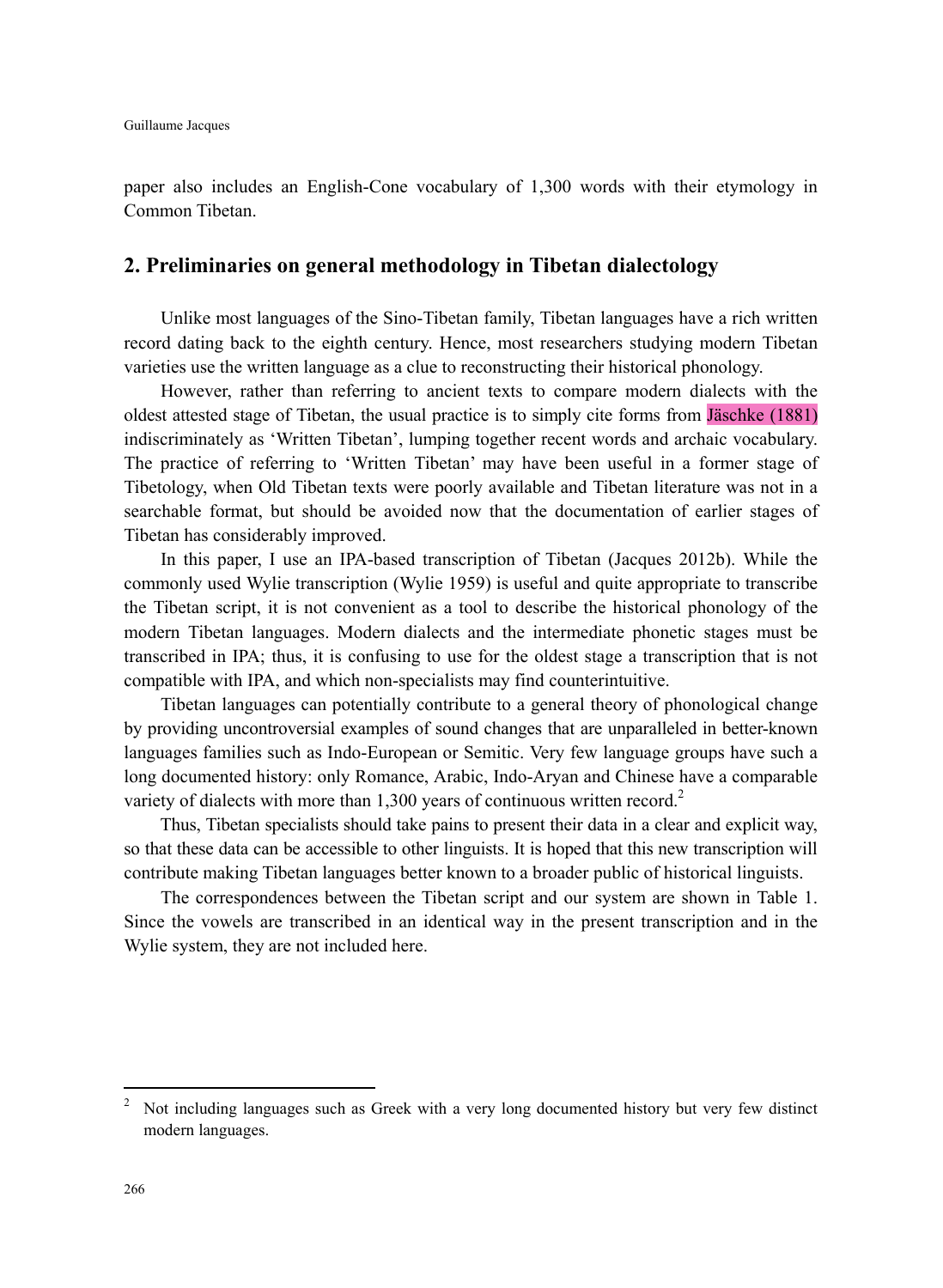paper also includes an English-Cone vocabulary of 1,300 words with their etymology in Common Tibetan.

## 2. Preliminaries on general methodology in Tibetan dialectology

Unlike most languages of the Sino-Tibetan family, Tibetan languages have a rich written record dating back to the eighth century. Hence, most researchers studying modern Tibetan varieties use the written language as a clue to reconstructing their historical phonology.

However, rather than referring to ancient texts to compare modern dialects with the oldest attested stage of Tibetan, the usual practice is to simply cite forms from Jäschke (1881) indiscriminately as 'Written Tibetan', lumping together recent words and archaic vocabulary. The practice of referring to 'Written Tibetan' may have been useful in a former stage of Tibetology, when Old Tibetan texts were poorly available and Tibetan literature was not in a searchable format, but should be avoided now that the documentation of earlier stages of Tibetan has considerably improved.

In this paper, I use an IPA-based transcription of Tibetan (Jacques 2012b). While the commonly used Wylie transcription (Wylie 1959) is useful and quite appropriate to transcribe the Tibetan script, it is not convenient as a tool to describe the historical phonology of the modern Tibetan languages. Modern dialects and the intermediate phonetic stages must be transcribed in IPA; thus, it is confusing to use for the oldest stage a transcription that is not compatible with IPA, and which non-specialists may find counterintuitive.

Tibetan languages can potentially contribute to a general theory of phonological change by providing uncontroversial examples of sound changes that are unparalleled in better-known languages families such as Indo-European or Semitic. Very few language groups have such a long documented history: only Romance, Arabic, Indo-Aryan and Chinese have a comparable variety of dialects with more than 1,300 years of continuous written record.[2]

Thus, Tibetan specialists should take pains to present their data in a clear and explicit way, so that these data can be accessible to other linguists. It is hoped that this new transcription will contribute making Tibetan languages better known to a broader public of historical linguists.

The correspondences between the Tibetan script and our system are shown in Table 1. Since the vowels are transcribed in an identical way in the present transcription and in the Wylie system, they are not included here.

---

[2] Not including languages such as Greek with a very long documented history but very few distinct modern languages.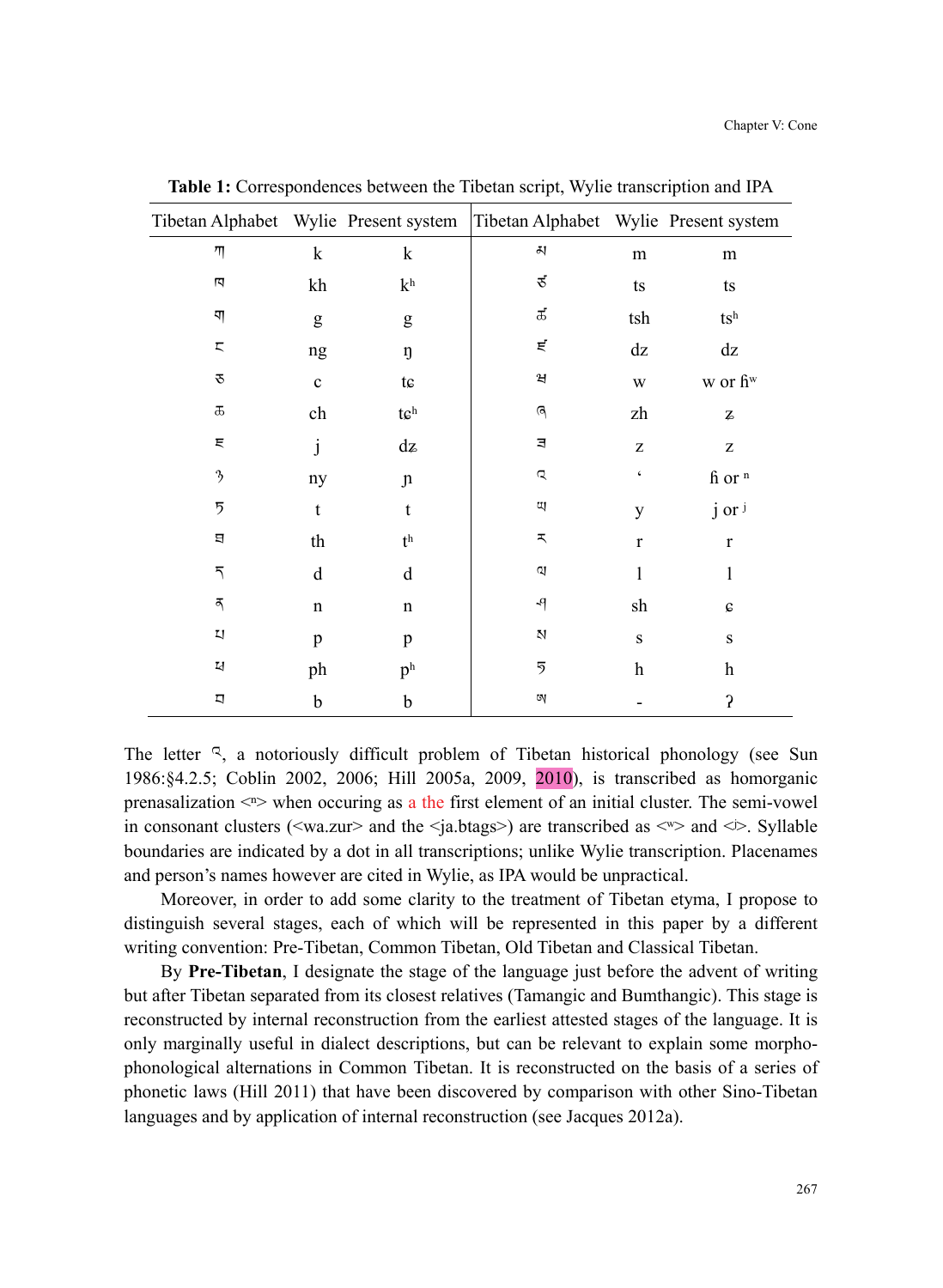**Table 1:** Correspondences between the Tibetan script, Wylie transcription and IPA

| Tibetan Alphabet | Wylie | Present system | Tibetan Alphabet | Wylie | Present system |
|---|---|---|---|---|---|
| ཀ | k | k | མ | m | m |
| ཁ | kh | kʰ | ཙ | ts | ts |
| ག | g | g | ཚ | tsh | tsʰ |
| ང | ng | ŋ | ཛ | dz | dz |
| ཅ | c | tɕ | ཝ | w | w or ɦʷ |
| ཆ | ch | tɕʰ | ཞ | zh | ʑ |
| ཇ | j | dʑ | ཟ | z | z |
| ཉ | ny | ɲ | འ | ʻ | ɦ or ⁿ |
| ཏ | t | t | ཡ | y | j or ʲ |
| ཐ | th | tʰ | ར | r | r |
| ད | d | d | ལ | l | l |
| ན | n | n | ཤ | sh | ɕ |
| པ | p | p | ས | s | s |
| ཕ | ph | pʰ | ཧ | h | h |
| བ | b | b | ཨ | - | ʔ |

The letter འ, a notoriously difficult problem of Tibetan historical phonology (see Sun 1986:§4.2.5; Coblin 2002, 2006; Hill 2005a, 2009, 2010), is transcribed as homorganic prenasalization <ⁿ> when occuring as a the first element of an initial cluster. The semi-vowel in consonant clusters (<wa.zur> and the <ja.btags>) are transcribed as <ʷ> and <ʲ>. Syllable boundaries are indicated by a dot in all transcriptions; unlike Wylie transcription. Placenames and person's names however are cited in Wylie, as IPA would be unpractical.

Moreover, in order to add some clarity to the treatment of Tibetan etyma, I propose to distinguish several stages, each of which will be represented in this paper by a different writing convention: Pre-Tibetan, Common Tibetan, Old Tibetan and Classical Tibetan.

By **Pre-Tibetan**, I designate the stage of the language just before the advent of writing but after Tibetan separated from its closest relatives (Tamangic and Bumthangic). This stage is reconstructed by internal reconstruction from the earliest attested stages of the language. It is only marginally useful in dialect descriptions, but can be relevant to explain some morpho-phonological alternations in Common Tibetan. It is reconstructed on the basis of a series of phonetic laws (Hill 2011) that have been discovered by comparison with other Sino-Tibetan languages and by application of internal reconstruction (see Jacques 2012a).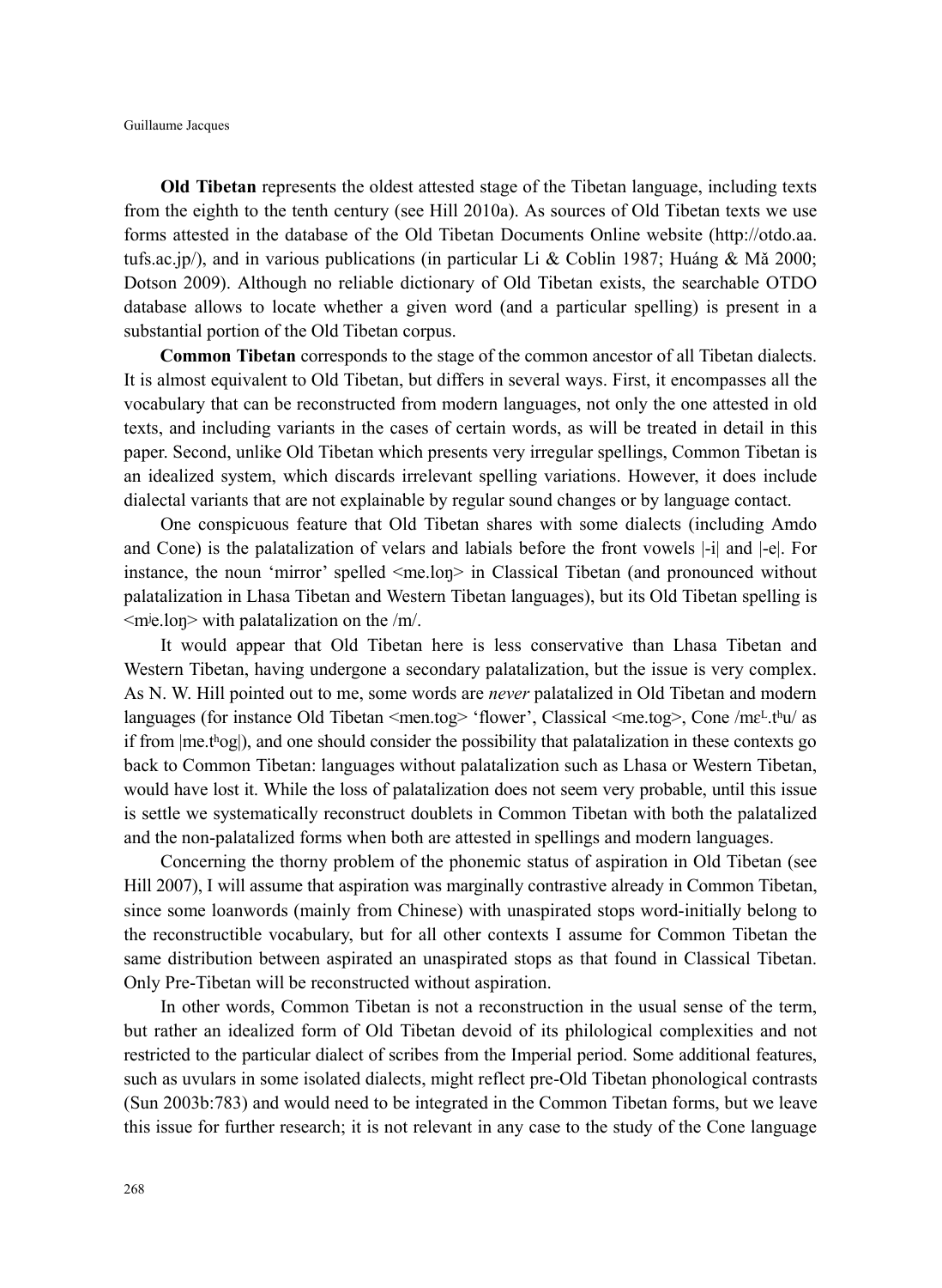**Old Tibetan** represents the oldest attested stage of the Tibetan language, including texts from the eighth to the tenth century (see Hill 2010a). As sources of Old Tibetan texts we use forms attested in the database of the Old Tibetan Documents Online website (http://otdo.aa.tufs.ac.jp/), and in various publications (in particular Li & Coblin 1987; Huáng & Mǎ 2000; Dotson 2009). Although no reliable dictionary of Old Tibetan exists, the searchable OTDO database allows to locate whether a given word (and a particular spelling) is present in a substantial portion of the Old Tibetan corpus.

**Common Tibetan** corresponds to the stage of the common ancestor of all Tibetan dialects. It is almost equivalent to Old Tibetan, but differs in several ways. First, it encompasses all the vocabulary that can be reconstructed from modern languages, not only the one attested in old texts, and including variants in the cases of certain words, as will be treated in detail in this paper. Second, unlike Old Tibetan which presents very irregular spellings, Common Tibetan is an idealized system, which discards irrelevant spelling variations. However, it does include dialectal variants that are not explainable by regular sound changes or by language contact.

One conspicuous feature that Old Tibetan shares with some dialects (including Amdo and Cone) is the palatalization of velars and labials before the front vowels |-i| and |-e|. For instance, the noun 'mirror' spelled <me.loŋ> in Classical Tibetan (and pronounced without palatalization in Lhasa Tibetan and Western Tibetan languages), but its Old Tibetan spelling is <mʲe.loŋ> with palatalization on the /m/.

It would appear that Old Tibetan here is less conservative than Lhasa Tibetan and Western Tibetan, having undergone a secondary palatalization, but the issue is very complex. As N. W. Hill pointed out to me, some words are *never* palatalized in Old Tibetan and modern languages (for instance Old Tibetan <men.tog> 'flower', Classical <me.tog>, Cone /mɛᴸ.tʰu/ as if from |me.tʰog|), and one should consider the possibility that palatalization in these contexts go back to Common Tibetan: languages without palatalization such as Lhasa or Western Tibetan, would have lost it. While the loss of palatalization does not seem very probable, until this issue is settle we systematically reconstruct doublets in Common Tibetan with both the palatalized and the non-palatalized forms when both are attested in spellings and modern languages.

Concerning the thorny problem of the phonemic status of aspiration in Old Tibetan (see Hill 2007), I will assume that aspiration was marginally contrastive already in Common Tibetan, since some loanwords (mainly from Chinese) with unaspirated stops word-initially belong to the reconstructible vocabulary, but for all other contexts I assume for Common Tibetan the same distribution between aspirated an unaspirated stops as that found in Classical Tibetan. Only Pre-Tibetan will be reconstructed without aspiration.

In other words, Common Tibetan is not a reconstruction in the usual sense of the term, but rather an idealized form of Old Tibetan devoid of its philological complexities and not restricted to the particular dialect of scribes from the Imperial period. Some additional features, such as uvulars in some isolated dialects, might reflect pre-Old Tibetan phonological contrasts (Sun 2003b:783) and would need to be integrated in the Common Tibetan forms, but we leave this issue for further research; it is not relevant in any case to the study of the Cone language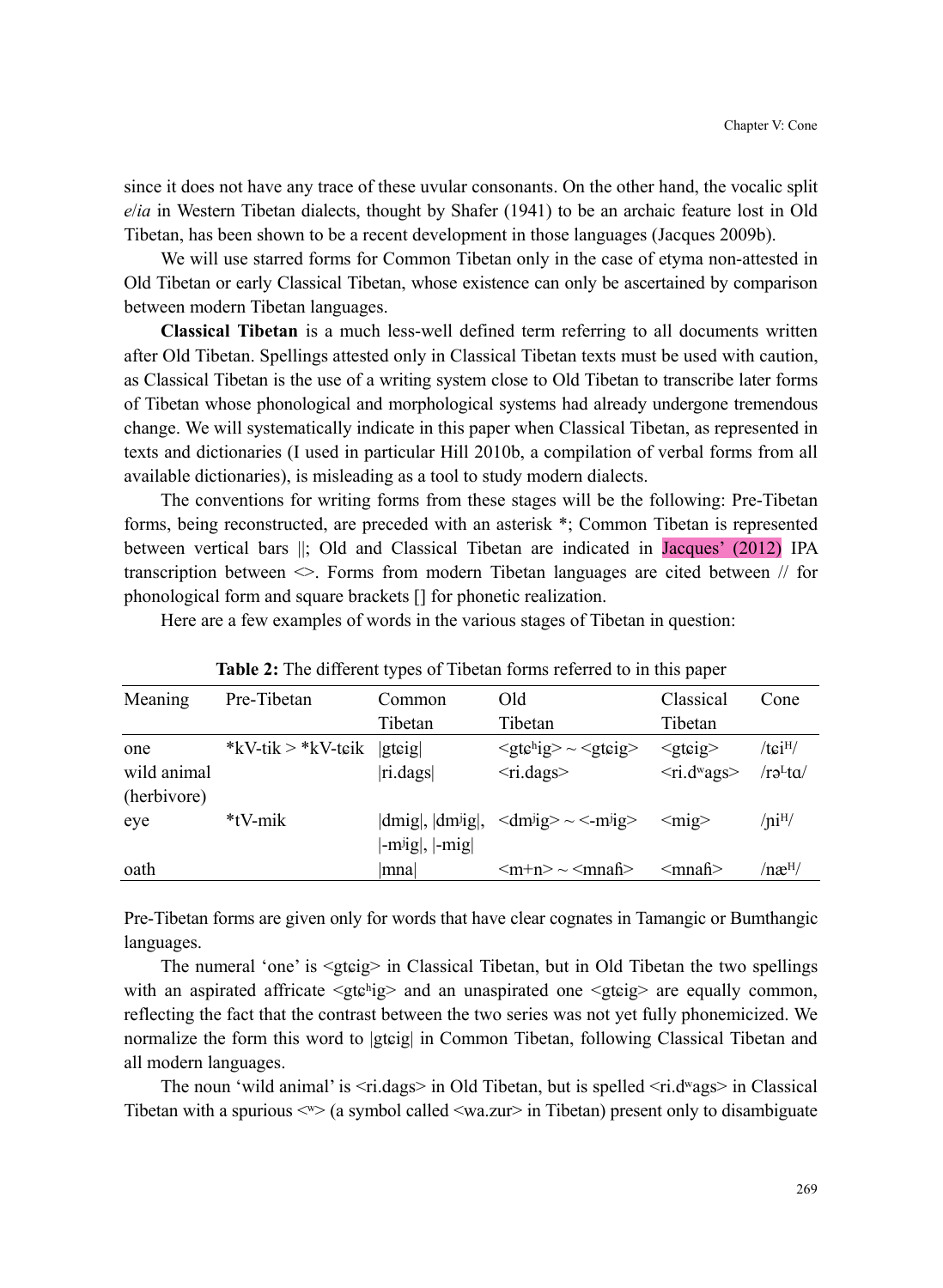since it does not have any trace of these uvular consonants. On the other hand, the vocalic split *e*/*ia* in Western Tibetan dialects, thought by Shafer (1941) to be an archaic feature lost in Old Tibetan, has been shown to be a recent development in those languages (Jacques 2009b).

We will use starred forms for Common Tibetan only in the case of etyma non-attested in Old Tibetan or early Classical Tibetan, whose existence can only be ascertained by comparison between modern Tibetan languages.

**Classical Tibetan** is a much less-well defined term referring to all documents written after Old Tibetan. Spellings attested only in Classical Tibetan texts must be used with caution, as Classical Tibetan is the use of a writing system close to Old Tibetan to transcribe later forms of Tibetan whose phonological and morphological systems had already undergone tremendous change. We will systematically indicate in this paper when Classical Tibetan, as represented in texts and dictionaries (I used in particular Hill 2010b, a compilation of verbal forms from all available dictionaries), is misleading as a tool to study modern dialects.

The conventions for writing forms from these stages will be the following: Pre-Tibetan forms, being reconstructed, are preceded with an asterisk *; Common Tibetan is represented between vertical bars ||; Old and Classical Tibetan are indicated in Jacques' (2012) IPA transcription between <>. Forms from modern Tibetan languages are cited between // for phonological form and square brackets [] for phonetic realization.

Here are a few examples of words in the various stages of Tibetan in question:

**Table 2:** The different types of Tibetan forms referred to in this paper

| Meaning | Pre-Tibetan | Common Tibetan | Old Tibetan | Classical Tibetan | Cone |
|---|---|---|---|---|---|
| one | *kV-tik > *kV-tɕik | \|gtɕig\| | <gtɕʰig> ~ <gtɕig> | <gtɕig> | /tɕiᴴ/ |
| wild animal (herbivore) | | \|ri.dags\| | <ri.dags> | <ri.dʷags> | /rəᴸ-tɑ/ |
| eye | *tV-mik | \|dmig\|, \|dmʲig\|, \|-mʲig\|, \|-mig\| | <dmʲig> ~ <-mʲig> | <mig> | /ɲiᴴ/ |
| oath | | \|mna\| | <m+n> ~ <mnaɦ> | <mnaɦ> | /næᴴ/ |

Pre-Tibetan forms are given only for words that have clear cognates in Tamangic or Bumthangic languages.

The numeral 'one' is <gtɕig> in Classical Tibetan, but in Old Tibetan the two spellings with an aspirated affricate <gtɕʰig> and an unaspirated one <gtɕig> are equally common, reflecting the fact that the contrast between the two series was not yet fully phonemicized. We normalize the form this word to |gtɕig| in Common Tibetan, following Classical Tibetan and all modern languages.

The noun 'wild animal' is <ri.dags> in Old Tibetan, but is spelled <ri.dʷags> in Classical Tibetan with a spurious <ʷ> (a symbol called <wa.zur> in Tibetan) present only to disambiguate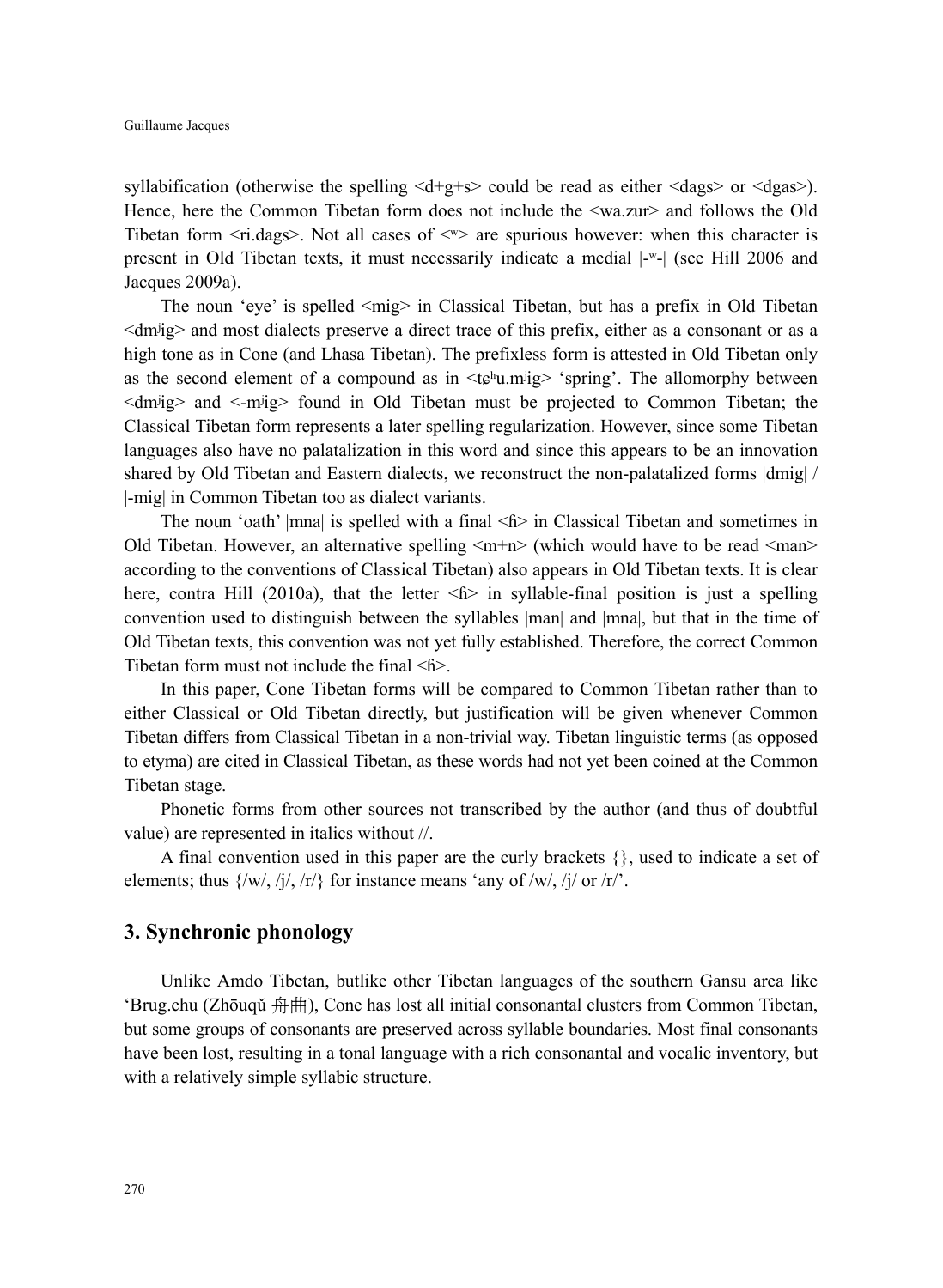syllabification (otherwise the spelling <d+g+s> could be read as either <dags> or <dgas>). Hence, here the Common Tibetan form does not include the <wa.zur> and follows the Old Tibetan form <ri.dags>. Not all cases of <ʷ> are spurious however: when this character is present in Old Tibetan texts, it must necessarily indicate a medial |-ʷ-| (see Hill 2006 and Jacques 2009a).

The noun 'eye' is spelled <mig> in Classical Tibetan, but has a prefix in Old Tibetan <dmʲig> and most dialects preserve a direct trace of this prefix, either as a consonant or as a high tone as in Cone (and Lhasa Tibetan). The prefixless form is attested in Old Tibetan only as the second element of a compound as in <tɕʰu.mʲig> 'spring'. The allomorphy between <dmʲig> and <-mʲig> found in Old Tibetan must be projected to Common Tibetan; the Classical Tibetan form represents a later spelling regularization. However, since some Tibetan languages also have no palatalization in this word and since this appears to be an innovation shared by Old Tibetan and Eastern dialects, we reconstruct the non-palatalized forms |dmig| / |-mig| in Common Tibetan too as dialect variants.

The noun 'oath' |mna| is spelled with a final <ɦ> in Classical Tibetan and sometimes in Old Tibetan. However, an alternative spelling <m+n> (which would have to be read <man> according to the conventions of Classical Tibetan) also appears in Old Tibetan texts. It is clear here, contra Hill (2010a), that the letter <ɦ> in syllable-final position is just a spelling convention used to distinguish between the syllables |man| and |mna|, but that in the time of Old Tibetan texts, this convention was not yet fully established. Therefore, the correct Common Tibetan form must not include the final <ɦ>.

In this paper, Cone Tibetan forms will be compared to Common Tibetan rather than to either Classical or Old Tibetan directly, but justification will be given whenever Common Tibetan differs from Classical Tibetan in a non-trivial way. Tibetan linguistic terms (as opposed to etyma) are cited in Classical Tibetan, as these words had not yet been coined at the Common Tibetan stage.

Phonetic forms from other sources not transcribed by the author (and thus of doubtful value) are represented in italics without //.

A final convention used in this paper are the curly brackets {}, used to indicate a set of elements; thus {/w/, /j/, /r/} for instance means 'any of /w/, /j/ or /r/'.

## 3. Synchronic phonology

Unlike Amdo Tibetan, butlike other Tibetan languages of the southern Gansu area like 'Brug.chu (Zhōuqǔ 舟曲), Cone has lost all initial consonantal clusters from Common Tibetan, but some groups of consonants are preserved across syllable boundaries. Most final consonants have been lost, resulting in a tonal language with a rich consonantal and vocalic inventory, but with a relatively simple syllabic structure.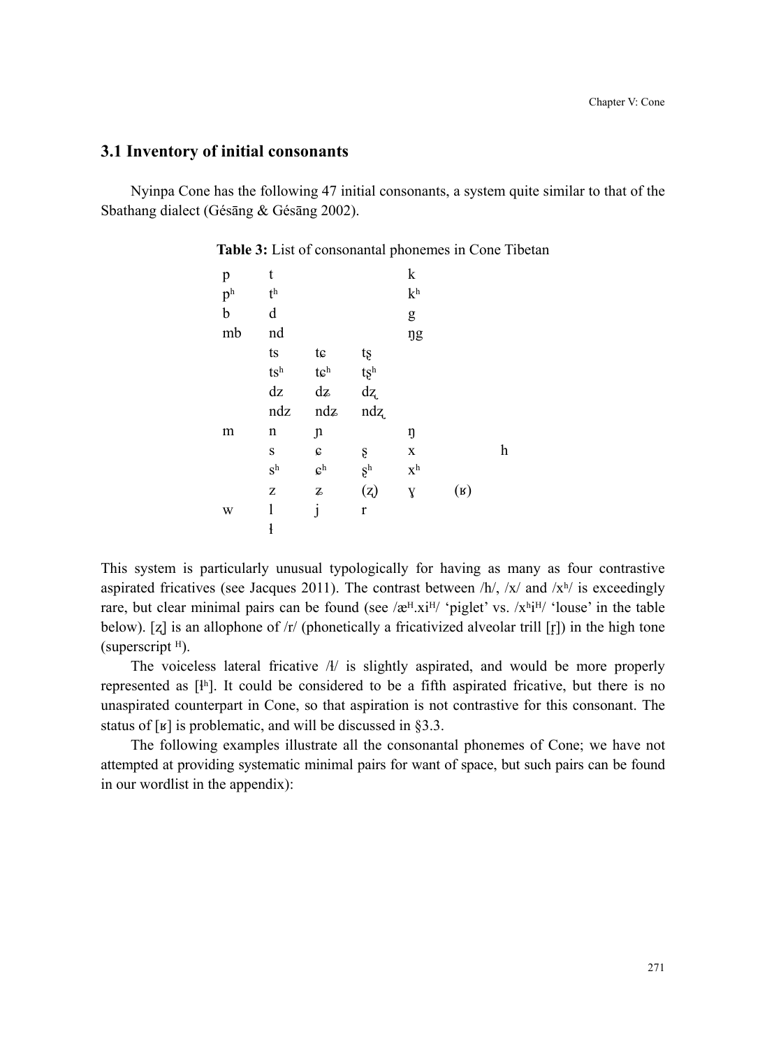### 3.1 Inventory of initial consonants

Nyinpa Cone has the following 47 initial consonants, a system quite similar to that of the Sbathang dialect (Gésāng & Gésāng 2002).

**Table 3:** List of consonantal phonemes in Cone Tibetan

| p | t | | | k | | |
|---|---|---|---|---|---|---|
| p$^h$ | t$^h$ | | | k$^h$ | | |
| b | d | | | g | | |
| mb | nd | | | ŋg | | |
| | ts | tɕ | tʂ | | | |
| | ts$^h$ | tɕ$^h$ | tʂ$^h$ | | | |
| | dz | dʑ | dʐ | | | |
| | ndz | ndʑ | ndʐ | | | |
| m | n | ɲ | | ŋ | | |
| | s | ɕ | ʂ | x | | h |
| | s$^h$ | ɕ$^h$ | ʂ$^h$ | x$^h$ | | |
| | z | ʑ | (ʐ) | ɣ | (ʁ) | |
| w | l | j | r | | | |
| | ɬ | | | | | |

This system is particularly unusual typologically for having as many as four contrastive aspirated fricatives (see Jacques 2011). The contrast between /h/, /x/ and /x$^h$/ is exceedingly rare, but clear minimal pairs can be found (see /æ$^H$.xi$^H$/ 'piglet' vs. /x$^h$i$^H$/ 'louse' in the table below). [ʐ] is an allophone of /r/ (phonetically a fricativized alveolar trill [r̝]) in the high tone (superscript $^H$).

The voiceless lateral fricative /ɬ/ is slightly aspirated, and would be more properly represented as [ɬ$^h$]. It could be considered to be a fifth aspirated fricative, but there is no unaspirated counterpart in Cone, so that aspiration is not contrastive for this consonant. The status of [ʁ] is problematic, and will be discussed in §3.3.

The following examples illustrate all the consonantal phonemes of Cone; we have not attempted at providing systematic minimal pairs for want of space, but such pairs can be found in our wordlist in the appendix):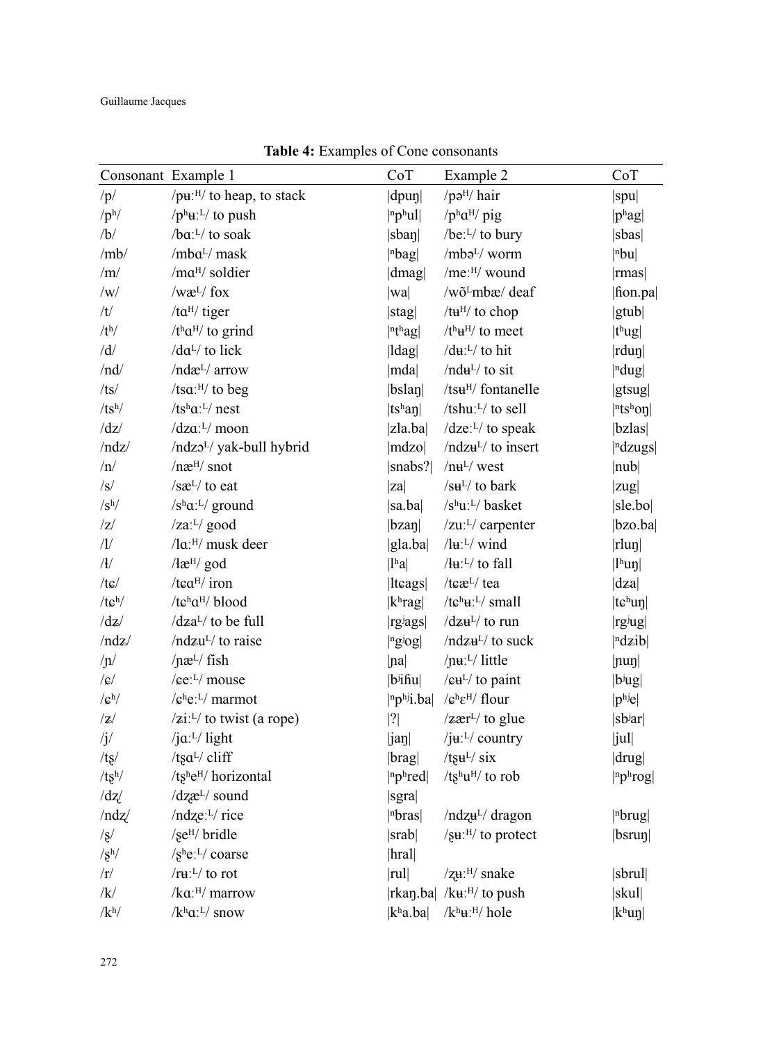**Table 4:** Examples of Cone consonants

| Consonant | Example 1 | CoT | Example 2 | CoT |
|---|---|---|---|---|
| /p/ | /pʉː^H/ to heap, to stack | \|dpuŋ\| | /pə^H/ hair | \|spu\| |
| /pʰ/ | /pʰʉː^L/ to push | \|ⁿpʰul\| | /pʰɑ^H/ pig | \|pʰag\| |
| /b/ | /bɑː^L/ to soak | \|sbaŋ\| | /beː^L/ to bury | \|sbas\| |
| /mb/ | /mbɑ^L/ mask | \|ⁿbag\| | /mbə^L/ worm | \|ⁿbu\| |
| /m/ | /mɑ^H/ soldier | \|dmag\| | /meː^H/ wound | \|rmas\| |
| /w/ | /wæ^L/ fox | \|wa\| | /wõ^L-mbæ/ deaf | \|ɦon.pa\| |
| /t/ | /tɑ^H/ tiger | \|stag\| | /tʉ^H/ to chop | \|gtub\| |
| /tʰ/ | /tʰɑ^H/ to grind | \|ⁿtʰag\| | /tʰʉ^H/ to meet | \|tʰug\| |
| /d/ | /dɑ^L/ to lick | \|ldag\| | /dʉː^L/ to hit | \|rduŋ\| |
| /nd/ | /ndæ^L/ arrow | \|mda\| | /ndʉ^L/ to sit | \|ⁿdug\| |
| /ts/ | /tsɑː^H/ to beg | \|bslaŋ\| | /tsʉ^H/ fontanelle | \|gtsug\| |
| /tsʰ/ | /tsʰɑː^L/ nest | \|tsʰaŋ\| | /tshuː^L/ to sell | \|ⁿtsʰoŋ\| |
| /dz/ | /dzɑː^L/ moon | \|zla.ba\| | /dzeː^L/ to speak | \|bzlas\| |
| /ndz/ | /ndzɔ^L/ yak-bull hybrid | \|mdzo\| | /ndzʉ^L/ to insert | \|ⁿdzugs\| |
| /n/ | /næ^H/ snot | \|snabs?\| | /nʉ^L/ west | \|nub\| |
| /s/ | /sæ^L/ to eat | \|za\| | /sʉ^L/ to bark | \|zug\| |
| /sʰ/ | /sʰɑː^L/ ground | \|sa.ba\| | /sʰuː^L/ basket | \|sle.bo\| |
| /z/ | /zaː^L/ good | \|bzaŋ\| | /zuː^L/ carpenter | \|bzo.ba\| |
| /l/ | /lɑː^H/ musk deer | \|gla.ba\| | /lʉː^L/ wind | \|rluŋ\| |
| /ɬ/ | /ɬæ^H/ god | \|lʰa\| | /ɬʉː^L/ to fall | \|lʰuŋ\| |
| /tɕ/ | /tɕɑ^H/ iron | \|ltɕags\| | /tɕæ^L/ tea | \|dʑa\| |
| /tɕʰ/ | /tɕʰɑ^H/ blood | \|kʰrag\| | /tɕʰʉː^L/ small | \|tɕʰuŋ\| |
| /dʑ/ | /dʑɑ^L/ to be full | \|rgʲags\| | /dʑʉ^L/ to run | \|rgʲug\| |
| /ndʑ/ | /ndʑu^L/ to raise | \|ⁿgʲog\| | /ndʑʉ^L/ to suck | \|ⁿdʑib\| |
| /ɲ/ | /ɲæ^L/ fish | \|ɲa\| | /ɲʉː^L/ little | \|ɲuŋ\| |
| /ɕ/ | /ɕeː^L/ mouse | \|bʲiɦu\| | /ɕʉ^L/ to paint | \|bʲug\| |
| /ɕʰ/ | /ɕʰeː^L/ marmot | \|ⁿpʰʲi.ba\| | /ɕʰɛ^H/ flour | \|pʰʲe\| |
| /ʑ/ | /ʑiː^L/ to twist (a rope) | \|?\| | /ʑær^L/ to glue | \|sbʲar\| |
| /j/ | /jɑː^L/ light | \|jaŋ\| | /jʉː^L/ country | \|jul\| |
| /tʂ/ | /tʂɑ^L/ cliff | \|brag\| | /tʂʉ^L/ six | \|drug\| |
| /tʂʰ/ | /tʂʰe^H/ horizontal | \|ⁿpʰred\| | /tʂʰu^H/ to rob | \|ⁿpʰrog\| |
| /dʐ/ | /dʐæ^L/ sound | \|sgra\| | | |
| /ndʐ/ | /ndʐeː^L/ rice | \|ⁿbras\| | /ndʐʉ^L/ dragon | \|ⁿbrug\| |
| /ʂ/ | /ʂe^H/ bridle | \|srab\| | /ʂʉː^H/ to protect | \|bsruŋ\| |
| /ʂʰ/ | /ʂʰeː^L/ coarse | \|hral\| | | |
| /r/ | /rʉː^L/ to rot | \|rul\| | /ʐʉː^H/ snake | \|sbrul\| |
| /k/ | /kɑː^H/ marrow | \|rkaŋ.ba\| | /kʉː^H/ to push | \|skul\| |
| /kʰ/ | /kʰɑː^L/ snow | \|kʰa.ba\| | /kʰʉː^H/ hole | \|kʰuŋ\| |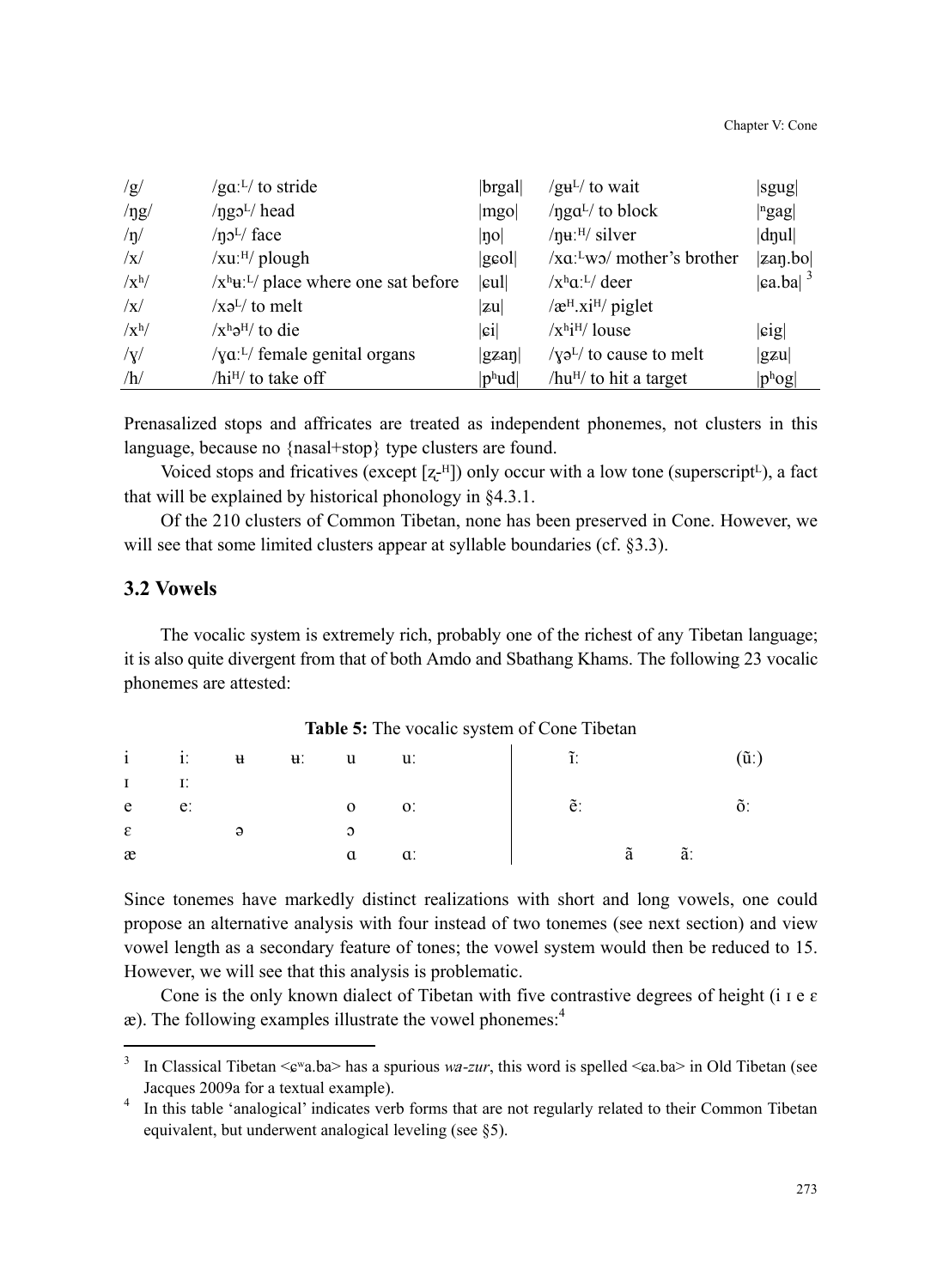| /g/ | /gɑːᴸ/ to stride | \|brgal\| | /gʉᴸ/ to wait | \|sgug\| |
|---|---|---|---|---|
| /ŋg/ | /ŋgɔᴸ/ head | \|mgo\| | /ŋgɑᴸ/ to block | \|ⁿgag\| |
| /ŋ/ | /ŋɔᴸ/ face | \|ŋo\| | /ŋʉːᴴ/ silver | \|dŋul\| |
| /x/ | /xuːᴴ/ plough | \|gɕol\| | /xɑːᴸwɔ/ mother's brother | \|ʑaŋ.bo\| |
| /xʰ/ | /xʰʉːᴸ/ place where one sat before | \|ɕul\| | /xʰɑːᴸ/ deer | \|ɕa.ba\| [3] |
| /x/ | /xəᴸ/ to melt | \|ʑu\| | /æᴴ.xiᴴ/ piglet | |
| /xʰ/ | /xʰəᴴ/ to die | \|ɕi\| | /xʰiᴴ/ louse | \|ɕig\| |
| /ɣ/ | /ɣɑːᴸ/ female genital organs | \|gʑaŋ\| | /ɣəᴸ/ to cause to melt | \|gʑu\| |
| /h/ | /hiᴴ/ to take off | \|pʰud\| | /huᴴ/ to hit a target | \|pʰog\| |

Prenasalized stops and affricates are treated as independent phonemes, not clusters in this language, because no {nasal+stop} type clusters are found.

Voiced stops and fricatives (except [ʐ-ᴴ]) only occur with a low tone (superscriptᴸ), a fact that will be explained by historical phonology in §4.3.1.

Of the 210 clusters of Common Tibetan, none has been preserved in Cone. However, we will see that some limited clusters appear at syllable boundaries (cf. §3.3).

## 3.2 Vowels

The vocalic system is extremely rich, probably one of the richest of any Tibetan language; it is also quite divergent from that of both Amdo and Sbathang Khams. The following 23 vocalic phonemes are attested:

**Table 5:** The vocalic system of Cone Tibetan

| | | | | | | | | | |
|---|---|---|---|---|---|---|---|---|---|
| i | iː | ʉ | ʉː | u | uː | ĩː | | | (ũː) |
| ɪ | ɪː | | | | | | | | |
| e | eː | | | o | oː | ẽː | | | õː |
| ɛ | | ə | | ɔ | | | | | |
| æ | | | | ɑ | ɑː | | ɑ̃ | ɑ̃ː | |

Since tonemes have markedly distinct realizations with short and long vowels, one could propose an alternative analysis with four instead of two tonemes (see next section) and view vowel length as a secondary feature of tones; the vowel system would then be reduced to 15. However, we will see that this analysis is problematic.

Cone is the only known dialect of Tibetan with five contrastive degrees of height (i ɪ e ɛ æ). The following examples illustrate the vowel phonemes:[4]

---

[3] In Classical Tibetan <ɕʷa.ba> has a spurious *wa-zur*, this word is spelled <ɕa.ba> in Old Tibetan (see Jacques 2009a for a textual example).

[4] In this table 'analogical' indicates verb forms that are not regularly related to their Common Tibetan equivalent, but underwent analogical leveling (see §5).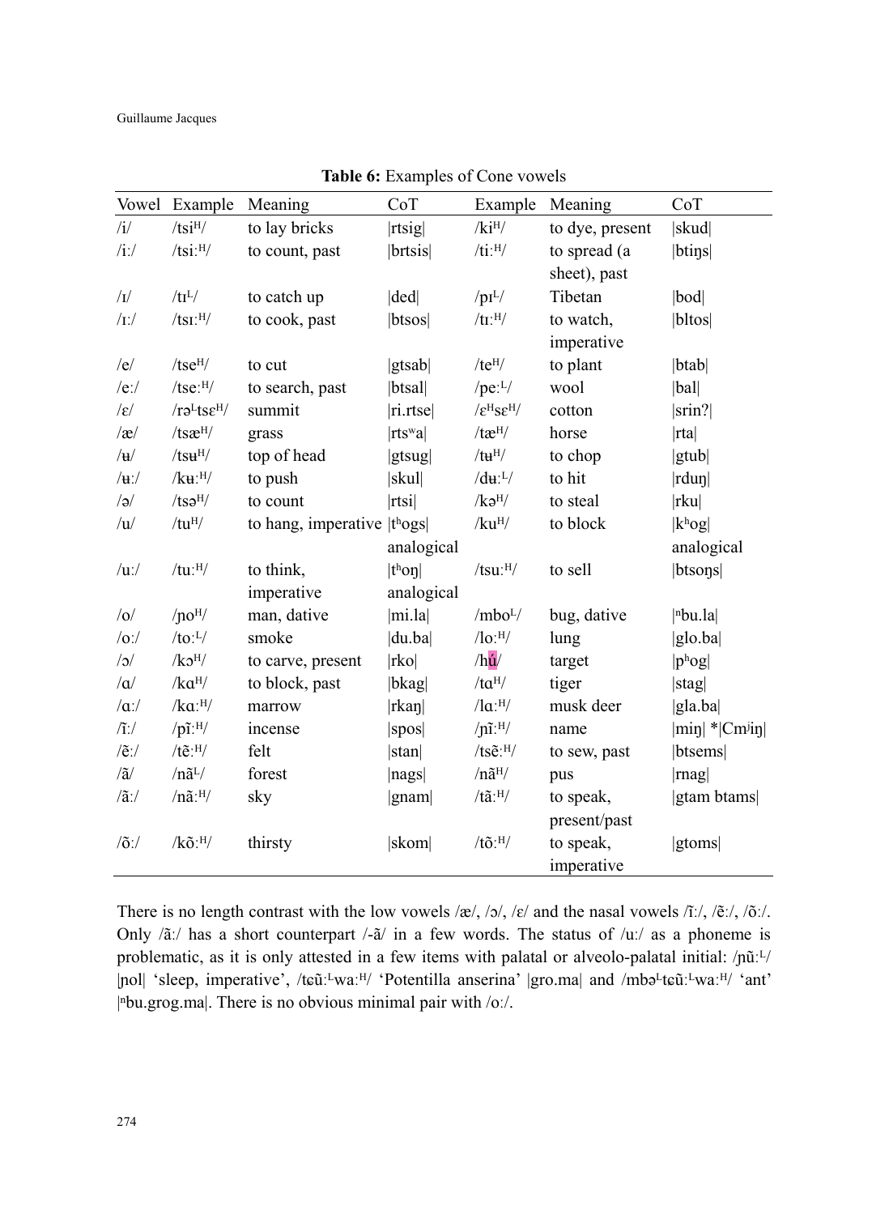**Table 6:** Examples of Cone vowels

| Vowel | Example | Meaning | CoT | Example | Meaning | CoT |
|---|---|---|---|---|---|---|
| /i/ | /tsiᴴ/ | to lay bricks | \|rtsig\| | /kiᴴ/ | to dye, present | \|skud\| |
| /iː/ | /tsiːᴴ/ | to count, past | \|brtsis\| | /tiːᴴ/ | to spread (a sheet), past | \|btiŋs\| |
| /ɪ/ | /tɪᴸ/ | to catch up | \|ded\| | /pɪᴸ/ | Tibetan | \|bod\| |
| /ɪː/ | /tsɪːᴴ/ | to cook, past | \|btsos\| | /tɪːᴴ/ | to watch, imperative | \|bltos\| |
| /e/ | /tseᴴ/ | to cut | \|gtsab\| | /teᴴ/ | to plant | \|btab\| |
| /eː/ | /tseːᴴ/ | to search, past | \|btsal\| | /peːᴸ/ | wool | \|bal\| |
| /ɛ/ | /rəᴸtsɛᴴ/ | summit | \|ri.rtse\| | /ɛᴴsɛᴴ/ | cotton | \|srin?\| |
| /æ/ | /tsæᴴ/ | grass | \|rtsʷa\| | /tæᴴ/ | horse | \|rta\| |
| /ʉ/ | /tsʉᴴ/ | top of head | \|gtsug\| | /tʉᴴ/ | to chop | \|gtub\| |
| /ʉː/ | /kʉːᴴ/ | to push | \|skul\| | /dʉːᴸ/ | to hit | \|rduŋ\| |
| /ə/ | /tsəᴴ/ | to count | \|rtsi\| | /kəᴴ/ | to steal | \|rku\| |
| /u/ | /tuᴴ/ | to hang, imperative | \|tʰogs\| analogical | /kuᴴ/ | to block | \|kʰog\| analogical |
| /uː/ | /tuːᴴ/ | to think, imperative | \|tʰoŋ\| analogical | /tsuːᴴ/ | to sell | \|btsoŋs\| |
| /o/ | /ɲoᴴ/ | man, dative | \|mi.la\| | /mboᴸ/ | bug, dative | \|ⁿbu.la\| |
| /oː/ | /toːᴸ/ | smoke | \|du.ba\| | /loːᴴ/ | lung | \|glo.ba\| |
| /ɔ/ | /kɔᴴ/ | to carve, present | \|rko\| | /hú/ | target | \|pʰog\| |
| /ɑ/ | /kɑᴴ/ | to block, past | \|bkag\| | /tɑᴴ/ | tiger | \|stag\| |
| /ɑː/ | /kɑːᴴ/ | marrow | \|rkaŋ\| | /lɑːᴴ/ | musk deer | \|gla.ba\| |
| /ĩː/ | /pĩːᴴ/ | incense | \|spos\| | /ɲĩːᴴ/ | name | \|miŋ\| *\|Cmʲiŋ\| |
| /ẽː/ | /tẽːᴴ/ | felt | \|stan\| | /tsẽːᴴ/ | to sew, past | \|btsems\| |
| /ã/ | /nãᴸ/ | forest | \|nags\| | /nãᴴ/ | pus | \|rnag\| |
| /ãː/ | /nãːᴴ/ | sky | \|gnam\| | /tãːᴴ/ | to speak, present/past | \|gtam btams\| |
| /õː/ | /kõːᴴ/ | thirsty | \|skom\| | /tõːᴴ/ | to speak, imperative | \|gtoms\| |

There is no length contrast with the low vowels /æ/, /ɔ/, /ɛ/ and the nasal vowels /ĩː/, /ẽː/, /õː/. Only /ãː/ has a short counterpart /-ã/ in a few words. The status of /uː/ as a phoneme is problematic, as it is only attested in a few items with palatal or alveolo-palatal initial: /ɲũːᴸ/ |ɲol| 'sleep, imperative', /tɕũːᴸwaːᴴ/ 'Potentilla anserina' |gro.ma| and /mbəᴸtɕũːᴸwaːᴴ/ 'ant' |ⁿbu.grog.ma|. There is no obvious minimal pair with /oː/.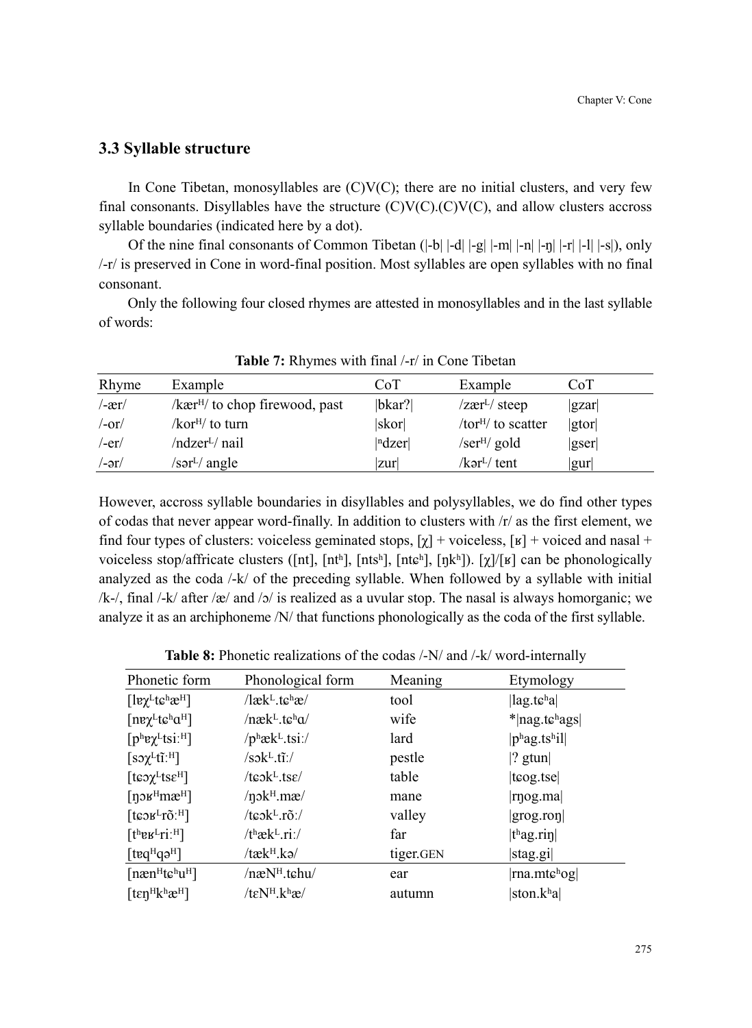## 3.3 Syllable structure

In Cone Tibetan, monosyllables are (C)V(C); there are no initial clusters, and very few final consonants. Disyllables have the structure (C)V(C).(C)V(C), and allow clusters accross syllable boundaries (indicated here by a dot).

Of the nine final consonants of Common Tibetan (|-b| |-d| |-g| |-m| |-n| |-ŋ| |-r| |-l| |-s|), only /-r/ is preserved in Cone in word-final position. Most syllables are open syllables with no final consonant.

Only the following four closed rhymes are attested in monosyllables and in the last syllable of words:

**Table 7:** Rhymes with final /-r/ in Cone Tibetan

| Rhyme | Example | CoT | Example | CoT |
|---|---|---|---|---|
| /-ær/ | /kærᴴ/ to chop firewood, past | \|bkar?\| | /zærᴸ/ steep | \|gzar\| |
| /-or/ | /korᴴ/ to turn | \|skor\| | /torᴴ/ to scatter | \|gtor\| |
| /-er/ | /ndzerᴸ/ nail | \|ⁿdzer\| | /serᴴ/ gold | \|gser\| |
| /-ər/ | /sərᴸ/ angle | \|zur\| | /kərᴸ/ tent | \|gur\| |

However, accross syllable boundaries in disyllables and polysyllables, we do find other types of codas that never appear word-finally. In addition to clusters with /r/ as the first element, we find four types of clusters: voiceless geminated stops, [χ] + voiceless, [ʁ] + voiced and nasal + voiceless stop/affricate clusters ([nt], [ntʰ], [ntsʰ], [ntɕʰ], [ŋkʰ]). [χ]/[ʁ] can be phonologically analyzed as the coda /-k/ of the preceding syllable. When followed by a syllable with initial /k-/, final /-k/ after /æ/ and /ɔ/ is realized as a uvular stop. The nasal is always homorganic; we analyze it as an archiphoneme /N/ that functions phonologically as the coda of the first syllable.

**Table 8:** Phonetic realizations of the codas /-N/ and /-k/ word-internally

| Phonetic form | Phonological form | Meaning | Etymology |
|---|---|---|---|
| [lɐχᴸtɕʰæᴴ] | /lækᴸ.tɕʰæ/ | tool | \|lag.tɕʰa\| |
| [nɐχᴸtɕʰɑᴴ] | /nækᴸ.tɕʰɑ/ | wife | *\|nag.tɕʰags\| |
| [pʰɐχᴸtsiːᴴ] | /pʰækᴸ.tsiː/ | lard | \|pʰag.tsʰil\| |
| [sɔχᴸtĩːᴴ] | /sɔkᴸ.tĩː/ | pestle | \|? gtun\| |
| [tɕɔχᴸtsɛᴴ] | /tɕɔkᴸ.tsɛ/ | table | \|tɕog.tse\| |
| [ŋɔʁᴴmæᴴ] | /ŋɔkᴴ.mæ/ | mane | \|rŋog.ma\| |
| [tɕɔʁᴸrõːᴴ] | /tɕɔkᴸ.rõː/ | valley | \|grog.roŋ\| |
| [tʰɐʁᴸriːᴴ] | /tʰækᴸ.riː/ | far | \|tʰag.riŋ\| |
| [tɐqᴴqəᴴ] | /tækᴴ.kə/ | tiger.GEN | \|stag.gi\| |
| [nænᴴtɕʰuᴴ] | /næNᴴ.tɕhu/ | ear | \|rna.mtɕʰog\| |
| [tɛŋᴴkʰæᴴ] | /tɛNᴴ.kʰæ/ | autumn | \|ston.kʰa\| |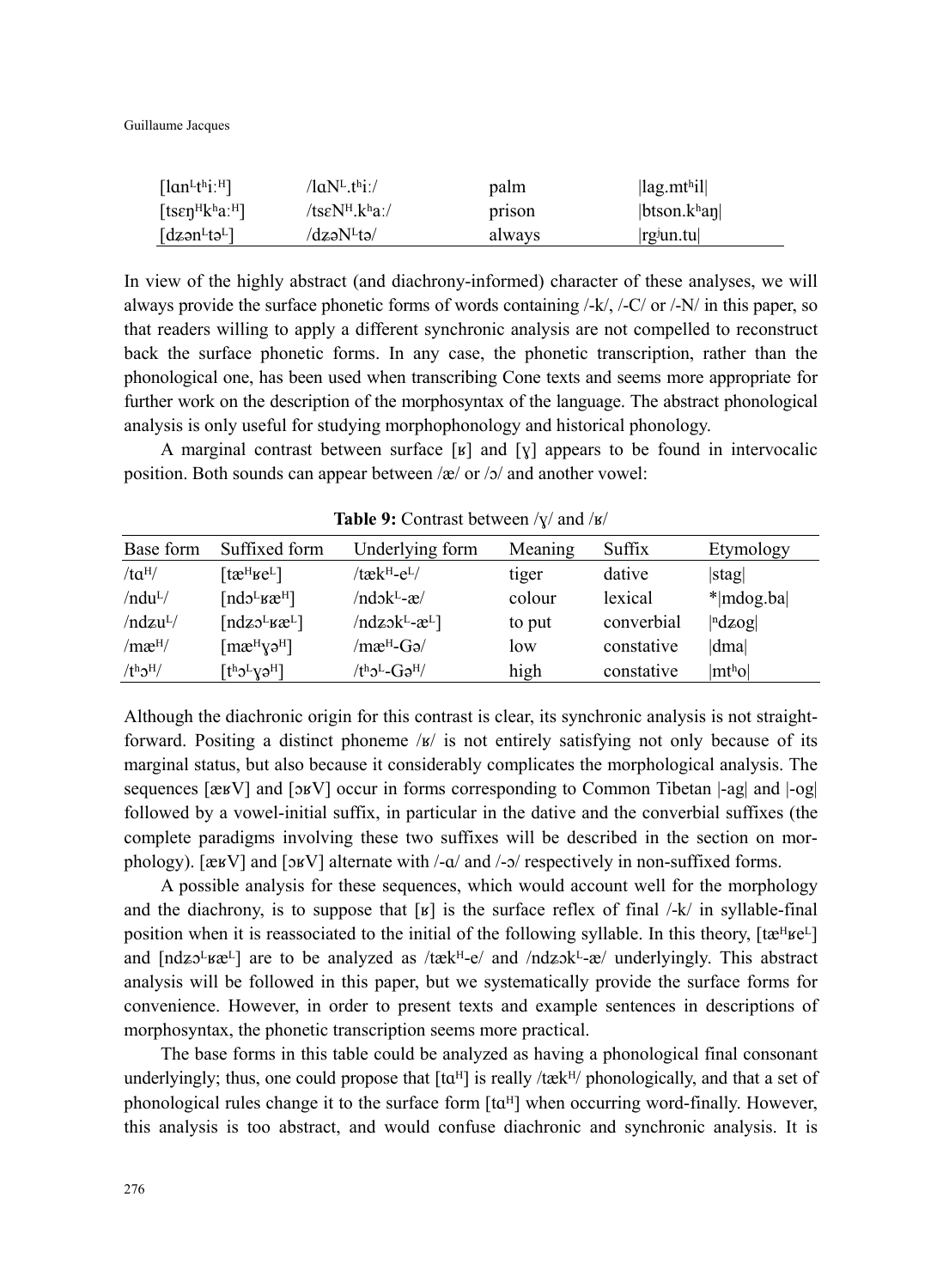| | | | |
|---|---|---|---|
| [lɑnᴸtʰiːᴴ] | /lɑNᴸ.tʰiː/ | palm | \|lag.mtʰil\| |
| [tsɛŋᴴkʰaːᴴ] | /tsɛNᴴ.kʰaː/ | prison | \|btson.kʰaŋ\| |
| [dʑənᴸtəᴸ] | /dʑəNᴸtə/ | always | \|rgʲun.tu\| |

In view of the highly abstract (and diachrony-informed) character of these analyses, we will always provide the surface phonetic forms of words containing /-k/, /-C/ or /-N/ in this paper, so that readers willing to apply a different synchronic analysis are not compelled to reconstruct back the surface phonetic forms. In any case, the phonetic transcription, rather than the phonological one, has been used when transcribing Cone texts and seems more appropriate for further work on the description of the morphosyntax of the language. The abstract phonological analysis is only useful for studying morphophonology and historical phonology.

A marginal contrast between surface [ʁ] and [ɣ] appears to be found in intervocalic position. Both sounds can appear between /æ/ or /ɔ/ and another vowel:

**Table 9:** Contrast between /ɣ/ and /ʁ/

| Base form | Suffixed form | Underlying form | Meaning | Suffix | Etymology |
|---|---|---|---|---|---|
| /tɑᴴ/ | [tæᴴʁeᴸ] | /tækᴴ-eᴸ/ | tiger | dative | \|stag\| |
| /nduᴸ/ | [ndɔᴸʁæᴴ] | /ndɔkᴸ-æ/ | colour | lexical | *\|mdog.ba\| |
| /ndʑuᴸ/ | [ndʑɔᴸʁæᴸ] | /ndʑɔkᴸ-æᴸ] | to put | converbial | \|ⁿdzog\| |
| /mæᴴ/ | [mæᴴɣəᴴ] | /mæᴴ-Gə/ | low | constative | \|dma\| |
| /tʰɔᴴ/ | [tʰɔᴸɣəᴴ] | /tʰɔᴸ-Gəᴴ/ | high | constative | \|mtʰo\| |

Although the diachronic origin for this contrast is clear, its synchronic analysis is not straightforward. Positing a distinct phoneme /ʁ/ is not entirely satisfying not only because of its marginal status, but also because it considerably complicates the morphological analysis. The sequences [æʁV] and [ɔʁV] occur in forms corresponding to Common Tibetan |-ag| and |-og| followed by a vowel-initial suffix, in particular in the dative and the converbial suffixes (the complete paradigms involving these two suffixes will be described in the section on morphology). [æʁV] and [ɔʁV] alternate with /-ɑ/ and /-ɔ/ respectively in non-suffixed forms.

A possible analysis for these sequences, which would account well for the morphology and the diachrony, is to suppose that [ʁ] is the surface reflex of final /-k/ in syllable-final position when it is reassociated to the initial of the following syllable. In this theory, [tæᴴʁeᴸ] and [ndʑɔᴸʁæᴸ] are to be analyzed as /tækᴴ-e/ and /ndʑɔkᴸ-æ/ underlyingly. This abstract analysis will be followed in this paper, but we systematically provide the surface forms for convenience. However, in order to present texts and example sentences in descriptions of morphosyntax, the phonetic transcription seems more practical.

The base forms in this table could be analyzed as having a phonological final consonant underlyingly; thus, one could propose that [tɑᴴ] is really /tækᴴ/ phonologically, and that a set of phonological rules change it to the surface form [tɑᴴ] when occurring word-finally. However, this analysis is too abstract, and would confuse diachronic and synchronic analysis. It is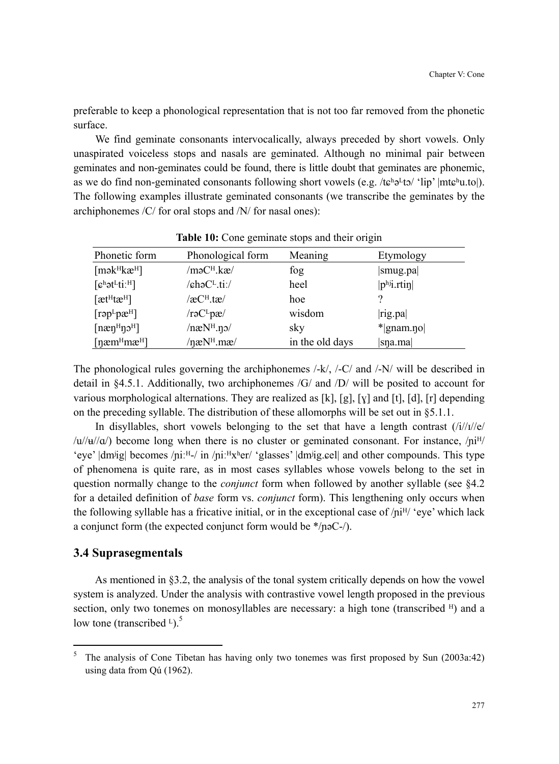preferable to keep a phonological representation that is not too far removed from the phonetic surface.

We find geminate consonants intervocalically, always preceded by short vowels. Only unaspirated voiceless stops and nasals are geminated. Although no minimal pair between geminates and non-geminates could be found, there is little doubt that geminates are phonemic, as we do find non-geminated consonants following short vowels (e.g. /tɕʰə^L^tɔ/ 'lip' |mtɕʰu.to|). The following examples illustrate geminated consonants (we transcribe the geminates by the archiphonemes /C/ for oral stops and /N/ for nasal ones):

**Table 10:** Cone geminate stops and their origin

| Phonetic form | Phonological form | Meaning | Etymology |
|---|---|---|---|
| [mək^H^kæ^H^] | /məC^H^.kæ/ | fog | \|smug.pa\| |
| [ɕʰət^L^tiː^H^] | /ɕhəC^L^.tiː/ | heel | \|pʰʲi.rtiŋ\| |
| [æt^H^tæ^H^] | /æC^H^.tæ/ | hoe | ? |
| [rəp^L^pæ^H^] | /rəC^L^pæ/ | wisdom | \|rig.pa\| |
| [næŋ^H^ŋɔ^H^] | /næN^H^.ŋɔ/ | sky | *\|gnam.ŋo\| |
| [ŋæm^H^mæ^H^] | /ŋæN^H^.mæ/ | in the old days | \|sŋa.ma\| |

The phonological rules governing the archiphonemes /-k/, /-C/ and /-N/ will be described in detail in §4.5.1. Additionally, two archiphonemes /G/ and /D/ will be posited to account for various morphological alternations. They are realized as [k], [g], [ɣ] and [t], [d], [r] depending on the preceding syllable. The distribution of these allomorphs will be set out in §5.1.1.

In disyllables, short vowels belonging to the set that have a length contrast (/i//ɪ//e/ /u//ʉ//ɑ/) become long when there is no cluster or geminated consonant. For instance, /ɲi^H^/ 'eye' |dmʲig| becomes /ɲiː^H^-/ in /ɲiː^H^xʰer/ 'glasses' |dmʲig.ɕel| and other compounds. This type of phenomena is quite rare, as in most cases syllables whose vowels belong to the set in question normally change to the *conjunct* form when followed by another syllable (see §4.2 for a detailed definition of *base* form vs. *conjunct* form). This lengthening only occurs when the following syllable has a fricative initial, or in the exceptional case of /ɲi^H^/ 'eye' which lack a conjunct form (the expected conjunct form would be */ɲəC-/).

## 3.4 Suprasegmentals

As mentioned in §3.2, the analysis of the tonal system critically depends on how the vowel system is analyzed. Under the analysis with contrastive vowel length proposed in the previous section, only two tonemes on monosyllables are necessary: a high tone (transcribed ^H^) and a low tone (transcribed ^L^).[5]

---

[5] The analysis of Cone Tibetan has having only two tonemes was first proposed by Sun (2003a:42) using data from Qú (1962).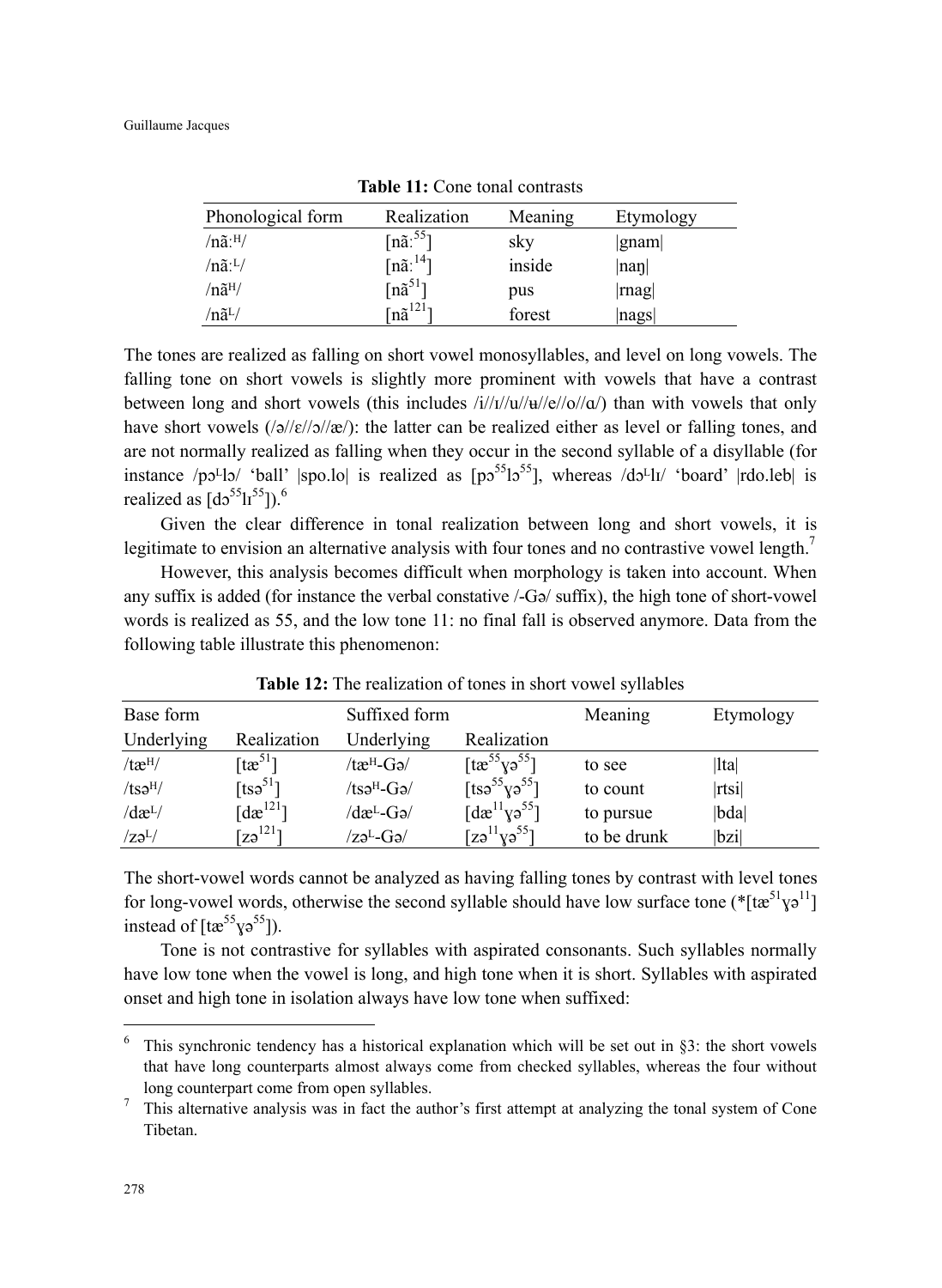**Table 11:** Cone tonal contrasts

| Phonological form | Realization | Meaning | Etymology |
|---|---|---|---|
| /nãːᴴ/ | [nãː⁵⁵] | sky | \|gnam\| |
| /nãːᴸ/ | [nãː¹⁴] | inside | \|naŋ\| |
| /nãᴴ/ | [nã⁵¹] | pus | \|rnag\| |
| /nãᴸ/ | [nã¹²¹] | forest | \|nags\| |

The tones are realized as falling on short vowel monosyllables, and level on long vowels. The falling tone on short vowels is slightly more prominent with vowels that have a contrast between long and short vowels (this includes /i//ɪ//u//ʉ//e//o//ɑ/) than with vowels that only have short vowels (/ə//ɛ//ɔ//æ/): the latter can be realized either as level or falling tones, and are not normally realized as falling when they occur in the second syllable of a disyllable (for instance /pɔᴸlɔ/ 'ball' |spo.lo| is realized as [pɔ⁵⁵lɔ⁵⁵], whereas /dɔᴸlɪ/ 'board' |rdo.leb| is realized as [dɔ⁵⁵lɪ⁵⁵]).[6]

Given the clear difference in tonal realization between long and short vowels, it is legitimate to envision an alternative analysis with four tones and no contrastive vowel length.[7]

However, this analysis becomes difficult when morphology is taken into account. When any suffix is added (for instance the verbal constative /-Gə/ suffix), the high tone of short-vowel words is realized as 55, and the low tone 11: no final fall is observed anymore. Data from the following table illustrate this phenomenon:

**Table 12:** The realization of tones in short vowel syllables

| Base form | | Suffixed form | | Meaning | Etymology |
|---|---|---|---|---|---|
| Underlying | Realization | Underlying | Realization | | |
| /tæᴴ/ | [tæ⁵¹] | /tæᴴ-Gə/ | [tæ⁵⁵ɣə⁵⁵] | to see | \|lta\| |
| /tsəᴴ/ | [tsə⁵¹] | /tsəᴴ-Gə/ | [tsə⁵⁵ɣə⁵⁵] | to count | \|rtsi\| |
| /dæᴸ/ | [dæ¹²¹] | /dæᴸ-Gə/ | [dæ¹¹ɣə⁵⁵] | to pursue | \|bda\| |
| /zəᴸ/ | [zə¹²¹] | /zəᴸ-Gə/ | [zə¹¹ɣə⁵⁵] | to be drunk | \|bzi\| |

The short-vowel words cannot be analyzed as having falling tones by contrast with level tones for long-vowel words, otherwise the second syllable should have low surface tone (*[tæ⁵¹ɣə¹¹] instead of [tæ⁵⁵ɣə⁵⁵]).

Tone is not contrastive for syllables with aspirated consonants. Such syllables normally have low tone when the vowel is long, and high tone when it is short. Syllables with aspirated onset and high tone in isolation always have low tone when suffixed:

---

[6] This synchronic tendency has a historical explanation which will be set out in §3: the short vowels that have long counterparts almost always come from checked syllables, whereas the four without long counterpart come from open syllables.

[7] This alternative analysis was in fact the author's first attempt at analyzing the tonal system of Cone Tibetan.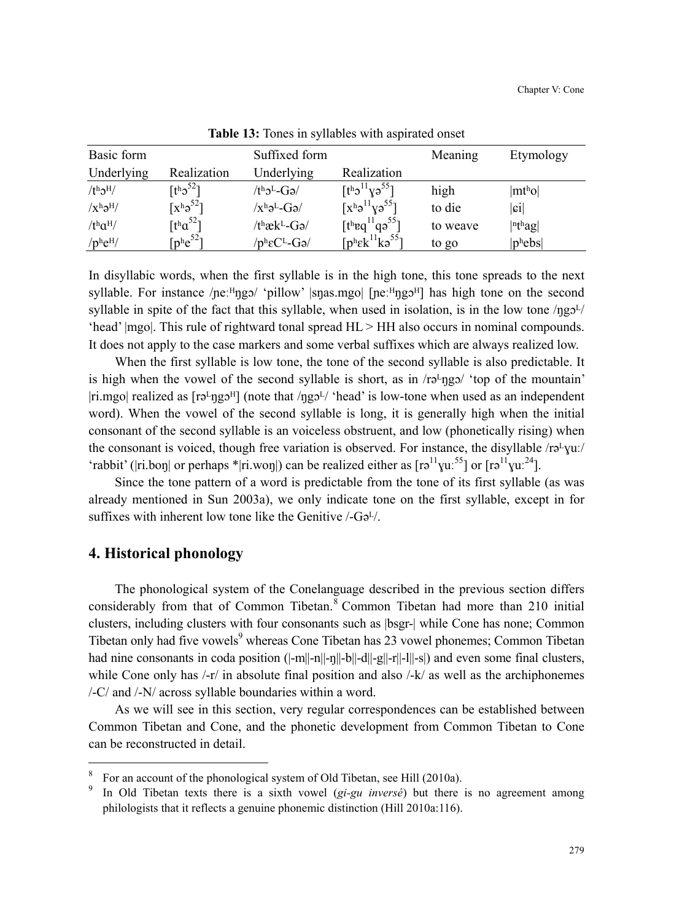**Table 13:** Tones in syllables with aspirated onset

| Basic form | | Suffixed form | | Meaning | Etymology |
|---|---|---|---|---|---|
| Underlying | Realization | Underlying | Realization | | |
| /tʰɔᴴ/ | [tʰɔ$^{52}$] | /tʰɔᴸ-Gə/ | [tʰɔ$^{11}$ɣə$^{55}$] | high | \|mtʰo\| |
| /xʰəᴴ/ | [xʰə$^{52}$] | /xʰəᴸ-Gə/ | [xʰə$^{11}$ɣə$^{55}$] | to die | \|ɕi\| |
| /tʰɑᴴ/ | [tʰɑ$^{52}$] | /tʰækᴸ-Gə/ | [tʰɐq$^{11}$qə$^{55}$] | to weave | \|ⁿtʰag\| |
| /pʰeᴴ/ | [pʰe$^{52}$] | /pʰɛCᴸ-Gə/ | [pʰɛk$^{11}$kə$^{55}$] | to go | \|pʰebs\| |

In disyllabic words, when the first syllable is in the high tone, this tone spreads to the next syllable. For instance /ɲeːᴴŋgɔ/ 'pillow' |sŋas.mgo| [ɲeːᴴŋgɔᴴ] has high tone on the second syllable in spite of the fact that this syllable, when used in isolation, is in the low tone /ŋgɔᴸ/ 'head' |mgo|. This rule of rightward tonal spread HL > HH also occurs in nominal compounds. It does not apply to the case markers and some verbal suffixes which are always realized low.

When the first syllable is low tone, the tone of the second syllable is also predictable. It is high when the vowel of the second syllable is short, as in /rəᴸŋgɔ/ 'top of the mountain' |ri.mgo| realized as [rəᴸŋgɔᴴ] (note that /ŋgɔᴸ/ 'head' is low-tone when used as an independent word). When the vowel of the second syllable is long, it is generally high when the initial consonant of the second syllable is an voiceless obstruent, and low (phonetically rising) when the consonant is voiced, though free variation is observed. For instance, the disyllable /rəᴸɣuː/ 'rabbit' (|ri.boŋ| or perhaps *|ri.woŋ|) can be realized either as [rə$^{11}$ɣuː$^{55}$] or [rə$^{11}$ɣuː$^{24}$].

Since the tone pattern of a word is predictable from the tone of its first syllable (as was already mentioned in Sun 2003a), we only indicate tone on the first syllable, except in for suffixes with inherent low tone like the Genitive /-Gəᴸ/.

## 4. Historical phonology

The phonological system of the Conelanguage described in the previous section differs considerably from that of Common Tibetan.[8] Common Tibetan had more than 210 initial clusters, including clusters with four consonants such as |bsgr-| while Cone has none; Common Tibetan only had five vowels[9] whereas Cone Tibetan has 23 vowel phonemes; Common Tibetan had nine consonants in coda position (|-m||-n||-ŋ||-b||-d||-g||-r||-l||-s|) and even some final clusters, while Cone only has /-r/ in absolute final position and also /-k/ as well as the archiphonemes /-C/ and /-N/ across syllable boundaries within a word.

As we will see in this section, very regular correspondences can be established between Common Tibetan and Cone, and the phonetic development from Common Tibetan to Cone can be reconstructed in detail.

[8] For an account of the phonological system of Old Tibetan, see Hill (2010a).

[9] In Old Tibetan texts there is a sixth vowel (*gi-gu inversé*) but there is no agreement among philologists that it reflects a genuine phonemic distinction (Hill 2010a:116).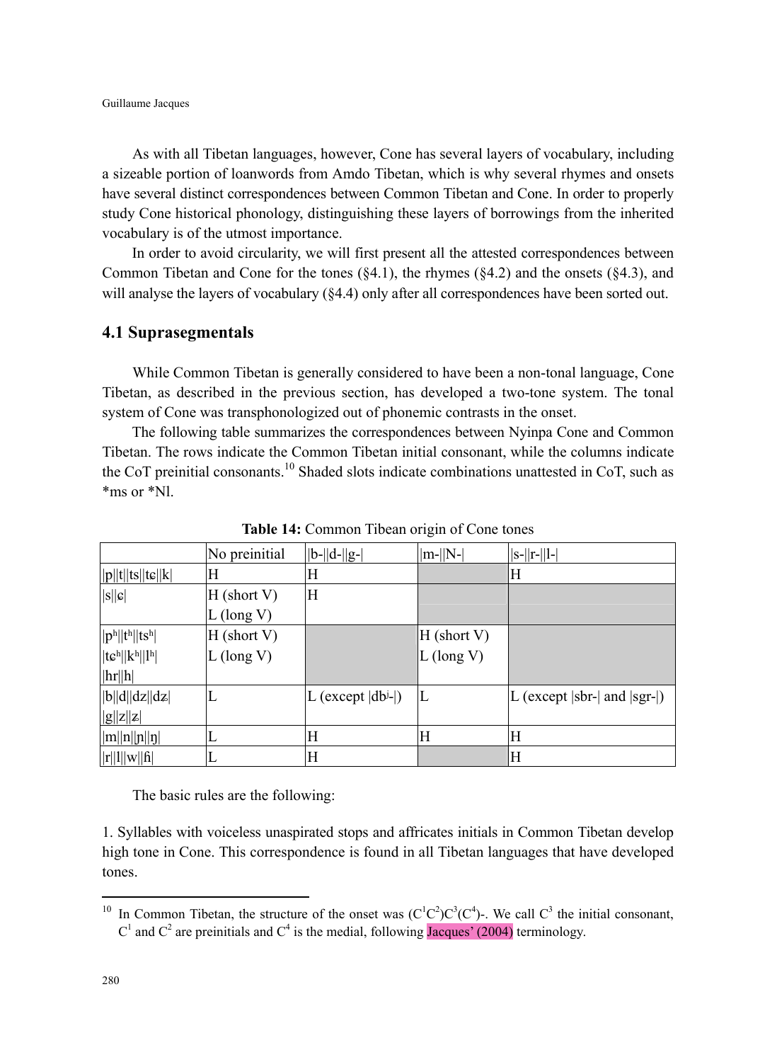As with all Tibetan languages, however, Cone has several layers of vocabulary, including a sizeable portion of loanwords from Amdo Tibetan, which is why several rhymes and onsets have several distinct correspondences between Common Tibetan and Cone. In order to properly study Cone historical phonology, distinguishing these layers of borrowings from the inherited vocabulary is of the utmost importance.

In order to avoid circularity, we will first present all the attested correspondences between Common Tibetan and Cone for the tones (§4.1), the rhymes (§4.2) and the onsets (§4.3), and will analyse the layers of vocabulary (§4.4) only after all correspondences have been sorted out.

## 4.1 Suprasegmentals

While Common Tibetan is generally considered to have been a non-tonal language, Cone Tibetan, as described in the previous section, has developed a two-tone system. The tonal system of Cone was transphonologized out of phonemic contrasts in the onset.

The following table summarizes the correspondences between Nyinpa Cone and Common Tibetan. The rows indicate the Common Tibetan initial consonant, while the columns indicate the CoT preinitial consonants.[10] Shaded slots indicate combinations unattested in CoT, such as *ms or *Nl.

**Table 14:** Common Tibean origin of Cone tones

| | No preinitial | \|b-\|\|d-\|\|g-\| | \|m-\|\|N-\| | \|s-\|\|r-\|\|l-\| |
|---|---|---|---|---|
| \|p\|\|t\|\|ts\|\|tɕ\|\|k\| | H | H | | H |
| \|s\|\|ɕ\| | H (short V)<br>L (long V) | H | | |
| \|pʰ\|\|tʰ\|\|tsʰ\|<br>\|tɕʰ\|\|kʰ\|\|lʰ\|<br>\|hr\|\|h\| | H (short V)<br>L (long V) | | H (short V)<br>L (long V) | |
| \|b\|\|d\|\|dz\|\|dʑ\|<br>\|g\|\|z\|\|ʑ\| | L | L (except \|dbʲ-\|) | L | L (except \|sbr-\| and \|sgr-\|) |
| \|m\|\|n\|\|ɲ\|\|ŋ\| | L | H | H | H |
| \|r\|\|l\|\|w\|\|ɦ\| | L | H | | H |

The basic rules are the following:

1. Syllables with voiceless unaspirated stops and affricates initials in Common Tibetan develop high tone in Cone. This correspondence is found in all Tibetan languages that have developed tones.

[10] In Common Tibetan, the structure of the onset was $(C^1C^2)C^3(C^4)$-. We call $C^3$ the initial consonant, $C^1$ and $C^2$ are preinitials and $C^4$ is the medial, following Jacques' (2004) terminology.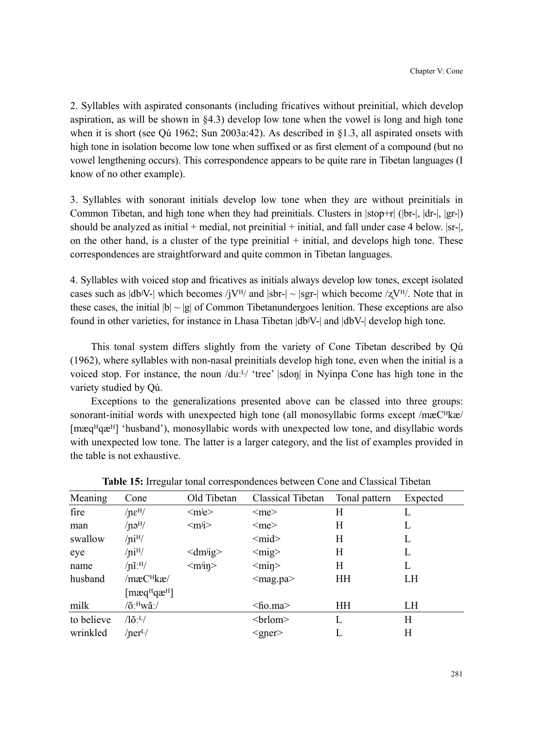2. Syllables with aspirated consonants (including fricatives without preinitial, which develop aspiration, as will be shown in §4.3) develop low tone when the vowel is long and high tone when it is short (see Qú 1962; Sun 2003a:42). As described in §1.3, all aspirated onsets with high tone in isolation become low tone when suffixed or as first element of a compound (but no vowel lengthening occurs). This correspondence appears to be quite rare in Tibetan languages (I know of no other example).

3. Syllables with sonorant initials develop low tone when they are without preinitials in Common Tibetan, and high tone when they had preinitials. Clusters in |stop+r| (|br-|, |dr-|, |gr-|) should be analyzed as initial + medial, not preinitial + initial, and fall under case 4 below. |sr-|, on the other hand, is a cluster of the type preinitial + initial, and develops high tone. These correspondences are straightforward and quite common in Tibetan languages.

4. Syllables with voiced stop and fricatives as initials always develop low tones, except isolated cases such as |dbʲV-| which becomes /jVᴴ/ and |sbr-| ~ |sgr-| which become /ʐVᴴ/. Note that in these cases, the initial |b| ~ |g| of Common Tibetanundergoes lenition. These exceptions are also found in other varieties, for instance in Lhasa Tibetan |dbʲV-| and |dbV-| develop high tone.

This tonal system differs slightly from the variety of Cone Tibetan described by Qú (1962), where syllables with non-nasal preinitials develop high tone, even when the initial is a voiced stop. For instance, the noun /duːᴸ/ 'tree' |sdoŋ| in Nyinpa Cone has high tone in the variety studied by Qú.

Exceptions to the generalizations presented above can be classed into three groups: sonorant-initial words with unexpected high tone (all monosyllabic forms except /mæCᴴkæ/ [mæqᴴqæᴴ] 'husband'), monosyllabic words with unexpected low tone, and disyllabic words with unexpected low tone. The latter is a larger category, and the list of examples provided in the table is not exhaustive.

**Table 15:** Irregular tonal correspondences between Cone and Classical Tibetan

| Meaning | Cone | Old Tibetan | Classical Tibetan | Tonal pattern | Expected |
|---|---|---|---|---|---|
| fire | /ɲɛᴴ/ | <mʲe> | <me> | H | L |
| man | /ɲəᴴ/ | <mʲi> | <me> | H | L |
| swallow | /ɲiᴴ/ | | <mid> | H | L |
| eye | /ɲiᴴ/ | <dmʲig> | <mig> | H | L |
| name | /ɲĩːᴴ/ | <mʲiŋ> | <miŋ> | H | L |
| husband | /mæCᴴkæ/ [mæqᴴqæᴴ] | | <mag.pa> | HH | LH |
| milk | /õːᴴwãː/ | | <ɦo.ma> | HH | LH |
| to believe | /lõːᴸ/ | | <brlom> | L | H |
| wrinkled | /ɲerᴸ/ | | <gɲer> | L | H |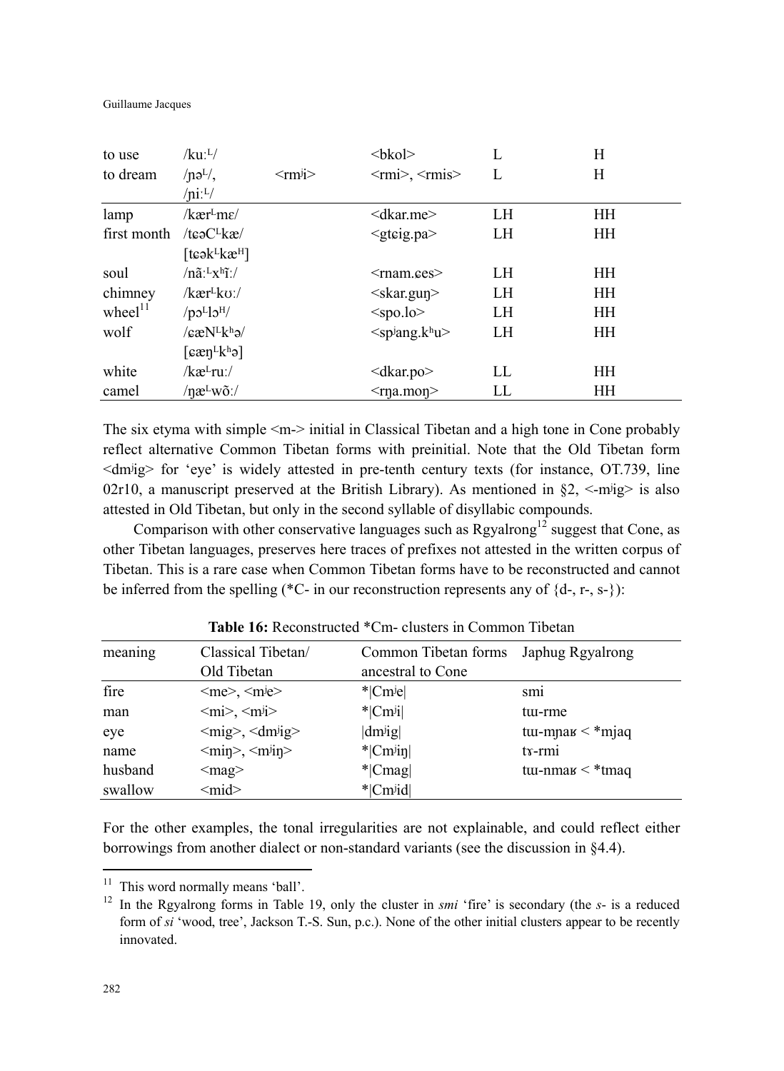| | | | | | |
|---|---|---|---|---|---|
| to use | /kuːᴸ/ | | <bkol> | L | H |
| to dream | /ɲəᴸ/, /ɲiːᴸ/ | <rmʲi> | <rmi>, <rmis> | L | H |
| lamp | /kærᴸmɛ/ | | <dkar.me> | LH | HH |
| first month | /tɕəCᴸkæ/ [tɕəkᴸkæᴴ] | | <gtɕig.pa> | LH | HH |
| soul | /nãːᴸxʰĩː/ | | <rnam.ɕes> | LH | HH |
| chimney | /kærᴸkʊː/ | | <skar.guŋ> | LH | HH |
| wheel[11] | /pɔᴸlɔᴴ/ | | <spo.lo> | LH | HH |
| wolf | /ɕæNᴸkʰə/ [ɕæŋᴸkʰə] | | <spʲang.kʰu> | LH | HH |
| white | /kæᴸruː/ | | <dkar.po> | LL | HH |
| camel | /ŋæᴸwõː/ | | <rŋa.moŋ> | LL | HH |

The six etyma with simple <m-> initial in Classical Tibetan and a high tone in Cone probably reflect alternative Common Tibetan forms with preinitial. Note that the Old Tibetan form <dmʲig> for 'eye' is widely attested in pre-tenth century texts (for instance, OT.739, line 02r10, a manuscript preserved at the British Library). As mentioned in §2, <-mʲig> is also attested in Old Tibetan, but only in the second syllable of disyllabic compounds.

Comparison with other conservative languages such as Rgyalrong[12] suggest that Cone, as other Tibetan languages, preserves here traces of prefixes not attested in the written corpus of Tibetan. This is a rare case when Common Tibetan forms have to be reconstructed and cannot be inferred from the spelling (*C- in our reconstruction represents any of {d-, r-, s-}):

**Table 16:** Reconstructed *Cm- clusters in Common Tibetan

| meaning | Classical Tibetan/ Old Tibetan | Common Tibetan forms ancestral to Cone | Japhug Rgyalrong |
|---|---|---|---|
| fire | <me>, <mʲe> | *\|Cmʲe\| | smi |
| man | <mi>, <mʲi> | *\|Cmʲi\| | tɯ-rme |
| eye | <mig>, <dmʲig> | \|dmʲig\| | tɯ-mɲaʁ < *mjaq |
| name | <miŋ>, <mʲiŋ> | *\|Cmʲiŋ\| | tɤ-rmi |
| husband | <mag> | *\|Cmag\| | tɯ-nmaʁ < *tmaq |
| swallow | <mid> | *\|Cmʲid\| | |

For the other examples, the tonal irregularities are not explainable, and could reflect either borrowings from another dialect or non-standard variants (see the discussion in §4.4).

[11] This word normally means 'ball'.

[12] In the Rgyalrong forms in Table 19, only the cluster in *smi* 'fire' is secondary (the *s-* is a reduced form of *si* 'wood, tree', Jackson T.-S. Sun, p.c.). None of the other initial clusters appear to be recently innovated.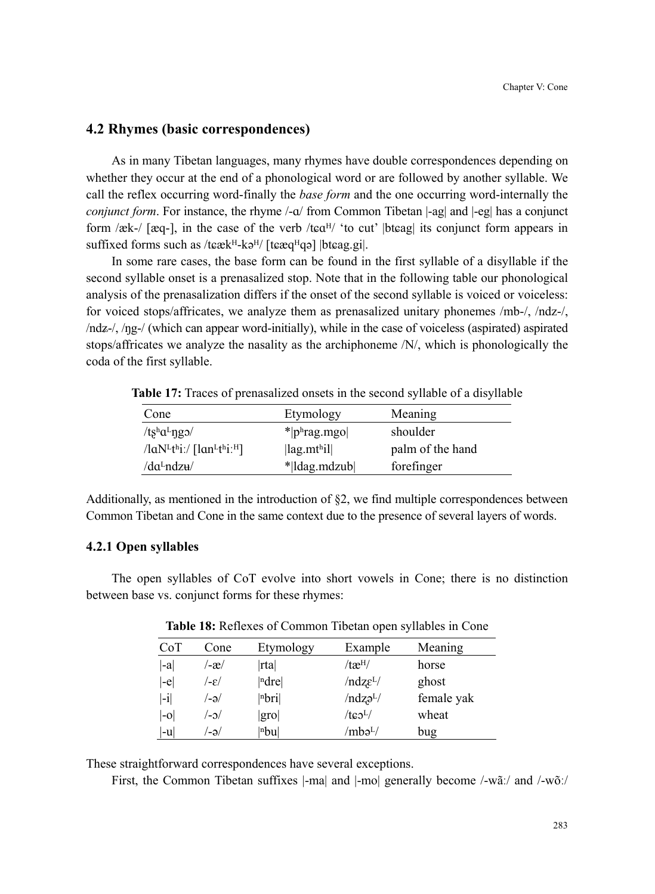## 4.2 Rhymes (basic correspondences)

As in many Tibetan languages, many rhymes have double correspondences depending on whether they occur at the end of a phonological word or are followed by another syllable. We call the reflex occurring word-finally the *base form* and the one occurring word-internally the *conjunct form*. For instance, the rhyme /-ɑ/ from Common Tibetan |-ag| and |-eg| has a conjunct form /æk-/ [æq-], in the case of the verb /tɕɑᴴ/ 'to cut' |btɕag| its conjunct form appears in suffixed forms such as /tɕækᴴ-kəᴴ/ [tɕæqᴴqə] |btɕag.gi|.

In some rare cases, the base form can be found in the first syllable of a disyllable if the second syllable onset is a prenasalized stop. Note that in the following table our phonological analysis of the prenasalization differs if the onset of the second syllable is voiced or voiceless: for voiced stops/affricates, we analyze them as prenasalized unitary phonemes /mb-/, /ndz-/, /ndʑ-/, /ŋg-/ (which can appear word-initially), while in the case of voiceless (aspirated) aspirated stops/affricates we analyze the nasality as the archiphoneme /N/, which is phonologically the coda of the first syllable.

**Table 17:** Traces of prenasalized onsets in the second syllable of a disyllable

| Cone | Etymology | Meaning |
|---|---|---|
| /ʈʂʰɑᴸ-ŋgɔ/ | *\|pʰrag.mgo\| | shoulder |
| /lɑNᴸtʰiː/ [lɑnᴸtʰiːᴴ] | \|lag.mtʰil\| | palm of the hand |
| /dɑᴸ-ndzʉ/ | *\|ldag.mdzub\| | forefinger |

Additionally, as mentioned in the introduction of §2, we find multiple correspondences between Common Tibetan and Cone in the same context due to the presence of several layers of words.

### 4.2.1 Open syllables

The open syllables of CoT evolve into short vowels in Cone; there is no distinction between base vs. conjunct forms for these rhymes:

**Table 18:** Reflexes of Common Tibetan open syllables in Cone

| CoT | Cone | Etymology | Example | Meaning |
|---|---|---|---|---|
| \|-a\| | /-æ/ | \|rta\| | /tæᴴ/ | horse |
| \|-e\| | /-ɛ/ | \|ⁿdre\| | /ndʐɛᴸ/ | ghost |
| \|-i\| | /-ə/ | \|ⁿbri\| | /ndʐəᴸ/ | female yak |
| \|-o\| | /-ɔ/ | \|gro\| | /tɕɔᴸ/ | wheat |
| \|-u\| | /-ə/ | \|ⁿbu\| | /mbəᴸ/ | bug |

These straightforward correspondences have several exceptions.

First, the Common Tibetan suffixes |-ma| and |-mo| generally become /-wãː/ and /-wõː/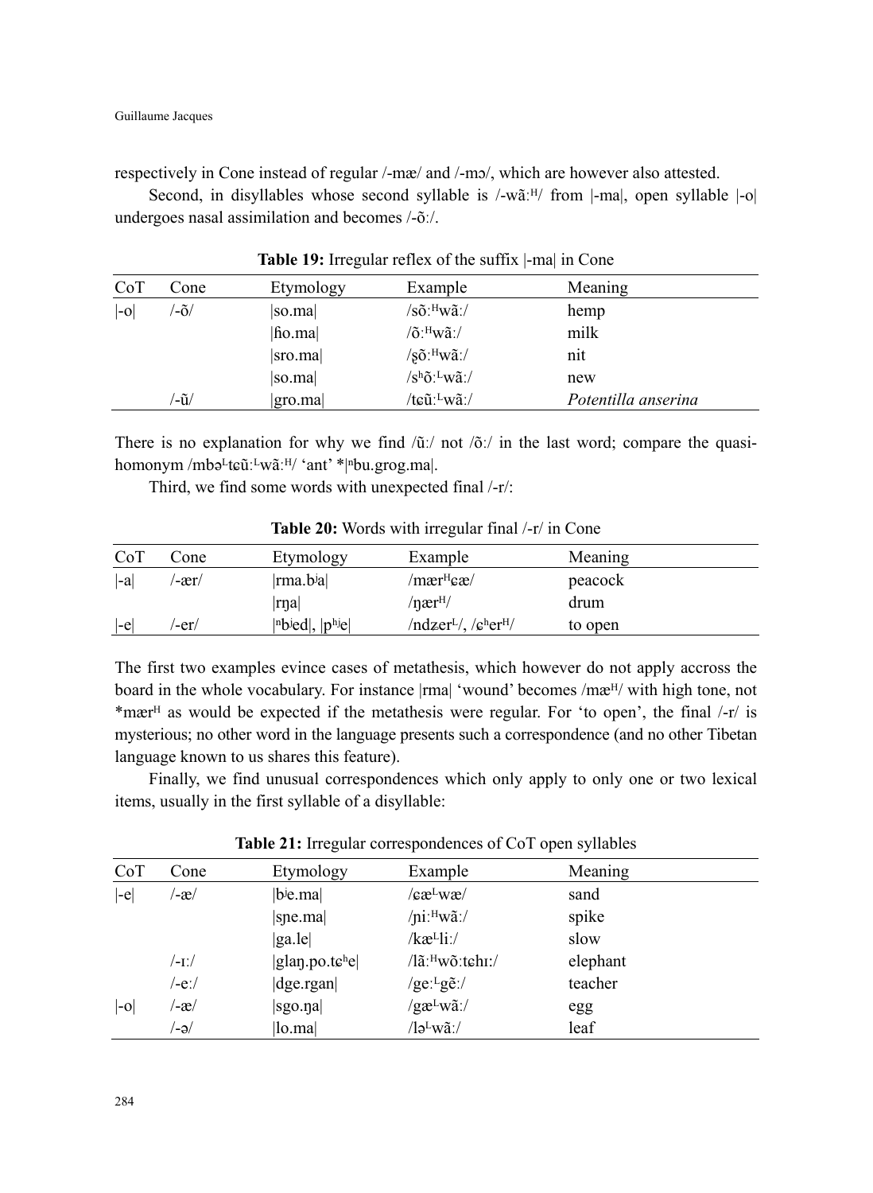respectively in Cone instead of regular /-mæ/ and /-mɔ/, which are however also attested.

Second, in disyllables whose second syllable is /-wãːᴴ/ from |-ma|, open syllable |-o| undergoes nasal assimilation and becomes /-õː/.

**Table 19:** Irregular reflex of the suffix |-ma| in Cone

| CoT | Cone | Etymology | Example | Meaning |
|---|---|---|---|---|
| \|-o\| | /-õ/ | \|so.ma\| | /sõːᴴwãː/ | hemp |
| | | \|ɦo.ma\| | /õːᴴwãː/ | milk |
| | | \|sro.ma\| | /ʂõːᴴwãː/ | nit |
| | | \|so.ma\| | /sʰõːᴸwãː/ | new |
| | /-ũ/ | \|gro.ma\| | /tɕũːᴸwãː/ | *Potentilla anserina* |

There is no explanation for why we find /ũː/ not /õː/ in the last word; compare the quasi-homonym /mbəᴸtɕũːᴸwãːᴴ/ 'ant' *|ⁿbu.grog.ma|.

Third, we find some words with unexpected final /-r/:

**Table 20:** Words with irregular final /-r/ in Cone

| CoT | Cone | Etymology | Example | Meaning |
|---|---|---|---|---|
| \|-a\| | /-ær/ | \|rma.bʲa\| | /mærᴴɕæ/ | peacock |
| | | \|rŋa\| | /ŋærᴴ/ | drum |
| \|-e\| | /-er/ | \|ⁿbʲed\|, \|pʰʲe\| | /ndʑerᴸ/, /ɕʰerᴴ/ | to open |

The first two examples evince cases of metathesis, which however do not apply accross the board in the whole vocabulary. For instance |rma| 'wound' becomes /mæᴴ/ with high tone, not *mærᴴ as would be expected if the metathesis were regular. For 'to open', the final /-r/ is mysterious; no other word in the language presents such a correspondence (and no other Tibetan language known to us shares this feature).

Finally, we find unusual correspondences which only apply to only one or two lexical items, usually in the first syllable of a disyllable:

**Table 21:** Irregular correspondences of CoT open syllables

| CoT | Cone | Etymology | Example | Meaning |
|---|---|---|---|---|
| \|-e\| | /-æ/ | \|bʲe.ma\| | /ɕæᴸwæ/ | sand |
| | | \|sɲe.ma\| | /ɲiːᴴwãː/ | spike |
| | | \|ga.le\| | /kæᴸliː/ | slow |
| | /-ɪː/ | \|glaŋ.po.tɕʰe\| | /lãːᴴwõːtɕhɪː/ | elephant |
| | /-eː/ | \|dge.rgan\| | /geːᴸgẽː/ | teacher |
| \|-o\| | /-æ/ | \|sgo.ŋa\| | /gæᴸwãː/ | egg |
| | /-ə/ | \|lo.ma\| | /ləᴸwãː/ | leaf |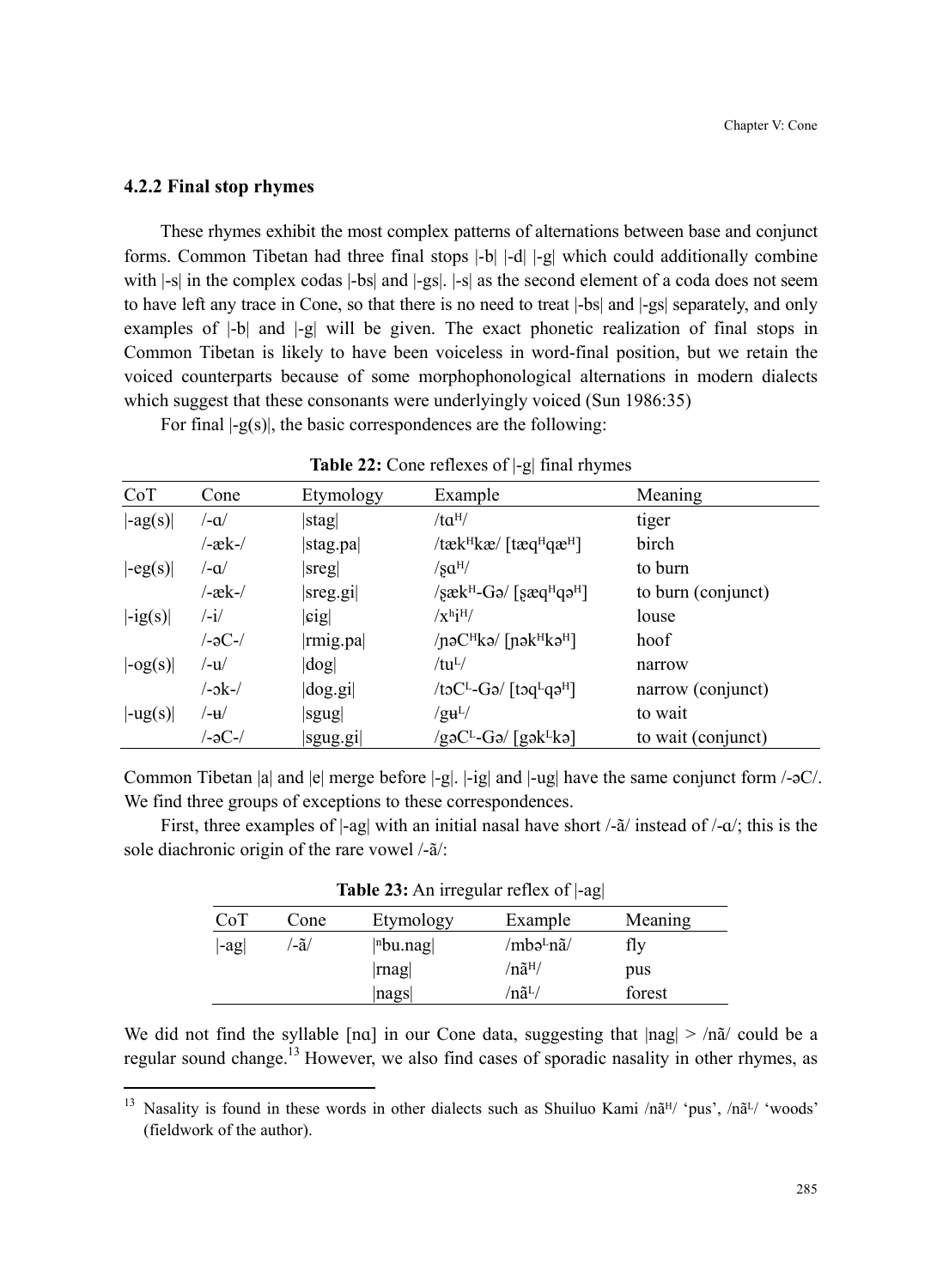### 4.2.2 Final stop rhymes

These rhymes exhibit the most complex patterns of alternations between base and conjunct forms. Common Tibetan had three final stops |-b| |-d| |-g| which could additionally combine with |-s| in the complex codas |-bs| and |-gs|. |-s| as the second element of a coda does not seem to have left any trace in Cone, so that there is no need to treat |-bs| and |-gs| separately, and only examples of |-b| and |-g| will be given. The exact phonetic realization of final stops in Common Tibetan is likely to have been voiceless in word-final position, but we retain the voiced counterparts because of some morphophonological alternations in modern dialects which suggest that these consonants were underlyingly voiced (Sun 1986:35)

For final |-g(s)|, the basic correspondences are the following:

**Table 22:** Cone reflexes of |-g| final rhymes

| CoT | Cone | Etymology | Example | Meaning |
|---|---|---|---|---|
| \|-ag(s)\| | /-ɑ/ | \|stag\| | /tɑᴴ/ | tiger |
| | /-æk-/ | \|stag.pa\| | /tækᴴkæ/ [tæqᴴqæᴴ] | birch |
| \|-eg(s)\| | /-ɑ/ | \|sreg\| | /ʂɑᴴ/ | to burn |
| | /-æk-/ | \|sreg.gi\| | /ʂækᴴ-Gə/ [ʂæqᴴqəᴴ] | to burn (conjunct) |
| \|-ig(s)\| | /-i/ | \|ɕig\| | /xʰiᴴ/ | louse |
| | /-əC-/ | \|rmig.pa\| | /ɲəCᴴkə/ [ɲəkᴴkəᴴ] | hoof |
| \|-og(s)\| | /-u/ | \|dog\| | /tuᴸ/ | narrow |
| | /-ɔk-/ | \|dog.gi\| | /tɔCᴸ-Gə/ [tɔqᴸqəᴴ] | narrow (conjunct) |
| \|-ug(s)\| | /-ʉ/ | \|sgug\| | /gʉᴸ/ | to wait |
| | /-əC-/ | \|sgug.gi\| | /gəCᴸ-Gə/ [gəkᴸkə] | to wait (conjunct) |

Common Tibetan |a| and |e| merge before |-g|. |-ig| and |-ug| have the same conjunct form /-əC/. We find three groups of exceptions to these correspondences.

First, three examples of |-ag| with an initial nasal have short /-ã/ instead of /-ɑ/; this is the sole diachronic origin of the rare vowel /-ã/:

**Table 23:** An irregular reflex of |-ag|

| CoT | Cone | Etymology | Example | Meaning |
|---|---|---|---|---|
| \|-ag\| | /-ã/ | \|ⁿbu.nag\| | /mbəᴸnã/ | fly |
| | | \|rnag\| | /nãᴴ/ | pus |
| | | \|nags\| | /nãᴸ/ | forest |

We did not find the syllable [nɑ] in our Cone data, suggesting that |nag| > /nã/ could be a regular sound change.[13] However, we also find cases of sporadic nasality in other rhymes, as

[13] Nasality is found in these words in other dialects such as Shuiluo Kami /nãᴴ/ 'pus', /nãᴸ/ 'woods' (fieldwork of the author).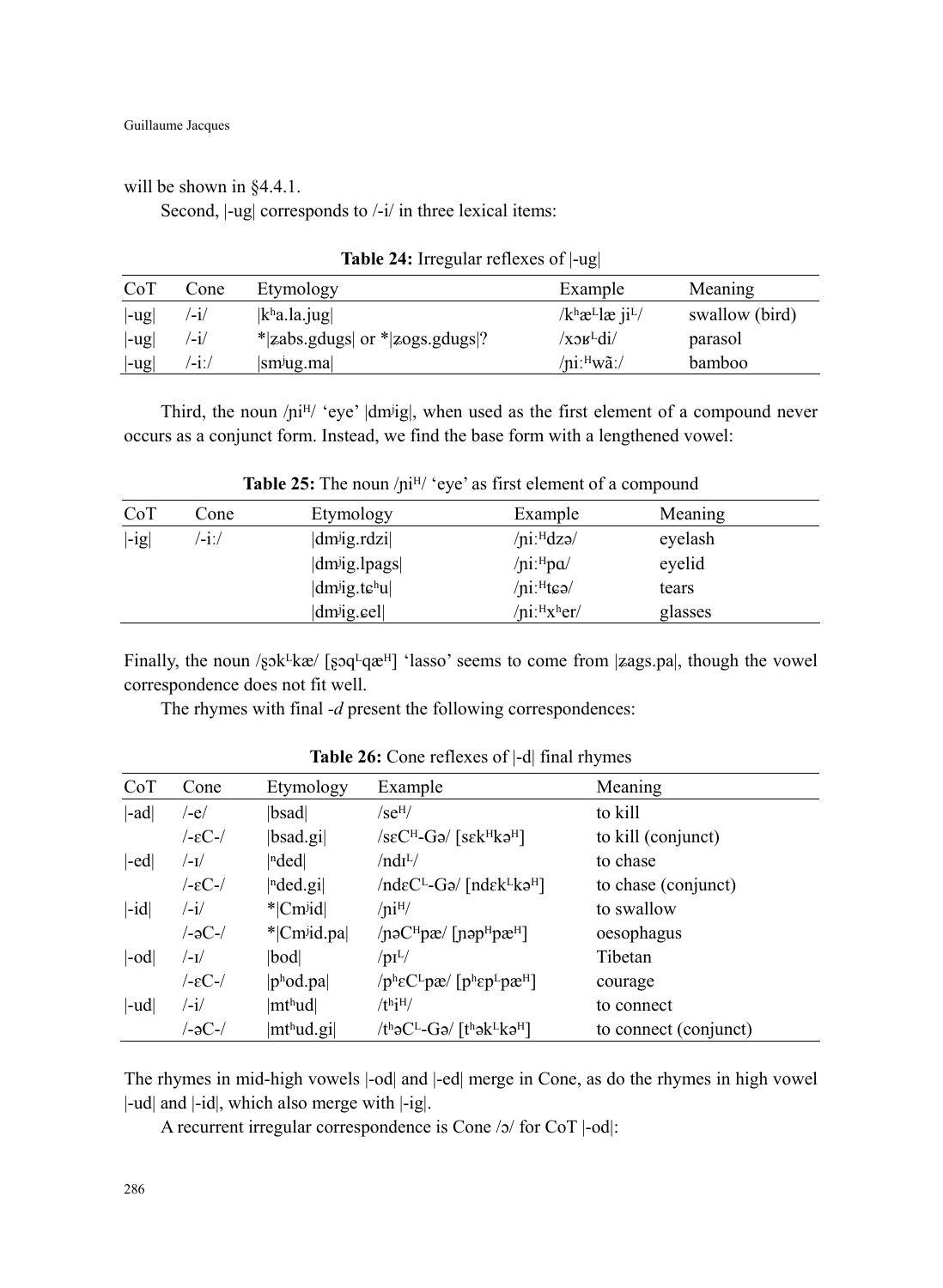will be shown in §4.4.1.

Second, |-ug| corresponds to /-i/ in three lexical items:

**Table 24:** Irregular reflexes of |-ug|

| CoT | Cone | Etymology | Example | Meaning |
|---|---|---|---|---|
| \|-ug\| | /-i/ | \|kʰa.la.jug\| | /kʰæᴸlæ jiᴸ/ | swallow (bird) |
| \|-ug\| | /-i/ | *\|zabs.gdugs\| or *\|zogs.gdugs\|? | /xɔʁᴸdi/ | parasol |
| \|-ug\| | /-iː/ | \|smʲug.ma\| | /ɲiːᴴwãː/ | bamboo |

Third, the noun /ɲiᴴ/ 'eye' |dmʲig|, when used as the first element of a compound never occurs as a conjunct form. Instead, we find the base form with a lengthened vowel:

**Table 25:** The noun /ɲiᴴ/ 'eye' as first element of a compound

| CoT | Cone | Etymology | Example | Meaning |
|---|---|---|---|---|
| \|-ig\| | /-iː/ | \|dmʲig.rdzi\| | /ɲiːᴴdzə/ | eyelash |
| | | \|dmʲig.lpags\| | /ɲiːᴴpɑ/ | eyelid |
| | | \|dmʲig.tɕʰu\| | /ɲiːᴴtɕə/ | tears |
| | | \|dmʲig.ɕel\| | /ɲiːᴴxʰer/ | glasses |

Finally, the noun /ʂɔkᴸkæ/ [ʂɔqᴸqæᴴ] 'lasso' seems to come from |ʑags.pa|, though the vowel correspondence does not fit well.

The rhymes with final *-d* present the following correspondences:

**Table 26:** Cone reflexes of |-d| final rhymes

| CoT | Cone | Etymology | Example | Meaning |
|---|---|---|---|---|
| \|-ad\| | /-e/ | \|bsad\| | /seᴴ/ | to kill |
| | /-ɛC-/ | \|bsad.gi\| | /sɛCᴴ-Gə/ [sɛkᴴkəᴴ] | to kill (conjunct) |
| \|-ed\| | /-ɪ/ | \|ⁿded\| | /ndɪᴸ/ | to chase |
| | /-ɛC-/ | \|ⁿded.gi\| | /ndɛCᴸ-Gə/ [ndɛkᴸkəᴴ] | to chase (conjunct) |
| \|-id\| | /-i/ | *\|Cmʲid\| | /ɲiᴴ/ | to swallow |
| | /-əC-/ | *\|Cmʲid.pa\| | /ɲəCᴴpæ/ [ɲəpᴴpæᴴ] | oesophagus |
| \|-od\| | /-ɪ/ | \|bod\| | /pɪᴸ/ | Tibetan |
| | /-ɛC-/ | \|pʰod.pa\| | /pʰɛCᴸpæ/ [pʰɛpᴸpæᴴ] | courage |
| \|-ud\| | /-i/ | \|mtʰud\| | /tʰiᴴ/ | to connect |
| | /-əC-/ | \|mtʰud.gi\| | /tʰəCᴸ-Gə/ [tʰəkᴸkəᴴ] | to connect (conjunct) |

The rhymes in mid-high vowels |-od| and |-ed| merge in Cone, as do the rhymes in high vowel |-ud| and |-id|, which also merge with |-ig|.

A recurrent irregular correspondence is Cone /ɔ/ for CoT |-od|: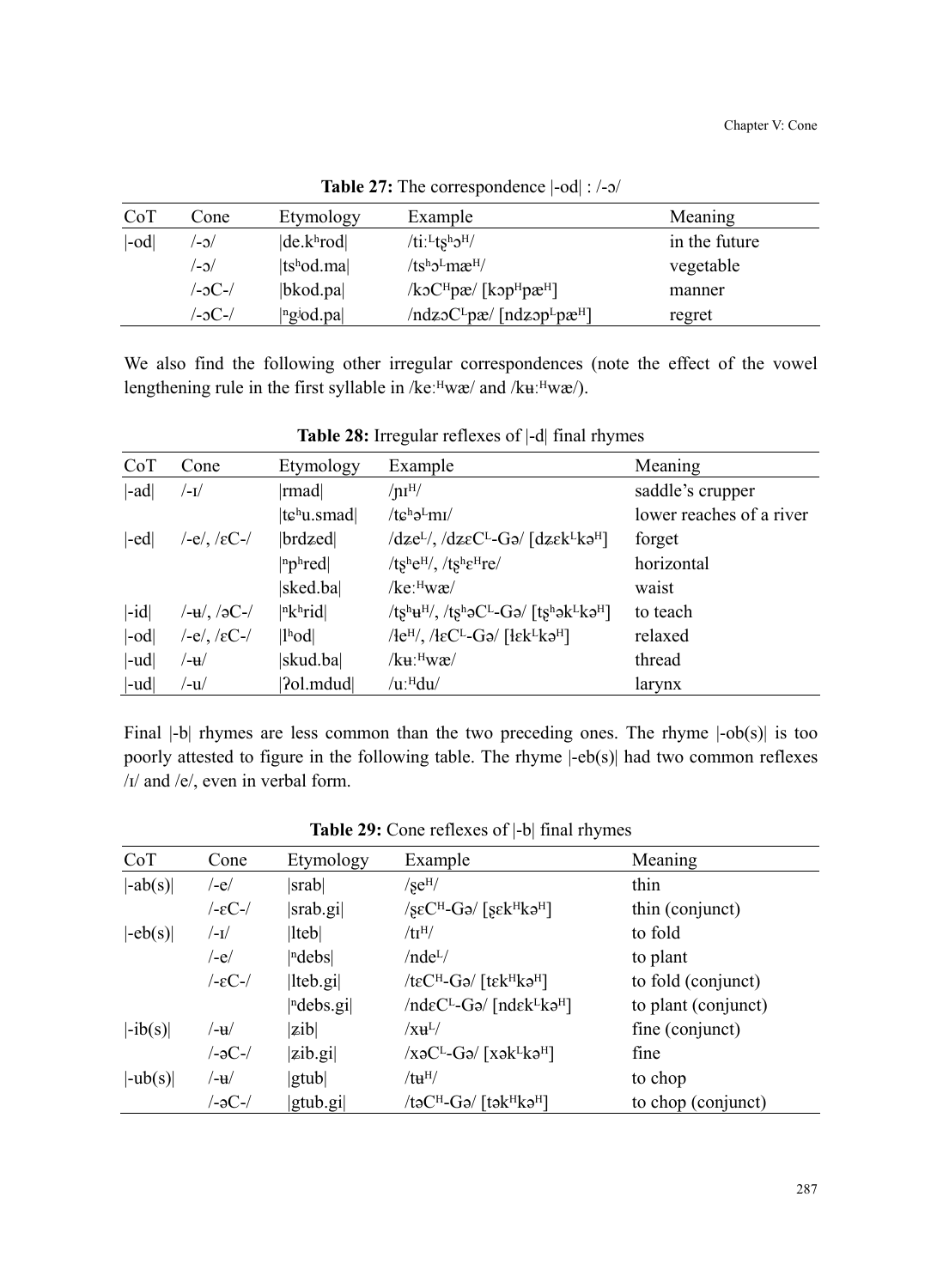**Table 27:** The correspondence |-od| : /-ɔ/

| CoT | Cone | Etymology | Example | Meaning |
| --- | --- | --- | --- | --- |
| \|-od\| | /-ɔ/ | \|de.kʰrod\| | /tiːᴸʈʂʰɔᴴ/ | in the future |
| | /-ɔ/ | \|tsʰod.ma\| | /tsʰɔᴸmæᴴ/ | vegetable |
| | /-ɔC-/ | \|bkod.pa\| | /kɔCᴴpæ/ [kɔpᴴpæᴴ] | manner |
| | /-ɔC-/ | \|ⁿgʲod.pa\| | /ndʑɔCᴸpæ/ [ndʑɔpᴸpæᴴ] | regret |

We also find the following other irregular correspondences (note the effect of the vowel lengthening rule in the first syllable in /keːᴴwæ/ and /kʉːᴴwæ/).

**Table 28:** Irregular reflexes of |-d| final rhymes

| CoT | Cone | Etymology | Example | Meaning |
| --- | --- | --- | --- | --- |
| \|-ad\| | /-ɪ/ | \|rmad\| | /ɲɪᴴ/ | saddle's crupper |
| | | \|tɕʰu.smad\| | /tɕʰəᴸmɪ/ | lower reaches of a river |
| \|-ed\| | /-e/, /ɛC-/ | \|brdzed\| | /dzeᴸ/, /dʑɛCᴸ-Gə/ [dʑɛkᴸkəᴴ] | forget |
| | | \|ⁿpʰred\| | /ʈʂʰeᴴ/, /ʈʂʰɛᴴre/ | horizontal |
| | | \|sked.ba\| | /keːᴴwæ/ | waist |
| \|-id\| | /-ʉ/, /əC-/ | \|ⁿkʰrid\| | /ʈʂʰʉᴴ/, /ʈʂʰəCᴸ-Gə/ [ʈʂʰəkᴸkəᴴ] | to teach |
| \|-od\| | /-e/, /ɛC-/ | \|lʰod\| | /ɬeᴴ/, /ɬɛCᴸ-Gə/ [ɬɛkᴸkəᴴ] | relaxed |
| \|-ud\| | /-ʉ/ | \|skud.ba\| | /kʉːᴴwæ/ | thread |
| \|-ud\| | /-u/ | \|ʔol.mdud\| | /uːᴴdu/ | larynx |

Final |-b| rhymes are less common than the two preceding ones. The rhyme |-ob(s)| is too poorly attested to figure in the following table. The rhyme |-eb(s)| had two common reflexes /ɪ/ and /e/, even in verbal form.

**Table 29:** Cone reflexes of |-b| final rhymes

| CoT | Cone | Etymology | Example | Meaning |
| --- | --- | --- | --- | --- |
| \|-ab(s)\| | /-e/ | \|srab\| | /ʂeᴴ/ | thin |
| | /-ɛC-/ | \|srab.gi\| | /ʂɛCᴴ-Gə/ [ʂɛkᴴkəᴴ] | thin (conjunct) |
| \|-eb(s)\| | /-ɪ/ | \|lteb\| | /tɪᴴ/ | to fold |
| | /-e/ | \|ⁿdebs\| | /ndeᴸ/ | to plant |
| | /-ɛC-/ | \|lteb.gi\| | /tɛCᴴ-Gə/ [tɛkᴴkəᴴ] | to fold (conjunct) |
| | | \|ⁿdebs.gi\| | /ndɛCᴸ-Gə/ [ndɛkᴸkəᴴ] | to plant (conjunct) |
| \|-ib(s)\| | /-ʉ/ | \|ʑib\| | /xʉᴸ/ | fine (conjunct) |
| | /-əC-/ | \|ʑib.gi\| | /xəCᴸ-Gə/ [xəkᴸkəᴴ] | fine |
| \|-ub(s)\| | /-ʉ/ | \|gtub\| | /tʉᴴ/ | to chop |
| | /-əC-/ | \|gtub.gi\| | /təCᴴ-Gə/ [təkᴴkəᴴ] | to chop (conjunct) |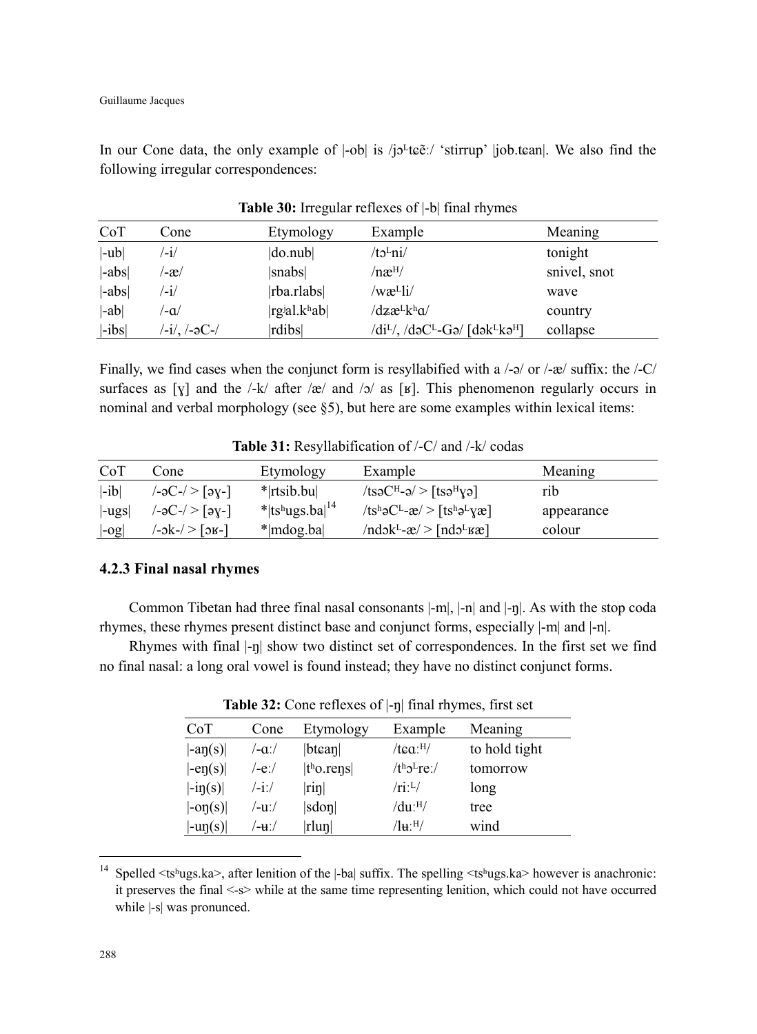In our Cone data, the only example of |-ob| is /jɔᴸtɕẽː/ 'stirrup' |job.tɕan|. We also find the following irregular correspondences:

**Table 30:** Irregular reflexes of |-b| final rhymes

| CoT | Cone | Etymology | Example | Meaning |
|---|---|---|---|---|
| \|-ub\| | /-i/ | \|do.nub\| | /tɔᴸni/ | tonight |
| \|-abs\| | /-æ/ | \|snabs\| | /næᴴ/ | snivel, snot |
| \|-abs\| | /-i/ | \|rba.rlabs\| | /wæᴸli/ | wave |
| \|-ab\| | /-ɑ/ | \|rgʲal.kʰab\| | /dzæᴸkʰɑ/ | country |
| \|-ibs\| | /-i/, /-əC-/ | \|rdibs\| | /diᴸ/, /dəCᴸ-Gə/ [dəkᴸkəᴴ] | collapse |

Finally, we find cases when the conjunct form is resyllabified with a /-ə/ or /-æ/ suffix: the /-C/ surfaces as [ɣ] and the /-k/ after /æ/ and /ɔ/ as [ʁ]. This phenomenon regularly occurs in nominal and verbal morphology (see §5), but here are some examples within lexical items:

**Table 31:** Resyllabification of /-C/ and /-k/ codas

| CoT | Cone | Etymology | Example | Meaning |
|---|---|---|---|---|
| \|-ib\| | /-əC-/ > [əɣ-] | *\|rtsib.bu\| | /tsəCᴴ-ə/ > [tsəᴴɣə] | rib |
| \|-ugs\| | /-əC-/ > [əɣ-] | *\|tsʰugs.ba\|[14] | /tsʰəCᴸ-æ/ > [tsʰəᴸɣæ] | appearance |
| \|-og\| | /-ɔk-/ > [ɔʁ-] | *\|mdog.ba\| | /ndɔkᴸ-æ/ > [ndɔᴸʁæ] | colour |

### 4.2.3 Final nasal rhymes

Common Tibetan had three final nasal consonants |-m|, |-n| and |-ŋ|. As with the stop coda rhymes, these rhymes present distinct base and conjunct forms, especially |-m| and |-n|.

Rhymes with final |-ŋ| show two distinct set of correspondences. In the first set we find no final nasal: a long oral vowel is found instead; they have no distinct conjunct forms.

**Table 32:** Cone reflexes of |-ŋ| final rhymes, first set

| CoT | Cone | Etymology | Example | Meaning |
|---|---|---|---|---|
| \|-aŋ(s)\| | /-ɑː/ | \|btɕaŋ\| | /tɕɑːᴴ/ | to hold tight |
| \|-eŋ(s)\| | /-eː/ | \|tʰo.reŋs\| | /tʰɔᴸreː/ | tomorrow |
| \|-iŋ(s)\| | /-iː/ | \|riŋ\| | /riːᴸ/ | long |
| \|-oŋ(s)\| | /-uː/ | \|sdoŋ\| | /duːᴴ/ | tree |
| \|-uŋ(s)\| | /-ʉː/ | \|rluŋ\| | /lʉːᴴ/ | wind |

[14] Spelled <tsʰugs.ka>, after lenition of the |-ba| suffix. The spelling <tsʰugs.ka> however is anachronic: it preserves the final <-s> while at the same time representing lenition, which could not have occurred while |s| was pronounced.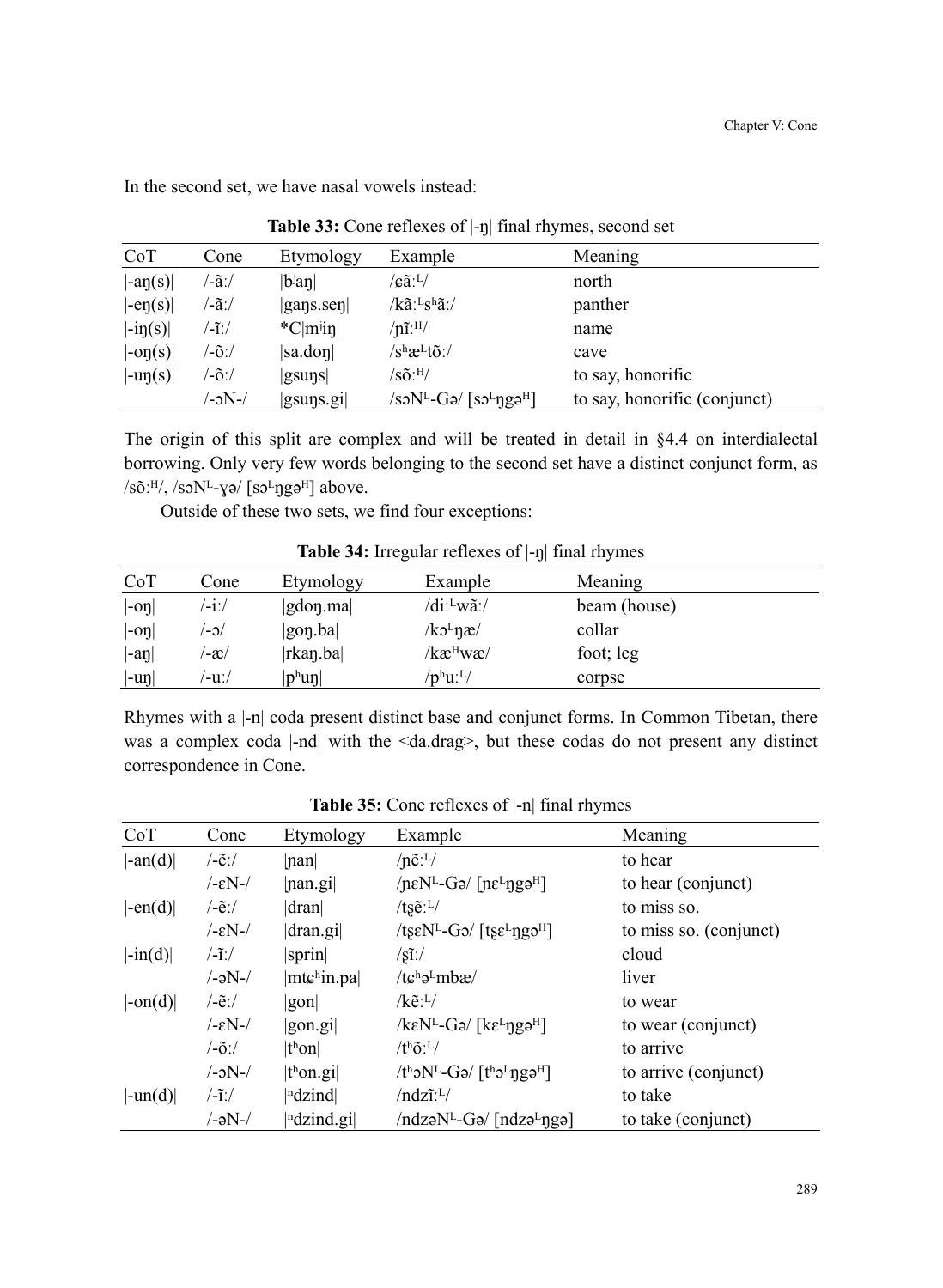In the second set, we have nasal vowels instead:

**Table 33:** Cone reflexes of |-ŋ| final rhymes, second set

| CoT | Cone | Etymology | Example | Meaning |
|---|---|---|---|---|
| \|-aŋ(s)\| | /-ã:/ | \|bʲaŋ\| | /ɕã:ᴸ/ | north |
| \|-eŋ(s)\| | /-ã:/ | \|gaŋs.seŋ\| | /kã:ᴸsʰã:/ | panther |
| \|-iŋ(s)\| | /-ĩ:/ | *C\|mʲiŋ\| | /ɲĩ:ᴴ/ | name |
| \|-oŋ(s)\| | /-õ:/ | \|sa.doŋ\| | /sʰæᴸtõ:/ | cave |
| \|-uŋ(s)\| | /-õ:/ | \|gsuŋs\| | /sõ:ᴴ/ | to say, honorific |
| | /-ɔN-/ | \|gsuŋs.gi\| | /sɔNᴸ-Gə/ [sɔᴸŋgəᴴ] | to say, honorific (conjunct) |

The origin of this split are complex and will be treated in detail in §4.4 on interdialectal borrowing. Only very few words belonging to the second set have a distinct conjunct form, as /sõ:ᴴ/, /sɔNᴸ-ɣə/ [sɔᴸŋgəᴴ] above.

Outside of these two sets, we find four exceptions:

**Table 34:** Irregular reflexes of |-ŋ| final rhymes

| CoT | Cone | Etymology | Example | Meaning |
|---|---|---|---|---|
| \|-oŋ\| | /-i:/ | \|gdoŋ.ma\| | /di:ᴸwã:/ | beam (house) |
| \|-oŋ\| | /-ɔ/ | \|goŋ.ba\| | /kɔᴸŋæ/ | collar |
| \|-aŋ\| | /-æ/ | \|rkaŋ.ba\| | /kæᴴwæ/ | foot; leg |
| \|-uŋ\| | /-u:/ | \|pʰuŋ\| | /pʰu:ᴸ/ | corpse |

Rhymes with a |-n| coda present distinct base and conjunct forms. In Common Tibetan, there was a complex coda |-nd| with the <da.drag>, but these codas do not present any distinct correspondence in Cone.

**Table 35:** Cone reflexes of |-n| final rhymes

| CoT | Cone | Etymology | Example | Meaning |
|---|---|---|---|---|
| \|-an(d)\| | /-ẽ:/ | \|ɲan\| | /ɲẽ:ᴸ/ | to hear |
| | /-ɛN-/ | \|ɲan.gi\| | /ɲɛNᴸ-Gə/ [ɲɛᴸŋgəᴴ] | to hear (conjunct) |
| \|-en(d)\| | /-ẽ:/ | \|dran\| | /tʂẽ:ᴸ/ | to miss so. |
| | /-ɛN-/ | \|dran.gi\| | /tʂɛNᴸ-Gə/ [tʂɛᴸŋgəᴴ] | to miss so. (conjunct) |
| \|-in(d)\| | /-ĩ:/ | \|sprin\| | /ʂĩ:/ | cloud |
| | /-əN-/ | \|mtɕʰin.pa\| | /tɕʰəᴸmbæ/ | liver |
| \|-on(d)\| | /-ẽ:/ | \|gon\| | /kẽ:ᴸ/ | to wear |
| | /-ɛN-/ | \|gon.gi\| | /kɛNᴸ-Gə/ [kɛᴸŋgəᴴ] | to wear (conjunct) |
| | /-õ:/ | \|tʰon\| | /tʰõ:ᴸ/ | to arrive |
| | /-ɔN-/ | \|tʰon.gi\| | /tʰɔNᴸ-Gə/ [tʰɔᴸŋgəᴴ] | to arrive (conjunct) |
| \|-un(d)\| | /-ĩ:/ | \|ⁿdzind\| | /ndzĩ:ᴸ/ | to take |
| | /-əN-/ | \|ⁿdzind.gi\| | /ndzəNᴸ-Gə/ [ndzəᴸŋgə] | to take (conjunct) |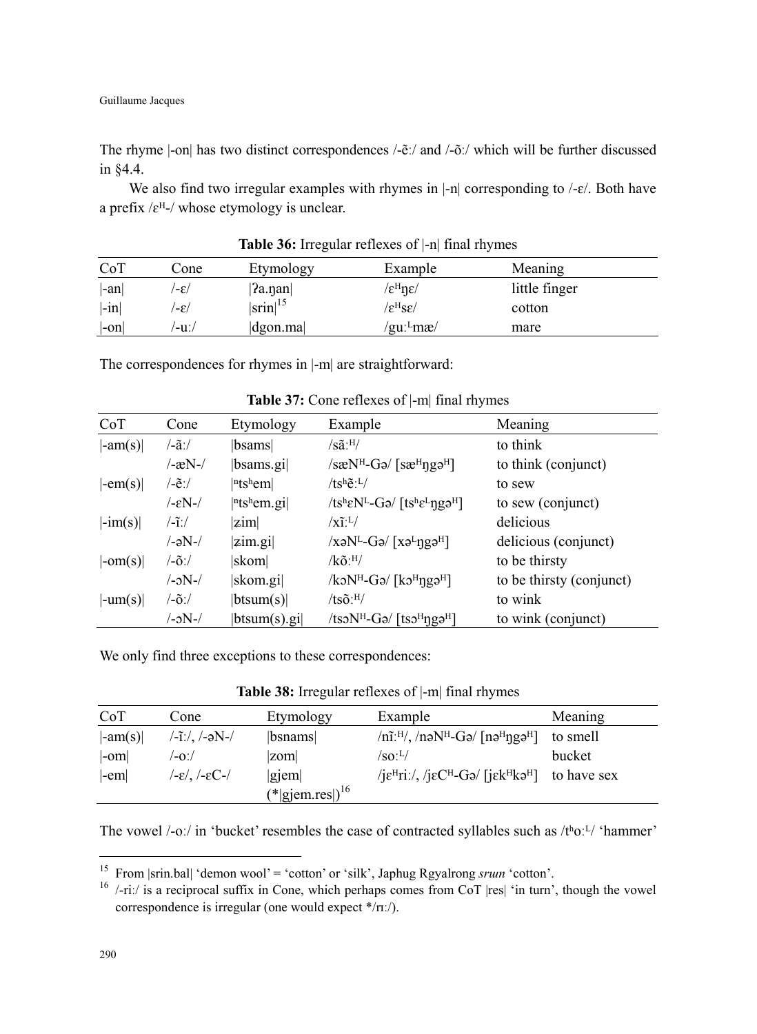The rhyme |-on| has two distinct correspondences /-ẽː/ and /-õː/ which will be further discussed in §4.4.

We also find two irregular examples with rhymes in |-n| corresponding to /-ɛ/. Both have a prefix /ɛᴴ-/ whose etymology is unclear.

**Table 36:** Irregular reflexes of |-n| final rhymes

| CoT | Cone | Etymology | Example | Meaning |
|---|---|---|---|---|
| \|-an\| | /-ɛ/ | \|ʔa.ŋan\| | /ɛᴴŋɛ/ | little finger |
| \|-in\| | /-ɛ/ | \|srin\|[15] | /ɛᴴsɛ/ | cotton |
| \|-on\| | /-uː/ | \|dgon.ma\| | /guːᴸmæ/ | mare |

The correspondences for rhymes in |-m| are straightforward:

**Table 37:** Cone reflexes of |-m| final rhymes

| CoT | Cone | Etymology | Example | Meaning |
|---|---|---|---|---|
| \|-am(s)\| | /-ãː/ | \|bsams\| | /sãːᴴ/ | to think |
| | /-æN-/ | \|bsams.gi\| | /sæNᴴ-Gə/ [sæᴴŋgəᴴ] | to think (conjunct) |
| \|-em(s)\| | /-ẽː/ | \|ⁿtsʰem\| | /tsʰẽːᴸ/ | to sew |
| | /-ɛN-/ | \|ⁿtsʰem.gi\| | /tsʰɛNᴸ-Gə/ [tsʰɛᴸŋgəᴴ] | to sew (conjunct) |
| \|-im(s)\| | /-ĩː/ | \|ʑim\| | /xĩːᴸ/ | delicious |
| | /-əN-/ | \|ʑim.gi\| | /xəNᴸ-Gə/ [xəᴸŋgəᴴ] | delicious (conjunct) |
| \|-om(s)\| | /-õː/ | \|skom\| | /kõːᴴ/ | to be thirsty |
| | /-ɔN-/ | \|skom.gi\| | /kɔNᴴ-Gə/ [kɔᴴŋgəᴴ] | to be thirsty (conjunct) |
| \|-um(s)\| | /-õː/ | \|btsum(s)\| | /tsõːᴴ/ | to wink |
| | /-ɔN-/ | \|btsum(s).gi\| | /tsɔNᴴ-Gə/ [tsɔᴴŋgəᴴ] | to wink (conjunct) |

We only find three exceptions to these correspondences:

**Table 38:** Irregular reflexes of |-m| final rhymes

| CoT | Cone | Etymology | Example | Meaning |
|---|---|---|---|---|
| \|-am(s)\| | /-ĩː/, /-əN-/ | \|bsnams\| | /nĩːᴴ/, /nəNᴴ-Gə/ [nəᴴŋgəᴴ] | to smell |
| \|-om\| | /-oː/ | \|zom\| | /soːᴸ/ | bucket |
| \|-em\| | /-ɛ/, /-ɛC-/ | \|gjem\| (*\|gjem.res\|)[16] | /jɛᴴriː/, /jɛCᴴ-Gə/ [jɛkᴴkəᴴ] | to have sex |

The vowel /-oː/ in 'bucket' resembles the case of contracted syllables such as /tʰoːᴸ/ 'hammer'

---

[15] From |srin.bal| 'demon wool' = 'cotton' or 'silk', Japhug Rgyalrong *srɯn* 'cotton'.

[16] /-riː/ is a reciprocal suffix in Cone, which perhaps comes from CoT |res| 'in turn', though the vowel correspondence is irregular (one would expect */rɪː/).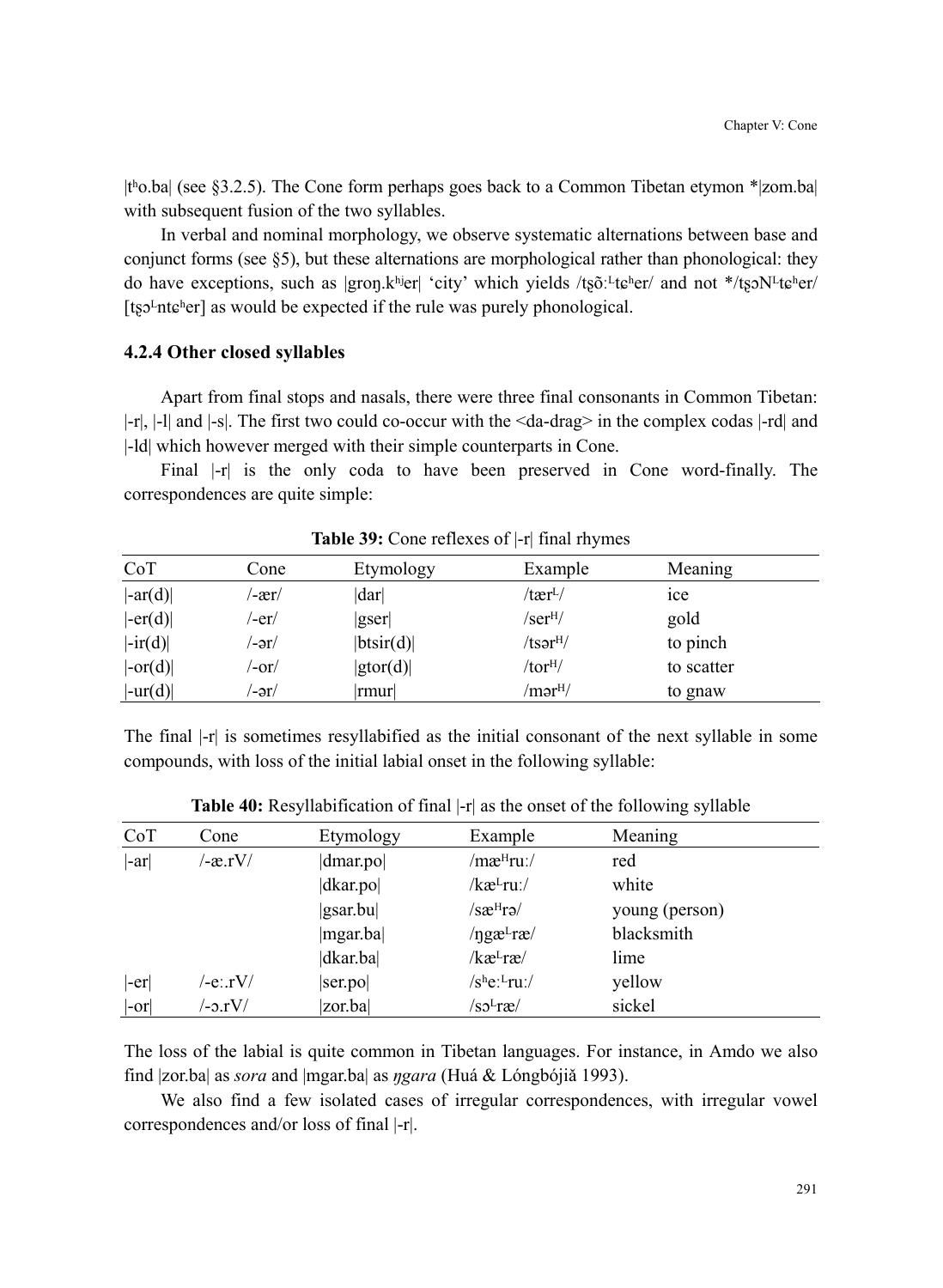|tʰo.ba| (see §3.2.5). The Cone form perhaps goes back to a Common Tibetan etymon *|zom.ba| with subsequent fusion of the two syllables.

In verbal and nominal morphology, we observe systematic alternations between base and conjunct forms (see §5), but these alternations are morphological rather than phonological: they do have exceptions, such as |groŋ.kʰʲer| 'city' which yields /tʂõːᴸtɕʰer/ and not */tʂɔNᴸtɕʰer/ [tʂɔᴸntɕʰer] as would be expected if the rule was purely phonological.

### 4.2.4 Other closed syllables

Apart from final stops and nasals, there were three final consonants in Common Tibetan: |-r|, |-l| and |-s|. The first two could co-occur with the <da-drag> in the complex codas |-rd| and |-ld| which however merged with their simple counterparts in Cone.

Final |-r| is the only coda to have been preserved in Cone word-finally. The correspondences are quite simple:

**Table 39:** Cone reflexes of |-r| final rhymes

| CoT | Cone | Etymology | Example | Meaning |
|---|---|---|---|---|
| \|-ar(d)\| | /-ær/ | \|dar\| | /tærᴸ/ | ice |
| \|-er(d)\| | /-er/ | \|gser\| | /serᴴ/ | gold |
| \|-ir(d)\| | /-ər/ | \|btsir(d)\| | /tsərᴴ/ | to pinch |
| \|-or(d)\| | /-or/ | \|gtor(d)\| | /torᴴ/ | to scatter |
| \|-ur(d)\| | /-ər/ | \|rmur\| | /mərᴴ/ | to gnaw |

The final |-r| is sometimes resyllabified as the initial consonant of the next syllable in some compounds, with loss of the initial labial onset in the following syllable:

**Table 40:** Resyllabification of final |-r| as the onset of the following syllable

| CoT | Cone | Etymology | Example | Meaning |
|---|---|---|---|---|
| \|-ar\| | /-æ.rV/ | \|dmar.po\| | /mæᴴruː/ | red |
| | | \|dkar.po\| | /kæᴸruː/ | white |
| | | \|gsar.bu\| | /sæᴴrə/ | young (person) |
| | | \|mgar.ba\| | /ŋgæᴸræ/ | blacksmith |
| | | \|dkar.ba\| | /kæᴸræ/ | lime |
| \|-er\| | /-eː.rV/ | \|ser.po\| | /sʰeːᴸruː/ | yellow |
| \|-or\| | /-ɔ.rV/ | \|zor.ba\| | /sɔᴸræ/ | sickel |

The loss of the labial is quite common in Tibetan languages. For instance, in Amdo we also find |zor.ba| as *sora* and |mgar.ba| as *ŋgara* (Huá & Lóngbójiǎ 1993).

We also find a few isolated cases of irregular correspondences, with irregular vowel correspondences and/or loss of final |-r|.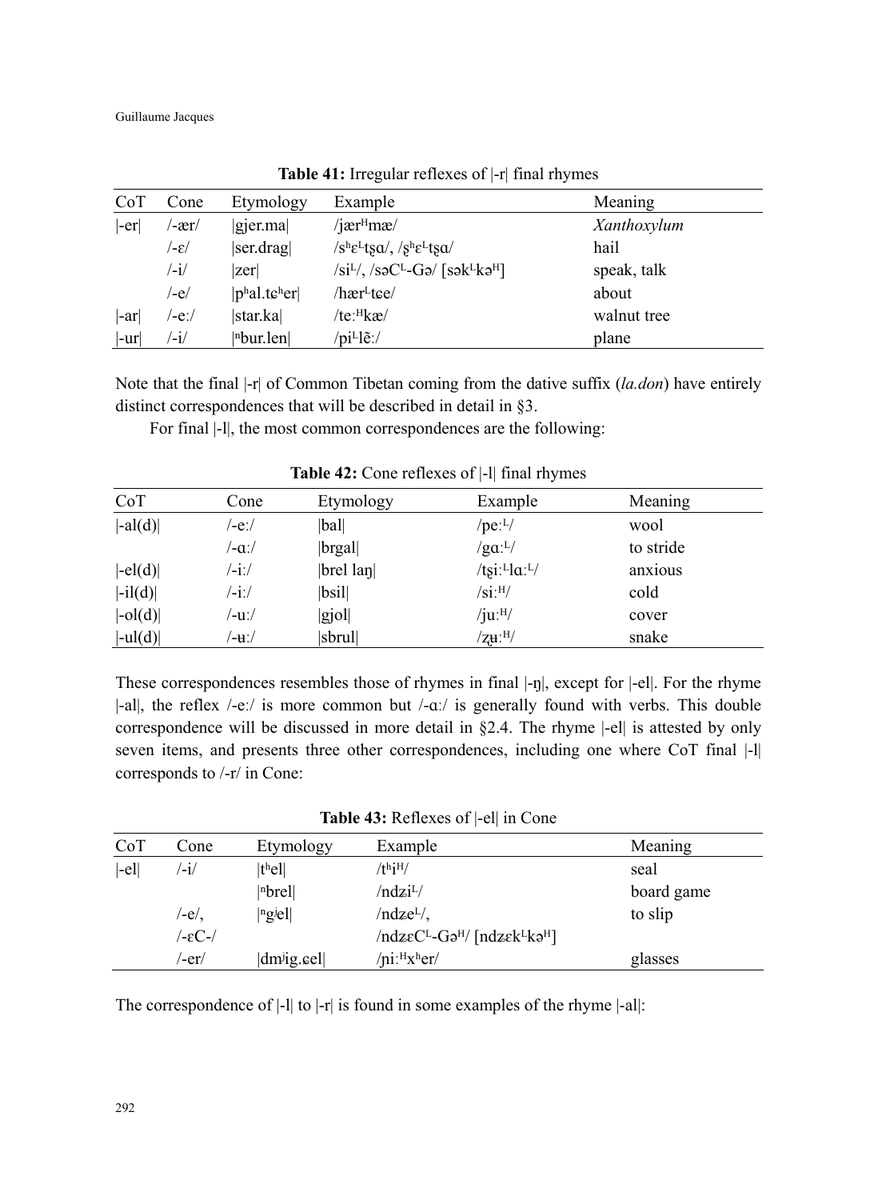**Table 41:** Irregular reflexes of |-r| final rhymes

| CoT | Cone | Etymology | Example | Meaning |
|---|---|---|---|---|
| \|-er\| | /-ær/ | \|gjer.ma\| | /jær^H^mæ/ | *Xanthoxylum* |
| | /-ɛ/ | \|ser.drag\| | /sʰɛ^L^tʂɑ/, /ʂʰɛ^L^tʂɑ/ | hail |
| | /-i/ | \|zer\| | /si^L^/, /səC^L^-Gə/ [sək^L^kə^H^] | speak, talk |
| | /-e/ | \|pʰal.tɕʰer\| | /hær^L^tɕe/ | about |
| \|-ar\| | /-eː/ | \|star.ka\| | /teː^H^kæ/ | walnut tree |
| \|-ur\| | /-i/ | \|ⁿbur.len\| | /pi^L^lẽː/ | plane |

Note that the final |-r| of Common Tibetan coming from the dative suffix (*la.don*) have entirely distinct correspondences that will be described in detail in §3.

For final |-l|, the most common correspondences are the following:

**Table 42:** Cone reflexes of |-l| final rhymes

| CoT | Cone | Etymology | Example | Meaning |
|---|---|---|---|---|
| \|-al(d)\| | /-eː/ | \|bal\| | /peː^L^/ | wool |
| | /-ɑː/ | \|brgal\| | /gɑː^L^/ | to stride |
| \|-el(d)\| | /-iː/ | \|brel laŋ\| | /tʂiː^L^lɑː^L^/ | anxious |
| \|-il(d)\| | /-iː/ | \|bsil\| | /siː^H^/ | cold |
| \|-ol(d)\| | /-uː/ | \|gjol\| | /juː^H^/ | cover |
| \|-ul(d)\| | /-ʉː/ | \|sbrul\| | /ʐʉː^H^/ | snake |

These correspondences resembles those of rhymes in final |-ŋ|, except for |-el|. For the rhyme |-al|, the reflex /-eː/ is more common but /-ɑː/ is generally found with verbs. This double correspondence will be discussed in more detail in §2.4. The rhyme |-el| is attested by only seven items, and presents three other correspondences, including one where CoT final |-l| corresponds to /-r/ in Cone:

**Table 43:** Reflexes of |-el| in Cone

| CoT | Cone | Etymology | Example | Meaning |
|---|---|---|---|---|
| \|-el\| | /-i/ | \|tʰel\| | /tʰi^H^/ | seal |
| | | \|ⁿbrel\| | /ndzi^L^/ | board game |
| | /-e/, /-ɛC-/ | \|ⁿgʲel\| | /ndze^L^/, /ndzɛC^L^-Gə^H^/ [ndzɛk^L^kə^H^] | to slip |
| | /-er/ | \|dmʲig.ɕel\| | /ɲiː^H^xʰer/ | glasses |

The correspondence of |-l| to |-r| is found in some examples of the rhyme |-al|: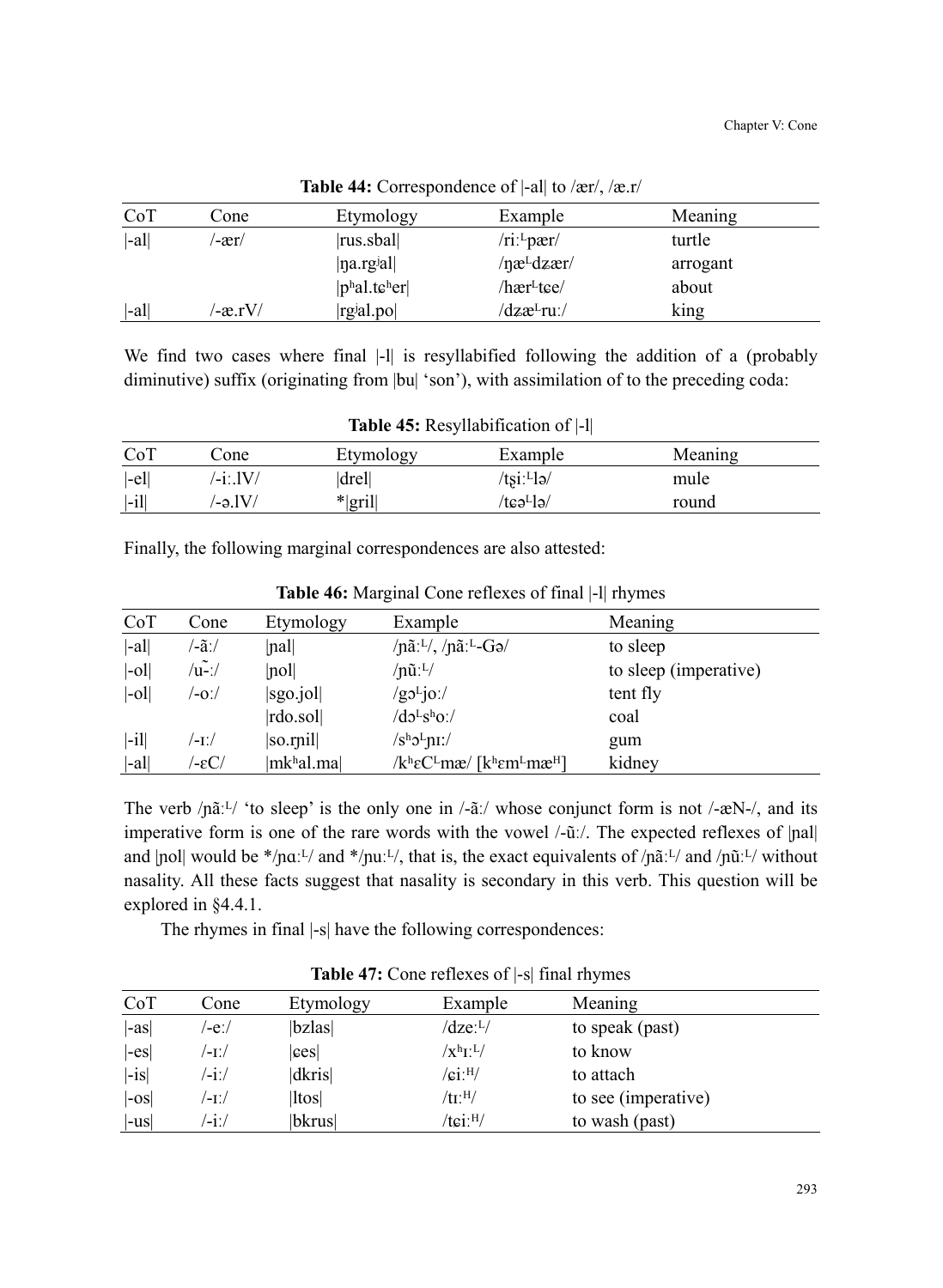**Table 44:** Correspondence of |-al| to /ær/, /æ.r/

| CoT | Cone | Etymology | Example | Meaning |
|---|---|---|---|---|
| \|-al\| | /-ær/ | \|rus.sbal\| | /riː<sup>L</sup>pær/ | turtle |
| | | \|ŋa.rgʲal\| | /ŋæ<sup>L</sup>dʑær/ | arrogant |
| | | \|pʰal.tɕʰer\| | /hær<sup>L</sup>tɕe/ | about |
| \|-al\| | /-æ.rV/ | \|rgʲal.po\| | /dʑæ<sup>L</sup>ruː/ | king |

We find two cases where final |-l| is resyllabified following the addition of a (probably diminutive) suffix (originating from |bu| 'son'), with assimilation of to the preceding coda:

**Table 45:** Resyllabification of |-l|

| CoT | Cone | Etymology | Example | Meaning |
|---|---|---|---|---|
| \|-el\| | /-iː.lV/ | \|drel\| | /ʈʂiː<sup>L</sup>lə/ | mule |
| \|-il\| | /-ə.lV/ | *\|gril\| | /tɕə<sup>L</sup>lə/ | round |

Finally, the following marginal correspondences are also attested:

**Table 46:** Marginal Cone reflexes of final |-l| rhymes

| CoT | Cone | Etymology | Example | Meaning |
|---|---|---|---|---|
| \|-al\| | /-ãː/ | \|ɲal\| | /ɲãː<sup>L</sup>/, /ɲãː<sup>L</sup>-Gə/ | to sleep |
| \|-ol\| | /ũː/ | \|ɲol\| | /ɲũː<sup>L</sup>/ | to sleep (imperative) |
| \|-ol\| | /-oː/ | \|sgo.jol\| | /gɔ<sup>L</sup>joː/ | tent fly |
| | | \|rdo.sol\| | /dɔ<sup>L</sup>sʰoː/ | coal |
| \|-il\| | /-ɪː/ | \|so.rɲil\| | /sʰɔ<sup>L</sup>ɲɪː/ | gum |
| \|-al\| | /-ɛC/ | \|mkʰal.ma\| | /kʰɛC<sup>L</sup>mæ/ [kʰɛm<sup>L</sup>mæ<sup>H</sup>] | kidney |

The verb /ɲãː<sup>L</sup>/ 'to sleep' is the only one in /-ãː/ whose conjunct form is not /-æN-/, and its imperative form is one of the rare words with the vowel /-ũː/. The expected reflexes of |ɲal| and |ɲol| would be */ɲɑː<sup>L</sup>/ and */ɲuː<sup>L</sup>/, that is, the exact equivalents of /ɲãː<sup>L</sup>/ and /ɲũː<sup>L</sup>/ without nasality. All these facts suggest that nasality is secondary in this verb. This question will be explored in §4.4.1.

The rhymes in final |-s| have the following correspondences:

**Table 47:** Cone reflexes of |-s| final rhymes

| CoT | Cone | Etymology | Example | Meaning |
|---|---|---|---|---|
| \|-as\| | /-eː/ | \|bzlas\| | /dzeː<sup>L</sup>/ | to speak (past) |
| \|-es\| | /-ɪː/ | \|ɕes\| | /xʰɪː<sup>L</sup>/ | to know |
| \|-is\| | /-iː/ | \|dkris\| | /ɕiː<sup>H</sup>/ | to attach |
| \|-os\| | /-ɪː/ | \|ltos\| | /tɪː<sup>H</sup>/ | to see (imperative) |
| \|-us\| | /-iː/ | \|bkrus\| | /tɕiː<sup>H</sup>/ | to wash (past) |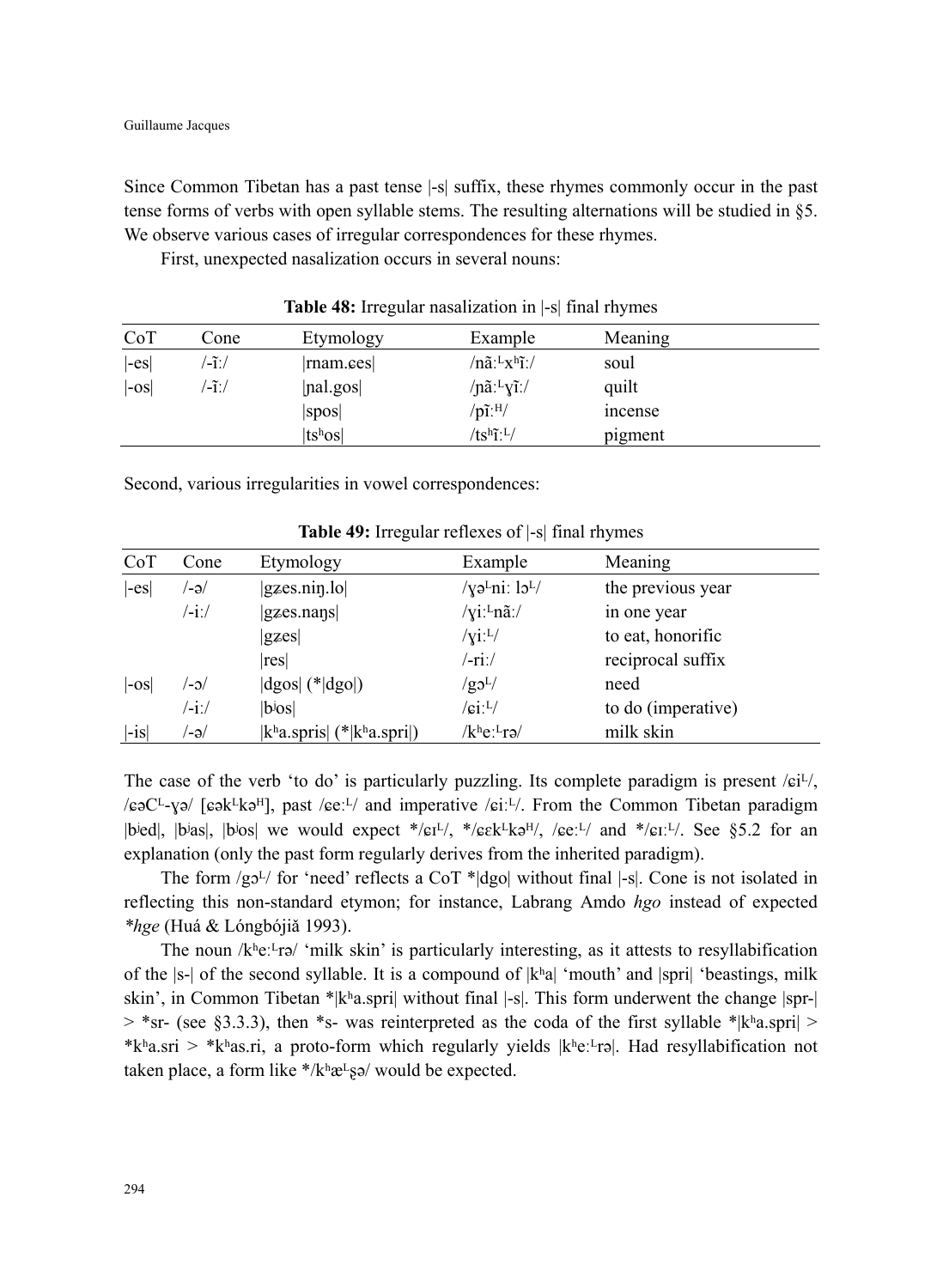Since Common Tibetan has a past tense |-s| suffix, these rhymes commonly occur in the past tense forms of verbs with open syllable stems. The resulting alternations will be studied in §5. We observe various cases of irregular correspondences for these rhymes.

First, unexpected nasalization occurs in several nouns:

**Table 48:** Irregular nasalization in |-s| final rhymes

| CoT | Cone | Etymology | Example | Meaning |
|---|---|---|---|---|
| \|-es\| | /-ĩː/ | \|rnam.ɕes\| | /nãːᴸxʰĩː/ | soul |
| \|-os\| | /-ĩː/ | \|ɲal.gos\| | /ɲãːᴸɣĩː/ | quilt |
| | | \|spos\| | /pĩːᴴ/ | incense |
| | | \|tsʰos\| | /tsʰĩːᴸ/ | pigment |

Second, various irregularities in vowel correspondences:

**Table 49:** Irregular reflexes of |-s| final rhymes

| CoT | Cone | Etymology | Example | Meaning |
|---|---|---|---|---|
| \|-es\| | /-ə/ | \|gʑes.niŋ.lo\| | /ɣəᴸniː lɔᴸ/ | the previous year |
| | /-iː/ | \|gʑes.naŋs\| | /ɣiːᴸnãː/ | in one year |
| | | \|gʑes\| | /ɣiːᴸ/ | to eat, honorific |
| | | \|res\| | /-riː/ | reciprocal suffix |
| \|-os\| | /-ɔ/ | \|dgos\| (*\|dgo\|) | /gɔᴸ/ | need |
| | /-iː/ | \|bʲos\| | /ɕiːᴸ/ | to do (imperative) |
| \|-is\| | /-ə/ | \|kʰa.spris\| (*\|kʰa.spri\|) | /kʰeːᴸrə/ | milk skin |

The case of the verb 'to do' is particularly puzzling. Its complete paradigm is present /ɕiᴸ/, /ɕəCᴸ-ɣə/ [ɕəkᴸkəᴴ], past /ɕeːᴸ/ and imperative /ɕiːᴸ/. From the Common Tibetan paradigm |bʲed|, |bʲas|, |bʲos| we would expect */ɕɪᴸ/, */ɕɛkᴸkəᴴ/, /ɕeːᴸ/ and */ɕɪːᴸ/. See §5.2 for an explanation (only the past form regularly derives from the inherited paradigm).

The form /gɔᴸ/ for 'need' reflects a CoT *|dgo| without final |-s|. Cone is not isolated in reflecting this non-standard etymon; for instance, Labrang Amdo *hgo* instead of expected *\*hge* (Huá & Lóngbójiǎ 1993).

The noun /kʰeːᴸrə/ 'milk skin' is particularly interesting, as it attests to resyllabification of the |s-| of the second syllable. It is a compound of |kʰa| 'mouth' and |spri| 'beastings, milk skin', in Common Tibetan *|kʰa.spri| without final |-s|. This form underwent the change |spr-| > *sr- (see §3.3.3), then *s- was reinterpreted as the coda of the first syllable *|kʰa.spri| > *kʰa.sri > *kʰas.ri, a proto-form which regularly yields |kʰeːᴸrə|. Had resyllabification not taken place, a form like */kʰæᴸʂə/ would be expected.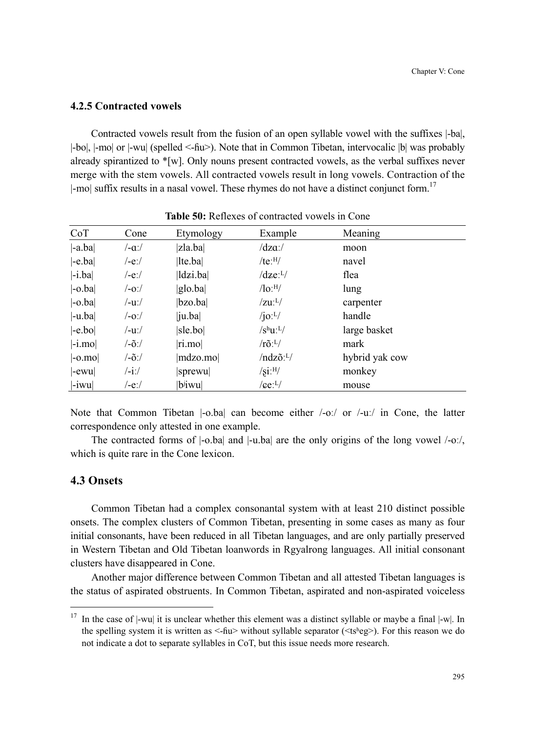### 4.2.5 Contracted vowels

Contracted vowels result from the fusion of an open syllable vowel with the suffixes |-ba|, |-bo|, |-mo| or |-wu| (spelled <-ɦu>). Note that in Common Tibetan, intervocalic |b| was probably already spirantized to *[w]. Only nouns present contracted vowels, as the verbal suffixes never merge with the stem vowels. All contracted vowels result in long vowels. Contraction of the |-mo| suffix results in a nasal vowel. These rhymes do not have a distinct conjunct form.[17]

**Table 50:** Reflexes of contracted vowels in Cone

| CoT | Cone | Etymology | Example | Meaning |
|---|---|---|---|---|
| \|-a.ba\| | /-ɑː/ | \|zla.ba\| | /dzɑː/ | moon |
| \|-e.ba\| | /-eː/ | \|lte.ba\| | /teːᴴ/ | navel |
| \|-i.ba\| | /-eː/ | \|ldʑi.ba\| | /dʑeːᴸ/ | flea |
| \|-o.ba\| | /-oː/ | \|glo.ba\| | /loːᴴ/ | lung |
| \|-o.ba\| | /-uː/ | \|bzo.ba\| | /zuːᴸ/ | carpenter |
| \|-u.ba\| | /-oː/ | \|ju.ba\| | /joːᴸ/ | handle |
| \|-e.bo\| | /-uː/ | \|sle.bo\| | /sʰuːᴸ/ | large basket |
| \|-i.mo\| | /-õː/ | \|ri.mo\| | /rõːᴸ/ | mark |
| \|-o.mo\| | /-õː/ | \|mdzo.mo\| | /ndzõːᴸ/ | hybrid yak cow |
| \|-ewu\| | /-iː/ | \|sprewu\| | /ʂiːᴴ/ | monkey |
| \|-iwu\| | /-eː/ | \|bʲiwu\| | /ɕeːᴸ/ | mouse |

Note that Common Tibetan |-o.ba| can become either /-oː/ or /-uː/ in Cone, the latter correspondence only attested in one example.

The contracted forms of |-o.ba| and |-u.ba| are the only origins of the long vowel /-oː/, which is quite rare in the Cone lexicon.

## 4.3 Onsets

Common Tibetan had a complex consonantal system with at least 210 distinct possible onsets. The complex clusters of Common Tibetan, presenting in some cases as many as four initial consonants, have been reduced in all Tibetan languages, and are only partially preserved in Western Tibetan and Old Tibetan loanwords in Rgyalrong languages. All initial consonant clusters have disappeared in Cone.

Another major difference between Common Tibetan and all attested Tibetan languages is the status of aspirated obstruents. In Common Tibetan, aspirated and non-aspirated voiceless

[17] In the case of |-wu| it is unclear whether this element was a distinct syllable or maybe a final |-w|. In the spelling system it is written as <-ɦu> without syllable separator (<tsʰeg>). For this reason we do not indicate a dot to separate syllables in CoT, but this issue needs more research.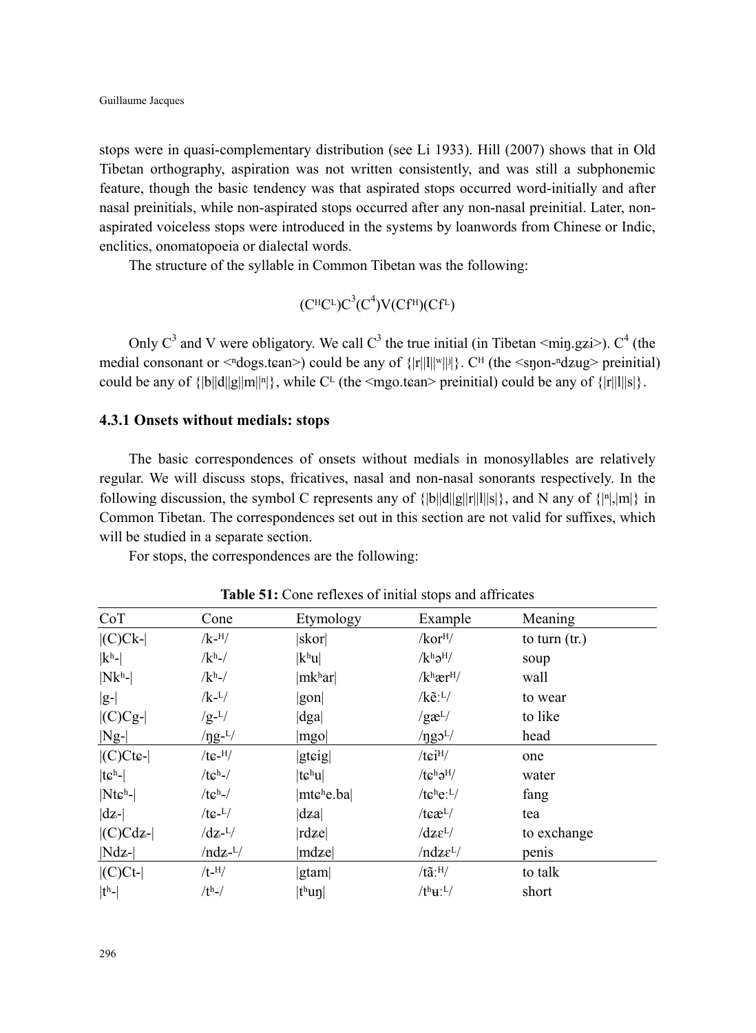stops were in quasi-complementary distribution (see Li 1933). Hill (2007) shows that in Old Tibetan orthography, aspiration was not written consistently, and was still a subphonemic feature, though the basic tendency was that aspirated stops occurred word-initially and after nasal preinitials, while non-aspirated stops occurred after any non-nasal preinitial. Later, non-aspirated voiceless stops were introduced in the systems by loanwords from Chinese or Indic, enclitics, onomatopoeia or dialectal words.

The structure of the syllable in Common Tibetan was the following:

$$(\mathrm{C^H C^L})\mathrm{C^3}(\mathrm{C^4})\mathrm{V}(\mathrm{Cf^H})(\mathrm{Cf^L})$$

Only $C^3$ and V were obligatory. We call $C^3$ the true initial (in Tibetan <miŋ.gʑi>). $C^4$ (the medial consonant or <ⁿdogs.tɕan>) could be any of {|r||l||ʷ||ʲ|}. $C^H$ (the <sŋon-ⁿdʑug> preinitial) could be any of {|b||d||g||m||ⁿ|}, while $C^L$ (the <mgo.tɕan> preinitial) could be any of {|r||l||s|}.

### 4.3.1 Onsets without medials: stops

The basic correspondences of onsets without medials in monosyllables are relatively regular. We will discuss stops, fricatives, nasal and non-nasal sonorants respectively. In the following discussion, the symbol C represents any of {|b||d||g||r||l||s|}, and N any of {|ⁿ|,|m|} in Common Tibetan. The correspondences set out in this section are not valid for suffixes, which will be studied in a separate section.

For stops, the correspondences are the following:

**Table 51:** Cone reflexes of initial stops and affricates

| CoT | Cone | Etymology | Example | Meaning |
|---|---|---|---|---|
| \|(C)Ck-\| | /k-ᴴ/ | \|skor\| | /korᴴ/ | to turn (tr.) |
| \|kʰ-\| | /kʰ-/ | \|kʰu\| | /kʰəᴴ/ | soup |
| \|Nkʰ-\| | /kʰ-/ | \|mkʰar\| | /kʰærᴴ/ | wall |
| \|g-\| | /k-ᴸ/ | \|gon\| | /kẽːᴸ/ | to wear |
| \|(C)Cg-\| | /g-ᴸ/ | \|dga\| | /gæᴸ/ | to like |
| \|Ng-\| | /ŋg-ᴸ/ | \|mgo\| | /ŋgɔᴸ/ | head |
| \|(C)Ctɕ-\| | /tɕ-ᴴ/ | \|gtɕig\| | /tɕiᴴ/ | one |
| \|tɕʰ-\| | /tɕʰ-/ | \|tɕʰu\| | /tɕʰəᴴ/ | water |
| \|Ntɕʰ-\| | /tɕʰ-/ | \|mtɕʰe.ba\| | /tɕʰeːᴸ/ | fang |
| \|dʑ-\| | /tɕ-ᴸ/ | \|dʑa\| | /tɕæᴸ/ | tea |
| \|(C)Cdʑ-\| | /dʑ-ᴸ/ | \|rdʑe\| | /dʑɛᴸ/ | to exchange |
| \|Ndʑ-\| | /ndʑ-ᴸ/ | \|mdʑe\| | /ndʑɛᴸ/ | penis |
| \|(C)Ct-\| | /t-ᴴ/ | \|gtam\| | /tãːᴴ/ | to talk |
| \|tʰ-\| | /tʰ-/ | \|tʰuŋ\| | /tʰʉːᴸ/ | short |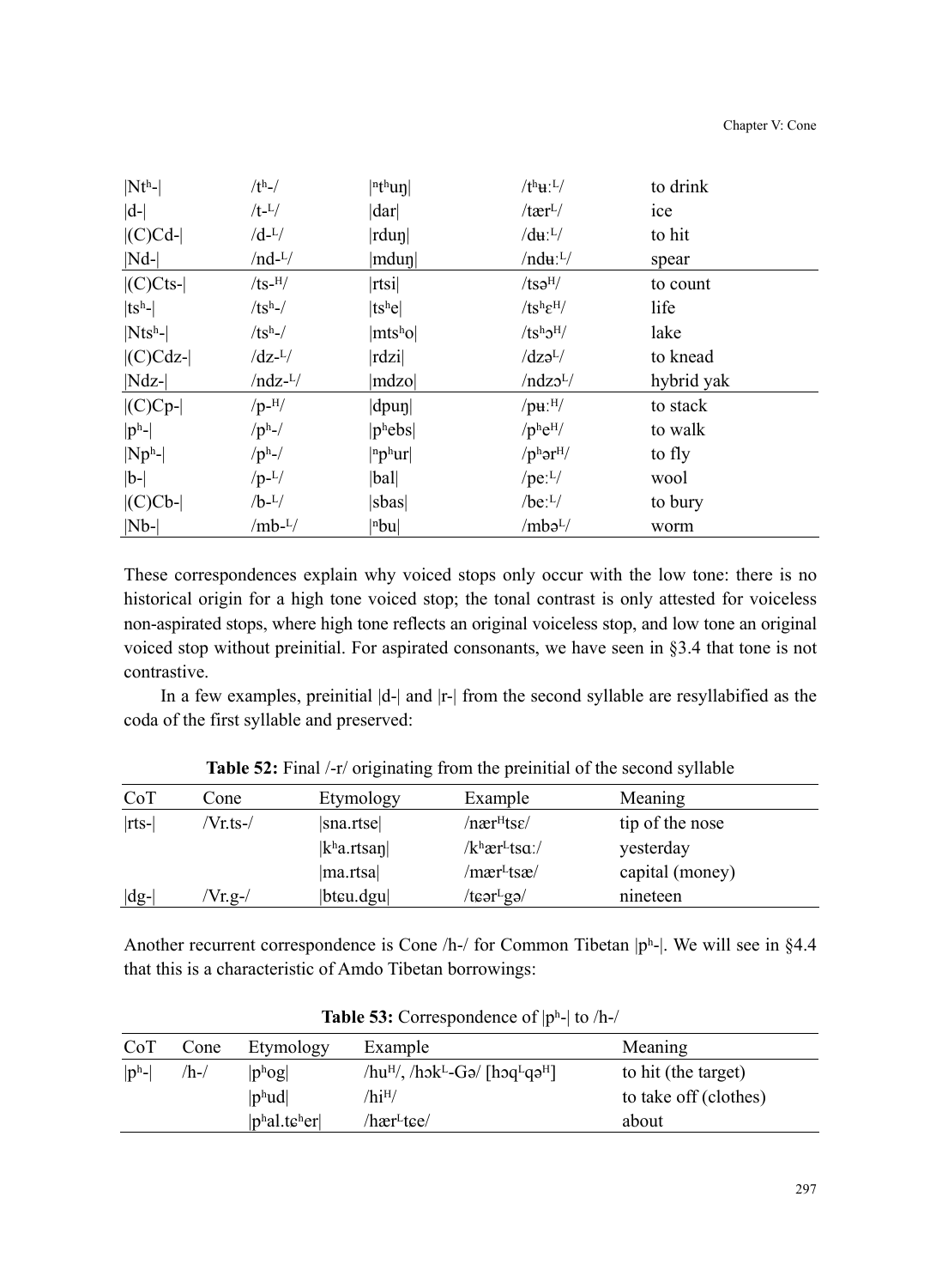| \|Ntʰ-\| | /tʰ-/ | \|ⁿtʰuŋ\| | /tʰʉːᴸ/ | to drink |
|---|---|---|---|---|
| \|d-\| | /t-ᴸ/ | \|dar\| | /tærᴸ/ | ice |
| \|(C)Cd-\| | /d-ᴸ/ | \|rduŋ\| | /dʉːᴸ/ | to hit |
| \|Nd-\| | /nd-ᴸ/ | \|mduŋ\| | /ndʉːᴸ/ | spear |
| \|(C)Cts-\| | /ts-ᴴ/ | \|rtsi\| | /tsəᴴ/ | to count |
| \|tsʰ-\| | /tsʰ-/ | \|tsʰe\| | /tsʰɛᴴ/ | life |
| \|Ntsʰ-\| | /tsʰ-/ | \|mtsʰo\| | /tsʰɔᴴ/ | lake |
| \|(C)Cdz-\| | /dz-ᴸ/ | \|rdzi\| | /dzəᴸ/ | to knead |
| \|Ndz-\| | /ndz-ᴸ/ | \|mdzo\| | /ndzɔᴸ/ | hybrid yak |
| \|(C)Cp-\| | /p-ᴴ/ | \|dpuŋ\| | /pʉːᴴ/ | to stack |
| \|pʰ-\| | /pʰ-/ | \|pʰebs\| | /pʰeᴴ/ | to walk |
| \|Npʰ-\| | /pʰ-/ | \|ⁿpʰur\| | /pʰərᴴ/ | to fly |
| \|b-\| | /p-ᴸ/ | \|bal\| | /peːᴸ/ | wool |
| \|(C)Cb-\| | /b-ᴸ/ | \|sbas\| | /beːᴸ/ | to bury |
| \|Nb-\| | /mb-ᴸ/ | \|ⁿbu\| | /mbəᴸ/ | worm |

These correspondences explain why voiced stops only occur with the low tone: there is no historical origin for a high tone voiced stop; the tonal contrast is only attested for voiceless non-aspirated stops, where high tone reflects an original voiceless stop, and low tone an original voiced stop without preinitial. For aspirated consonants, we have seen in §3.4 that tone is not contrastive.

In a few examples, preinitial |d-| and |r-| from the second syllable are resyllabified as the coda of the first syllable and preserved:

**Table 52:** Final /-r/ originating from the preinitial of the second syllable

| CoT | Cone | Etymology | Example | Meaning |
|---|---|---|---|---|
| \|rts-\| | /Vr.ts-/ | \|sna.rtse\| | /nærᴴtsɛ/ | tip of the nose |
| | | \|kʰa.rtsaŋ\| | /kʰærᴸtsɑː/ | yesterday |
| | | \|ma.rtsa\| | /mærᴸtsæ/ | capital (money) |
| \|dg-\| | /Vr.g-/ | \|btɕu.dgu\| | /tɕərᴸgə/ | nineteen |

Another recurrent correspondence is Cone /h-/ for Common Tibetan |pʰ-|. We will see in §4.4 that this is a characteristic of Amdo Tibetan borrowings:

**Table 53:** Correspondence of |pʰ-| to /h-/

| CoT | Cone | Etymology | Example | Meaning |
|---|---|---|---|---|
| \|pʰ-\| | /h-/ | \|pʰog\| | /huᴴ/, /hɔkᴸ-Gə/ [hɔqᴸqəᴴ] | to hit (the target) |
| | | \|pʰud\| | /hiᴴ/ | to take off (clothes) |
| | | \|pʰal.tɕʰer\| | /hærᴸtɕe/ | about |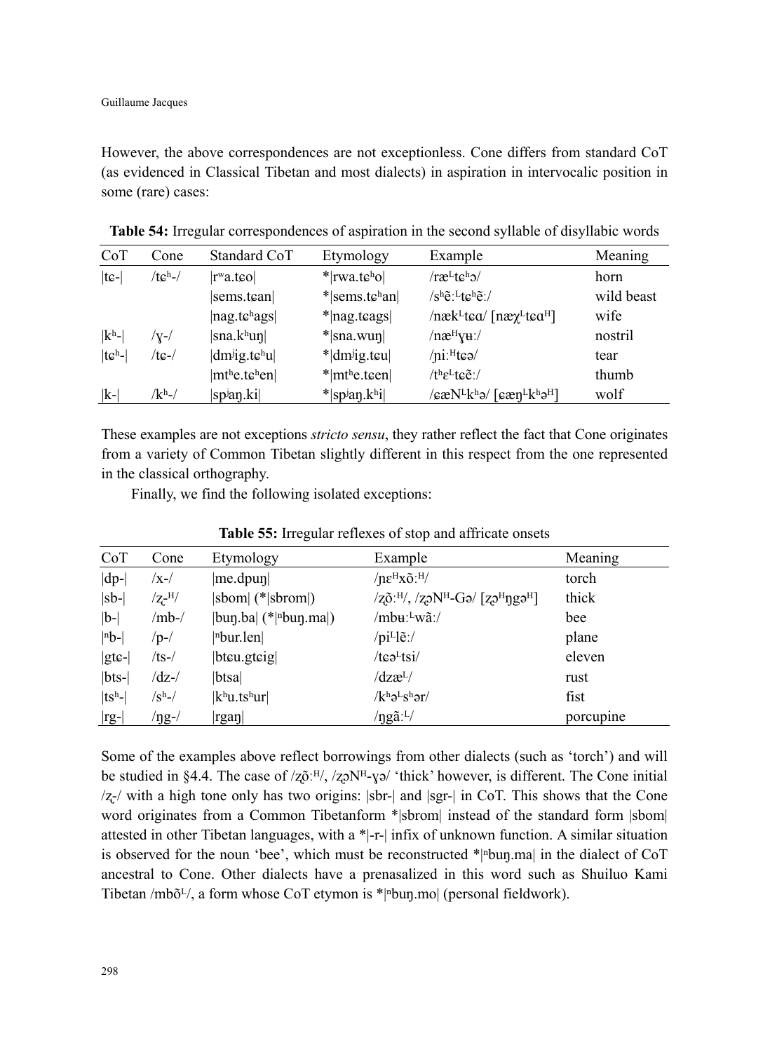However, the above correspondences are not exceptionless. Cone differs from standard CoT (as evidenced in Classical Tibetan and most dialects) in aspiration in intervocalic position in some (rare) cases:

**Table 54:** Irregular correspondences of aspiration in the second syllable of disyllabic words

| CoT | Cone | Standard CoT | Etymology | Example | Meaning |
|---|---|---|---|---|---|
| \|tɕ-\| | /tɕʰ-/ | \|rʷa.tɕo\| | *\|rwa.tɕʰo\| | /ræᴸtɕʰɔ/ | horn |
| | | \|sems.tɕan\| | *\|sems.tɕʰan\| | /sʰẽːᴸtɕʰẽː/ | wild beast |
| | | \|nag.tɕʰags\| | *\|nag.tɕags\| | /nækᴸtɕɑ/ [næχᴸtɕɑᴴ] | wife |
| \|kʰ-\| | /ɣ-/ | \|sna.kʰuŋ\| | *\|sna.wuŋ\| | /næᴴɣʉː/ | nostril |
| \|tɕʰ-\| | /tɕ-/ | \|dmʲig.tɕʰu\| | *\|dmʲig.tɕu\| | /ɲiːᴴtɕə/ | tear |
| | | \|mtʰe.tɕʰen\| | *\|mtʰe.tɕen\| | /tʰɛᴸtɕẽː/ | thumb |
| \|k-\| | /kʰ-/ | \|spʲaŋ.ki\| | *\|spʲaŋ.kʰi\| | /ɕæNᴸkʰə/ [ɕæŋᴸkʰəᴴ] | wolf |

These examples are not exceptions *stricto sensu*, they rather reflect the fact that Cone originates from a variety of Common Tibetan slightly different in this respect from the one represented in the classical orthography.

Finally, we find the following isolated exceptions:

**Table 55:** Irregular reflexes of stop and affricate onsets

| CoT | Cone | Etymology | Example | Meaning |
|---|---|---|---|---|
| \|dp-\| | /x-/ | \|me.dpuŋ\| | /ɲɛᴴxõːᴴ/ | torch |
| \|sb-\| | /ʐ-ᴴ/ | \|sbom\| (*\|sbrom\|) | /ʐõːᴴ/, /ʐɔNᴴ-Gə/ [ʐɔᴴŋgəᴴ] | thick |
| \|b-\| | /mb-/ | \|buŋ.ba\| (*\|ⁿbuŋ.ma\|) | /mbʉːᴸwãː/ | bee |
| \|ⁿb-\| | /p-/ | \|ⁿbur.len\| | /piᴸlẽː/ | plane |
| \|gtɕ-\| | /ts-/ | \|btɕu.gtɕig\| | /tɕəᴸtsi/ | eleven |
| \|bts-\| | /dz-/ | \|btsa\| | /dzæᴸ/ | rust |
| \|tsʰ-\| | /sʰ-/ | \|kʰu.tsʰur\| | /kʰəᴸsʰər/ | fist |
| \|rg-\| | /ŋg-/ | \|rgaŋ\| | /ŋgãːᴸ/ | porcupine |

Some of the examples above reflect borrowings from other dialects (such as 'torch') and will be studied in §4.4. The case of /ʐõːᴴ/, /ʐɔNᴴ-ɣə/ 'thick' however, is different. The Cone initial /ʐ-/ with a high tone only has two origins: |sbr-| and |sgr-| in CoT. This shows that the Cone word originates from a Common Tibetanform *|sbrom| instead of the standard form |sbom| attested in other Tibetan languages, with a *|-r-| infix of unknown function. A similar situation is observed for the noun 'bee', which must be reconstructed *|ⁿbuŋ.ma| in the dialect of CoT ancestral to Cone. Other dialects have a prenasalized in this word such as Shuiluo Kami Tibetan /mbõᴸ/, a form whose CoT etymon is *|ⁿbuŋ.mo| (personal fieldwork).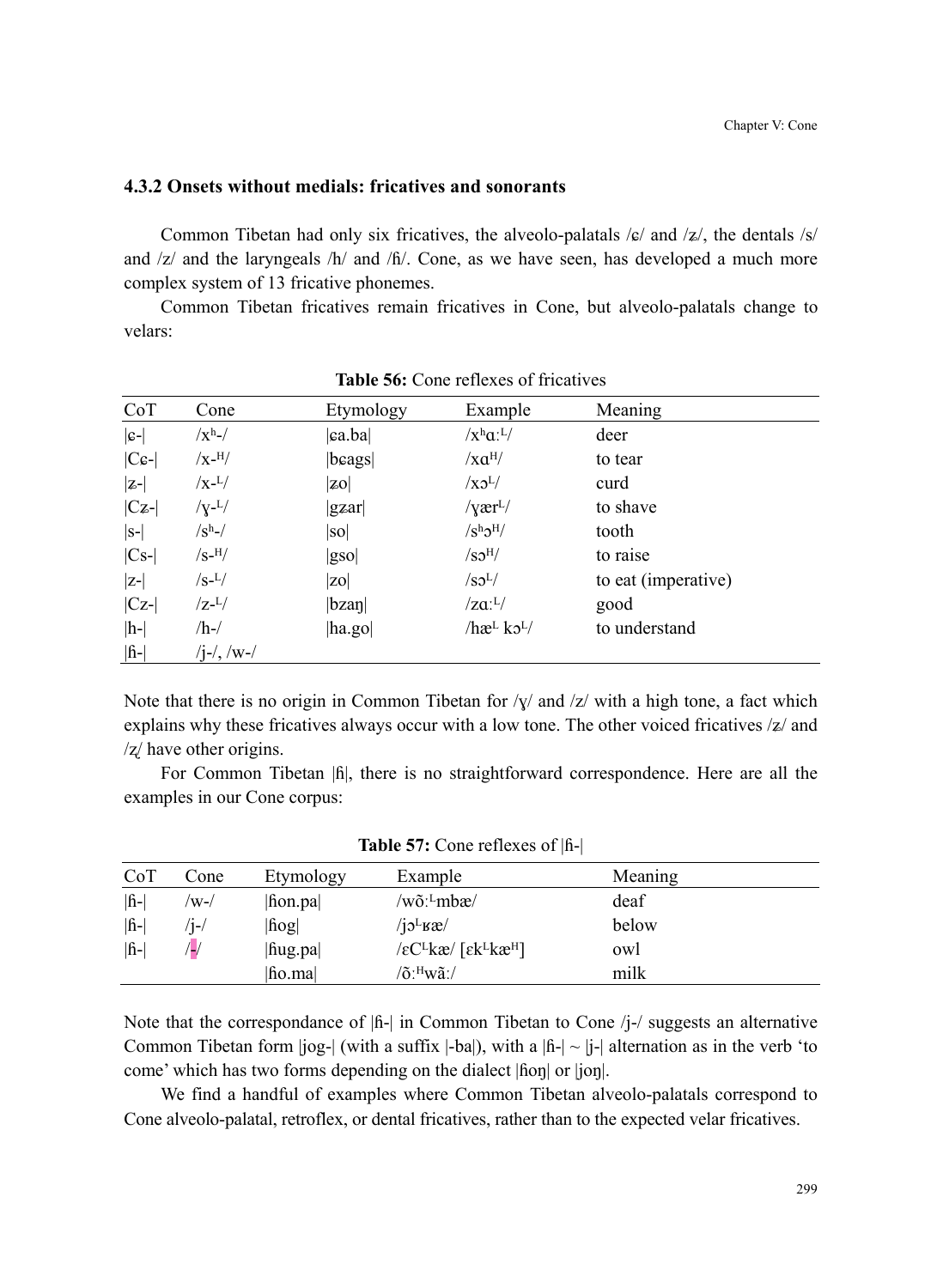### 4.3.2 Onsets without medials: fricatives and sonorants

Common Tibetan had only six fricatives, the alveolo-palatals /ɕ/ and /ʑ/, the dentals /s/ and /z/ and the laryngeals /h/ and /ɦ/. Cone, as we have seen, has developed a much more complex system of 13 fricative phonemes.

Common Tibetan fricatives remain fricatives in Cone, but alveolo-palatals change to velars:

**Table 56:** Cone reflexes of fricatives

| CoT | Cone | Etymology | Example | Meaning |
|---|---|---|---|---|
| \|ɕ-\| | /xʰ-/ | \|ɕa.ba\| | /xʰɑːᴸ/ | deer |
| \|Cɕ-\| | /x-ᴴ/ | \|bɕags\| | /xɑᴴ/ | to tear |
| \|ʑ-\| | /x-ᴸ/ | \|ʑo\| | /xɔᴸ/ | curd |
| \|Cʑ-\| | /ɣ-ᴸ/ | \|gʑar\| | /ɣærᴸ/ | to shave |
| \|s-\| | /sʰ-/ | \|so\| | /sʰɔᴴ/ | tooth |
| \|Cs-\| | /s-ᴴ/ | \|gso\| | /sɔᴴ/ | to raise |
| \|z-\| | /s-ᴸ/ | \|zo\| | /sɔᴸ/ | to eat (imperative) |
| \|Cz-\| | /z-ᴸ/ | \|bzaŋ\| | /zɑːᴸ/ | good |
| \|h-\| | /h-/ | \|ha.go\| | /hæᴸ kɔᴸ/ | to understand |
| \|ɦ-\| | /j-/, /w-/ | | | |

Note that there is no origin in Common Tibetan for /ɣ/ and /z/ with a high tone, a fact which explains why these fricatives always occur with a low tone. The other voiced fricatives /ʑ/ and /ʐ/ have other origins.

For Common Tibetan |ɦ|, there is no straightforward correspondence. Here are all the examples in our Cone corpus:

**Table 57:** Cone reflexes of |ɦ-|

| CoT | Cone | Etymology | Example | Meaning |
|---|---|---|---|---|
| \|ɦ-\| | /w-/ | \|ɦon.pa\| | /wõːᴸmbæ/ | deaf |
| \|ɦ-\| | /j-/ | \|ɦog\| | /jɔᴸʁæ/ | below |
| \|ɦ-\| | /-/ | \|ɦug.pa\| | /ɛCᴸkæ/ [ɛkᴸkæᴴ] | owl |
| | | \|ɦo.ma\| | /õːᴴwãː/ | milk |

Note that the correspondance of |ɦ-| in Common Tibetan to Cone /j-/ suggests an alternative Common Tibetan form |jog-| (with a suffix |-ba|), with a |ɦ-| ~ |j-| alternation as in the verb 'to come' which has two forms depending on the dialect |ɦoŋ| or |joŋ|.

We find a handful of examples where Common Tibetan alveolo-palatals correspond to Cone alveolo-palatal, retroflex, or dental fricatives, rather than to the expected velar fricatives.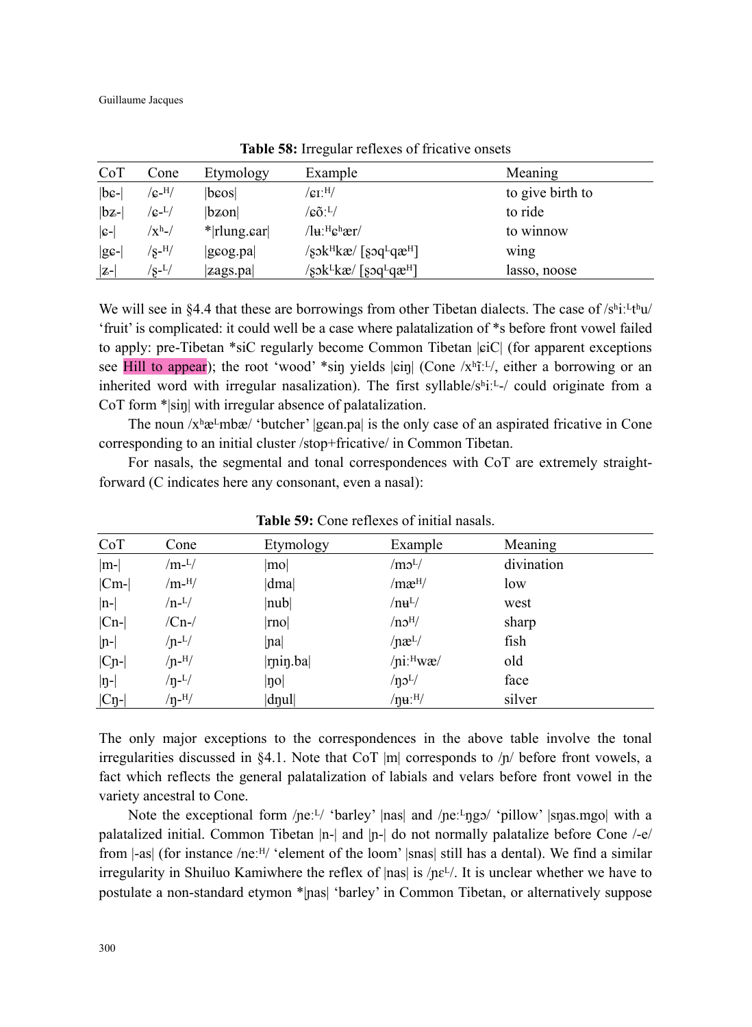**Table 58:** Irregular reflexes of fricative onsets

| CoT | Cone | Etymology | Example | Meaning |
|---|---|---|---|---|
| \|bɕ-\| | /ɕ-ᴴ/ | \|bɕos\| | /ɕɪːᴴ/ | to give birth to |
| \|bʑ-\| | /ɕ-ᴸ/ | \|bʑon\| | /ɕõːᴸ/ | to ride |
| \|ɕ-\| | /xʰ-/ | *\|rlung.ɕar\| | /lʉːᴴɕʰær/ | to winnow |
| \|gɕ-\| | /ʂ-ᴴ/ | \|gɕog.pa\| | /ʂɔkᴴkæ/ [ʂɔqᴸqæᴴ] | wing |
| \|ʑ-\| | /ʂ-ᴸ/ | \|ʑags.pa\| | /ʂɔkᴸkæ/ [ʂɔqᴸqæᴴ] | lasso, noose |

We will see in §4.4 that these are borrowings from other Tibetan dialects. The case of /sʰiːᴸtʰu/ 'fruit' is complicated: it could well be a case where palatalization of *s before front vowel failed to apply: pre-Tibetan *siC regularly become Common Tibetan |ɕiC| (for apparent exceptions see Hill to appear); the root 'wood' *siŋ yields |ɕiŋ| (Cone /xʰĩːᴸ/, either a borrowing or an inherited word with irregular nasalization). The first syllable/sʰiːᴸ-/ could originate from a CoT form *|siŋ| with irregular absence of palatalization.

The noun /xʰæᴸmbæ/ 'butcher' |gɕan.pa| is the only case of an aspirated fricative in Cone corresponding to an initial cluster /stop+fricative/ in Common Tibetan.

For nasals, the segmental and tonal correspondences with CoT are extremely straightforward (C indicates here any consonant, even a nasal):

**Table 59:** Cone reflexes of initial nasals.

| CoT | Cone | Etymology | Example | Meaning |
|---|---|---|---|---|
| \|m-\| | /m-ᴸ/ | \|mo\| | /mɔᴸ/ | divination |
| \|Cm-\| | /m-ᴴ/ | \|dma\| | /mæᴴ/ | low |
| \|n-\| | /n-ᴸ/ | \|nub\| | /nʉᴸ/ | west |
| \|Cn-\| | /Cn-/ | \|rno\| | /nɔᴴ/ | sharp |
| \|ɲ-\| | /ɲ-ᴸ/ | \|ɲa\| | /ɲæᴸ/ | fish |
| \|Cɲ-\| | /ɲ-ᴴ/ | \|rɲiŋ.ba\| | /ɲiːᴴwæ/ | old |
| \|ŋ-\| | /ŋ-ᴸ/ | \|ŋo\| | /ŋɔᴸ/ | face |
| \|Cŋ-\| | /ŋ-ᴴ/ | \|dŋul\| | /ŋʉːᴴ/ | silver |

The only major exceptions to the correspondences in the above table involve the tonal irregularities discussed in §4.1. Note that CoT |m| corresponds to /ɲ/ before front vowels, a fact which reflects the general palatalization of labials and velars before front vowel in the variety ancestral to Cone.

Note the exceptional form /ɲeːᴸ/ 'barley' |nas| and /ɲeːᴸŋgɔ/ 'pillow' |sŋas.mgo| with a palatalized initial. Common Tibetan |n-| and |ŋ-| do not normally palatalize before Cone /-e/ from |-as| (for instance /neːᴴ/ 'element of the loom' |snas| still has a dental). We find a similar irregularity in Shuiluo Kamiwhere the reflex of |nas| is /ɲɛᴸ/. It is unclear whether we have to postulate a non-standard etymon *|ɲas| 'barley' in Common Tibetan, or alternatively suppose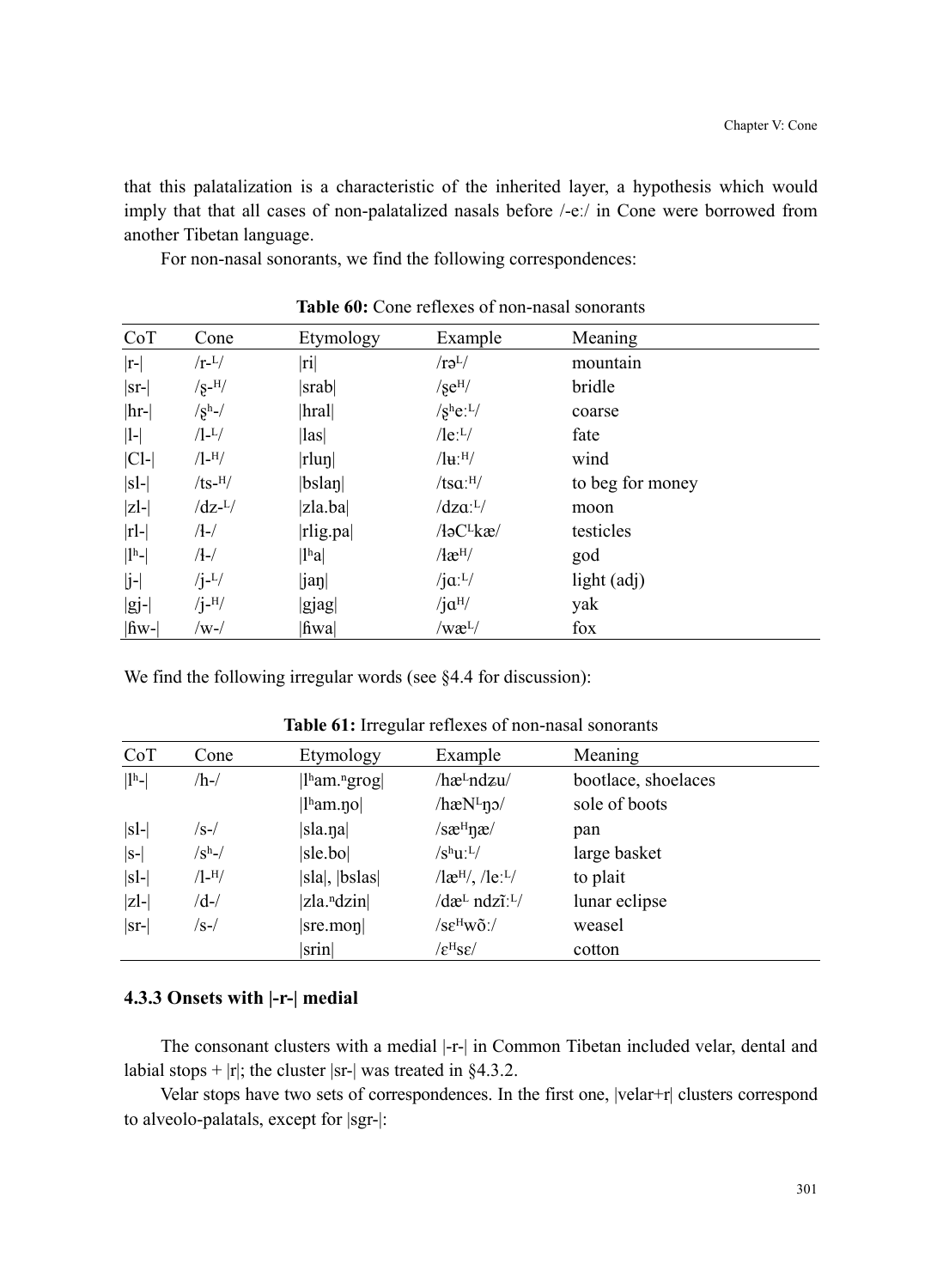that this palatalization is a characteristic of the inherited layer, a hypothesis which would imply that that all cases of non-palatalized nasals before /-eː/ in Cone were borrowed from another Tibetan language.

For non-nasal sonorants, we find the following correspondences:

**Table 60:** Cone reflexes of non-nasal sonorants

| CoT | Cone | Etymology | Example | Meaning |
|---|---|---|---|---|
| \|r-\| | /r-ᴸ/ | \|ri\| | /rəᴸ/ | mountain |
| \|sr-\| | /ʂ-ᴴ/ | \|srab\| | /ʂeᴴ/ | bridle |
| \|hr-\| | /ʂʰ-/ | \|hral\| | /ʂʰeːᴸ/ | coarse |
| \|l-\| | /l-ᴸ/ | \|las\| | /leːᴸ/ | fate |
| \|Cl-\| | /l-ᴴ/ | \|rluŋ\| | /lʉːᴴ/ | wind |
| \|sl-\| | /ts-ᴴ/ | \|bslaŋ\| | /tsɑːᴴ/ | to beg for money |
| \|zl-\| | /dz-ᴸ/ | \|zla.ba\| | /dzɑːᴸ/ | moon |
| \|rl-\| | /ɬ-/ | \|rlig.pa\| | /ɬəCᴸkæ/ | testicles |
| \|lʰ-\| | /ɬ-/ | \|lʰa\| | /ɬæᴴ/ | god |
| \|j-\| | /j-ᴸ/ | \|jaŋ\| | /jɑːᴸ/ | light (adj) |
| \|gj-\| | /j-ᴴ/ | \|gjag\| | /jɑᴴ/ | yak |
| \|ɦw-\| | /w-/ | \|ɦwa\| | /wæᴸ/ | fox |

We find the following irregular words (see §4.4 for discussion):

**Table 61:** Irregular reflexes of non-nasal sonorants

| CoT | Cone | Etymology | Example | Meaning |
|---|---|---|---|---|
| \|lʰ-\| | /h-/ | \|lʰam.ⁿgrog\| | /hæᴸndzu/ | bootlace, shoelaces |
| | | \|lʰam.ŋo\| | /hæNᴸŋɔ/ | sole of boots |
| \|sl-\| | /s-/ | \|sla.ŋa\| | /sæᴴŋæ/ | pan |
| \|s-\| | /sʰ-/ | \|sle.bo\| | /sʰuːᴸ/ | large basket |
| \|sl-\| | /l-ᴴ/ | \|sla\|, \|bslas\| | /læᴴ/, /leːᴸ/ | to plait |
| \|zl-\| | /d-/ | \|zla.ⁿdzin\| | /dæᴸ ndzĩːᴸ/ | lunar eclipse |
| \|sr-\| | /s-/ | \|sre.moŋ\| | /sɛᴴwõː/ | weasel |
| | | \|srin\| | /ɛᴴsɛ/ | cotton |

### 4.3.3 Onsets with |-r-| medial

The consonant clusters with a medial |-r-| in Common Tibetan included velar, dental and labial stops + |r|; the cluster |sr-| was treated in §4.3.2.

Velar stops have two sets of correspondences. In the first one, |velar+r| clusters correspond to alveolo-palatals, except for |sgr-|: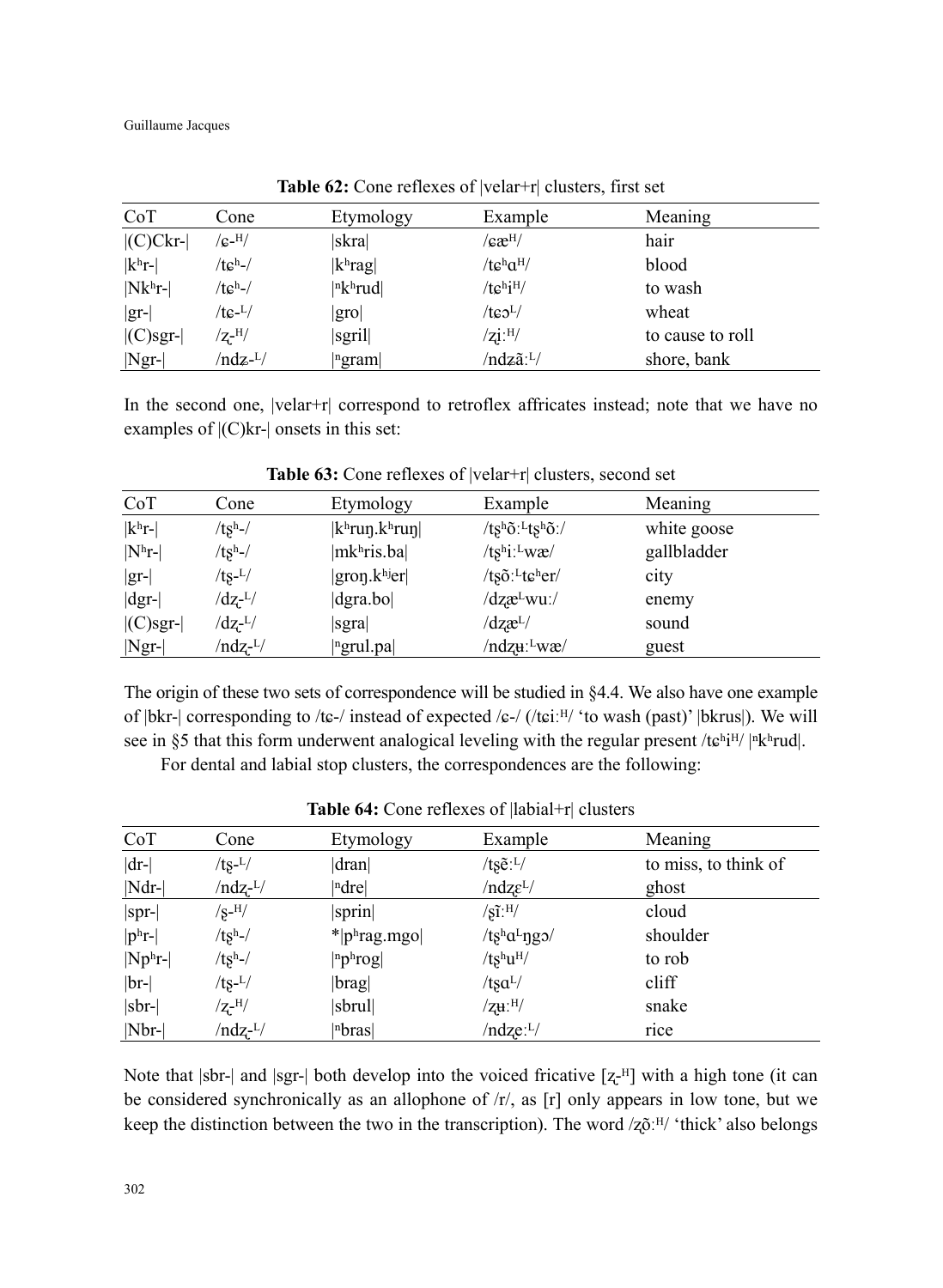**Table 62:** Cone reflexes of |velar+r| clusters, first set

| CoT | Cone | Etymology | Example | Meaning |
|---|---|---|---|---|
| \|(C)Ckr-\| | /ɕ-ᴴ/ | \|skra\| | /ɕæᴴ/ | hair |
| \|kʰr-\| | /tɕʰ-/ | \|kʰrag\| | /tɕʰɑᴴ/ | blood |
| \|Nkʰr-\| | /tɕʰ-/ | \|ⁿkʰrud\| | /tɕʰiᴴ/ | to wash |
| \|gr-\| | /tɕ-ᴸ/ | \|gro\| | /tɕɔᴸ/ | wheat |
| \|(C)sgr-\| | /ʐ-ᴴ/ | \|sgril\| | /ʐʅːᴴ/ | to cause to roll |
| \|Ngr-\| | /ndʑ-ᴸ/ | \|ⁿgram\| | /ndʑãːᴸ/ | shore, bank |

In the second one, |velar+r| correspond to retroflex affricates instead; note that we have no examples of |(C)kr-| onsets in this set:

**Table 63:** Cone reflexes of |velar+r| clusters, second set

| CoT | Cone | Etymology | Example | Meaning |
|---|---|---|---|---|
| \|kʰr-\| | /tʂʰ-/ | \|kʰruŋ.kʰruŋ\| | /tʂʰõːᴸtʂʰõː/ | white goose |
| \|Nʰr-\| | /tʂʰ-/ | \|mkʰris.ba\| | /tʂʰiːᴸwæ/ | gallbladder |
| \|gr-\| | /tʂ-ᴸ/ | \|groŋ.kʰʲer\| | /tʂõːᴸtɕʰer/ | city |
| \|dgr-\| | /dʐ-ᴸ/ | \|dgra.bo\| | /dʐæᴸwuː/ | enemy |
| \|(C)sgr-\| | /dʐ-ᴸ/ | \|sgra\| | /dʐæᴸ/ | sound |
| \|Ngr-\| | /ndʐ-ᴸ/ | \|ⁿgrul.pa\| | /ndʐʉːᴸwæ/ | guest |

The origin of these two sets of correspondence will be studied in §4.4. We also have one example of |bkr-| corresponding to /tɕ-/ instead of expected /ɕ-/ (/tɕiːᴴ/ 'to wash (past)' |bkrus|). We will see in §5 that this form underwent analogical leveling with the regular present /tɕʰiᴴ/ |ⁿkʰrud|.

For dental and labial stop clusters, the correspondences are the following:

**Table 64:** Cone reflexes of |labial+r| clusters

| CoT | Cone | Etymology | Example | Meaning |
|---|---|---|---|---|
| \|dr-\| | /tʂ-ᴸ/ | \|dran\| | /tʂẽːᴸ/ | to miss, to think of |
| \|Ndr-\| | /ndʐ-ᴸ/ | \|ⁿdre\| | /ndʐɛᴸ/ | ghost |
| \|spr-\| | /ʂ-ᴴ/ | \|sprin\| | /ʂĩːᴴ/ | cloud |
| \|pʰr-\| | /tʂʰ-/ | *\|pʰrag.mgo\| | /tʂʰɑᴸŋgɔ/ | shoulder |
| \|Npʰr-\| | /tʂʰ-/ | \|ⁿpʰrog\| | /tʂʰuᴴ/ | to rob |
| \|br-\| | /tʂ-ᴸ/ | \|brag\| | /tʂɑᴸ/ | cliff |
| \|sbr-\| | /ʐ-ᴴ/ | \|sbrul\| | /ʐʉːᴴ/ | snake |
| \|Nbr-\| | /ndʐ-ᴸ/ | \|ⁿbras\| | /ndʐeːᴸ/ | rice |

Note that |sbr-| and |sgr-| both develop into the voiced fricative [ʐ-ᴴ] with a high tone (it can be considered synchronically as an allophone of /r/, as [r] only appears in low tone, but we keep the distinction between the two in the transcription). The word /ʐõːᴴ/ 'thick' also belongs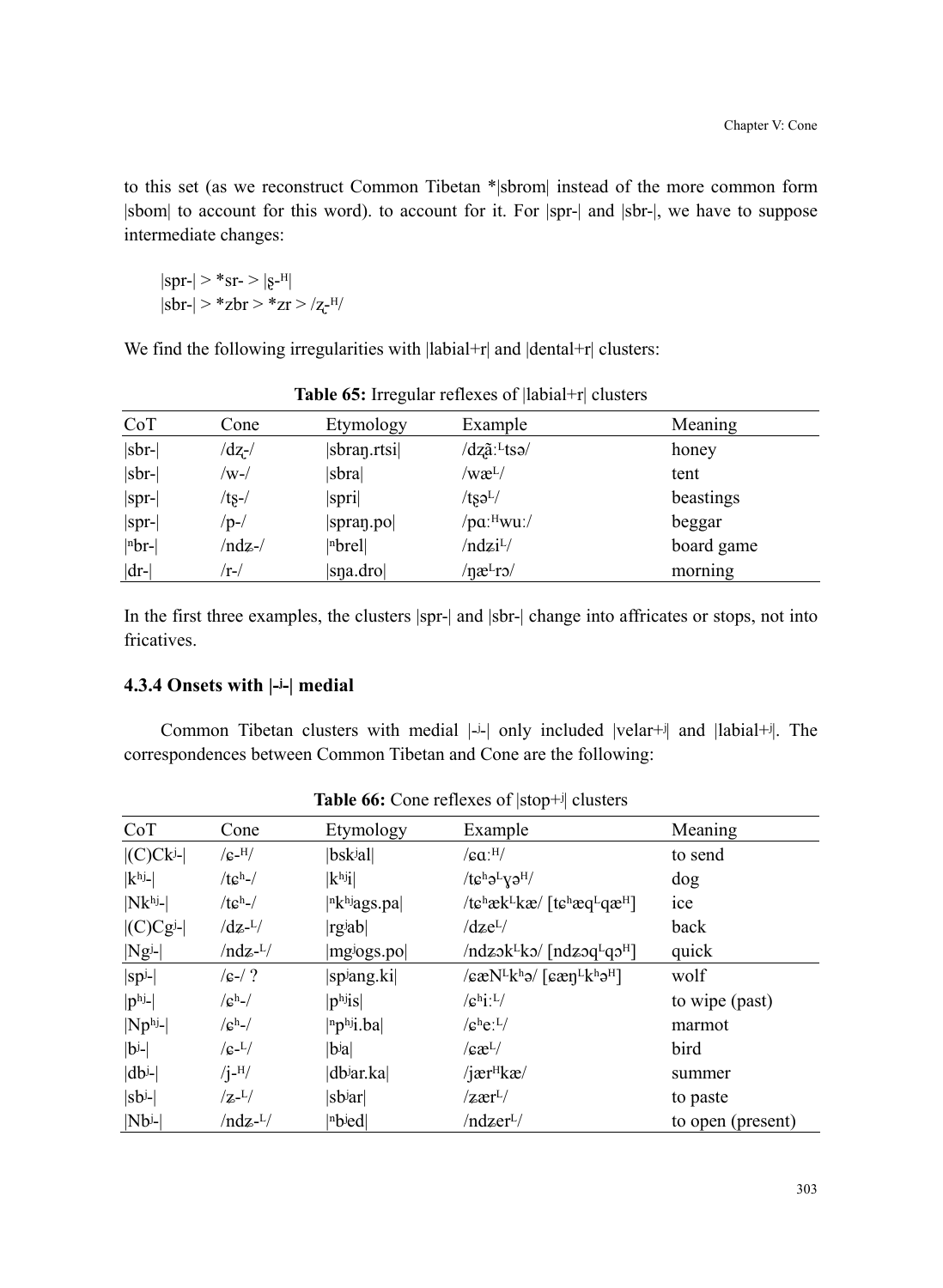to this set (as we reconstruct Common Tibetan *|sbrom| instead of the more common form |sbom| to account for this word). to account for it. For |spr-| and |sbr-|, we have to suppose intermediate changes:

|spr-| > *sr- > |ʂ-ᴴ|
|sbr-| > *zbr > *zr > /ʐ-ᴴ/

We find the following irregularities with |labial+r| and |dental+r| clusters:

**Table 65:** Irregular reflexes of |labial+r| clusters

| CoT | Cone | Etymology | Example | Meaning |
|---|---|---|---|---|
| \|sbr-\| | /dʐ-/ | \|sbraŋ.rtsi\| | /dʐãːᴸtsə/ | honey |
| \|sbr-\| | /w-/ | \|sbra\| | /wæᴸ/ | tent |
| \|spr-\| | /tʂ-/ | \|spri\| | /tʂəᴸ/ | beastings |
| \|spr-\| | /p-/ | \|spraŋ.po\| | /pɑːᴴwuː/ | beggar |
| \|ⁿbr-\| | /ndʑ-/ | \|ⁿbrel\| | /ndʑiᴸ/ | board game |
| \|dr-\| | /r-/ | \|sŋa.dro\| | /ŋæᴸrə/ | morning |

In the first three examples, the clusters |spr-| and |sbr-| change into affricates or stops, not into fricatives.

### 4.3.4 Onsets with |-ʲ-| medial

Common Tibetan clusters with medial |-ʲ-| only included |velar+ʲ| and |labial+ʲ|. The correspondences between Common Tibetan and Cone are the following:

**Table 66:** Cone reflexes of |stop+ʲ| clusters

| CoT | Cone | Etymology | Example | Meaning |
|---|---|---|---|---|
| \|(C)Ckʲ-\| | /ɕ-ᴴ/ | \|bskʲal\| | /ɕɑːᴴ/ | to send |
| \|kʰʲ-\| | /tɕʰ-/ | \|kʰʲi\| | /tɕʰəᴸɣəᴴ/ | dog |
| \|Nkʰʲ-\| | /tɕʰ-/ | \|ⁿkʰʲags.pa\| | /tɕʰækᴸkæ/ [tɕʰæqᴸqæᴴ] | ice |
| \|(C)Cgʲ-\| | /dʑ-ᴸ/ | \|rgʲab\| | /dʑeᴸ/ | back |
| \|Ngʲ-\| | /ndʑ-ᴸ/ | \|mgʲogs.po\| | /ndʑɔkᴸkɔ/ [ndʑɔqᴸqɔᴴ] | quick |
| \|spʲ-\| | /ɕ-/ ? | \|spʲang.ki\| | /ɕæNᴸkʰə/ [ɕæŋᴸkʰəᴴ] | wolf |
| \|pʰʲ-\| | /ɕʰ-/ | \|pʰʲis\| | /ɕʰiːᴸ/ | to wipe (past) |
| \|Npʰʲ-\| | /ɕʰ-/ | \|ⁿpʰʲi.ba\| | /ɕʰeːᴸ/ | marmot |
| \|bʲ-\| | /ɕ-ᴸ/ | \|bʲa\| | /ɕæᴸ/ | bird |
| \|dbʲ-\| | /j-ᴴ/ | \|dbʲar.ka\| | /jærᴴkæ/ | summer |
| \|sbʲ-\| | /ʑ-ᴸ/ | \|sbʲar\| | /ʑærᴸ/ | to paste |
| \|Nbʲ-\| | /ndʑ-ᴸ/ | \|ⁿbʲed\| | /ndʑerᴸ/ | to open (present) |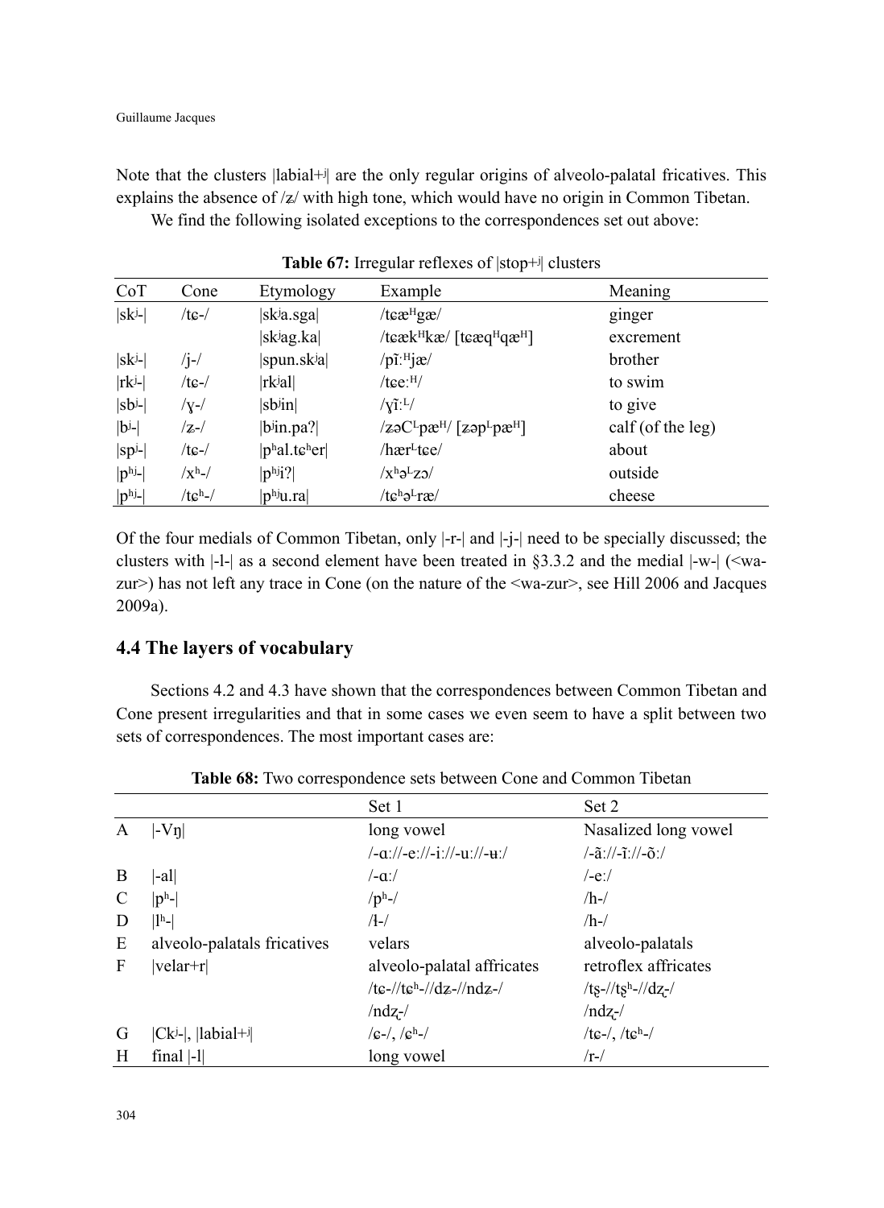Note that the clusters |labial+ʲ| are the only regular origins of alveolo-palatal fricatives. This explains the absence of /ʑ/ with high tone, which would have no origin in Common Tibetan.

We find the following isolated exceptions to the correspondences set out above:

**Table 67:** Irregular reflexes of |stop+ʲ| clusters

| CoT | Cone | Etymology | Example | Meaning |
|---|---|---|---|---|
| \|skʲ-\| | /tɕ-/ | \|skʲa.sga\| | /tɕæᴴgæ/ | ginger |
| | | \|skʲag.ka\| | /tɕækᴴkæ/ [tɕæqᴴqæᴴ] | excrement |
| \|skʲ-\| | /j-/ | \|spun.skʲa\| | /pĩːᴴjæ/ | brother |
| \|rkʲ-\| | /tɕ-/ | \|rkʲal\| | /tɕeːᴴ/ | to swim |
| \|sbʲ-\| | /ɣ-/ | \|sbʲin\| | /ɣĩːᴸ/ | to give |
| \|bʲ-\| | /ʑ-/ | \|bʲin.paʔ\| | /ʑəCᴸpæᴴ/ [ʑəpᴸpæᴴ] | calf (of the leg) |
| \|spʲ-\| | /tɕ-/ | \|pʰal.tɕʰer\| | /hærᴸtɕe/ | about |
| \|pʰʲ-\| | /xʰ-/ | \|pʰʲiʔ\| | /xʰəᴸzɔ/ | outside |
| \|pʰʲ-\| | /tɕʰ-/ | \|pʰʲu.ra\| | /tɕʰəᴸræ/ | cheese |

Of the four medials of Common Tibetan, only |-r-| and |-j-| need to be specially discussed; the clusters with |-l-| as a second element have been treated in §3.3.2 and the medial |-w-| (<wa-zur>) has not left any trace in Cone (on the nature of the <wa-zur>, see Hill 2006 and Jacques 2009a).

## 4.4 The layers of vocabulary

Sections 4.2 and 4.3 have shown that the correspondences between Common Tibetan and Cone present irregularities and that in some cases we even seem to have a split between two sets of correspondences. The most important cases are:

**Table 68:** Two correspondence sets between Cone and Common Tibetan

| | | Set 1 | Set 2 |
|---|---|---|---|
| A | \|-Vŋ\| | long vowel | Nasalized long vowel |
| | | /-ɑː//-eː//-iː//-uː//-ʉː/ | /-ãː//-ĩː//-õː/ |
| B | \|-al\| | /-ɑː/ | /-eː/ |
| C | \|pʰ-\| | /pʰ-/ | /h-/ |
| D | \|lʰ-\| | /ɬ-/ | /h-/ |
| E | alveolo-palatals fricatives | velars | alveolo-palatals |
| F | \|velar+r\| | alveolo-palatal affricates | retroflex affricates |
| | | /tɕ-//tɕʰ-//dʑ-//ndʑ-/ | /tʂ-//tʂʰ-//dʐ-/ |
| | | /ndʐ-/ | /ndʐ-/ |
| G | \|Ckʲ-\|, \|labial+ʲ\| | /ɕ-/, /ɕʰ-/ | /tɕ-/, /tɕʰ-/ |
| H | final \|-l\| | long vowel | /r-/ |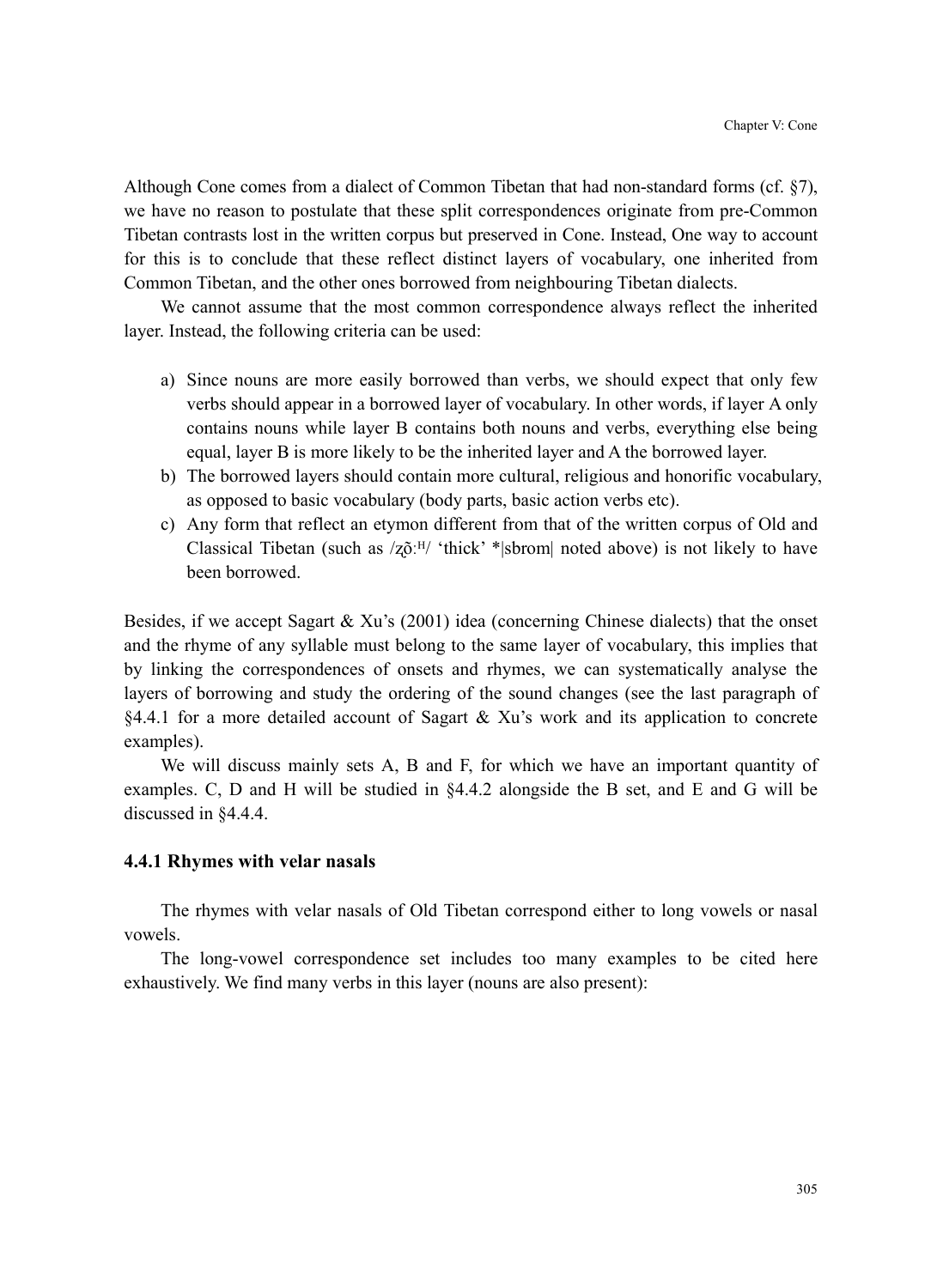Although Cone comes from a dialect of Common Tibetan that had non-standard forms (cf. §7), we have no reason to postulate that these split correspondences originate from pre-Common Tibetan contrasts lost in the written corpus but preserved in Cone. Instead, One way to account for this is to conclude that these reflect distinct layers of vocabulary, one inherited from Common Tibetan, and the other ones borrowed from neighbouring Tibetan dialects.

We cannot assume that the most common correspondence always reflect the inherited layer. Instead, the following criteria can be used:

a) Since nouns are more easily borrowed than verbs, we should expect that only few verbs should appear in a borrowed layer of vocabulary. In other words, if layer A only contains nouns while layer B contains both nouns and verbs, everything else being equal, layer B is more likely to be the inherited layer and A the borrowed layer.
b) The borrowed layers should contain more cultural, religious and honorific vocabulary, as opposed to basic vocabulary (body parts, basic action verbs etc).
c) Any form that reflect an etymon different from that of the written corpus of Old and Classical Tibetan (such as /ʐõːᴴ/ 'thick' *|sbrom| noted above) is not likely to have been borrowed.

Besides, if we accept Sagart & Xu's (2001) idea (concerning Chinese dialects) that the onset and the rhyme of any syllable must belong to the same layer of vocabulary, this implies that by linking the correspondences of onsets and rhymes, we can systematically analyse the layers of borrowing and study the ordering of the sound changes (see the last paragraph of §4.4.1 for a more detailed account of Sagart & Xu's work and its application to concrete examples).

We will discuss mainly sets A, B and F, for which we have an important quantity of examples. C, D and H will be studied in §4.4.2 alongside the B set, and E and G will be discussed in §4.4.4.

### 4.4.1 Rhymes with velar nasals

The rhymes with velar nasals of Old Tibetan correspond either to long vowels or nasal vowels.

The long-vowel correspondence set includes too many examples to be cited here exhaustively. We find many verbs in this layer (nouns are also present):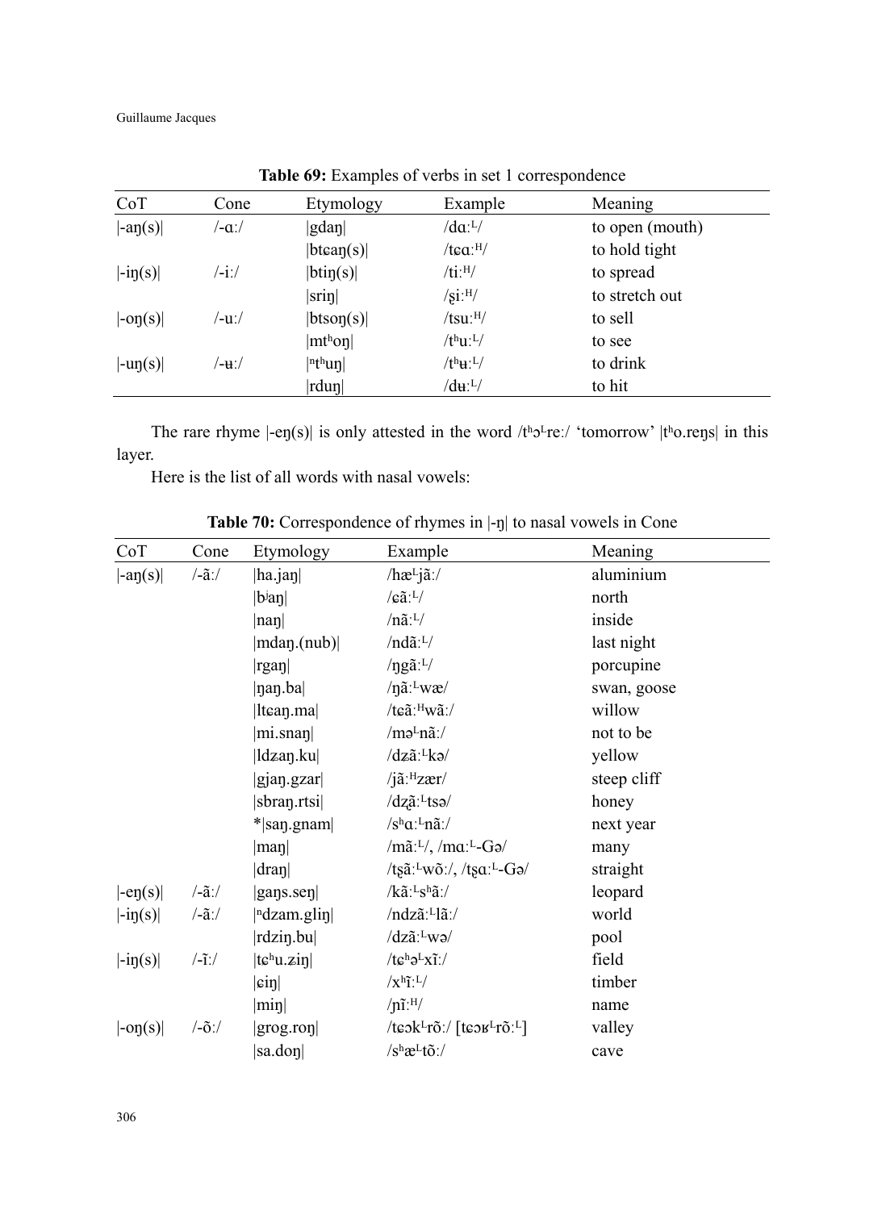**Table 69:** Examples of verbs in set 1 correspondence

| CoT | Cone | Etymology | Example | Meaning |
|---|---|---|---|---|
| \|-aŋ(s)\| | /-ɑː/ | \|gdaŋ\| | /dɑːᴸ/ | to open (mouth) |
| | | \|btɕaŋ(s)\| | /tɕɑːᴴ/ | to hold tight |
| \|-iŋ(s)\| | /-iː/ | \|btiŋ(s)\| | /tiːᴴ/ | to spread |
| | | \|sriŋ\| | /ʂiːᴴ/ | to stretch out |
| \|-oŋ(s)\| | /-uː/ | \|btsoŋ(s)\| | /tsuːᴴ/ | to sell |
| | | \|mtʰoŋ\| | /tʰuːᴸ/ | to see |
| \|-uŋ(s)\| | /-ʉː/ | \|ⁿtʰuŋ\| | /tʰʉːᴸ/ | to drink |
| | | \|rduŋ\| | /dʉːᴸ/ | to hit |

The rare rhyme |-eŋ(s)| is only attested in the word /tʰɔᴸreː/ 'tomorrow' |tʰo.reŋs| in this layer.

Here is the list of all words with nasal vowels:

**Table 70:** Correspondence of rhymes in |-ŋ| to nasal vowels in Cone

| CoT | Cone | Etymology | Example | Meaning |
|---|---|---|---|---|
| \|-aŋ(s)\| | /-ãː/ | \|ha.jaŋ\| | /hæᴸjãː/ | aluminium |
| | | \|bʲaŋ\| | /ɕãːᴸ/ | north |
| | | \|naŋ\| | /nãːᴸ/ | inside |
| | | \|mdaŋ.(nub)\| | /ndãːᴸ/ | last night |
| | | \|rgaŋ\| | /ŋgãːᴸ/ | porcupine |
| | | \|ŋaŋ.ba\| | /ŋãːᴸwæ/ | swan, goose |
| | | \|ltɕaŋ.ma\| | /tɕãːᴴwãː/ | willow |
| | | \|mi.snaŋ\| | /məᴸnãː/ | not to be |
| | | \|ldʑaŋ.ku\| | /dʑãːᴸkə/ | yellow |
| | | \|gjaŋ.gzar\| | /jãːᴴzær/ | steep cliff |
| | | \|sbraŋ.rtsi\| | /dʐãːᴸtsə/ | honey |
| | | *\|saŋ.gnam\| | /sʰɑːᴸnãː/ | next year |
| | | \|maŋ\| | /mãːᴸ/, /mɑːᴸ-Gə/ | many |
| | | \|draŋ\| | /tʂãːᴸwõː/, /tʂɑːᴸ-Gə/ | straight |
| \|-eŋ(s)\| | /-ãː/ | \|gaŋs.seŋ\| | /kãːᴸsʰãː/ | leopard |
| \|-iŋ(s)\| | /-ãː/ | \|ⁿdzam.gliŋ\| | /ndzãːᴸlãː/ | world |
| | | \|rdziŋ.bu\| | /dzãːᴸwə/ | pool |
| \|-iŋ(s)\| | /-ĩː/ | \|tɕʰu.ziŋ\| | /tɕʰəᴸxĩː/ | field |
| | | \|ɕiŋ\| | /xʰĩːᴸ/ | timber |
| | | \|miŋ\| | /ɲĩːᴴ/ | name |
| \|-oŋ(s)\| | /-õː/ | \|grog.roŋ\| | /tɕəkᴸrõː/ [tɕəʁᴸrõːᴸ] | valley |
| | | \|sa.doŋ\| | /sʰæᴸtõː/ | cave |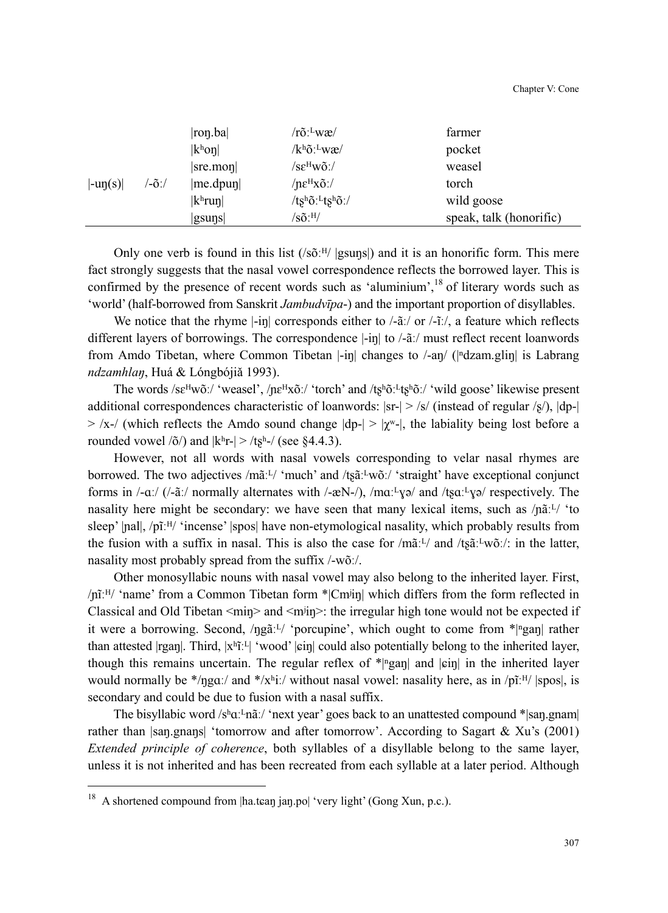| | | | |
|---|---|---|---|
| | | \|roŋ.ba\| | /rõːᴸwæ/ | farmer |
| | | \|kʰoŋ\| | /kʰõːᴸwæ/ | pocket |
| | | \|sre.moŋ\| | /sɛᴴwõː/ | weasel |
| \|-uŋ(s)\| | /-õː/ | \|me.dpuŋ\| | /ɲɛᴴxõː/ | torch |
| | | \|kʰruŋ\| | /ʈʂʰõːᴸʈʂʰõː/ | wild goose |
| | | \|gsuŋs\| | /sõːᴴ/ | speak, talk (honorific) |

Only one verb is found in this list (/sõːᴴ/ |gsuŋs|) and it is an honorific form. This mere fact strongly suggests that the nasal vowel correspondence reflects the borrowed layer. This is confirmed by the presence of recent words such as 'aluminium',[18] of literary words such as 'world' (half-borrowed from Sanskrit *Jambudvīpa-*) and the important proportion of disyllables.

We notice that the rhyme |-iŋ| corresponds either to /-ãː/ or /-ĩː/, a feature which reflects different layers of borrowings. The correspondence |-iŋ| to /-ãː/ must reflect recent loanwords from Amdo Tibetan, where Common Tibetan |-iŋ| changes to /-aŋ/ (|ⁿdzam.gliŋ| is Labrang *ndzamhlaŋ*, Huá & Lóngbójiǎ 1993).

The words /sɛᴴwõː/ 'weasel', /ɲɛᴴxõː/ 'torch' and /ʈʂʰõːᴸʈʂʰõː/ 'wild goose' likewise present additional correspondences characteristic of loanwords: |sr-| > /s/ (instead of regular /ʂ/), |dp-| > /x-/ (which reflects the Amdo sound change |dp-| > |χʷ-|, the labiality being lost before a rounded vowel /õ/) and |kʰr-| > /ʈʂʰ-/ (see §4.4.3).

However, not all words with nasal vowels corresponding to velar nasal rhymes are borrowed. The two adjectives /mãːᴸ/ 'much' and /ʈʂãːᴸwõː/ 'straight' have exceptional conjunct forms in /-ɑː/ (/-ãː/ normally alternates with /-æN-/), /mɑːᴸɣə/ and /ʈʂɑːᴸɣə/ respectively. The nasality here might be secondary: we have seen that many lexical items, such as /ɲãːᴸ/ 'to sleep' |ɲal|, /pĩːᴴ/ 'incense' |spos| have non-etymological nasality, which probably results from the fusion with a suffix in nasal. This is also the case for /mãːᴸ/ and /ʈʂãːᴸwõː/: in the latter, nasality most probably spread from the suffix /-wõː/.

Other monosyllabic nouns with nasal vowel may also belong to the inherited layer. First, /ɲĩːᴴ/ 'name' from a Common Tibetan form *|Cmʲiŋ| which differs from the form reflected in Classical and Old Tibetan <miŋ> and <mʲiŋ>: the irregular high tone would not be expected if it were a borrowing. Second, /ŋgãːᴸ/ 'porcupine', which ought to come from *|ⁿgaŋ| rather than attested |rgaŋ|. Third, |xʰĩːᴸ| 'wood' |ɕiŋ| could also potentially belong to the inherited layer, though this remains uncertain. The regular reflex of *|ⁿgaŋ| and |ɕiŋ| in the inherited layer would normally be */ŋgɑː/ and */xʰiː/ without nasal vowel: nasality here, as in /pĩːᴴ/ |spos|, is secondary and could be due to fusion with a nasal suffix.

The bisyllabic word /sʰɑːᴸnãː/ 'next year' goes back to an unattested compound *|saŋ.gnam| rather than |saŋ.gnaŋs| 'tomorrow and after tomorrow'. According to Sagart & Xu's (2001) *Extended principle of coherence*, both syllables of a disyllable belong to the same layer, unless it is not inherited and has been recreated from each syllable at a later period. Although

[18] A shortened compound from |ha.tɕaŋ jaŋ.po| 'very light' (Gong Xun, p.c.).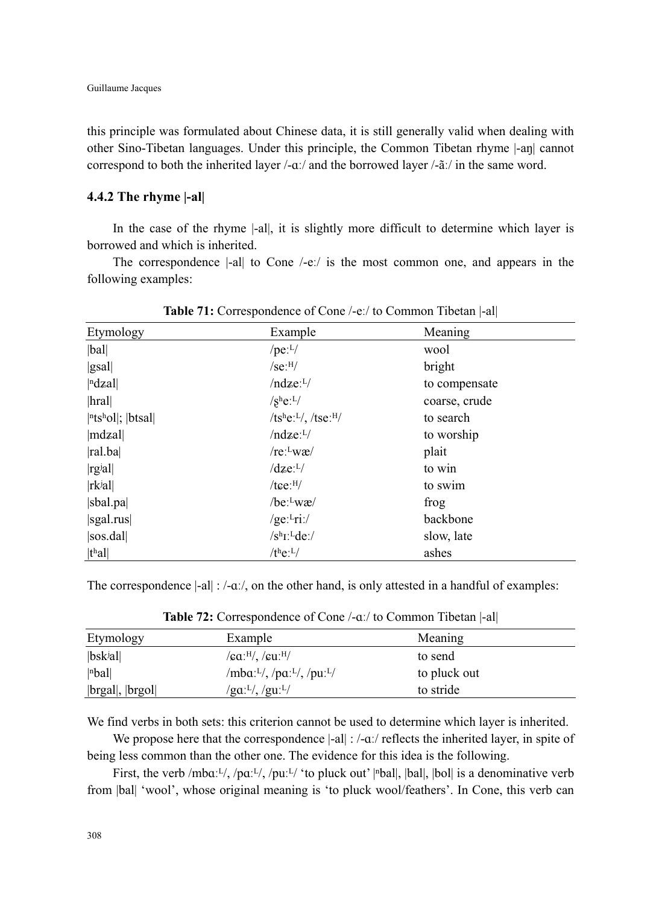this principle was formulated about Chinese data, it is still generally valid when dealing with other Sino-Tibetan languages. Under this principle, the Common Tibetan rhyme |-aŋ| cannot correspond to both the inherited layer /-ɑː/ and the borrowed layer /-ãː/ in the same word.

### 4.4.2 The rhyme |-al|

In the case of the rhyme |-al|, it is slightly more difficult to determine which layer is borrowed and which is inherited.

The correspondence |-al| to Cone /-eː/ is the most common one, and appears in the following examples:

**Table 71:** Correspondence of Cone /-eː/ to Common Tibetan |-al|

| Etymology | Example | Meaning |
|---|---|---|
| \|bal\| | /peː$^{L}$/ | wool |
| \|gsal\| | /seː$^{H}$/ | bright |
| \|$^{n}$dʑal\| | /ndʑeː$^{L}$/ | to compensate |
| \|hral\| | /ʂʰeː$^{L}$/ | coarse, crude |
| \|$^{n}$tsʰol\|; \|btsal\| | /tsʰeː$^{L}$/, /tseː$^{H}$/ | to search |
| \|mdʑal\| | /ndʑeː$^{L}$/ | to worship |
| \|ral.ba\| | /reː$^{L}$wæ/ | plait |
| \|rgʲal\| | /dʑeː$^{L}$/ | to win |
| \|rkʲal\| | /tɕeː$^{H}$/ | to swim |
| \|sbal.pa\| | /beː$^{L}$wæ/ | frog |
| \|sgal.rus\| | /geː$^{L}$riː/ | backbone |
| \|sos.dal\| | /sʰɪː$^{L}$deː/ | slow, late |
| \|tʰal\| | /tʰeː$^{L}$/ | ashes |

The correspondence |-al| : /-ɑː/, on the other hand, is only attested in a handful of examples:

**Table 72:** Correspondence of Cone /-ɑː/ to Common Tibetan |-al|

| Etymology | Example | Meaning |
|---|---|---|
| \|bskʲal\| | /ɕɑː$^{H}$/, /ɕuː$^{H}$/ | to send |
| \|$^{n}$bal\| | /mbɑː$^{L}$/, /pɑː$^{L}$/, /puː$^{L}$/ | to pluck out |
| \|brgal\|, \|brgol\| | /gɑː$^{L}$/, /guː$^{L}$/ | to stride |

We find verbs in both sets: this criterion cannot be used to determine which layer is inherited.

We propose here that the correspondence |-al| : /-ɑː/ reflects the inherited layer, in spite of being less common than the other one. The evidence for this idea is the following.

First, the verb /mbɑː$^{L}$/, /pɑː$^{L}$/, /puː$^{L}$/ 'to pluck out' |$^{n}$bal|, |bal|, |bol| is a denominative verb from |bal| 'wool', whose original meaning is 'to pluck wool/feathers'. In Cone, this verb can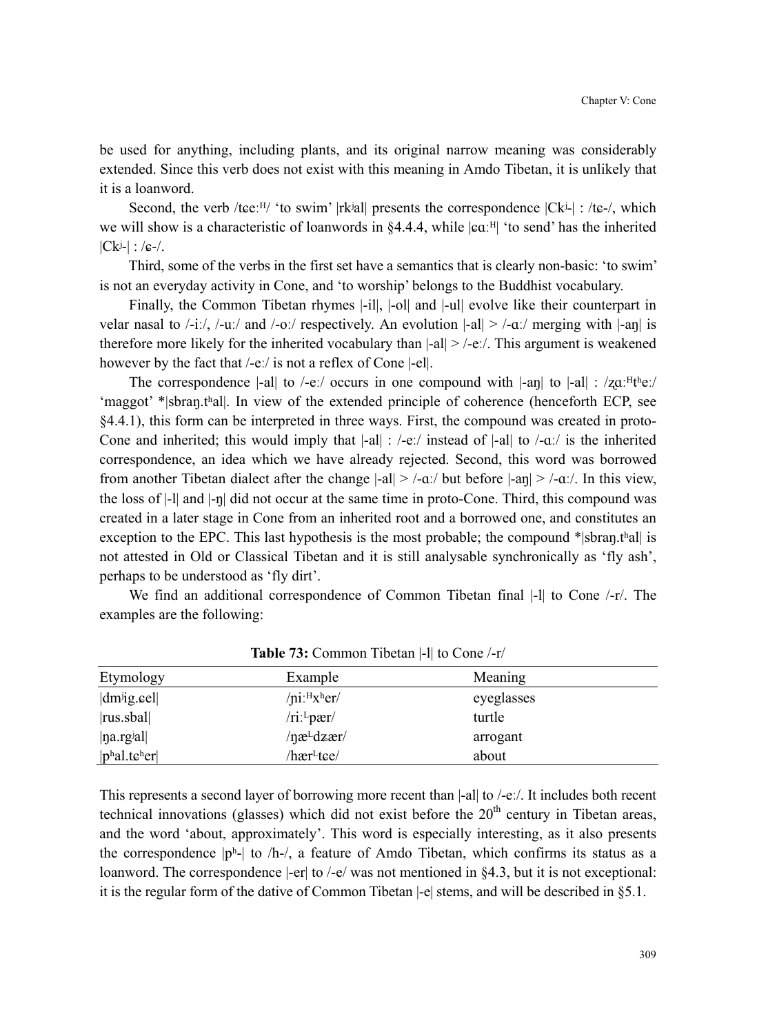be used for anything, including plants, and its original narrow meaning was considerably extended. Since this verb does not exist with this meaning in Amdo Tibetan, it is unlikely that it is a loanword.

Second, the verb /tɕeːᴴ/ 'to swim' |rkʲal| presents the correspondence |Ckʲ-| : /tɕ-/, which we will show is a characteristic of loanwords in §4.4.4, while |ɕɑːᴴ| 'to send' has the inherited |Ckʲ-| : /ɕ-/.

Third, some of the verbs in the first set have a semantics that is clearly non-basic: 'to swim' is not an everyday activity in Cone, and 'to worship' belongs to the Buddhist vocabulary.

Finally, the Common Tibetan rhymes |-il|, |-ol| and |-ul| evolve like their counterpart in velar nasal to /-iː/, /-uː/ and /-oː/ respectively. An evolution |-al| > /-ɑː/ merging with |-aŋ| is therefore more likely for the inherited vocabulary than |-al| > /-eː/. This argument is weakened however by the fact that /-eː/ is not a reflex of Cone |-el|.

The correspondence |-al| to /-eː/ occurs in one compound with |-aŋ| to |-al| : /ʐɑːᴴtʰeː/ 'maggot' *|sbraŋ.tʰal|. In view of the extended principle of coherence (henceforth ECP, see §4.4.1), this form can be interpreted in three ways. First, the compound was created in proto-Cone and inherited; this would imply that |-al| : /-eː/ instead of |-al| to /-ɑː/ is the inherited correspondence, an idea which we have already rejected. Second, this word was borrowed from another Tibetan dialect after the change |-al| > /-ɑː/ but before |-aŋ| > /-ɑː/. In this view, the loss of |-l| and |-ŋ| did not occur at the same time in proto-Cone. Third, this compound was created in a later stage in Cone from an inherited root and a borrowed one, and constitutes an exception to the EPC. This last hypothesis is the most probable; the compound *|sbraŋ.tʰal| is not attested in Old or Classical Tibetan and it is still analysable synchronically as 'fly ash', perhaps to be understood as 'fly dirt'.

We find an additional correspondence of Common Tibetan final |-l| to Cone /-r/. The examples are the following:

**Table 73:** Common Tibetan |-l| to Cone /-r/

| Etymology | Example | Meaning |
|---|---|---|
| \|dmʲig.ɕel\| | /ɲiːᴴxʰer/ | eyeglasses |
| \|rus.sbal\| | /riːᴸpær/ | turtle |
| \|ŋa.rgʲal\| | /ŋæᴸdʑær/ | arrogant |
| \|pʰal.tɕʰer\| | /hærᴸtɕe/ | about |

This represents a second layer of borrowing more recent than |-al| to /-eː/. It includes both recent technical innovations (glasses) which did not exist before the 20th century in Tibetan areas, and the word 'about, approximately'. This word is especially interesting, as it also presents the correspondence |pʰ-| to /h-/, a feature of Amdo Tibetan, which confirms its status as a loanword. The correspondence |-er| to /-e/ was not mentioned in §4.3, but it is not exceptional: it is the regular form of the dative of Common Tibetan |-e| stems, and will be described in §5.1.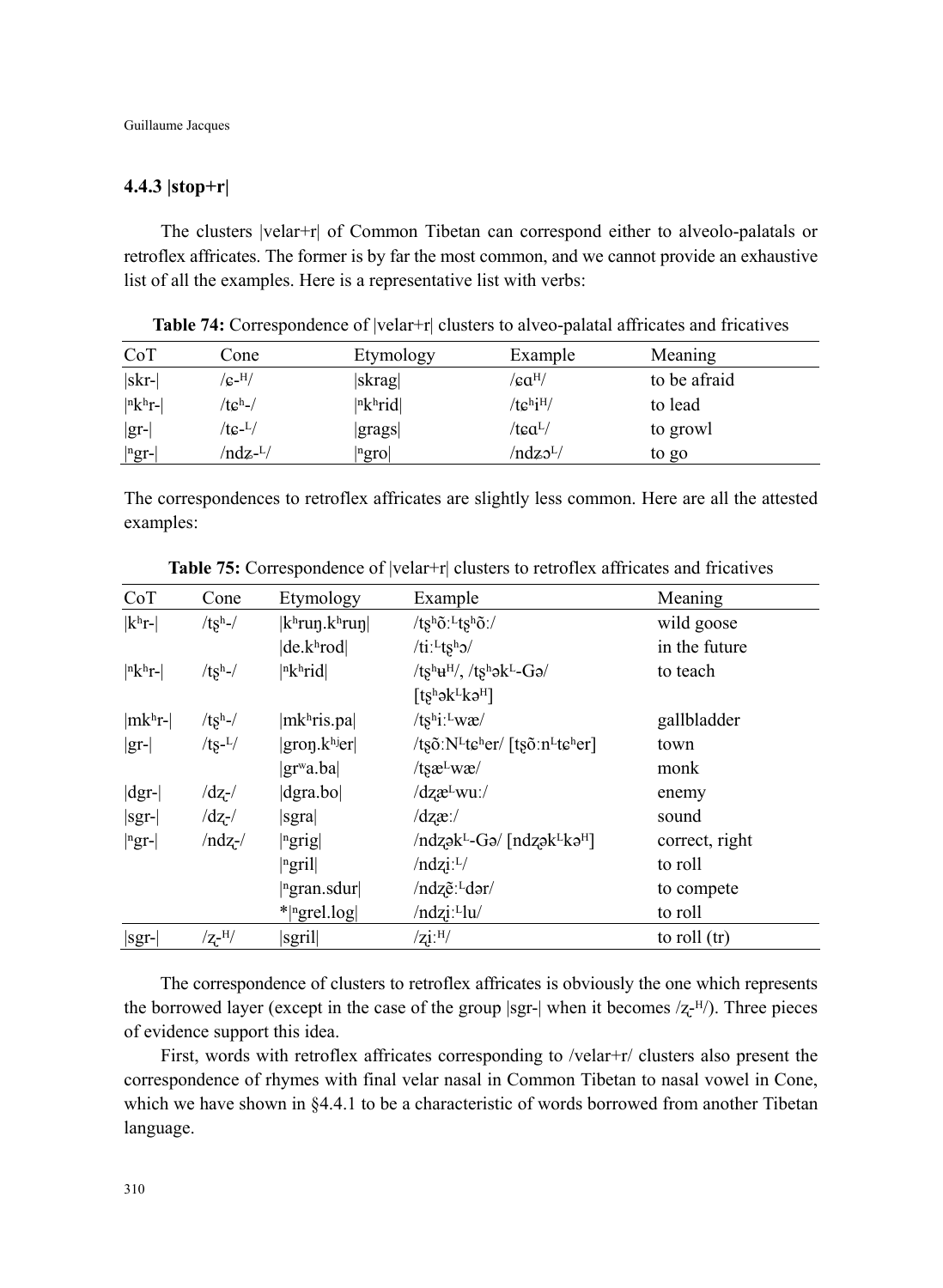### 4.4.3 |stop+r|

The clusters |velar+r| of Common Tibetan can correspond either to alveolo-palatals or retroflex affricates. The former is by far the most common, and we cannot provide an exhaustive list of all the examples. Here is a representative list with verbs:

**Table 74:** Correspondence of |velar+r| clusters to alveo-palatal affricates and fricatives

| CoT | Cone | Etymology | Example | Meaning |
|---|---|---|---|---|
| \|skr-\| | /ɕ-ᴴ/ | \|skrag\| | /ɕɑᴴ/ | to be afraid |
| \|ⁿkʰr-\| | /tɕʰ-/ | \|ⁿkʰrid\| | /tɕʰiᴴ/ | to lead |
| \|gr-\| | /tɕ-ᴸ/ | \|grags\| | /tɕɑᴸ/ | to growl |
| \|ⁿgr-\| | /ndʑ-ᴸ/ | \|ⁿgro\| | /ndʑɔᴸ/ | to go |

The correspondences to retroflex affricates are slightly less common. Here are all the attested examples:

**Table 75:** Correspondence of |velar+r| clusters to retroflex affricates and fricatives

| CoT | Cone | Etymology | Example | Meaning |
|---|---|---|---|---|
| \|kʰr-\| | /tʂʰ-/ | \|kʰruŋ.kʰruŋ\| | /tʂʰõːᴸtʂʰõː/ | wild goose |
| | | \|de.kʰrod\| | /tiːᴸtʂʰɔ/ | in the future |
| \|ⁿkʰr-\| | /tʂʰ-/ | \|ⁿkʰrid\| | /tʂʰʉᴴ/, /tʂʰəkᴸ-Gə/ [tʂʰəkᴸkəᴴ] | to teach |
| \|mkʰr-\| | /tʂʰ-/ | \|mkʰris.pa\| | /tʂʰiːᴸwæ/ | gallbladder |
| \|gr-\| | /tʂ-ᴸ/ | \|groŋ.kʰʲer\| | /tʂõːNᴸtɕʰer/ [tʂõːnᴸtɕʰer] | town |
| | | \|grʷa.ba\| | /tʂæᴸwæ/ | monk |
| \|dgr-\| | /dʐ-/ | \|dgra.bo\| | /dʐæᴸwuː/ | enemy |
| \|sgr-\| | /dʐ-/ | \|sgra\| | /dʐæː/ | sound |
| \|ⁿgr-\| | /ndʐ-/ | \|ⁿgrig\| | /ndʐəkᴸ-Gə/ [ndʐəkᴸkəᴴ] | correct, right |
| | | \|ⁿgril\| | /ndʐiːᴸ/ | to roll |
| | | \|ⁿgran.sdur\| | /ndʐẽːᴸdər/ | to compete |
| | | *\|ⁿgrel.log\| | /ndʐiːᴸlu/ | to roll |
| \|sgr-\| | /ʐ-ᴴ/ | \|sgril\| | /ʐiːᴴ/ | to roll (tr) |

The correspondence of clusters to retroflex affricates is obviously the one which represents the borrowed layer (except in the case of the group |sgr-| when it becomes /ʐ-ᴴ/). Three pieces of evidence support this idea.

First, words with retroflex affricates corresponding to /velar+r/ clusters also present the correspondence of rhymes with final velar nasal in Common Tibetan to nasal vowel in Cone, which we have shown in §4.4.1 to be a characteristic of words borrowed from another Tibetan language.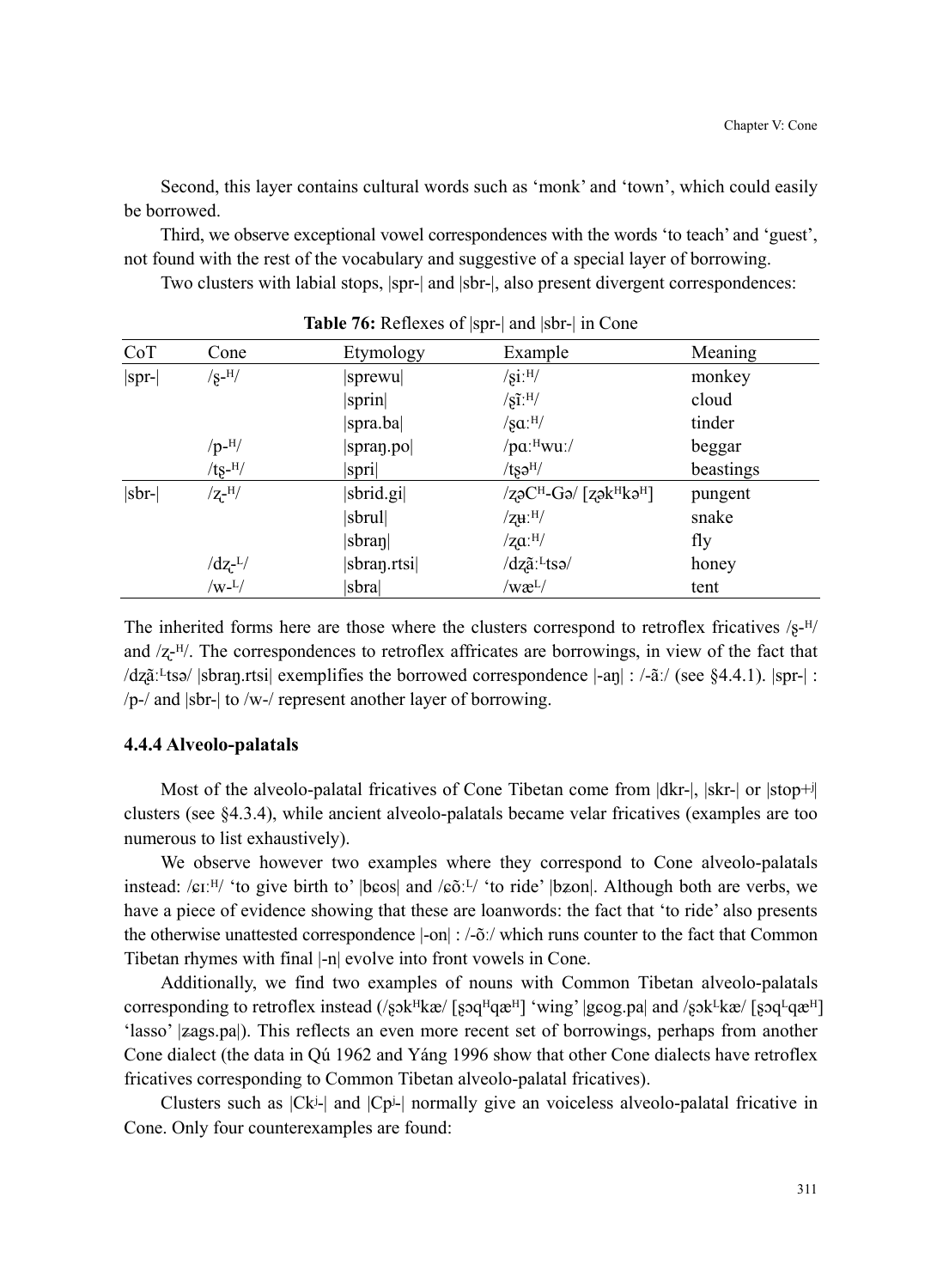Second, this layer contains cultural words such as 'monk' and 'town', which could easily be borrowed.

Third, we observe exceptional vowel correspondences with the words 'to teach' and 'guest', not found with the rest of the vocabulary and suggestive of a special layer of borrowing.

Two clusters with labial stops, |spr-| and |sbr-|, also present divergent correspondences:

**Table 76:** Reflexes of |spr-| and |sbr-| in Cone

| CoT | Cone | Etymology | Example | Meaning |
|---|---|---|---|---|
| \|spr-\| | /ʂ-ᴴ/ | \|sprewu\| | /ʂiːᴴ/ | monkey |
| | | \|sprin\| | /ʂĩːᴴ/ | cloud |
| | | \|spra.ba\| | /ʂɑːᴴ/ | tinder |
| | /p-ᴴ/ | \|spraŋ.po\| | /pɑːᴴwuː/ | beggar |
| | /tʂ-ᴴ/ | \|spri\| | /tʂəᴴ/ | beastings |
| \|sbr-\| | /ʐ-ᴴ/ | \|sbrid.gi\| | /ʐəCᴴ-Gə/ [ʐəkᴴkəᴴ] | pungent |
| | | \|sbrul\| | /ʐʉːᴴ/ | snake |
| | | \|sbraŋ\| | /ʐɑːᴴ/ | fly |
| | /dʐ-ᴸ/ | \|sbraŋ.rtsi\| | /dʐãːᴸtsə/ | honey |
| | /w-ᴸ/ | \|sbra\| | /wæᴸ/ | tent |

The inherited forms here are those where the clusters correspond to retroflex fricatives /ʂ-ᴴ/ and /ʐ-ᴴ/. The correspondences to retroflex affricates are borrowings, in view of the fact that /dʐãːᴸtsə/ |sbraŋ.rtsi| exemplifies the borrowed correspondence |-aŋ| : /-ãː/ (see §4.4.1). |spr-| : /p-/ and |sbr-| to /w-/ represent another layer of borrowing.

### 4.4.4 Alveolo-palatals

Most of the alveolo-palatal fricatives of Cone Tibetan come from |dkr-|, |skr-| or |stop+ʲ| clusters (see §4.3.4), while ancient alveolo-palatals became velar fricatives (examples are too numerous to list exhaustively).

We observe however two examples where they correspond to Cone alveolo-palatals instead: /ɕɪːᴴ/ 'to give birth to' |bɕos| and /ɕõːᴸ/ 'to ride' |bʑon|. Although both are verbs, we have a piece of evidence showing that these are loanwords: the fact that 'to ride' also presents the otherwise unattested correspondence |-on| : /-õː/ which runs counter to the fact that Common Tibetan rhymes with final |-n| evolve into front vowels in Cone.

Additionally, we find two examples of nouns with Common Tibetan alveolo-palatals corresponding to retroflex instead (/ʂəkᴴkæ/ [ʂəqᴴqæᴴ] 'wing' |gɕog.pa| and /ʂəkᴸkæ/ [ʂəqᴸqæᴴ] 'lasso' |ʑags.pa|). This reflects an even more recent set of borrowings, perhaps from another Cone dialect (the data in Qú 1962 and Yáng 1996 show that other Cone dialects have retroflex fricatives corresponding to Common Tibetan alveolo-palatal fricatives).

Clusters such as |Ckʲ-| and |Cpʲ-| normally give an voiceless alveolo-palatal fricative in Cone. Only four counterexamples are found: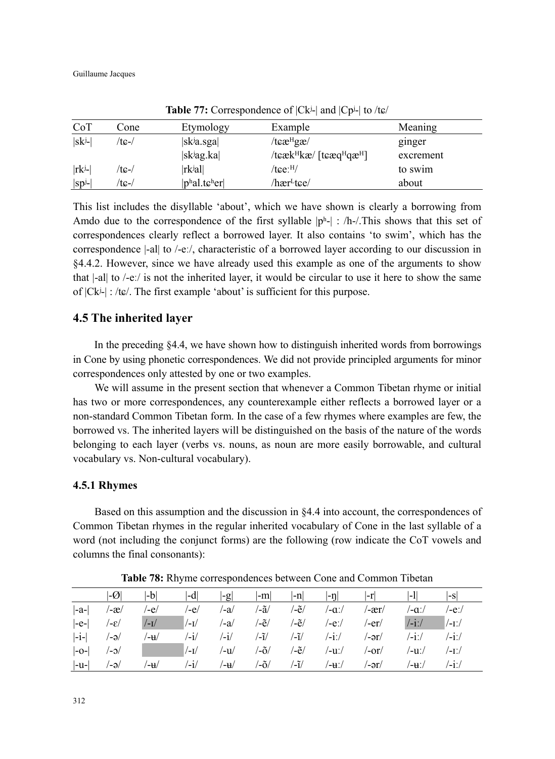**Table 77:** Correspondence of |Ckʲ-| and |Cpʲ-| to /tɕ/

| CoT | Cone | Etymology | Example | Meaning |
|---|---|---|---|---|
| \|skʲ-\| | /tɕ-/ | \|skʲa.sga\| | /tɕæᴴgæ/ | ginger |
| | | \|skʲag.ka\| | /tɕækᴴkæ/ [tɕæqᴴqæᴴ] | excrement |
| \|rkʲ-\| | /tɕ-/ | \|rkʲal\| | /tɕeːᴴ/ | to swim |
| \|spʲ-\| | /tɕ-/ | \|pʰal.tɕʰer\| | /hærᴸtɕe/ | about |

This list includes the disyllable 'about', which we have shown is clearly a borrowing from Amdo due to the correspondence of the first syllable |pʰ-| : /h-/.This shows that this set of correspondences clearly reflect a borrowed layer. It also contains 'to swim', which has the correspondence |-al| to /-eː/, characteristic of a borrowed layer according to our discussion in §4.4.2. However, since we have already used this example as one of the arguments to show that |-al| to /-eː/ is not the inherited layer, it would be circular to use it here to show the same of |Ckʲ-| : /tɕ/. The first example 'about' is sufficient for this purpose.

## 4.5 The inherited layer

In the preceding §4.4, we have shown how to distinguish inherited words from borrowings in Cone by using phonetic correspondences. We did not provide principled arguments for minor correspondences only attested by one or two examples.

We will assume in the present section that whenever a Common Tibetan rhyme or initial has two or more correspondences, any counterexample either reflects a borrowed layer or a non-standard Common Tibetan form. In the case of a few rhymes where examples are few, the borrowed vs. The inherited layers will be distinguished on the basis of the nature of the words belonging to each layer (verbs vs. nouns, as noun are more easily borrowable, and cultural vocabulary vs. Non-cultural vocabulary).

### 4.5.1 Rhymes

Based on this assumption and the discussion in §4.4 into account, the correspondences of Common Tibetan rhymes in the regular inherited vocabulary of Cone in the last syllable of a word (not including the conjunct forms) are the following (row indicate the CoT vowels and columns the final consonants):

**Table 78:** Rhyme correspondences between Cone and Common Tibetan

| | \|-Ø\| | \|-b\| | \|-d\| | \|-g\| | \|-m\| | \|-n\| | \|-ŋ\| | \|-r\| | \|-l\| | \|-s\| |
|---|---|---|---|---|---|---|---|---|---|---|
| \|-a-\| | /-æ/ | /-e/ | /-e/ | /-a/ | /-ã/ | /-ẽ/ | /-ɑː/ | /-ær/ | /-ɑː/ | /-eː/ |
| \|-e-\| | /-ɛ/ | /-ɪ/ | /-ɪ/ | /-a/ | /-ẽ/ | /-ẽ/ | /-eː/ | /-er/ | /-iː/ | /-ɪː/ |
| \|-i-\| | /-ə/ | /-ʉ/ | /-i/ | /-i/ | /-ĩ/ | /-ĩ/ | /-iː/ | /-ər/ | /-iː/ | /-iː/ |
| \|-o-\| | /-ɔ/ | | /-ɪ/ | /-u/ | /-õ/ | /-ẽ/ | /-uː/ | /-or/ | /-uː/ | /-ɪː/ |
| \|-u-\| | /-ə/ | /-ʉ/ | /-i/ | /-ʉ/ | /-õ/ | /-ĩ/ | /-ʉː/ | /-ər/ | /-ʉː/ | /-iː/ |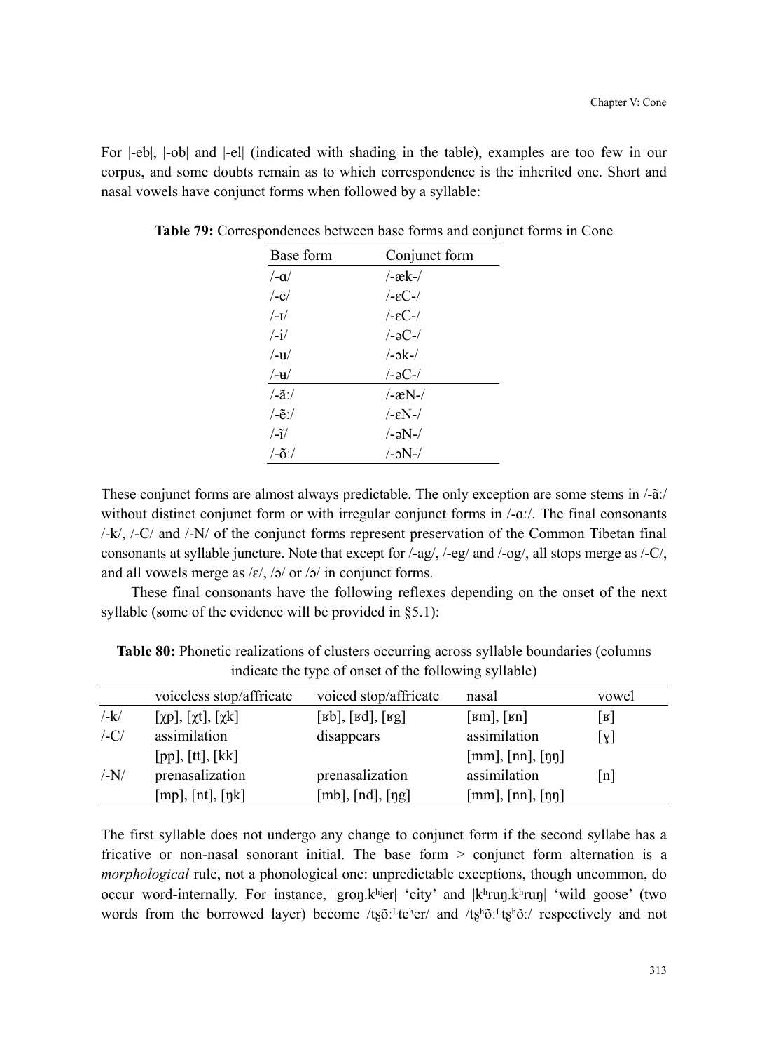For |-eb|, |-ob| and |-el| (indicated with shading in the table), examples are too few in our corpus, and some doubts remain as to which correspondence is the inherited one. Short and nasal vowels have conjunct forms when followed by a syllable:

**Table 79:** Correspondences between base forms and conjunct forms in Cone

| Base form | Conjunct form |
|---|---|
| /-ɑ/ | /-æk-/ |
| /-e/ | /-ɛC-/ |
| /-ɪ/ | /-ɛC-/ |
| /-i/ | /-əC-/ |
| /-u/ | /-ɔk-/ |
| /-ʉ/ | /-əC-/ |
| /-ãː/ | /-æN-/ |
| /-ẽː/ | /-ɛN-/ |
| /-ĩ/ | /-əN-/ |
| /-õː/ | /-ɔN-/ |

These conjunct forms are almost always predictable. The only exception are some stems in /-ãː/ without distinct conjunct form or with irregular conjunct forms in /-ɑː/. The final consonants /-k/, /-C/ and /-N/ of the conjunct forms represent preservation of the Common Tibetan final consonants at syllable juncture. Note that except for /-ag/, /-eg/ and /-og/, all stops merge as /-C/, and all vowels merge as /ɛ/, /ə/ or /ɔ/ in conjunct forms.

These final consonants have the following reflexes depending on the onset of the next syllable (some of the evidence will be provided in §5.1):

**Table 80:** Phonetic realizations of clusters occurring across syllable boundaries (columns indicate the type of onset of the following syllable)

| | voiceless stop/affricate | voiced stop/affricate | nasal | vowel |
|---|---|---|---|---|
| /-k/ | [χp], [χt], [χk] | [ʁb], [ʁd], [ʁg] | [ʁm], [ʁn] | [ʁ] |
| /-C/ | assimilation [pp], [tt], [kk] | disappears | assimilation [mm], [nn], [ŋŋ] | [ɣ] |
| /-N/ | prenasalization [mp], [nt], [ŋk] | prenasalization [mb], [nd], [ŋg] | assimilation [mm], [nn], [ŋŋ] | [n] |

The first syllable does not undergo any change to conjunct form if the second syllabe has a fricative or non-nasal sonorant initial. The base form > conjunct form alternation is a *morphological* rule, not a phonological one: unpredictable exceptions, though uncommon, do occur word-internally. For instance, |groŋ.kʰʲer| 'city' and |kʰruŋ.kʰruŋ| 'wild goose' (two words from the borrowed layer) become /ʈʂõːᴸtɕʰer/ and /ʈʂʰõːᴸʈʂʰõː/ respectively and not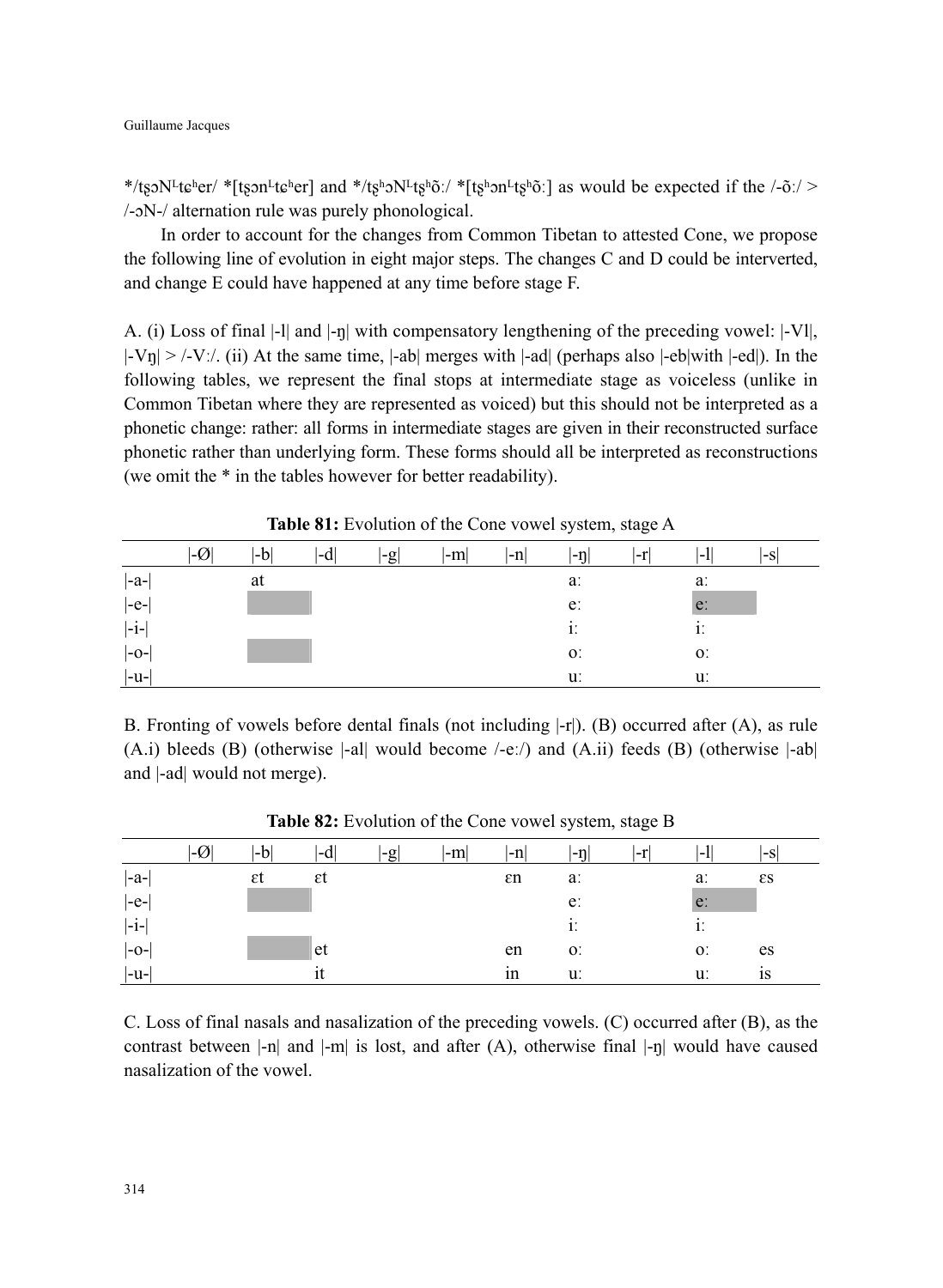*/tʂɔNᴸtɕʰer/ *[tʂɔnᴸtɕʰer] and */tʂʰɔNᴸtʂʰõː/ *[tʂʰɔnᴸtʂʰõː] as would be expected if the /-õː/ > /-ɔN-/ alternation rule was purely phonological.

In order to account for the changes from Common Tibetan to attested Cone, we propose the following line of evolution in eight major steps. The changes C and D could be interverted, and change E could have happened at any time before stage F.

A. (i) Loss of final |-l| and |-ŋ| with compensatory lengthening of the preceding vowel: |-Vl|, |-Vŋ| > /-Vː/. (ii) At the same time, |-ab| merges with |-ad| (perhaps also |-eb|with |-ed|). In the following tables, we represent the final stops at intermediate stage as voiceless (unlike in Common Tibetan where they are represented as voiced) but this should not be interpreted as a phonetic change: rather: all forms in intermediate stages are given in their reconstructed surface phonetic rather than underlying form. These forms should all be interpreted as reconstructions (we omit the * in the tables however for better readability).

**Table 81:** Evolution of the Cone vowel system, stage A

| | \|-Ø\| | \|-b\| | \|-d\| | \|-g\| | \|-m\| | \|-n\| | \|-ŋ\| | \|-r\| | \|-l\| | \|-s\| |
|---|---|---|---|---|---|---|---|---|---|---|
| \|-a-\| | | at | | | | | aː | | aː | |
| \|-e-\| | | | | | | | eː | | eː | |
| \|-i-\| | | | | | | | iː | | iː | |
| \|-o-\| | | | | | | | oː | | oː | |
| \|-u-\| | | | | | | | uː | | uː | |

B. Fronting of vowels before dental finals (not including |-r|). (B) occurred after (A), as rule (A.i) bleeds (B) (otherwise |-al| would become /-eː/) and (A.ii) feeds (B) (otherwise |-ab| and |-ad| would not merge).

**Table 82:** Evolution of the Cone vowel system, stage B

| | \|-Ø\| | \|-b\| | \|-d\| | \|-g\| | \|-m\| | \|-n\| | \|-ŋ\| | \|-r\| | \|-l\| | \|-s\| |
|---|---|---|---|---|---|---|---|---|---|---|
| \|-a-\| | | ɛt | ɛt | | | ɛn | aː | | aː | ɛs |
| \|-e-\| | | | | | | | eː | | eː | |
| \|-i-\| | | | | | | | iː | | iː | |
| \|-o-\| | | | et | | | en | oː | | oː | es |
| \|-u-\| | | | it | | | in | uː | | uː | is |

C. Loss of final nasals and nasalization of the preceding vowels. (C) occurred after (B), as the contrast between |-n| and |-m| is lost, and after (A), otherwise final |-ŋ| would have caused nasalization of the vowel.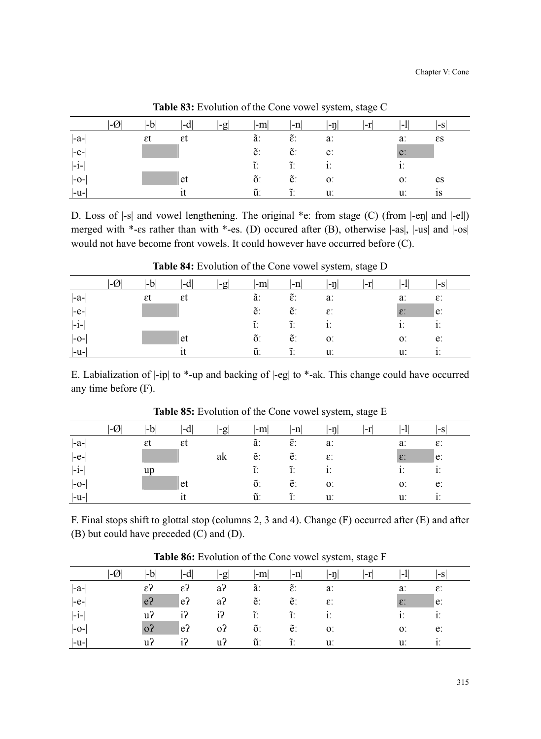**Table 83:** Evolution of the Cone vowel system, stage C

| | \|-Ø\| | \|-b\| | \|-d\| | \|-g\| | \|-m\| | \|-n\| | \|-ŋ\| | \|-r\| | \|-l\| | \|-s\| |
|---|---|---|---|---|---|---|---|---|---|---|
| \|-a-\| | | ɛt | ɛt | | ãː | ɛ̃ː | aː | | aː | ɛs |
| \|-e-\| | | | | | ẽː | ẽː | eː | | eː | |
| \|-i-\| | | | | | ĩː | ĩː | iː | | iː | |
| \|-o-\| | | | et | | õː | ẽː | oː | | oː | es |
| \|-u-\| | | | it | | ũː | ĩː | uː | | uː | is |

D. Loss of |-s| and vowel lengthening. The original *eː from stage (C) (from |-eŋ| and |-el|) merged with *-ɛs rather than with *-es. (D) occured after (B), otherwise |-as|, |-us| and |-os| would not have become front vowels. It could however have occurred before (C).

**Table 84:** Evolution of the Cone vowel system, stage D

| | \|-Ø\| | \|-b\| | \|-d\| | \|-g\| | \|-m\| | \|-n\| | \|-ŋ\| | \|-r\| | \|-l\| | \|-s\| |
|---|---|---|---|---|---|---|---|---|---|---|
| \|-a-\| | | ɛt | ɛt | | ãː | ɛ̃ː | aː | | aː | ɛː |
| \|-e-\| | | | | | ẽː | ẽː | ɛː | | ɛː | eː |
| \|-i-\| | | | | | ĩː | ĩː | iː | | iː | iː |
| \|-o-\| | | | et | | õː | ẽː | oː | | oː | eː |
| \|-u-\| | | | it | | ũː | ĩː | uː | | uː | iː |

E. Labialization of |-ip| to *-up and backing of |-eg| to *-ak. This change could have occurred any time before (F).

**Table 85:** Evolution of the Cone vowel system, stage E

| | \|-Ø\| | \|-b\| | \|-d\| | \|-g\| | \|-m\| | \|-n\| | \|-ŋ\| | \|-r\| | \|-l\| | \|-s\| |
|---|---|---|---|---|---|---|---|---|---|---|
| \|-a-\| | | ɛt | ɛt | | ãː | ɛ̃ː | aː | | aː | ɛː |
| \|-e-\| | | | | ak | ẽː | ẽː | ɛː | | ɛː | eː |
| \|-i-\| | | up | | | ĩː | ĩː | iː | | iː | iː |
| \|-o-\| | | | et | | õː | ẽː | oː | | oː | eː |
| \|-u-\| | | | it | | ũː | ĩː | uː | | uː | iː |

F. Final stops shift to glottal stop (columns 2, 3 and 4). Change (F) occurred after (E) and after (B) but could have preceded (C) and (D).

**Table 86:** Evolution of the Cone vowel system, stage F

| | \|-Ø\| | \|-b\| | \|-d\| | \|-g\| | \|-m\| | \|-n\| | \|-ŋ\| | \|-r\| | \|-l\| | \|-s\| |
|---|---|---|---|---|---|---|---|---|---|---|
| \|-a-\| | | ɛʔ | ɛʔ | aʔ | ãː | ɛ̃ː | aː | | aː | ɛː |
| \|-e-\| | | eʔ | eʔ | aʔ | ẽː | ẽː | ɛː | | ɛː | eː |
| \|-i-\| | | uʔ | iʔ | iʔ | ĩː | ĩː | iː | | iː | iː |
| \|-o-\| | | oʔ | eʔ | oʔ | õː | ẽː | oː | | oː | eː |
| \|-u-\| | | uʔ | iʔ | uʔ | ũː | ĩː | uː | | uː | iː |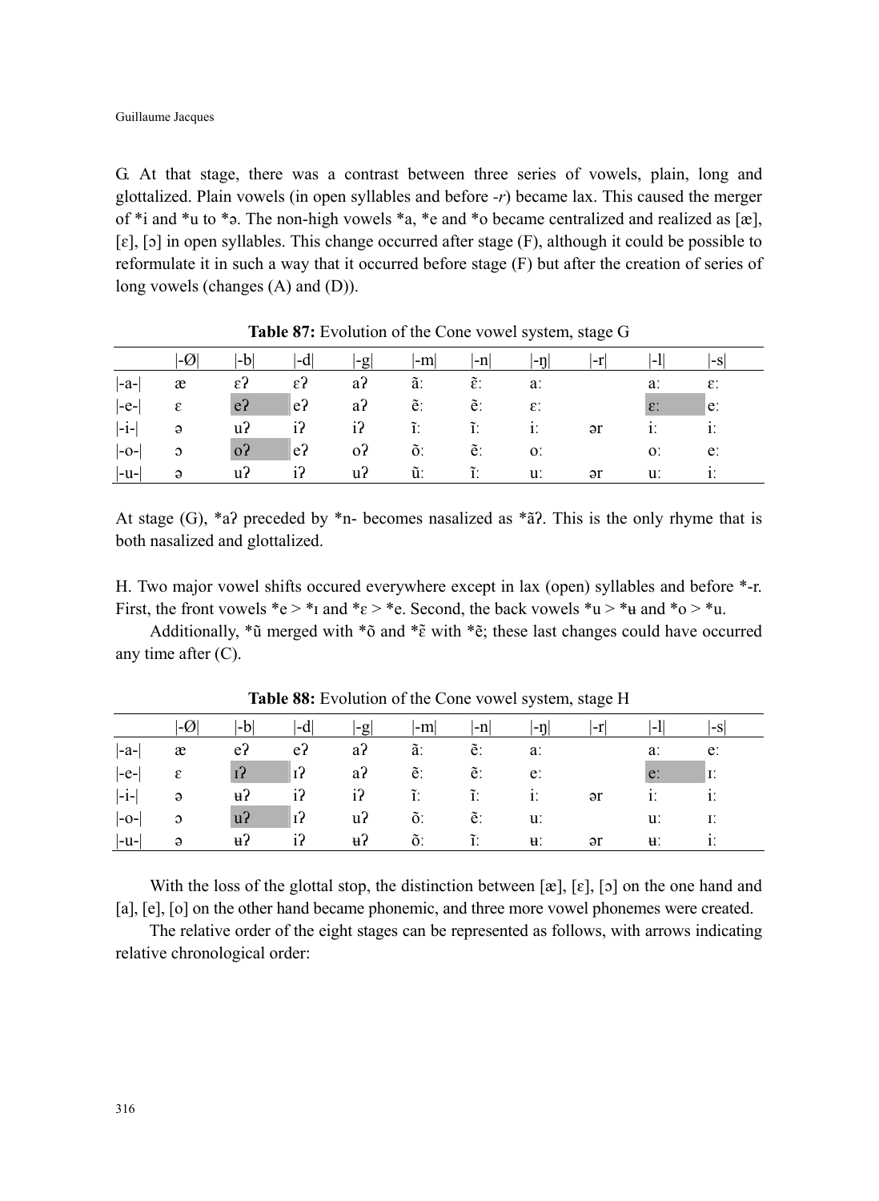G. At that stage, there was a contrast between three series of vowels, plain, long and glottalized. Plain vowels (in open syllables and before *-r*) became lax. This caused the merger of *i and *u to *ə. The non-high vowels *a, *e and *o became centralized and realized as [æ], [ɛ], [ɔ] in open syllables. This change occurred after stage (F), although it could be possible to reformulate it in such a way that it occurred before stage (F) but after the creation of series of long vowels (changes (A) and (D)).

**Table 87:** Evolution of the Cone vowel system, stage G

| | \|-Ø\| | \|-b\| | \|-d\| | \|-g\| | \|-m\| | \|-n\| | \|-ŋ\| | \|-r\| | \|-l\| | \|-s\| |
|---|---|---|---|---|---|---|---|---|---|---|
| \|-a-\| | æ | ɛʔ | ɛʔ | aʔ | ãː | ɛ̃ː | aː | | aː | ɛː |
| \|-e-\| | ɛ | eʔ | eʔ | aʔ | ẽː | ẽː | ɛː | | ɛː | eː |
| \|-i-\| | ə | uʔ | iʔ | iʔ | ĩː | ĩː | iː | ər | iː | iː |
| \|-o-\| | ɔ | oʔ | eʔ | oʔ | õː | ẽː | oː | | oː | eː |
| \|-u-\| | ə | uʔ | iʔ | uʔ | ũː | ĩː | uː | ər | uː | iː |

At stage (G), *aʔ preceded by *n- becomes nasalized as *ãʔ. This is the only rhyme that is both nasalized and glottalized.

H. Two major vowel shifts occured everywhere except in lax (open) syllables and before *-r. First, the front vowels *e > *ɪ and *ɛ > *e. Second, the back vowels *u > *ʉ and *o > *u.

Additionally, *ũ merged with *õ and *ɛ̃ with *ẽ; these last changes could have occurred any time after (C).

**Table 88:** Evolution of the Cone vowel system, stage H

| | \|-Ø\| | \|-b\| | \|-d\| | \|-g\| | \|-m\| | \|-n\| | \|-ŋ\| | \|-r\| | \|-l\| | \|-s\| |
|---|---|---|---|---|---|---|---|---|---|---|
| \|-a-\| | æ | eʔ | eʔ | aʔ | ãː | ẽː | aː | | aː | eː |
| \|-e-\| | ɛ | ɪʔ | ɪʔ | aʔ | ẽː | ẽː | eː | | eː | ɪː |
| \|-i-\| | ə | ʉʔ | iʔ | iʔ | ĩː | ĩː | iː | ər | iː | iː |
| \|-o-\| | ɔ | uʔ | ɪʔ | uʔ | õː | ẽː | uː | | uː | ɪː |
| \|-u-\| | ə | ʉʔ | iʔ | ʉʔ | õː | ĩː | ʉː | ər | ʉː | iː |

With the loss of the glottal stop, the distinction between [æ], [ɛ], [ɔ] on the one hand and [a], [e], [o] on the other hand became phonemic, and three more vowel phonemes were created.

The relative order of the eight stages can be represented as follows, with arrows indicating relative chronological order: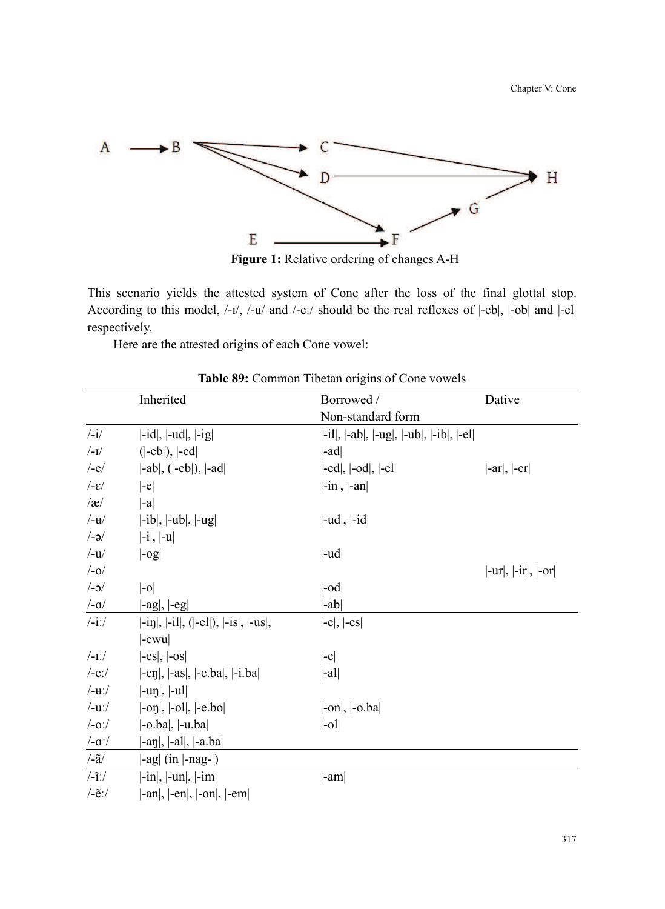A → B
B → C
B → D
B → F
E → F
F → G
C → H
D → H
G → H

**Figure 1:** Relative ordering of changes A-H

This scenario yields the attested system of Cone after the loss of the final glottal stop. According to this model, /-ɪ/, /-u/ and /-eː/ should be the real reflexes of |-eb|, |-ob| and |-el| respectively.

Here are the attested origins of each Cone vowel:

**Table 89:** Common Tibetan origins of Cone vowels

| | Inherited | Borrowed / Non-standard form | Dative |
|---|---|---|---|
| /-i/ | \|-id\|, \|-ud\|, \|-ig\| | \|-il\|, \|-ab\|, \|-ug\|, \|-ub\|, \|-ib\|, \|-el\| | |
| /-ɪ/ | (\|-eb\|), \|-ed\| | \|-ad\| | |
| /-e/ | \|-ab\|, (\|-eb\|), \|-ad\| | \|-ed\|, \|-od\|, \|-el\| | \|-ar\|, \|-er\| |
| /-ɛ/ | \|-e\| | \|-in\|, \|-an\| | |
| /æ/ | \|-a\| | | |
| /-ʉ/ | \|-ib\|, \|-ub\|, \|-ug\| | \|-ud\|, \|-id\| | |
| /-ə/ | \|-i\|, \|-u\| | | |
| /-u/ | \|-og\| | \|-ud\| | |
| /-o/ | | | \|-ur\|, \|-ir\|, \|-or\| |
| /-ɔ/ | \|-o\| | \|-od\| | |
| /-ɑ/ | \|-ag\|, \|-eg\| | \|-ab\| | |
| /-iː/ | \|-iŋ\|, \|-il\|, (\|-el\|), \|-is\|, \|-us\|, \|-ewu\| | \|-e\|, \|-es\| | |
| /-ɪː/ | \|-es\|, \|-os\| | \|-e\| | |
| /-eː/ | \|-eŋ\|, \|-as\|, \|-e.ba\|, \|-i.ba\| | \|-al\| | |
| /-ʉː/ | \|-uŋ\|, \|-ul\| | | |
| /-uː/ | \|-oŋ\|, \|-ol\|, \|-e.bo\| | \|-on\|, \|-o.ba\| | |
| /-oː/ | \|-o.ba\|, \|-u.ba\| | \|-ol\| | |
| /-ɑː/ | \|-aŋ\|, \|-al\|, \|-a.ba\| | | |
| /-ã/ | \|-ag\| (in \|-nag-\|) | | |
| /-ĩː/ | \|-in\|, \|-un\|, \|-im\| | \|-am\| | |
| /-ẽː/ | \|-an\|, \|-en\|, \|-on\|, \|-em\| | | |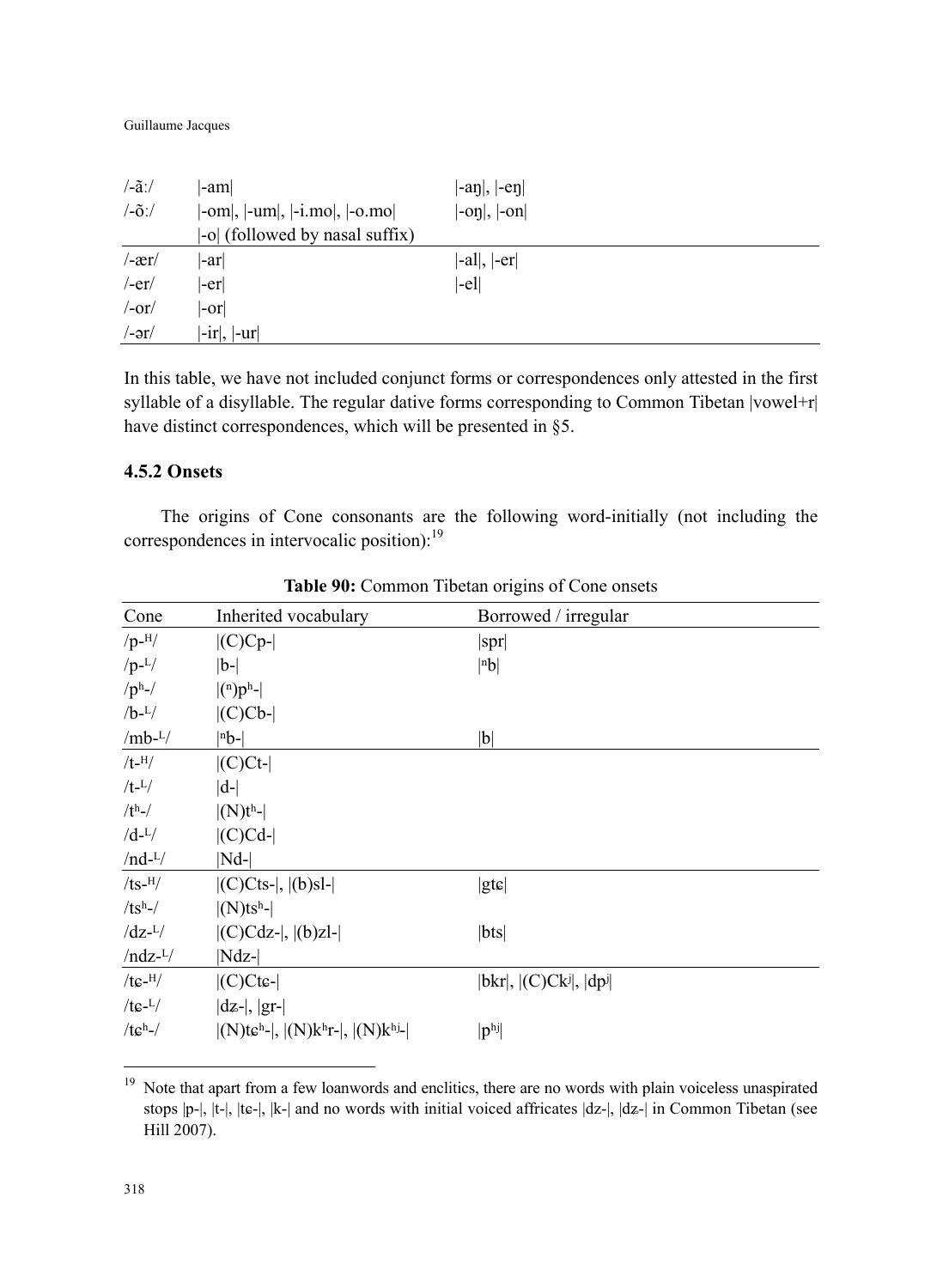| | | |
|---|---|---|
| /-ãː/ | \|-am\| | \|-aŋ\|, \|-eŋ\| |
| /-õː/ | \|-om\|, \|-um\|, \|-i.mo\|, \|-o.mo\| \|-o\| (followed by nasal suffix) | \|-oŋ\|, \|-on\| |
| /-ær/ | \|-ar\| | \|-al\|, \|-er\| |
| /-er/ | \|-er\| | \|-el\| |
| /-or/ | \|-or\| | |
| /-ər/ | \|-ir\|, \|-ur\| | |

In this table, we have not included conjunct forms or correspondences only attested in the first syllable of a disyllable. The regular dative forms corresponding to Common Tibetan |vowel+r| have distinct correspondences, which will be presented in §5.

### 4.5.2 Onsets

The origins of Cone consonants are the following word-initially (not including the correspondences in intervocalic position):[19]

**Table 90:** Common Tibetan origins of Cone onsets

| Cone | Inherited vocabulary | Borrowed / irregular |
|---|---|---|
| /p-ᴴ/ | \|(C)Cp-\| | \|spr\| |
| /p-ᴸ/ | \|b-\| | \|ⁿb\| |
| /pʰ-/ | \|(ⁿ)pʰ-\| | |
| /b-ᴸ/ | \|(C)Cb-\| | |
| /mb-ᴸ/ | \|ⁿb-\| | \|b\| |
| /t-ᴴ/ | \|(C)Ct-\| | |
| /t-ᴸ/ | \|d-\| | |
| /tʰ-/ | \|(N)tʰ-\| | |
| /d-ᴸ/ | \|(C)Cd-\| | |
| /nd-ᴸ/ | \|Nd-\| | |
| /ts-ᴴ/ | \|(C)Cts-\|, \|(b)sl-\| | \|gtɕ\| |
| /tsʰ-/ | \|(N)tsʰ-\| | |
| /dz-ᴸ/ | \|(C)Cdz-\|, \|(b)zl-\| | \|bts\| |
| /ndz-ᴸ/ | \|Ndz-\| | |
| /tɕ-ᴴ/ | \|(C)Ctɕ-\| | \|bkr\|, \|(C)Ckʲ\|, \|dpʲ\| |
| /tɕ-ᴸ/ | \|dʑ-\|, \|gr-\| | |
| /tɕʰ-/ | \|(N)tɕʰ-\|, \|(N)kʰr-\|, \|(N)kʰʲ-\| | \|pʰʲ\| |

[19] Note that apart from a few loanwords and enclitics, there are no words with plain voiceless unaspirated stops |p-|, |t-|, |tɕ-|, |k-| and no words with initial voiced affricates |dz-|, |dʑ-| in Common Tibetan (see Hill 2007).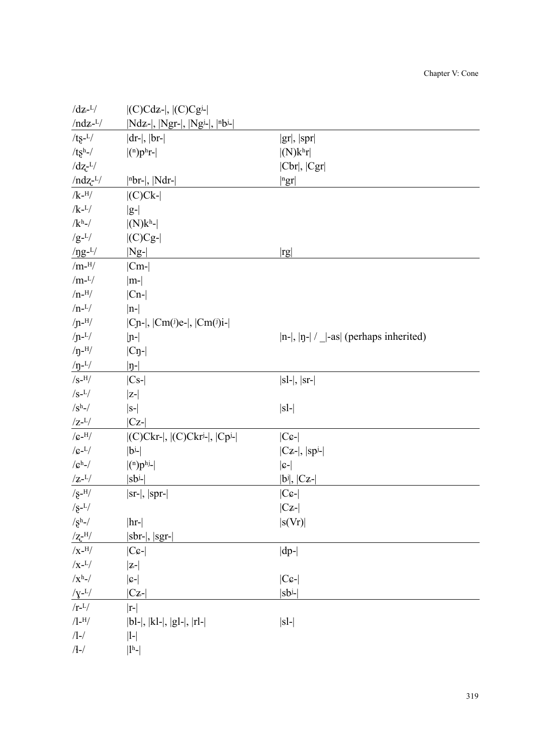| | | |
|---|---|---|
| /dʑ-ᴸ/ | \|(C)Cdʑ-\|, \|(C)Cgʲ-\| | |
| /ndʑ-ᴸ/ | \|Ndʑ-\|, \|Ngr-\|, \|Ngʲ-\|, \|ⁿbʲ-\| | |
| /tʂ-ᴸ/ | \|dr-\|, \|br-\| | \|gr\|, \|spr\| |
| /tʂʰ-/ | \|(ⁿ)pʰr-\| | \|(N)kʰr\| |
| /dʐ-ᴸ/ | | \|Cbr\|, \|Cgr\| |
| /ndʐ-ᴸ/ | \|ⁿbr-\|, \|Ndr-\| | \|ⁿgr\| |
| /k-ᴴ/ | \|(C)Ck-\| | |
| /k-ᴸ/ | \|g-\| | |
| /kʰ-/ | \|(N)kʰ-\| | |
| /g-ᴸ/ | \|(C)Cg-\| | |
| /ŋg-ᴸ/ | \|Ng-\| | \|rg\| |
| /m-ᴴ/ | \|Cm-\| | |
| /m-ᴸ/ | \|m-\| | |
| /n-ᴴ/ | \|Cn-\| | |
| /n-ᴸ/ | \|n-\| | |
| /ɲ-ᴴ/ | \|Cɲ-\|, \|Cm(ʲ)e-\|, \|Cm(ʲ)i-\| | |
| /ɲ-ᴸ/ | \|ɲ-\| | \|n-\|, \|ŋ-\| / _\|-as\| (perhaps inherited) |
| /ŋ-ᴴ/ | \|Cŋ-\| | |
| /ŋ-ᴸ/ | \|ŋ-\| | |
| /s-ᴴ/ | \|Cs-\| | \|sl-\|, \|sr-\| |
| /s-ᴸ/ | \|z-\| | |
| /sʰ-/ | \|s-\| | \|sl-\| |
| /z-ᴸ/ | \|Cz-\| | |
| /ɕ-ᴴ/ | \|(C)Ckr-\|, \|(C)Ckrʲ-\|, \|Cpʲ-\| | \|Cɕ-\| |
| /ɕ-ᴸ/ | \|bʲ-\| | \|Cʑ-\|, \|spʲ-\| |
| /ɕʰ-/ | \|(ⁿ)pʰʲ-\| | \|ɕ-\| |
| /ʑ-ᴸ/ | \|sbʲ-\| | \|bʲ\|, \|Cʑ-\| |
| /ʂ-ᴴ/ | \|sr-\|, \|spr-\| | \|Cɕ-\| |
| /ʂ-ᴸ/ | | \|Cʑ-\| |
| /ʂʰ-/ | \|hr-\| | \|s(Vr)\| |
| /ʐ-ᴴ/ | \|sbr-\|, \|sgr-\| | |
| /x-ᴴ/ | \|Cɕ-\| | \|dp-\| |
| /x-ᴸ/ | \|ʑ-\| | |
| /xʰ-/ | \|ɕ-\| | \|Cɕ-\| |
| /ɣ-ᴸ/ | \|Cʑ-\| | \|sbʲ-\| |
| /r-ᴸ/ | \|r-\| | |
| /l-ᴴ/ | \|bl-\|, \|kl-\|, \|gl-\|, \|rl-\| | \|sl-\| |
| /l-/ | \|l-\| | |
| /ɬ-/ | \|lʰ-\| | |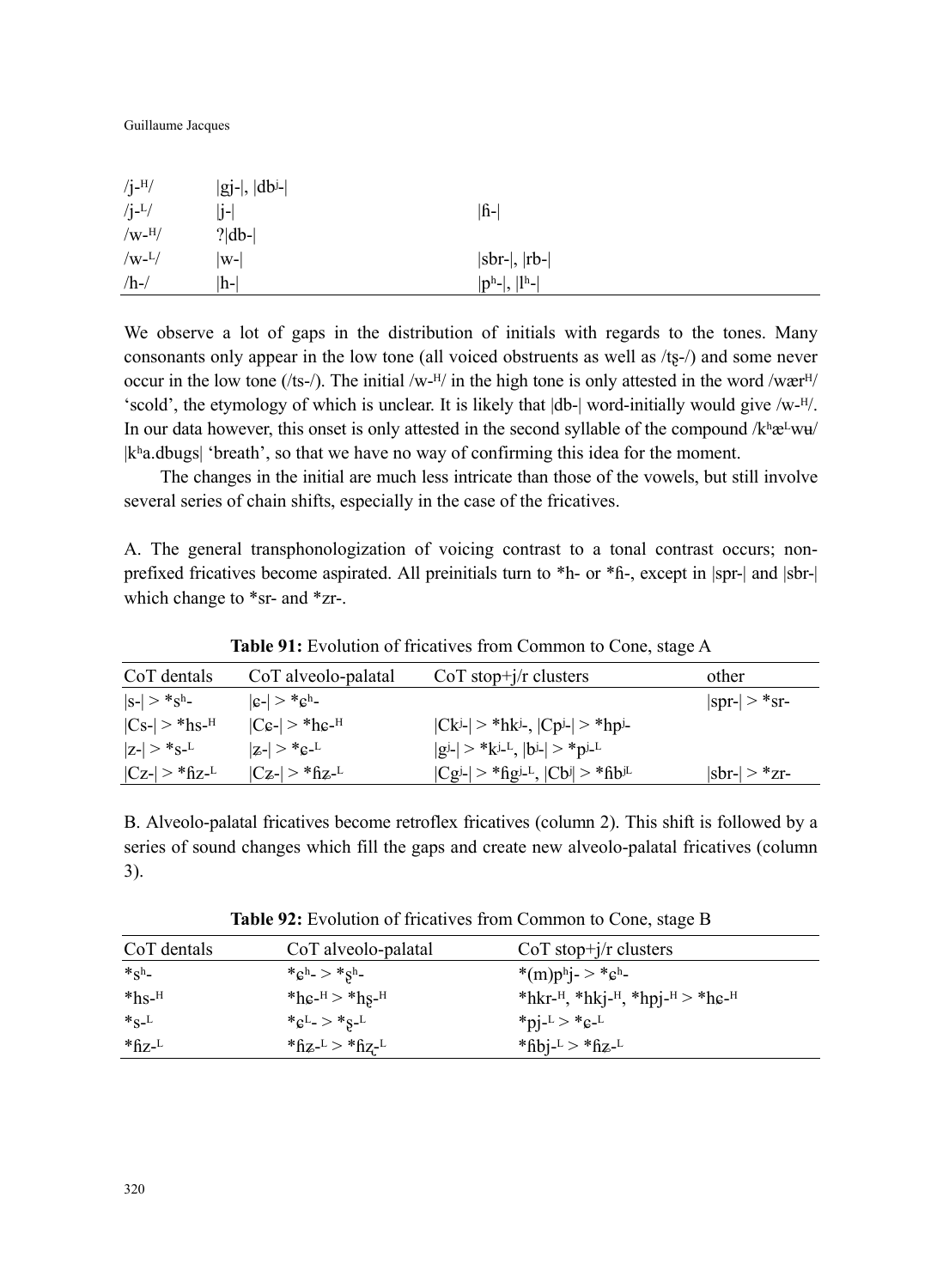| | | |
|---|---|---|
| /j-ᴴ/ | \|gj-\|, \|dbʲ-\| | |
| /j-ᴸ/ | \|j-\| | \|ɦ-\| |
| /w-ᴴ/ | ?\|db-\| | |
| /w-ᴸ/ | \|w-\| | \|sbr-\|, \|rb-\| |
| /h-/ | \|h-\| | \|pʰ-\|, \|lʰ-\| |

We observe a lot of gaps in the distribution of initials with regards to the tones. Many consonants only appear in the low tone (all voiced obstruents as well as /tʂ-/) and some never occur in the low tone (/ts-/). The initial /w-ᴴ/ in the high tone is only attested in the word /wærᴴ/ 'scold', the etymology of which is unclear. It is likely that |db-| word-initially would give /w-ᴴ/. In our data however, this onset is only attested in the second syllable of the compound /kʰæᴸwʉ/ |kʰa.dbugs| 'breath', so that we have no way of confirming this idea for the moment.

The changes in the initial are much less intricate than those of the vowels, but still involve several series of chain shifts, especially in the case of the fricatives.

A. The general transphonologization of voicing contrast to a tonal contrast occurs; non-prefixed fricatives become aspirated. All preinitials turn to *h- or *ɦ-, except in |spr-| and |sbr-| which change to *sr- and *zr-.

**Table 91:** Evolution of fricatives from Common to Cone, stage A

| CoT dentals | CoT alveolo-palatal | CoT stop+j/r clusters | other |
|---|---|---|---|
| \|s-\| > *sʰ- | \|ɕ-\| > *ɕʰ- | | \|spr-\| > *sr- |
| \|Cs-\| > *hs-ᴴ | \|Cɕ-\| > *hɕ-ᴴ | \|Ckʲ-\| > *hkʲ-, \|Cpʲ-\| > *hpʲ- | |
| \|z-\| > *s-ᴸ | \|ʑ-\| > *ɕ-ᴸ | \|gʲ-\| > *kʲ-ᴸ, \|bʲ-\| > *pʲ-ᴸ | |
| \|Cz-\| > *ɦz-ᴸ | \|Cʑ-\| > *ɦʑ-ᴸ | \|Cgʲ-\| > *ɦgʲ-ᴸ, \|Cbʲ\| > *ɦbʲᴸ | \|sbr-\| > *zr- |

B. Alveolo-palatal fricatives become retroflex fricatives (column 2). This shift is followed by a series of sound changes which fill the gaps and create new alveolo-palatal fricatives (column 3).

**Table 92:** Evolution of fricatives from Common to Cone, stage B

| CoT dentals | CoT alveolo-palatal | CoT stop+j/r clusters |
|---|---|---|
| *sʰ- | *ɕʰ- > *ʂʰ- | *(m)pʰj- > *ɕʰ- |
| *hs-ᴴ | *hɕ-ᴴ > *hʂ-ᴴ | *hkr-ᴴ, *hkj-ᴴ, *hpj-ᴴ > *hɕ-ᴴ |
| *s-ᴸ | *ɕᴸ- > *ʂ-ᴸ | *pj-ᴸ > *ɕ-ᴸ |
| *ɦz-ᴸ | *ɦʑ-ᴸ > *ɦʐ-ᴸ | *ɦbj-ᴸ > *ɦʑ-ᴸ |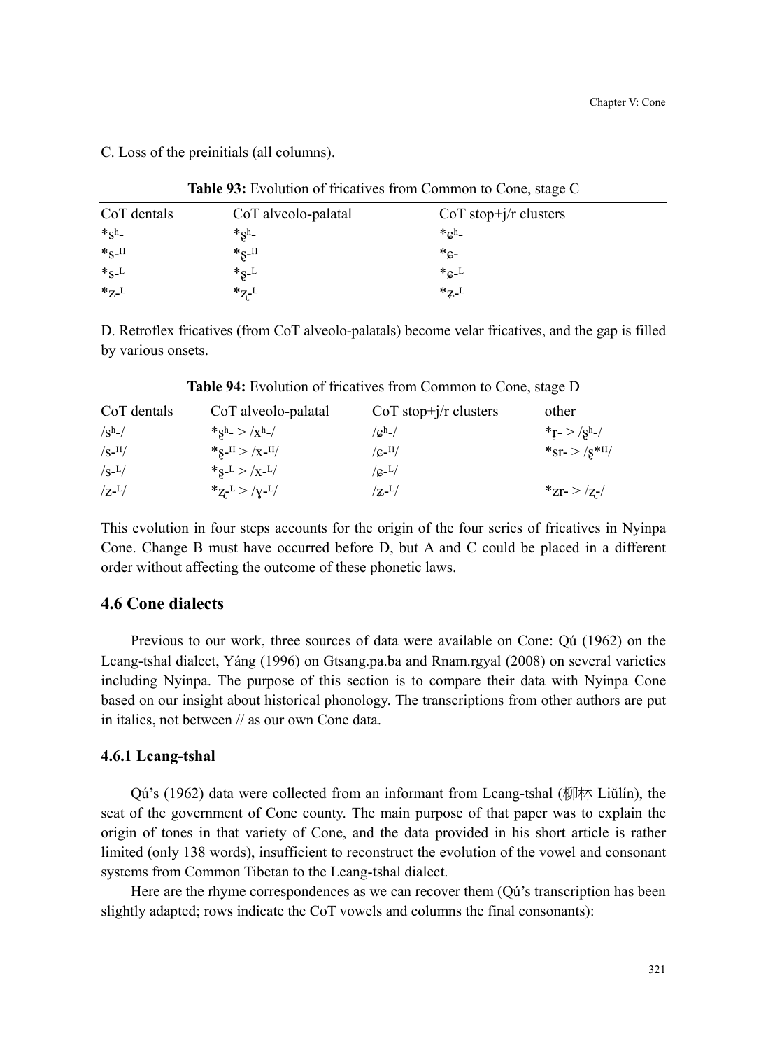C. Loss of the preinitials (all columns).

**Table 93:** Evolution of fricatives from Common to Cone, stage C

| CoT dentals | CoT alveolo-palatal | CoT stop+j/r clusters |
|---|---|---|
| *sʰ- | *ʂʰ- | *ɕʰ- |
| *s-ᴴ | *ʂ-ᴴ | *ɕ- |
| *s-ᴸ | *ʂ-ᴸ | *ɕ-ᴸ |
| *z-ᴸ | *ʐ-ᴸ | *ʑ-ᴸ |

D. Retroflex fricatives (from CoT alveolo-palatals) become velar fricatives, and the gap is filled by various onsets.

**Table 94:** Evolution of fricatives from Common to Cone, stage D

| CoT dentals | CoT alveolo-palatal | CoT stop+j/r clusters | other |
|---|---|---|---|
| /sʰ-/ | *ʂʰ- > /xʰ-/ | /ɕʰ-/ | *r̥- > /ʂʰ-/ |
| /s-ᴴ/ | *ʂ-ᴴ > /x-ᴴ/ | /ɕ-ᴴ/ | *sr- > /ʂ*ᴴ/ |
| /s-ᴸ/ | *ʂ-ᴸ > /x-ᴸ/ | /ɕ-ᴸ/ | |
| /z-ᴸ/ | *ʐ-ᴸ > /ɣ-ᴸ/ | /ʑ-ᴸ/ | *zr- > /ʐ-/ |

This evolution in four steps accounts for the origin of the four series of fricatives in Nyinpa Cone. Change B must have occurred before D, but A and C could be placed in a different order without affecting the outcome of these phonetic laws.

## 4.6 Cone dialects

Previous to our work, three sources of data were available on Cone: Qú (1962) on the Lcang-tshal dialect, Yáng (1996) on Gtsang.pa.ba and Rnam.rgyal (2008) on several varieties including Nyinpa. The purpose of this section is to compare their data with Nyinpa Cone based on our insight about historical phonology. The transcriptions from other authors are put in italics, not between // as our own Cone data.

### 4.6.1 Lcang-tshal

Qú's (1962) data were collected from an informant from Lcang-tshal (柳林 Liǔlín), the seat of the government of Cone county. The main purpose of that paper was to explain the origin of tones in that variety of Cone, and the data provided in his short article is rather limited (only 138 words), insufficient to reconstruct the evolution of the vowel and consonant systems from Common Tibetan to the Lcang-tshal dialect.

Here are the rhyme correspondences as we can recover them (Qú's transcription has been slightly adapted; rows indicate the CoT vowels and columns the final consonants):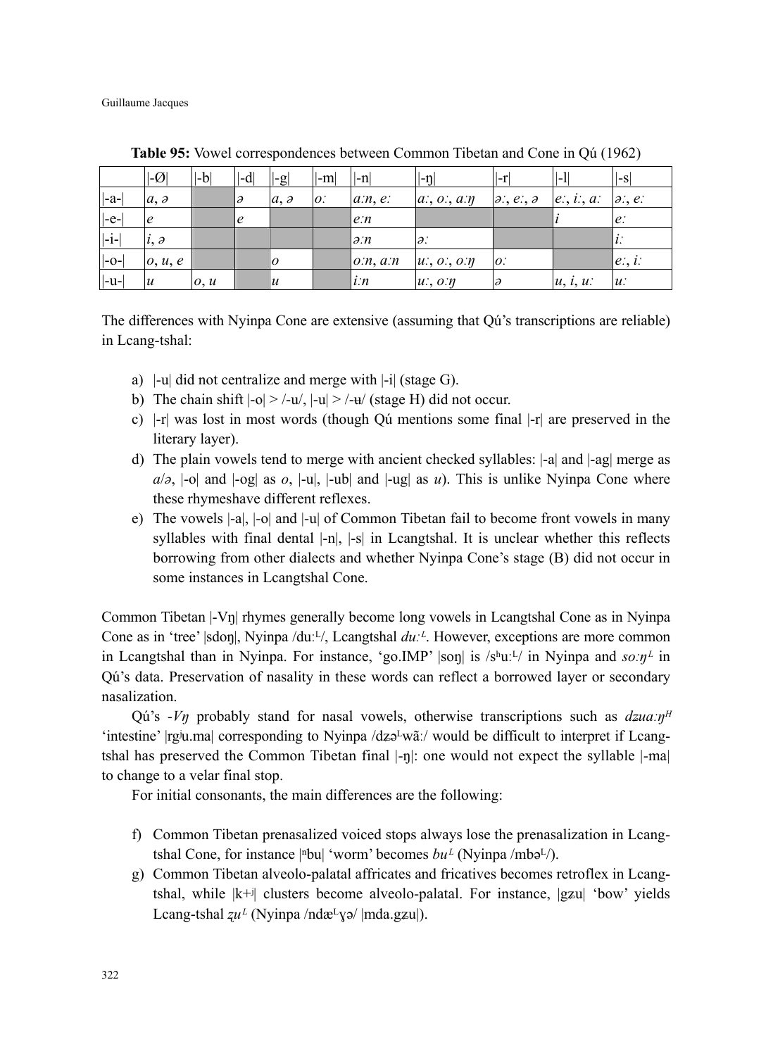**Table 95:** Vowel correspondences between Common Tibetan and Cone in Qú (1962)

| | \|-Ø\| | \|-b\| | \|-d\| | \|-g\| | \|-m\| | \|-n\| | \|-ŋ\| | \|-r\| | \|-l\| | \|-s\| |
|---|---|---|---|---|---|---|---|---|---|---|
| \|-a-\| | *a, ə* | | *ə* | *a, ə* | *oː* | *aːn, eː* | *aː, oː, aːŋ* | *əː, eː, ə* | *eː, iː, aː* | *əː, eː* |
| \|-e-\| | *e* | | *e* | | | *eːn* | | | *i* | *eː* |
| \|-i-\| | *i, ə* | | | | | *əːn* | *əː* | | | *iː* |
| \|-o-\| | *o, u, e* | | | *o* | | *oːn, aːn* | *uː, oː, oːŋ* | *oː* | | *eː, iː* |
| \|-u-\| | *u* | *o, u* | | *u* | | *iːn* | *uː, oːŋ* | *ə* | *u, i, uː* | *uː* |

The differences with Nyinpa Cone are extensive (assuming that Qú's transcriptions are reliable) in Lcang-tshal:

a) |-u| did not centralize and merge with |-i| (stage G).
b) The chain shift |-o| > /-u/, |-u| > /-ʉ/ (stage H) did not occur.
c) |-r| was lost in most words (though Qú mentions some final |-r| are preserved in the literary layer).
d) The plain vowels tend to merge with ancient checked syllables: |-a| and |-ag| merge as *a*/*ə*, |-o| and |-og| as *o*, |-u|, |-ub| and |-ug| as *u*). This is unlike Nyinpa Cone where these rhymeshave different reflexes.
e) The vowels |-a|, |-o| and |-u| of Common Tibetan fail to become front vowels in many syllables with final dental |-n|, |-s| in Lcangtshal. It is unclear whether this reflects borrowing from other dialects and whether Nyinpa Cone's stage (B) did not occur in some instances in Lcangtshal Cone.

Common Tibetan |-Vŋ| rhymes generally become long vowels in Lcangtshal Cone as in Nyinpa Cone as in 'tree' |sdoŋ|, Nyinpa /duː^L/, Lcangtshal *duː^L*. However, exceptions are more common in Lcangtshal than in Nyinpa. For instance, 'go.IMP' |soŋ| is /sʰuː^L/ in Nyinpa and *soːŋ^L* in Qú's data. Preservation of nasality in these words can reflect a borrowed layer or secondary nasalization.

Qú's *-Vŋ* probably stand for nasal vowels, otherwise transcriptions such as *dʑuaːŋ^H* 'intestine' |rgʲu.ma| corresponding to Nyinpa /dʑə^Lwãː/ would be difficult to interpret if Lcang-tshal has preserved the Common Tibetan final |-ŋ|: one would not expect the syllable |-ma| to change to a velar final stop.

For initial consonants, the main differences are the following:

f) Common Tibetan prenasalized voiced stops always lose the prenasalization in Lcang-tshal Cone, for instance |ⁿbu| 'worm' becomes *bu^L* (Nyinpa /mbə^L/).
g) Common Tibetan alveolo-palatal affricates and fricatives becomes retroflex in Lcang-tshal, while |k+ʲ| clusters become alveolo-palatal. For instance, |gʑu| 'bow' yields Lcang-tshal *ʐu^L* (Nyinpa /ndæ^Lɣə/ |mda.gʑu|).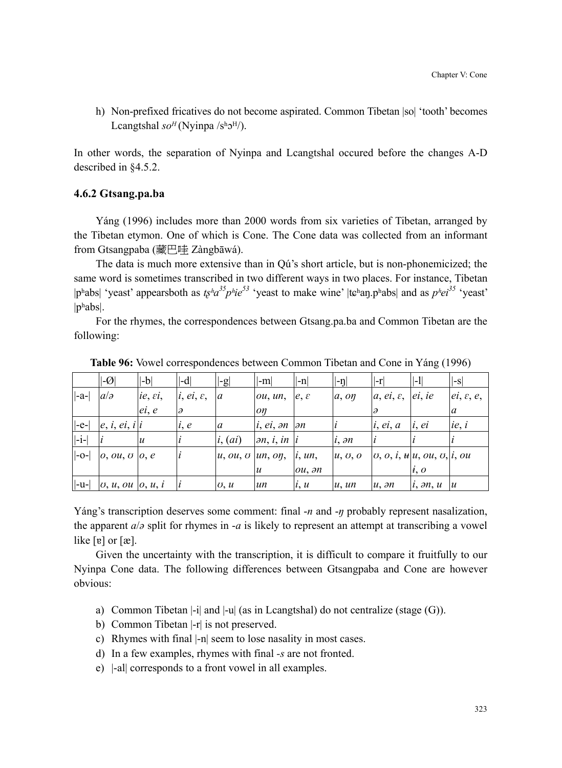h) Non-prefixed fricatives do not become aspirated. Common Tibetan |so| 'tooth' becomes Lcangtshal *so*ᴴ (Nyinpa /sʰɔᴴ/).

In other words, the separation of Nyinpa and Lcangtshal occured before the changes A-D described in §4.5.2.

### 4.6.2 Gtsang.pa.ba

Yáng (1996) includes more than 2000 words from six varieties of Tibetan, arranged by the Tibetan etymon. One of which is Cone. The Cone data was collected from an informant from Gtsangpaba (藏巴哇 Zàngbāwá).

The data is much more extensive than in Qú's short article, but is non-phonemicized; the same word is sometimes transcribed in two different ways in two places. For instance, Tibetan |pʰabs| 'yeast' appearsboth as *tʂʰa*³⁵*pʰie*⁵³ 'yeast to make wine' |tɕʰaŋ.pʰabs| and as *pʰei*³⁵ 'yeast' |pʰabs|.

For the rhymes, the correspondences between Gtsang.pa.ba and Common Tibetan are the following:

**Table 96:** Vowel correspondences between Common Tibetan and Cone in Yáng (1996)

| | \|-Ø\| | \|-b\| | \|-d\| | \|-g\| | \|-m\| | \|-n\| | \|-ŋ\| | \|-r\| | \|-l\| | \|-s\| |
|---|---|---|---|---|---|---|---|---|---|---|
| \|-a-\| | *a*/*ə* | *ie*, *ɛi*, *ei*, *e* | *i*, *ei*, *ɛ*, *ə* | *a* | *ou*, *un*, *oŋ* | *e*, *ɛ* | *a*, *oŋ* | *a*, *ei*, *ɛ*, *ə* | *ei*, *ie* | *ei*, *ɛ*, *e*, *a* |
| \|-e-\| | *e*, *i*, *ei*, *i* | *i* | *i*, *e* | *a* | *i*, *ei*, *ən* | *ən* | *i* | *i*, *ei*, *a* | *i*, *ei* | *ie*, *i* |
| \|-i-\| | *i* | *u* | *i* | *i*, (*ai*) | *ən*, *i*, *in* | *i* | *i*, *ən* | *i* | *i* | *i* |
| \|-o-\| | *o*, *ou*, *ʊ* | *o*, *e* | *i* | *u*, *ou*, *ʊ* | *un*, *oŋ*, *u* | *i*, *un*, *ou*, *ən* | *u*, *ʊ*, *o* | *ʊ*, *o*, *i*, *ʉ* | *u*, *ou*, *ʊ*, *ɨ*, *o* | *i*, *ou* |
| \|-u-\| | *ʊ*, *u*, *ou* | *o*, *u*, *i* | *i* | *ʊ*, *u* | *un* | *i*, *u* | *u*, *un* | *u*, *ən* | *i*, *ən*, *u* | *u* |

Yáng's transcription deserves some comment: final *-n* and *-ŋ* probably represent nasalization, the apparent *a*/*ə* split for rhymes in *-a* is likely to represent an attempt at transcribing a vowel like [ɐ] or [æ].

Given the uncertainty with the transcription, it is difficult to compare it fruitfully to our Nyinpa Cone data. The following differences between Gtsangpaba and Cone are however obvious:

a) Common Tibetan |-i| and |-u| (as in Lcangtshal) do not centralize (stage (G)).
b) Common Tibetan |-r| is not preserved.
c) Rhymes with final |-n| seem to lose nasality in most cases.
d) In a few examples, rhymes with final *-s* are not fronted.
e) |-al| corresponds to a front vowel in all examples.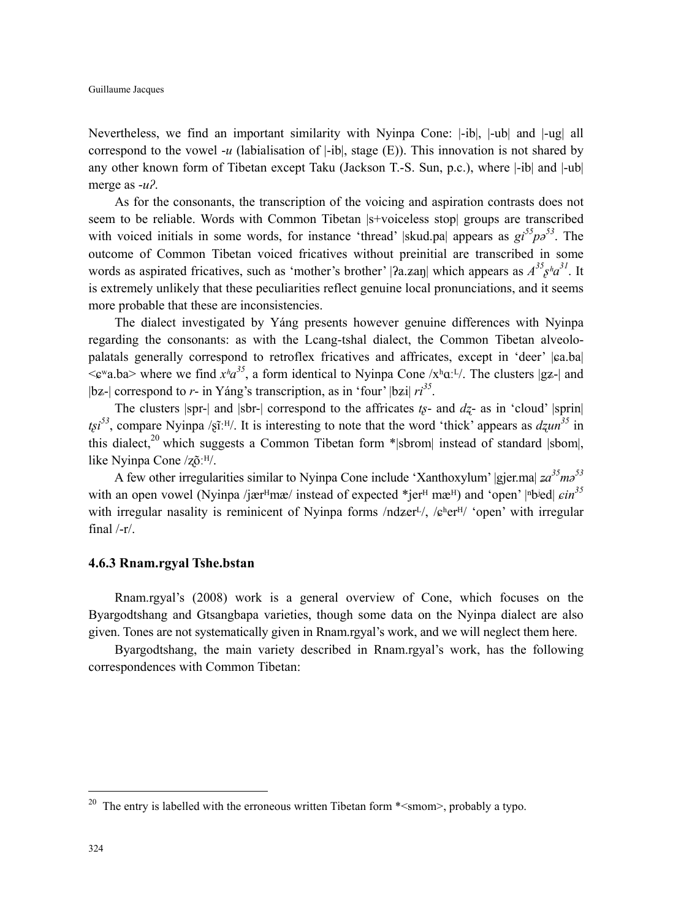Nevertheless, we find an important similarity with Nyinpa Cone: |-ib|, |-ub| and |-ug| all correspond to the vowel *-u* (labialisation of |-ib|, stage (E)). This innovation is not shared by any other known form of Tibetan except Taku (Jackson T.-S. Sun, p.c.), where |-ib| and |-ub| merge as *-uʔ*.

As for the consonants, the transcription of the voicing and aspiration contrasts does not seem to be reliable. Words with Common Tibetan |s+voiceless stop| groups are transcribed with voiced initials in some words, for instance 'thread' |skud.pa| appears as *gi⁵⁵pə⁵³*. The outcome of Common Tibetan voiced fricatives without preinitial are transcribed in some words as aspirated fricatives, such as 'mother's brother' |ʔa.ʑaŋ| which appears as *A³⁵ʂʰa³¹*. It is extremely unlikely that these peculiarities reflect genuine local pronunciations, and it seems more probable that these are inconsistencies.

The dialect investigated by Yáng presents however genuine differences with Nyinpa regarding the consonants: as with the Lcang-tshal dialect, the Common Tibetan alveolo-palatals generally correspond to retroflex fricatives and affricates, except in 'deer' |ɕa.ba| <ɕʷa.ba> where we find *xʰa³⁵*, a form identical to Nyinpa Cone /xʰɑːᴸ/. The clusters |gʑ-| and |bʑ-| correspond to *r-* in Yáng's transcription, as in 'four' |bʑi| *ri³⁵*.

The clusters |spr-| and |sbr-| correspond to the affricates *tʂ-* and *dʐ-* as in 'cloud' |sprin| *tʂi⁵³*, compare Nyinpa /ʂĩːᴴ/. It is interesting to note that the word 'thick' appears as *dʐun³⁵* in this dialect,[20] which suggests a Common Tibetan form *|sbrom| instead of standard |sbom|, like Nyinpa Cone /ʐõːᴴ/.

A few other irregularities similar to Nyinpa Cone include 'Xanthoxylum' |gjer.ma| *ʑa³⁵mə⁵³* with an open vowel (Nyinpa /jærᴴmæ/ instead of expected *jerᴴ mæᴴ) and 'open' |ⁿbʲed| *ɕin³⁵* with irregular nasality is reminicent of Nyinpa forms /ndʑerᴸ/, /ɕʰerᴴ/ 'open' with irregular final /-r/.

### 4.6.3 Rnam.rgyal Tshe.bstan

Rnam.rgyal's (2008) work is a general overview of Cone, which focuses on the Byargodtshang and Gtsangbapa varieties, though some data on the Nyinpa dialect are also given. Tones are not systematically given in Rnam.rgyal's work, and we will neglect them here.

Byargodtshang, the main variety described in Rnam.rgyal's work, has the following correspondences with Common Tibetan:

[20] The entry is labelled with the erroneous written Tibetan form *<smom>, probably a typo.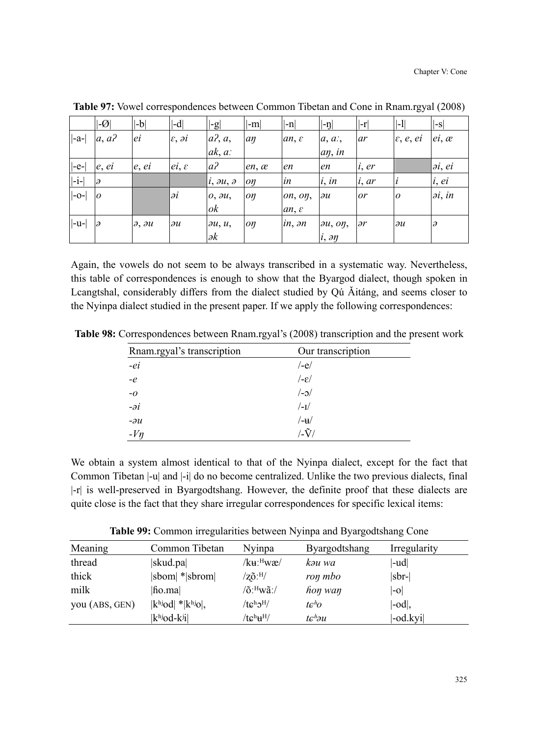**Table 97:** Vowel correspondences between Common Tibetan and Cone in Rnam.rgyal (2008)

| | \|-Ø\| | \|-b\| | \|-d\| | \|-g\| | \|-m\| | \|-n\| | \|-ŋ\| | \|-r\| | \|-l\| | \|-s\| |
|---|---|---|---|---|---|---|---|---|---|---|
| \|-a-\| | *a*, *aʔ* | *ei* | *ɛ*, *əi* | *aʔ*, *a*, *ak*, *aː* | *aŋ* | *an*, *ɛ* | *a*, *aː*, *aŋ*, *in* | *ar* | *ɛ*, *e*, *ei* | *ei*, *æ* |
| \|-e-\| | *e*, *ei* | *e*, *ei* | *ei*, *ɛ* | *aʔ* | *en*, *æ* | *en* | *en* | *i*, *er* | | *əi*, *ei* |
| \|-i-\| | *ə* | | | *i*, *əu*, *ə* | *oŋ* | *in* | *i*, *in* | *i*, *ar* | *i* | *i*, *ei* |
| \|-o-\| | *o* | | *əi* | *o*, *əu*, *ok* | *oŋ* | *on*, *oŋ*, *an*, *ɛ* | *əu* | *or* | *o* | *əi*, *in* |
| \|-u-\| | *ə* | *ə*, *əu* | *əu* | *əu*, *u*, *ək* | *oŋ* | *in*, *ən* | *əu*, *oŋ*, *i*, *əŋ* | *ər* | *əu* | *ə* |

Again, the vowels do not seem to be always transcribed in a systematic way. Nevertheless, this table of correspondences is enough to show that the Byargod dialect, though spoken in Lcangtshal, considerably differs from the dialect studied by Qú Ǎitáng, and seems closer to the Nyinpa dialect studied in the present paper. If we apply the following correspondences:

**Table 98:** Correspondences between Rnam.rgyal's (2008) transcription and the present work

| Rnam.rgyal's transcription | Our transcription |
|---|---|
| *-ei* | /-e/ |
| *-e* | /-ɛ/ |
| *-o* | /-ɔ/ |
| *-əi* | /-ɪ/ |
| *-əu* | /-ʉ/ |
| *-Vŋ* | /-Ṽ/ |

We obtain a system almost identical to that of the Nyinpa dialect, except for the fact that Common Tibetan |-u| and |-i| do no become centralized. Unlike the two previous dialects, final |-r| is well-preserved in Byargodtshang. However, the definite proof that these dialects are quite close is the fact that they share irregular correspondences for specific lexical items:

**Table 99:** Common irregularities between Nyinpa and Byargodtshang Cone

| Meaning | Common Tibetan | Nyinpa | Byargodtshang | Irregularity |
|---|---|---|---|---|
| thread | \|skud.pa\| | /kʉː$^{H}$wæ/ | *kəu wa* | \|-ud\| |
| thick | \|sbom\| *\|sbrom\| | /ʐõː$^{H}$/ | *roŋ mbo* | \|sbr-\| |
| milk | \|ɦo.ma\| | /õː$^{H}$wãː/ | *ɦoŋ waŋ* | \|-o\| |
| you (ABS, GEN) | \|kʰʲod\| *\|kʰʲo\|, \|kʰʲod-kʲi\| | /tɕʰɔ$^{H}$/ /tɕʰʉ$^{H}$/ | *tɕʰo* *tɕʰəu* | \|-od\|, \|-od.kyi\| |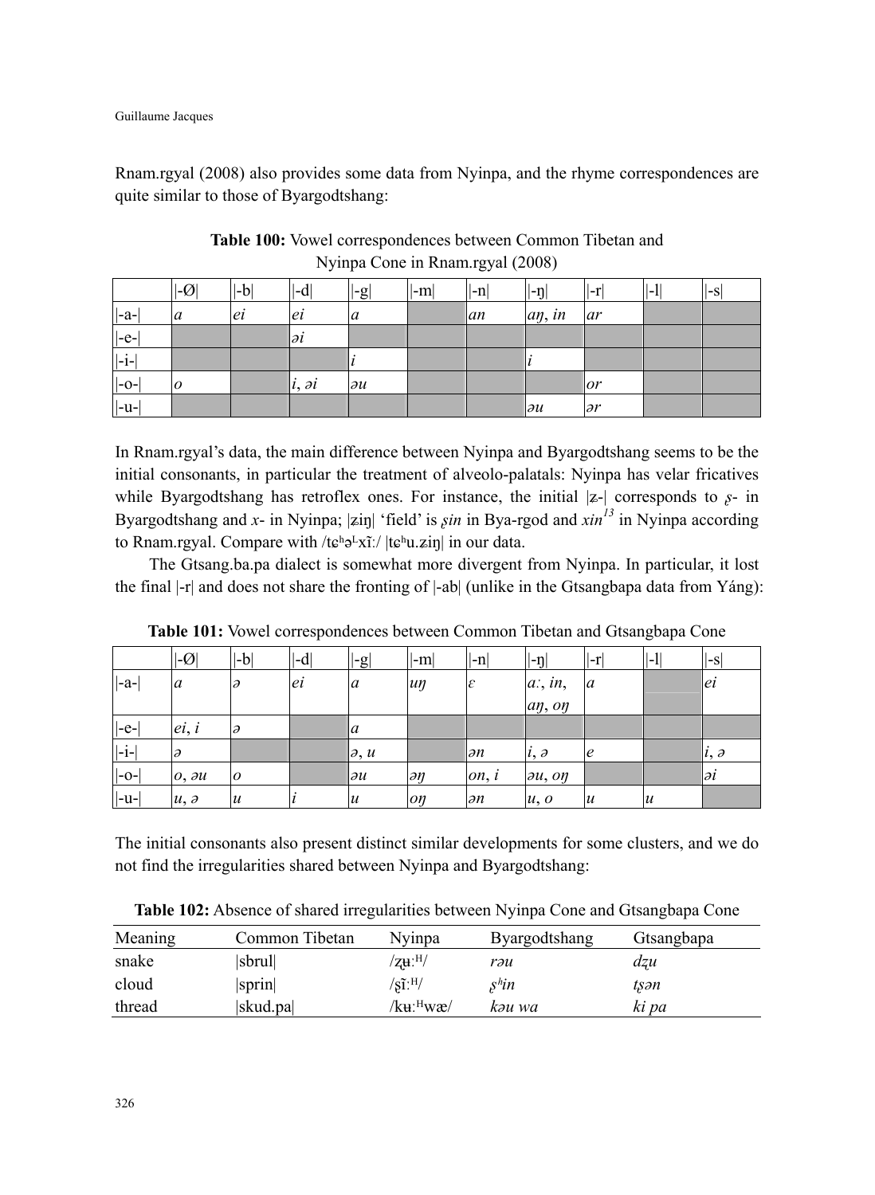Rnam.rgyal (2008) also provides some data from Nyinpa, and the rhyme correspondences are quite similar to those of Byargodtshang:

**Table 100:** Vowel correspondences between Common Tibetan and Nyinpa Cone in Rnam.rgyal (2008)

| | \|-Ø\| | \|-b\| | \|-d\| | \|-g\| | \|-m\| | \|-n\| | \|-ŋ\| | \|-r\| | \|-l\| | \|-s\| |
|---|---|---|---|---|---|---|---|---|---|---|
| \|-a-\| | *a* | *ei* | *ei* | *a* | | *an* | *aŋ*, *in* | *ar* | | |
| \|-e-\| | | | *əi* | | | | | | | |
| \|-i-\| | | | | *i* | | | *i* | | | |
| \|-o-\| | *o* | | *i*, *əi* | *əu* | | | | *or* | | |
| \|-u-\| | | | | | | | *əu* | *ər* | | |

In Rnam.rgyal's data, the main difference between Nyinpa and Byargodtshang seems to be the initial consonants, in particular the treatment of alveolo-palatals: Nyinpa has velar fricatives while Byargodtshang has retroflex ones. For instance, the initial |ʑ-| corresponds to *ʂ*- in Byargodtshang and *x*- in Nyinpa; |ʑiŋ| 'field' is *ʂin* in Bya-rgod and *xin*[13] in Nyinpa according to Rnam.rgyal. Compare with /tɕʰə^L^xĩː/ |tɕʰu.ʑiŋ| in our data.

The Gtsang.ba.pa dialect is somewhat more divergent from Nyinpa. In particular, it lost the final |-r| and does not share the fronting of |-ab| (unlike in the Gtsangbapa data from Yáng):

**Table 101:** Vowel correspondences between Common Tibetan and Gtsangbapa Cone

| | \|-Ø\| | \|-b\| | \|-d\| | \|-g\| | \|-m\| | \|-n\| | \|-ŋ\| | \|-r\| | \|-l\| | \|-s\| |
|---|---|---|---|---|---|---|---|---|---|---|
| \|-a-\| | *a* | *ə* | *ei* | *a* | *uŋ* | *ɛ* | *aː*, *in*, *aŋ*, *oŋ* | *a* | | *ei* |
| \|-e-\| | *ei*, *i* | *ə* | | *a* | | | | | | |
| \|-i-\| | *ə* | | | *ə*, *u* | | *ən* | *i*, *ə* | *e* | | *i*, *ə* |
| \|-o-\| | *o*, *əu* | *o* | | *əu* | *əŋ* | *on*, *i* | *əu*, *oŋ* | | | *əi* |
| \|-u-\| | *u*, *ə* | *u* | *i* | *u* | *oŋ* | *ən* | *u*, *o* | *u* | *u* | |

The initial consonants also present distinct similar developments for some clusters, and we do not find the irregularities shared between Nyinpa and Byargodtshang:

**Table 102:** Absence of shared irregularities between Nyinpa Cone and Gtsangbapa Cone

| Meaning | Common Tibetan | Nyinpa | Byargodtshang | Gtsangbapa |
|---|---|---|---|---|
| snake | \|sbrul\| | /ʐʉː^H^/ | *rəu* | *dʐu* |
| cloud | \|sprin\| | /ʂĩː^H^/ | *ʂʰin* | *tʂən* |
| thread | \|skud.pa\| | /kʉː^H^wæ/ | *kəu wa* | *ki pa* |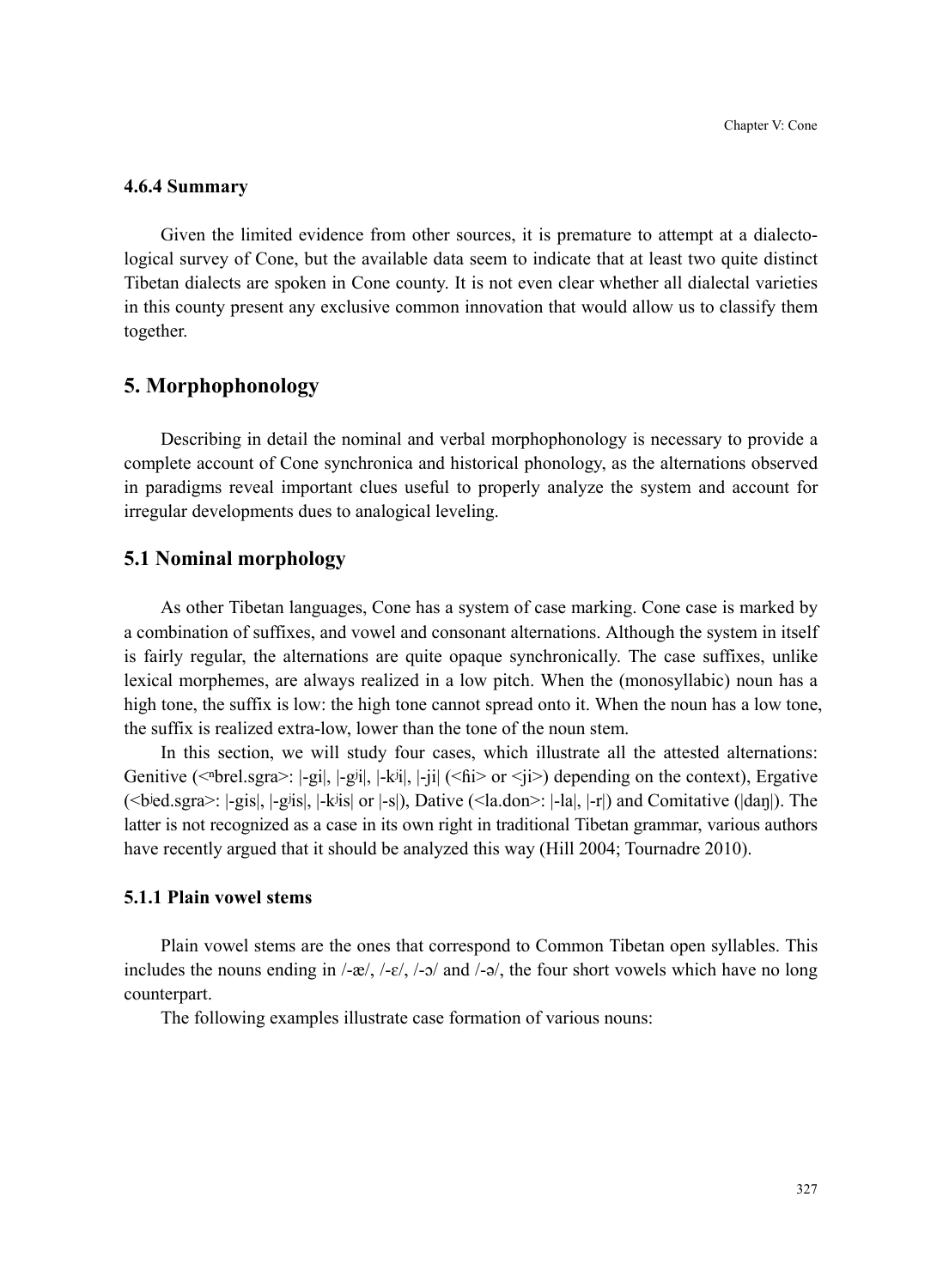### 4.6.4 Summary

Given the limited evidence from other sources, it is premature to attempt at a dialectological survey of Cone, but the available data seem to indicate that at least two quite distinct Tibetan dialects are spoken in Cone county. It is not even clear whether all dialectal varieties in this county present any exclusive common innovation that would allow us to classify them together.

## 5. Morphophonology

Describing in detail the nominal and verbal morphophonology is necessary to provide a complete account of Cone synchronica and historical phonology, as the alternations observed in paradigms reveal important clues useful to properly analyze the system and account for irregular developments dues to analogical leveling.

## 5.1 Nominal morphology

As other Tibetan languages, Cone has a system of case marking. Cone case is marked by a combination of suffixes, and vowel and consonant alternations. Although the system in itself is fairly regular, the alternations are quite opaque synchronically. The case suffixes, unlike lexical morphemes, are always realized in a low pitch. When the (monosyllabic) noun has a high tone, the suffix is low: the high tone cannot spread onto it. When the noun has a low tone, the suffix is realized extra-low, lower than the tone of the noun stem.

In this section, we will study four cases, which illustrate all the attested alternations: Genitive (<ⁿbrel.sgra>: |-gi|, |-gʲi|, |-kʲi|, |-ji| (<ɦi> or <ji>) depending on the context), Ergative (<bʲed.sgra>: |-gis|, |-gʲis|, |-kʲis| or |-s|), Dative (<la.don>: |-la|, |-r|) and Comitative (|daŋ|). The latter is not recognized as a case in its own right in traditional Tibetan grammar, various authors have recently argued that it should be analyzed this way (Hill 2004; Tournadre 2010).

### 5.1.1 Plain vowel stems

Plain vowel stems are the ones that correspond to Common Tibetan open syllables. This includes the nouns ending in /-æ/, /-ɛ/, /-ɔ/ and /-ə/, the four short vowels which have no long counterpart.

The following examples illustrate case formation of various nouns: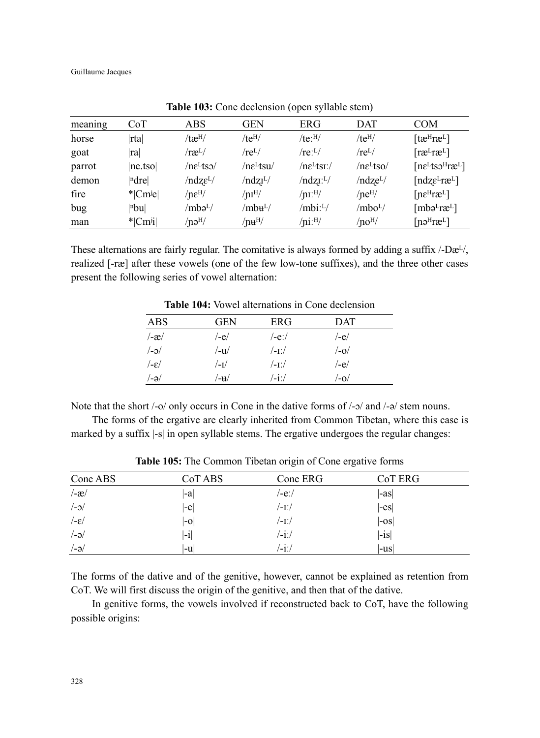**Table 103:** Cone declension (open syllable stem)

| meaning | CoT | ABS | GEN | ERG | DAT | COM |
|---|---|---|---|---|---|---|
| horse | \|rta\| | /tæᴴ/ | /teᴴ/ | /teːᴴ/ | /teᴴ/ | [tæᴴræᴸ] |
| goat | \|ra\| | /ræᴸ/ | /reᴸ/ | /reːᴸ/ | /reᴸ/ | [ræᴸræᴸ] |
| parrot | \|ne.tso\| | /nɛᴸtsɔ/ | /nɛᴸtsu/ | /nɛᴸtsɪː/ | /nɛᴸtso/ | [nɛᴸtsɔᴴræᴸ] |
| demon | \|ⁿdre\| | /ndʐɛᴸ/ | /ndʐɪᴸ/ | /ndʐɪːᴸ/ | /ndʐeᴸ/ | [ndʐɛᴸræᴸ] |
| fire | *\|Cmʲe\| | /ɲɛᴴ/ | /ɲɪᴴ/ | /ɲɪːᴴ/ | /ɲeᴴ/ | [ɲɛᴴræᴸ] |
| bug | \|ⁿbu\| | /mbəᴸ/ | /mbʉᴸ/ | /mbiːᴸ/ | /mboᴸ/ | [mbəᴸræᴸ] |
| man | *\|Cmʲi\| | /ɲəᴴ/ | /ɲʉᴴ/ | /ɲiːᴴ/ | /ɲoᴴ/ | [ɲəᴴræᴸ] |

These alternations are fairly regular. The comitative is always formed by adding a suffix /-Dæᴸ/, realized [-ræ] after these vowels (one of the few low-tone suffixes), and the three other cases present the following series of vowel alternation:

**Table 104:** Vowel alternations in Cone declension

| ABS | GEN | ERG | DAT |
|---|---|---|---|
| /-æ/ | /-e/ | /-eː/ | /-e/ |
| /-ɔ/ | /-u/ | /-ɪː/ | /-o/ |
| /-ɛ/ | /-ɪ/ | /-ɪː/ | /-e/ |
| /-ə/ | /-ʉ/ | /-iː/ | /-o/ |

Note that the short /-o/ only occurs in Cone in the dative forms of /-ɔ/ and /-ə/ stem nouns.

The forms of the ergative are clearly inherited from Common Tibetan, where this case is marked by a suffix |-s| in open syllable stems. The ergative undergoes the regular changes:

**Table 105:** The Common Tibetan origin of Cone ergative forms

| Cone ABS | CoT ABS | Cone ERG | CoT ERG |
|---|---|---|---|
| /-æ/ | \|-a\| | /-eː/ | \|-as\| |
| /-ɔ/ | \|-e\| | /-ɪː/ | \|-es\| |
| /-ɛ/ | \|-o\| | /-ɪː/ | \|-os\| |
| /-ə/ | \|-i\| | /-iː/ | \|-is\| |
| /-ə/ | \|-u\| | /-iː/ | \|-us\| |

The forms of the dative and of the genitive, however, cannot be explained as retention from CoT. We will first discuss the origin of the genitive, and then that of the dative.

In genitive forms, the vowels involved if reconstructed back to CoT, have the following possible origins: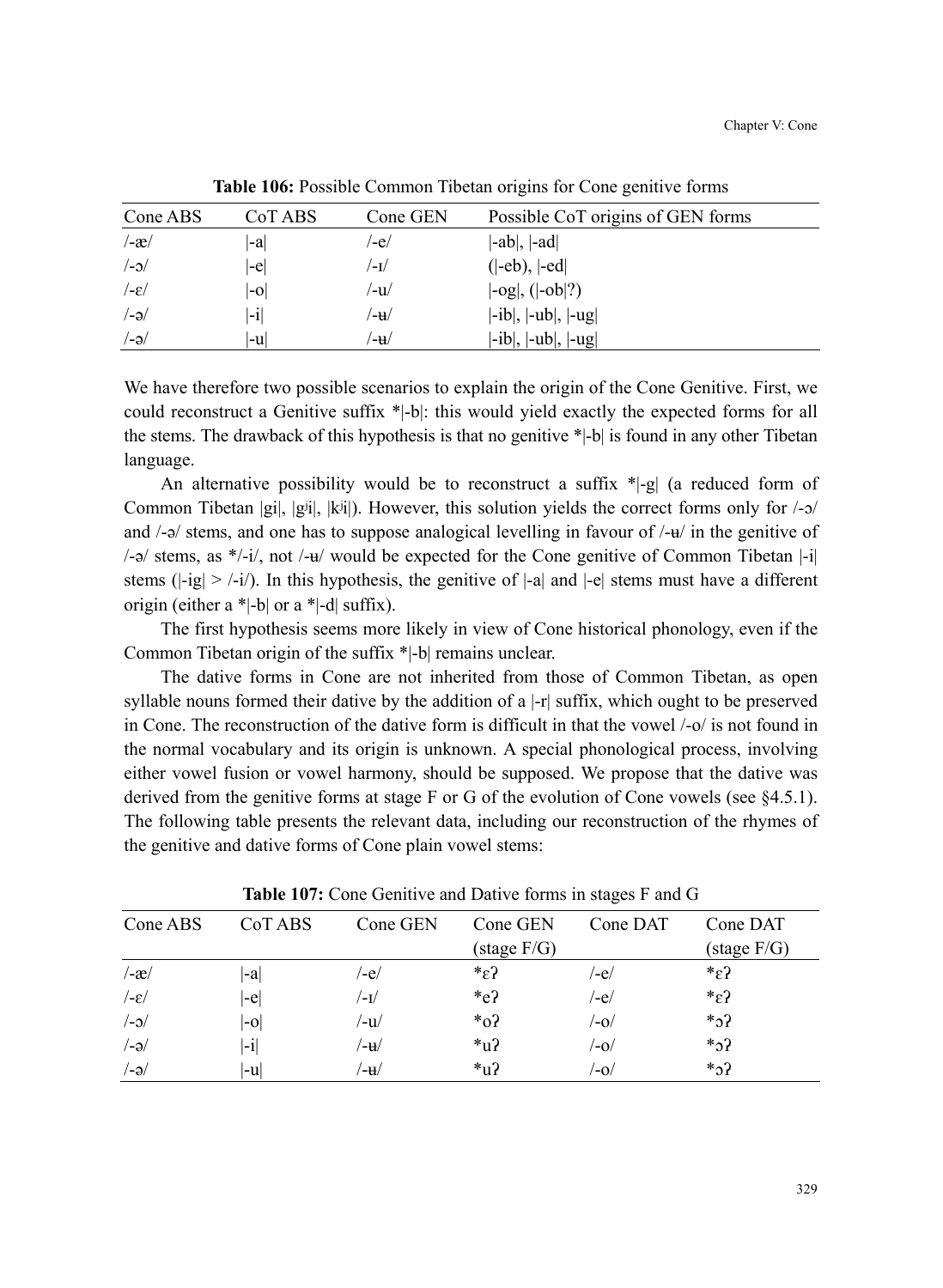**Table 106:** Possible Common Tibetan origins for Cone genitive forms

| Cone ABS | CoT ABS | Cone GEN | Possible CoT origins of GEN forms |
|---|---|---|---|
| /-æ/ | \|-a\| | /-e/ | \|-ab\|, \|-ad\| |
| /-ɔ/ | \|-e\| | /-ɪ/ | (\|-eb), \|-ed\| |
| /-ɛ/ | \|-o\| | /-u/ | \|-og\|, (\|-ob\|?) |
| /-ə/ | \|-i\| | /-ʉ/ | \|-ib\|, \|-ub\|, \|-ug\| |
| /-ə/ | \|-u\| | /-ʉ/ | \|-ib\|, \|-ub\|, \|-ug\| |

We have therefore two possible scenarios to explain the origin of the Cone Genitive. First, we could reconstruct a Genitive suffix *|-b|: this would yield exactly the expected forms for all the stems. The drawback of this hypothesis is that no genitive *|-b| is found in any other Tibetan language.

An alternative possibility would be to reconstruct a suffix *|-g| (a reduced form of Common Tibetan |gi|, |gʲi|, |kʲi|). However, this solution yields the correct forms only for /-ɔ/ and /-ə/ stems, and one has to suppose analogical levelling in favour of /-ʉ/ in the genitive of /-ə/ stems, as */-i/, not /-ʉ/ would be expected for the Cone genitive of Common Tibetan |-i| stems (|-ig| > /-i/). In this hypothesis, the genitive of |-a| and |-e| stems must have a different origin (either a *|-b| or a *|-d| suffix).

The first hypothesis seems more likely in view of Cone historical phonology, even if the Common Tibetan origin of the suffix *|-b| remains unclear.

The dative forms in Cone are not inherited from those of Common Tibetan, as open syllable nouns formed their dative by the addition of a |-r| suffix, which ought to be preserved in Cone. The reconstruction of the dative form is difficult in that the vowel /-o/ is not found in the normal vocabulary and its origin is unknown. A special phonological process, involving either vowel fusion or vowel harmony, should be supposed. We propose that the dative was derived from the genitive forms at stage F or G of the evolution of Cone vowels (see §4.5.1). The following table presents the relevant data, including our reconstruction of the rhymes of the genitive and dative forms of Cone plain vowel stems:

**Table 107:** Cone Genitive and Dative forms in stages F and G

| Cone ABS | CoT ABS | Cone GEN | Cone GEN (stage F/G) | Cone DAT | Cone DAT (stage F/G) |
|---|---|---|---|---|---|
| /-æ/ | \|-a\| | /-e/ | *ɛʔ | /-e/ | *ɛʔ |
| /-ɛ/ | \|-e\| | /-ɪ/ | *eʔ | /-e/ | *ɛʔ |
| /-ɔ/ | \|-o\| | /-u/ | *oʔ | /-o/ | *ɔʔ |
| /-ə/ | \|-i\| | /-ʉ/ | *uʔ | /-o/ | *ɔʔ |
| /-ə/ | \|-u\| | /-ʉ/ | *uʔ | /-o/ | *ɔʔ |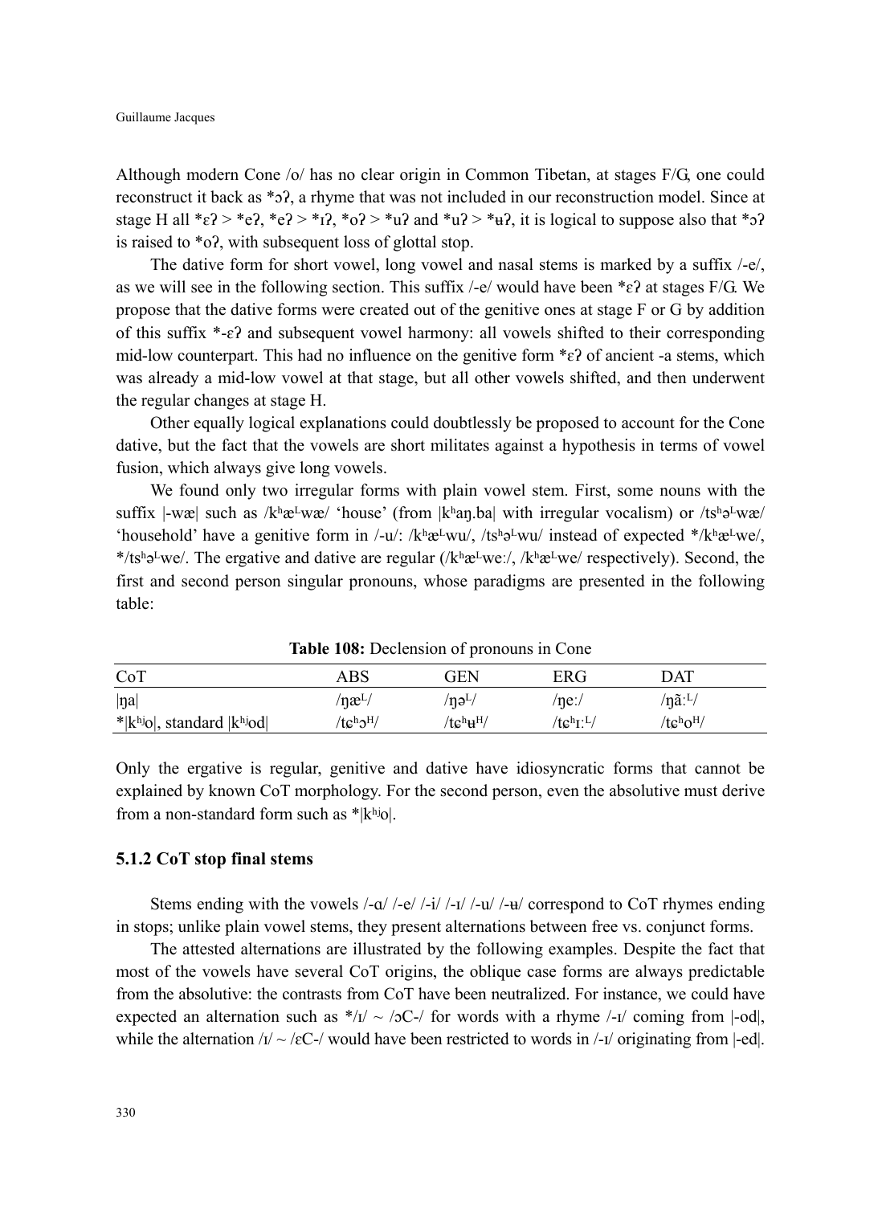Although modern Cone /o/ has no clear origin in Common Tibetan, at stages F/G, one could reconstruct it back as *ɔʔ, a rhyme that was not included in our reconstruction model. Since at stage H all *ɛʔ > *eʔ, *ɐʔ > *ɪʔ, *oʔ > *uʔ and *uʔ > *ʉʔ, it is logical to suppose also that *ɔʔ is raised to *oʔ, with subsequent loss of glottal stop.

The dative form for short vowel, long vowel and nasal stems is marked by a suffix /-e/, as we will see in the following section. This suffix /-e/ would have been *ɛʔ at stages F/G. We propose that the dative forms were created out of the genitive ones at stage F or G by addition of this suffix *-ɛʔ and subsequent vowel harmony: all vowels shifted to their corresponding mid-low counterpart. This had no influence on the genitive form *ɛʔ of ancient -a stems, which was already a mid-low vowel at that stage, but all other vowels shifted, and then underwent the regular changes at stage H.

Other equally logical explanations could doubtlessly be proposed to account for the Cone dative, but the fact that the vowels are short militates against a hypothesis in terms of vowel fusion, which always give long vowels.

We found only two irregular forms with plain vowel stem. First, some nouns with the suffix |-wæ| such as /kʰæᴸwæ/ 'house' (from |kʰaŋ.ba| with irregular vocalism) or /tsʰəᴸwæ/ 'household' have a genitive form in /-u/: /kʰæᴸwu/, /tsʰəᴸwu/ instead of expected */kʰæᴸwe/, */tsʰəᴸwe/. The ergative and dative are regular (/kʰæᴸweː/, /kʰæᴸwe/ respectively). Second, the first and second person singular pronouns, whose paradigms are presented in the following table:

**Table 108:** Declension of pronouns in Cone

| CoT | ABS | GEN | ERG | DAT |
|---|---|---|---|---|
| \|ŋa\| | /ŋæᴸ/ | /ŋəᴸ/ | /ŋeː/ | /ŋãːᴸ/ |
| *\|kʰʲo\|, standard \|kʰʲod\| | /tɕʰɔᴴ/ | /tɕʰʉᴴ/ | /tɕʰɪːᴸ/ | /tɕʰoᴴ/ |

Only the ergative is regular, genitive and dative have idiosyncratic forms that cannot be explained by known CoT morphology. For the second person, even the absolutive must derive from a non-standard form such as *|kʰʲo|.

### 5.1.2 CoT stop final stems

Stems ending with the vowels /-ɑ/ /-e/ /-i/ /-ɪ/ /-u/ /-ʉ/ correspond to CoT rhymes ending in stops; unlike plain vowel stems, they present alternations between free vs. conjunct forms.

The attested alternations are illustrated by the following examples. Despite the fact that most of the vowels have several CoT origins, the oblique case forms are always predictable from the absolutive: the contrasts from CoT have been neutralized. For instance, we could have expected an alternation such as */ɪ/ ~ /ɔC-/ for words with a rhyme /-ɪ/ coming from |-od|, while the alternation /ɪ/ ~ /ɛC-/ would have been restricted to words in /-ɪ/ originating from |-ed|.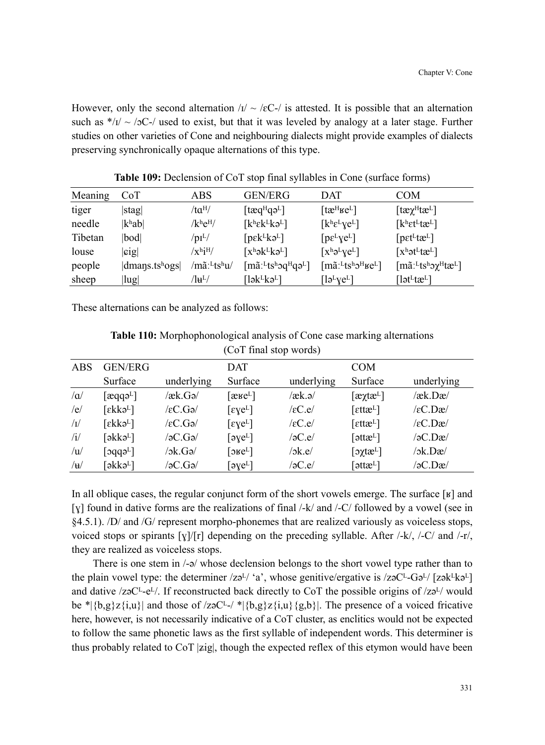However, only the second alternation /ɪ/ ~ /ɛC-/ is attested. It is possible that an alternation such as */ɪ/ ~ /ɔC-/ used to exist, but that it was leveled by analogy at a later stage. Further studies on other varieties of Cone and neighbouring dialects might provide examples of dialects preserving synchronically opaque alternations of this type.

**Table 109:** Declension of CoT stop final syllables in Cone (surface forms)

| Meaning | CoT | ABS | GEN/ERG | DAT | COM |
|---|---|---|---|---|---|
| tiger | \|stag\| | /tɑᴴ/ | [tæqᴴqəᴸ] | [tæᴴʁeᴸ] | [tæχᴴtæᴸ] |
| needle | \|kʰab\| | /kʰeᴴ/ | [kʰɛkᴸkəᴸ] | [kʰɛᴸɣeᴸ] | [kʰɛtᴸtæᴸ] |
| Tibetan | \|bod\| | /pɪᴸ/ | [pɛkᴸkəᴸ] | [pɛᴸɣeᴸ] | [pɛtᴸtæᴸ] |
| louse | \|ɕig\| | /xʰiᴴ/ | [xʰəkᴸkəᴸ] | [xʰəᴸɣeᴸ] | [xʰətᴸtæᴸ] |
| people | \|dmaŋs.tsʰogs\| | /mãːᴸtsʰu/ | [mãːᴸtsʰɔqᴴqəᴸ] | [mãːᴸtsʰɔᴴʁeᴸ] | [mãːᴸtsʰɔχᴴtæᴸ] |
| sheep | \|lug\| | /lʉᴸ/ | [ləkᴸkəᴸ] | [ləᴸɣeᴸ] | [lətᴸtæᴸ] |

These alternations can be analyzed as follows:

**Table 110:** Morphophonological analysis of Cone case marking alternations (CoT final stop words)

| ABS | GEN/ERG | | DAT | | COM | |
|---|---|---|---|---|---|---|
| | Surface | underlying | Surface | underlying | Surface | underlying |
| /ɑ/ | [æqqəᴸ] | /æk.Gə/ | [æʁeᴸ] | /æk.ə/ | [æχtæᴸ] | /æk.Dæ/ |
| /e/ | [ɛkkəᴸ] | /ɛC.Gə/ | [ɛɣeᴸ] | /ɛC.e/ | [ɛttæᴸ] | /ɛC.Dæ/ |
| /ɪ/ | [ɛkkəᴸ] | /ɛC.Gə/ | [ɛɣeᴸ] | /ɛC.e/ | [ɛttæᴸ] | /ɛC.Dæ/ |
| /i/ | [əkkəᴸ] | /əC.Gə/ | [əɣeᴸ] | /əC.e/ | [əttæᴸ] | /əC.Dæ/ |
| /u/ | [ɔqqəᴸ] | /ɔk.Gə/ | [ɔʁeᴸ] | /ɔk.e/ | [ɔχtæᴸ] | /ɔk.Dæ/ |
| /ʉ/ | [əkkəᴸ] | /əC.Gə/ | [əɣeᴸ] | /əC.e/ | [əttæᴸ] | /əC.Dæ/ |

In all oblique cases, the regular conjunct form of the short vowels emerge. The surface [ʁ] and [ɣ] found in dative forms are the realizations of final /-k/ and /-C/ followed by a vowel (see in §4.5.1). /D/ and /G/ represent morpho-phonemes that are realized variously as voiceless stops, voiced stops or spirants [ɣ]/[r] depending on the preceding syllable. After /-k/, /-C/ and /-r/, they are realized as voiceless stops.

There is one stem in /-ə/ whose declension belongs to the short vowel type rather than to the plain vowel type: the determiner /zəᴸ/ 'a', whose genitive/ergative is /zəCᴸ-Gəᴸ/ [zəkᴸkəᴸ] and dative /zəCᴸ-eᴸ/. If reconstructed back directly to CoT the possible origins of /zəᴸ/ would be *|{b,g}z{i,u}| and those of /zəCᴸ-/ *|{b,g}z{i,u}{g,b}|. The presence of a voiced fricative here, however, is not necessarily indicative of a CoT cluster, as enclitics would not be expected to follow the same phonetic laws as the first syllable of independent words. This determiner is thus probably related to CoT |zig|, though the expected reflex of this etymon would have been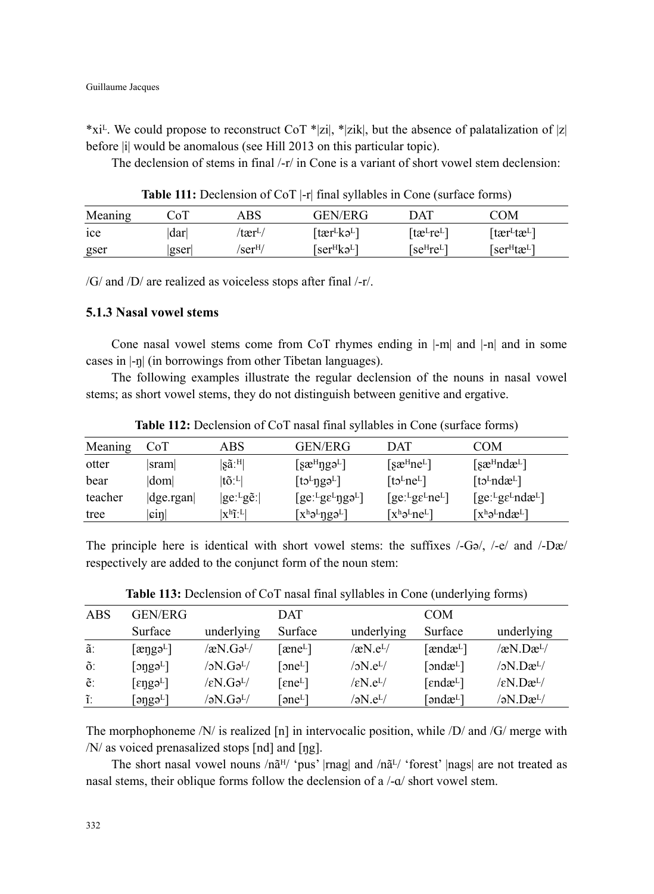*xi^L. We could propose to reconstruct CoT *|zi|, *|zik|, but the absence of palatalization of |z| before |i| would be anomalous (see Hill 2013 on this particular topic).

The declension of stems in final /-r/ in Cone is a variant of short vowel stem declension:

**Table 111:** Declension of CoT |-r| final syllables in Cone (surface forms)

| Meaning | CoT | ABS | GEN/ERG | DAT | COM |
|---|---|---|---|---|---|
| ice | \|dar\| | /tær^L/ | [tær^Lkə^L] | [tæ^Lre^L] | [tær^Ltæ^L] |
| gser | \|gser\| | /ser^H/ | [ser^Hkə^L] | [se^Hre^L] | [ser^Htæ^L] |

/G/ and /D/ are realized as voiceless stops after final /-r/.

### 5.1.3 Nasal vowel stems

Cone nasal vowel stems come from CoT rhymes ending in |-m| and |-n| and in some cases in |-ŋ| (in borrowings from other Tibetan languages).

The following examples illustrate the regular declension of the nouns in nasal vowel stems; as short vowel stems, they do not distinguish between genitive and ergative.

**Table 112:** Declension of CoT nasal final syllables in Cone (surface forms)

| Meaning | CoT | ABS | GEN/ERG | DAT | COM |
|---|---|---|---|---|---|
| otter | \|sram\| | \|ʂãː^H\| | [ʂæ^Hŋgə^L] | [ʂæ^Hne^L] | [ʂæ^Hndæ^L] |
| bear | \|dom\| | \|tõː^L\| | [tɔ^Lŋgə^L] | [tɔ^Lne^L] | [tɔ^Lndæ^L] |
| teacher | \|dge.rgan\| | \|geː^Lgẽː\| | [geː^Lgɛ^Lŋgə^L] | [geː^Lgɛ^Lne^L] | [geː^Lgɛ^Lndæ^L] |
| tree | \|ɕiŋ\| | \|xʰĩː^L\| | [xʰə^Lŋgə^L] | [xʰə^Lne^L] | [xʰə^Lndæ^L] |

The principle here is identical with short vowel stems: the suffixes /-Gə/, /-e/ and /-Dæ/ respectively are added to the conjunct form of the noun stem:

**Table 113:** Declension of CoT nasal final syllables in Cone (underlying forms)

| ABS | GEN/ERG | | DAT | | COM | |
|---|---|---|---|---|---|---|
| | Surface | underlying | Surface | underlying | Surface | underlying |
| ãː | [æŋgə^L] | /æN.Gə^L/ | [æne^L] | /æN.e^L/ | [ændæ^L] | /æN.Dæ^L/ |
| õː | [ɔŋgə^L] | /ɔN.Gə^L/ | [ɔne^L] | /ɔN.e^L/ | [ɔndæ^L] | /ɔN.Dæ^L/ |
| ẽː | [ɛŋgə^L] | /ɛN.Gə^L/ | [ɛne^L] | /ɛN.e^L/ | [ɛndæ^L] | /ɛN.Dæ^L/ |
| ĩː | [əŋgə^L] | /əN.Gə^L/ | [əne^L] | /əN.e^L/ | [əndæ^L] | /əN.Dæ^L/ |

The morphophoneme /N/ is realized [n] in intervocalic position, while /D/ and /G/ merge with /N/ as voiced prenasalized stops [nd] and [ŋg].

The short nasal vowel nouns /nã^H/ 'pus' |rnag| and /nã^L/ 'forest' |nags| are not treated as nasal stems, their oblique forms follow the declension of a /-ɑ/ short vowel stem.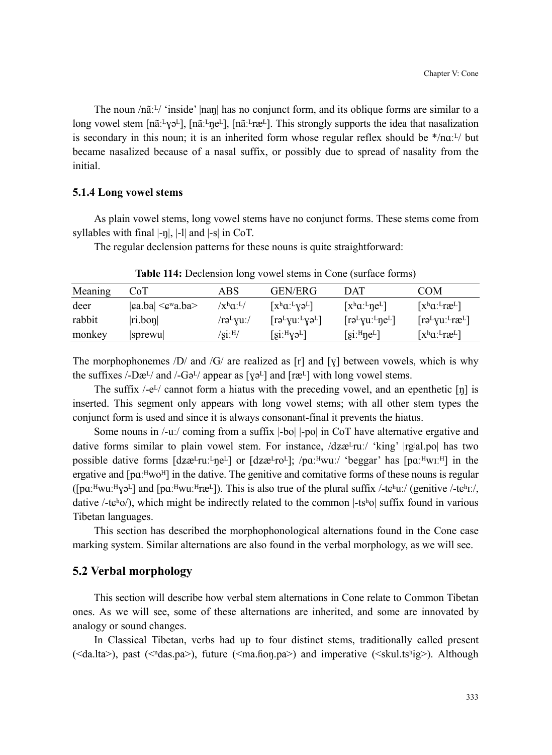The noun /nãːᴸ/ 'inside' |naŋ| has no conjunct form, and its oblique forms are similar to a long vowel stem [nãːᴸɣəᴸ], [nãːᴸŋeᴸ], [nãːᴸræᴸ]. This strongly supports the idea that nasalization is secondary in this noun; it is an inherited form whose regular reflex should be */nɑːᴸ/ but became nasalized because of a nasal suffix, or possibly due to spread of nasality from the initial.

### 5.1.4 Long vowel stems

As plain vowel stems, long vowel stems have no conjunct forms. These stems come from syllables with final |-ŋ|, |-l| and |-s| in CoT.

The regular declension patterns for these nouns is quite straightforward:

**Table 114:** Declension long vowel stems in Cone (surface forms)

| Meaning | CoT | ABS | GEN/ERG | DAT | COM |
|---|---|---|---|---|---|
| deer | \|ɕa.ba\| <ɕʷa.ba> | /xʰɑːᴸ/ | [xʰɑːᴸɣəᴸ] | [xʰɑːᴸŋeᴸ] | [xʰɑːᴸræᴸ] |
| rabbit | \|ri.boŋ\| | /rəᴸɣuː/ | [rəᴸɣuːᴸɣəᴸ] | [rəᴸɣuːᴸŋeᴸ] | [rəᴸɣuːᴸræᴸ] |
| monkey | \|sprewu\| | /ʂiːᴴ/ | [ʂiːᴴɣəᴸ] | [ʂiːᴴŋeᴸ] | [xʰɑːᴸræᴸ] |

The morphophonemes /D/ and /G/ are realized as [r] and [ɣ] between vowels, which is why the suffixes /-Dæᴸ/ and /-Gəᴸ/ appear as [ɣəᴸ] and [ræᴸ] with long vowel stems.

The suffix /-eᴸ/ cannot form a hiatus with the preceding vowel, and an epenthetic [ŋ] is inserted. This segment only appears with long vowel stems; with all other stem types the conjunct form is used and since it is always consonant-final it prevents the hiatus.

Some nouns in /-uː/ coming from a suffix |-bo| |-po| in CoT have alternative ergative and dative forms similar to plain vowel stem. For instance, /dʑæᴸruː/ 'king' |rgʲal.po| has two possible dative forms [dʑæᴸruːᴸŋeᴸ] or [dʑæᴸroᴸ]; /pɑːᴴwuː/ 'beggar' has [pɑːᴴwɪːᴴ] in the ergative and [pɑːᴴwoᴴ] in the dative. The genitive and comitative forms of these nouns is regular ([pɑːᴴwuːᴴɣəᴸ] and [pɑːᴴwuːᴴræᴸ]). This is also true of the plural suffix /-tɕʰuː/ (genitive /-tɕʰɪː/, dative /-tɕʰo/), which might be indirectly related to the common |-tsʰo| suffix found in various Tibetan languages.

This section has described the morphophonological alternations found in the Cone case marking system. Similar alternations are also found in the verbal morphology, as we will see.

## 5.2 Verbal morphology

This section will describe how verbal stem alternations in Cone relate to Common Tibetan ones. As we will see, some of these alternations are inherited, and some are innovated by analogy or sound changes.

In Classical Tibetan, verbs had up to four distinct stems, traditionally called present (<da.lta>), past (<ⁿdas.pa>), future (<ma.ɦoŋ.pa>) and imperative (<skul.tsʰig>). Although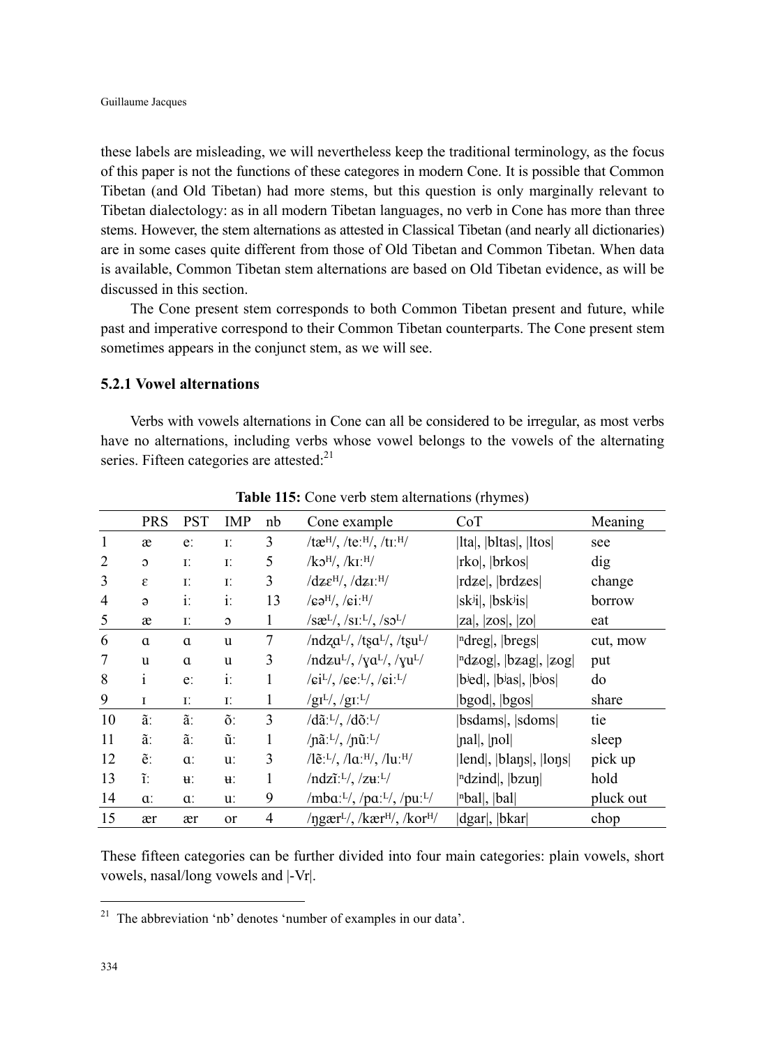these labels are misleading, we will nevertheless keep the traditional terminology, as the focus of this paper is not the functions of these categores in modern Cone. It is possible that Common Tibetan (and Old Tibetan) had more stems, but this question is only marginally relevant to Tibetan dialectology: as in all modern Tibetan languages, no verb in Cone has more than three stems. However, the stem alternations as attested in Classical Tibetan (and nearly all dictionaries) are in some cases quite different from those of Old Tibetan and Common Tibetan. When data is available, Common Tibetan stem alternations are based on Old Tibetan evidence, as will be discussed in this section.

The Cone present stem corresponds to both Common Tibetan present and future, while past and imperative correspond to their Common Tibetan counterparts. The Cone present stem sometimes appears in the conjunct stem, as we will see.

### 5.2.1 Vowel alternations

Verbs with vowels alternations in Cone can all be considered to be irregular, as most verbs have no alternations, including verbs whose vowel belongs to the vowels of the alternating series. Fifteen categories are attested:[21]

**Table 115:** Cone verb stem alternations (rhymes)

| | PRS | PST | IMP | nb | Cone example | CoT | Meaning |
|---|---|---|---|---|---|---|---|
| 1 | æ | eː | ɪː | 3 | /tæᴴ/, /teːᴴ/, /tɪːᴴ/ | \|lta\|, \|bltas\|, \|ltos\| | see |
| 2 | ɔ | ɪː | ɪː | 5 | /kɔᴴ/, /kɪːᴴ/ | \|rko\|, \|brkos\| | dig |
| 3 | ɛ | ɪː | ɪː | 3 | /dʑɛᴴ/, /dʑɪːᴴ/ | \|rdʑe\|, \|brdʑes\| | change |
| 4 | ə | iː | iː | 13 | /ɕəᴴ/, /ɕiːᴴ/ | \|skʲi\|, \|bskʲis\| | borrow |
| 5 | æ | ɪː | ɔ | 1 | /sæᴸ/, /sɪːᴸ/, /sɔᴸ/ | \|za\|, \|zos\|, \|zo\| | eat |
| 6 | ɑ | ɑ | u | 7 | /ndʐɑᴸ/, /tʂɑᴸ/, /tʂuᴸ/ | \|ⁿdreg\|, \|bregs\| | cut, mow |
| 7 | u | ɑ | u | 3 | /ndʑuᴸ/, /ɣɑᴸ/, /ɣuᴸ/ | \|ⁿdʑog\|, \|bʑag\|, \|ʑog\| | put |
| 8 | i | eː | iː | 1 | /ɕiᴸ/, /ɕeːᴸ/, /ɕiːᴸ/ | \|bʲed\|, \|bʲas\|, \|bʲos\| | do |
| 9 | ɪ | ɪː | ɪː | 1 | /gɪᴸ/, /gɪːᴸ/ | \|bgod\|, \|bgos\| | share |
| 10 | ãː | ãː | õː | 3 | /dãːᴸ/, /dõːᴸ/ | \|bsdams\|, \|sdoms\| | tie |
| 11 | ãː | ãː | ũː | 1 | /ɲãːᴸ/, /ɲũːᴸ/ | \|ɲal\|, \|ɲol\| | sleep |
| 12 | ẽː | ɑː | uː | 3 | /lẽːᴸ/, /lɑːᴴ/, /luːᴴ/ | \|lend\|, \|blaŋs\|, \|loŋs\| | pick up |
| 13 | ĩː | ʉː | ʉː | 1 | /ndzĩːᴸ/, /zʉːᴸ/ | \|ⁿdzind\|, \|bzuŋ\| | hold |
| 14 | ɑː | ɑː | uː | 9 | /mbɑːᴸ/, /pɑːᴸ/, /puːᴸ/ | \|ⁿbal\|, \|bal\| | pluck out |
| 15 | ær | ær | or | 4 | /ŋgærᴸ/, /kærᴴ/, /korᴴ/ | \|dgar\|, \|bkar\| | chop |

These fifteen categories can be further divided into four main categories: plain vowels, short vowels, nasal/long vowels and |-Vr|.

[21] The abbreviation ‘nb’ denotes ‘number of examples in our data’.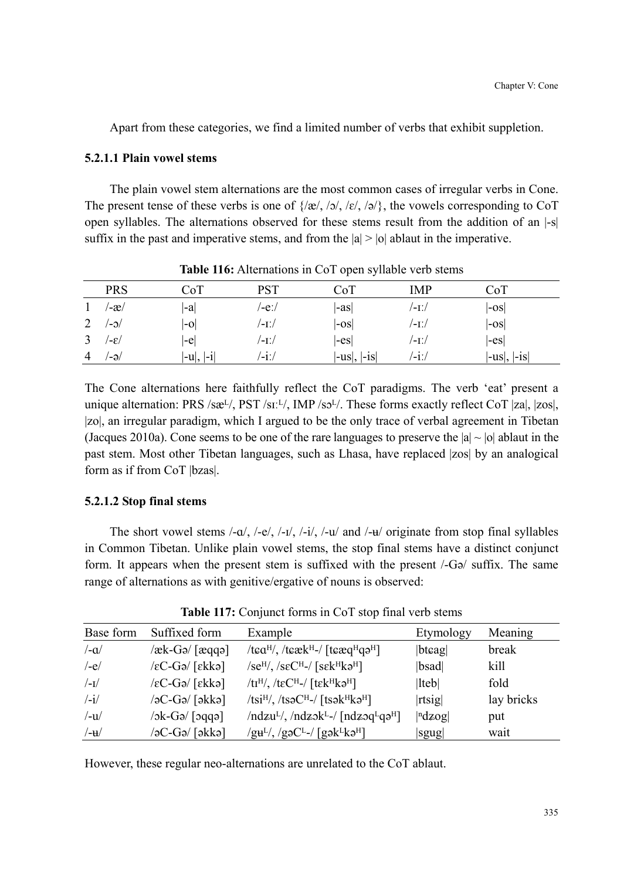Apart from these categories, we find a limited number of verbs that exhibit suppletion.

### 5.2.1.1 Plain vowel stems

The plain vowel stem alternations are the most common cases of irregular verbs in Cone. The present tense of these verbs is one of {/æ/, /ɔ/, /ɛ/, /ə/}, the vowels corresponding to CoT open syllables. The alternations observed for these stems result from the addition of an |-s| suffix in the past and imperative stems, and from the |a| > |o| ablaut in the imperative.

**Table 116:** Alternations in CoT open syllable verb stems

| | PRS | CoT | PST | CoT | IMP | CoT |
|---|---|---|---|---|---|---|
| 1 | /-æ/ | \|-a\| | /-eː/ | \|-as\| | /-ɪː/ | \|-os\| |
| 2 | /-ɔ/ | \|-o\| | /-ɪː/ | \|-os\| | /-ɪː/ | \|-os\| |
| 3 | /-ɛ/ | \|-e\| | /-ɪː/ | \|-es\| | /-ɪː/ | \|-es\| |
| 4 | /-ə/ | \|-u\|, \|-i\| | /-iː/ | \|-us\|, \|-is\| | /-iː/ | \|-us\|, \|-is\| |

The Cone alternations here faithfully reflect the CoT paradigms. The verb 'eat' present a unique alternation: PRS /sæ$^{L}$/, PST /sɪː$^{L}$/, IMP /sɔ$^{L}$/. These forms exactly reflect CoT |za|, |zos|, |zo|, an irregular paradigm, which I argued to be the only trace of verbal agreement in Tibetan (Jacques 2010a). Cone seems to be one of the rare languages to preserve the |a| ~ |o| ablaut in the past stem. Most other Tibetan languages, such as Lhasa, have replaced |zos| by an analogical form as if from CoT |bzas|.

### 5.2.1.2 Stop final stems

The short vowel stems /-ɑ/, /-e/, /-ɪ/, /-i/, /-u/ and /-ʉ/ originate from stop final syllables in Common Tibetan. Unlike plain vowel stems, the stop final stems have a distinct conjunct form. It appears when the present stem is suffixed with the present /-Gə/ suffix. The same range of alternations as with genitive/ergative of nouns is observed:

**Table 117:** Conjunct forms in CoT stop final verb stems

| Base form | Suffixed form | Example | Etymology | Meaning |
|---|---|---|---|---|
| /-ɑ/ | /æk-Gə/ [æqqə] | /tɕɑ$^{H}$/, /tɕæk$^{H}$-/ [tɕæq$^{H}$qə$^{H}$] | \|btɕag\| | break |
| /-e/ | /ɛC-Gə/ [ɛkkə] | /se$^{H}$/, /sɛC$^{H}$-/ [sɛk$^{H}$kə$^{H}$] | \|bsad\| | kill |
| /-ɪ/ | /ɛC-Gə/ [ɛkkə] | /tɪ$^{H}$/, /tɛC$^{H}$-/ [tɛk$^{H}$kə$^{H}$] | \|lteb\| | fold |
| /-i/ | /əC-Gə/ [əkkə] | /tsi$^{H}$/, /tsəC$^{H}$-/ [tsək$^{H}$kə$^{H}$] | \|rtsig\| | lay bricks |
| /-u/ | /ɔk-Gə/ [ɔqqə] | /ndʑu$^{L}$/, /ndʑɔk$^{L}$-/ [ndʑɔq$^{L}$qə$^{H}$] | \|ⁿdzog\| | put |
| /-ʉ/ | /əC-Gə/ [əkkə] | /gʉ$^{L}$/, /gəC$^{L}$-/ [gək$^{L}$kə$^{H}$] | \|sgug\| | wait |

However, these regular neo-alternations are unrelated to the CoT ablaut.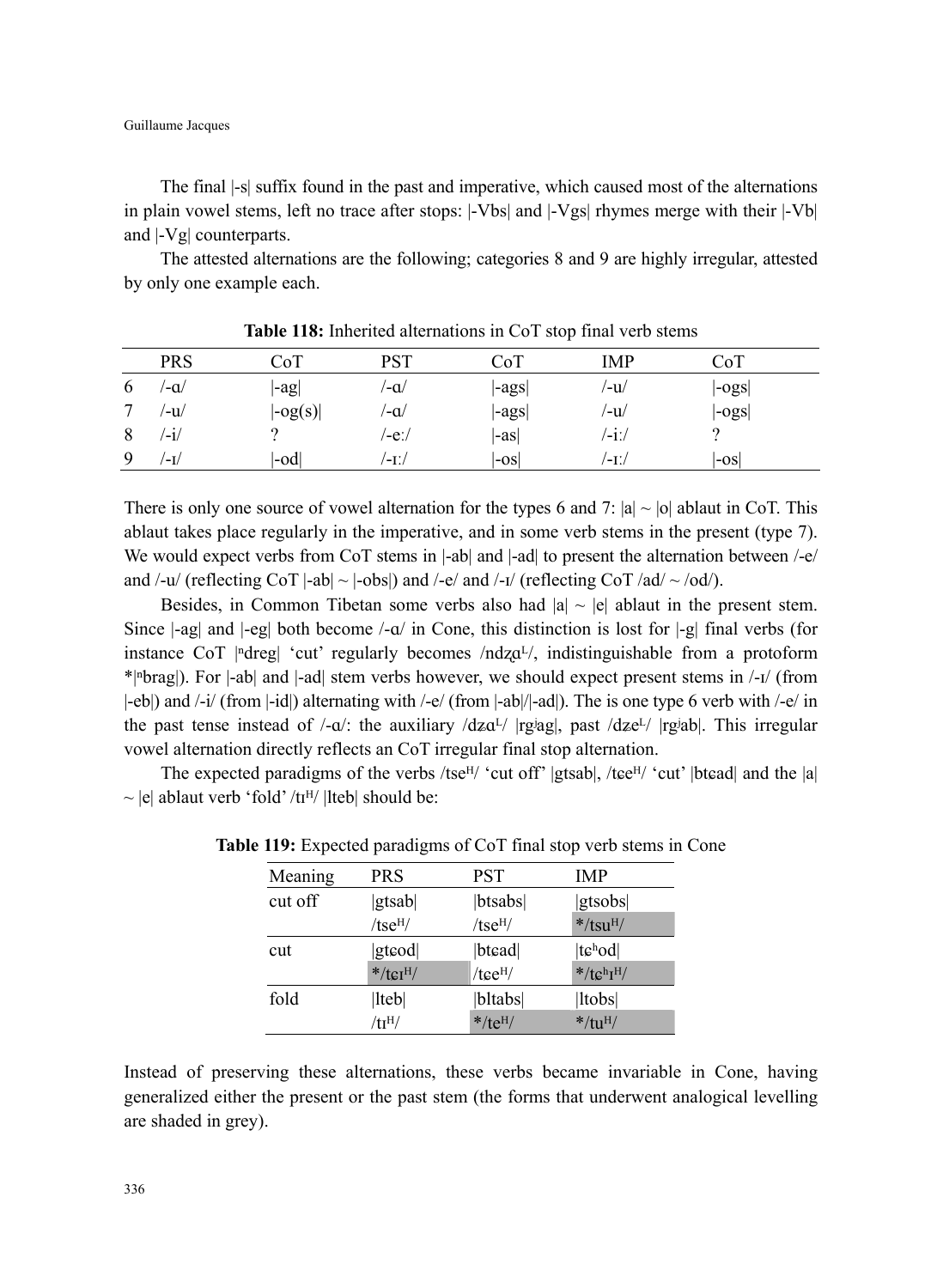The final |-s| suffix found in the past and imperative, which caused most of the alternations in plain vowel stems, left no trace after stops: |-Vbs| and |-Vgs| rhymes merge with their |-Vb| and |-Vg| counterparts.

The attested alternations are the following; categories 8 and 9 are highly irregular, attested by only one example each.

**Table 118:** Inherited alternations in CoT stop final verb stems

| | PRS | CoT | PST | CoT | IMP | CoT |
|---|---|---|---|---|---|---|
| 6 | /-ɑ/ | \|-ag\| | /-ɑ/ | \|-ags\| | /-u/ | \|-ogs\| |
| 7 | /-u/ | \|-og(s)\| | /-ɑ/ | \|-ags\| | /-u/ | \|-ogs\| |
| 8 | /-i/ | ? | /-eː/ | \|-as\| | /-iː/ | ? |
| 9 | /-ɪ/ | \|-od\| | /-ɪː/ | \|-os\| | /-ɪː/ | \|-os\| |

There is only one source of vowel alternation for the types 6 and 7: |a| ~ |o| ablaut in CoT. This ablaut takes place regularly in the imperative, and in some verb stems in the present (type 7). We would expect verbs from CoT stems in |-ab| and |-ad| to present the alternation between /-e/ and /-u/ (reflecting CoT |-ab| ~ |-obs|) and /-e/ and /-ɪ/ (reflecting CoT /ad/ ~ /od/).

Besides, in Common Tibetan some verbs also had |a| ~ |e| ablaut in the present stem. Since |-ag| and |-eg| both become /-ɑ/ in Cone, this distinction is lost for |-g| final verbs (for instance CoT |ⁿdreg| 'cut' regularly becomes /ndʐɑᴸ/, indistinguishable from a protoform *|ⁿbrag|). For |-ab| and |-ad| stem verbs however, we should expect present stems in /-ɪ/ (from |-eb|) and /-i/ (from |-id|) alternating with /-e/ (from |-ab|/|-ad|). The is one type 6 verb with /-e/ in the past tense instead of /-ɑ/: the auxiliary /dʑɑᴸ/ |rgʲag|, past /dʑeᴸ/ |rgʲab|. This irregular vowel alternation directly reflects an CoT irregular final stop alternation.

The expected paradigms of the verbs /tseᴴ/ 'cut off' |gtsab|, /tɕeᴴ/ 'cut' |btɕad| and the |a| ~ |e| ablaut verb 'fold' /tɪᴴ/ |lteb| should be:

**Table 119:** Expected paradigms of CoT final stop verb stems in Cone

| Meaning | PRS | PST | IMP |
|---|---|---|---|
| cut off | \|gtsab\| | \|btsabs\| | \|gtsobs\| |
| | /tseᴴ/ | /tseᴴ/ | */tsuᴴ/ |
| cut | \|gtɕod\| | \|btɕad\| | \|tɕʰod\| |
| | */tɕɪᴴ/ | /tɕeᴴ/ | */tɕʰɪᴴ/ |
| fold | \|lteb\| | \|bltabs\| | \|ltobs\| |
| | /tɪᴴ/ | */teᴴ/ | */tuᴴ/ |

Instead of preserving these alternations, these verbs became invariable in Cone, having generalized either the present or the past stem (the forms that underwent analogical levelling are shaded in grey).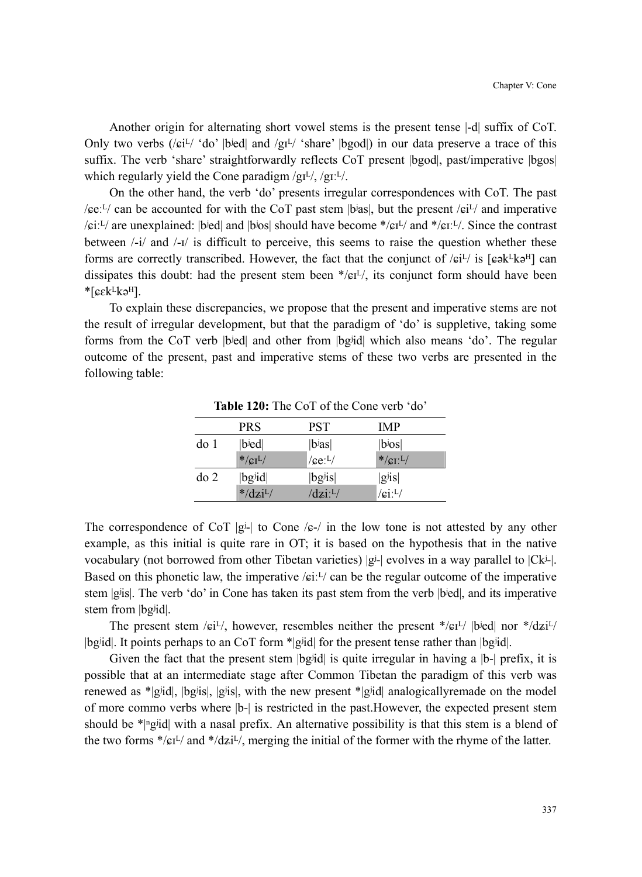Another origin for alternating short vowel stems is the present tense |-d| suffix of CoT. Only two verbs (/ɕi$^{L}$/ 'do' |bʲed| and /gɪ$^{L}$/ 'share' |bgod|) in our data preserve a trace of this suffix. The verb 'share' straightforwardly reflects CoT present |bgod|, past/imperative |bgos| which regularly yield the Cone paradigm /gɪ$^{L}$/, /gɪː$^{L}$/.

On the other hand, the verb 'do' presents irregular correspondences with CoT. The past /ɕeː$^{L}$/ can be accounted for with the CoT past stem |bʲas|, but the present /ɕi$^{L}$/ and imperative /ɕiː$^{L}$/ are unexplained: |bʲed| and |bʲos| should have become */ɕɪ$^{L}$/ and */ɕɪː$^{L}$/. Since the contrast between /-i/ and /-ɪ/ is difficult to perceive, this seems to raise the question whether these forms are correctly transcribed. However, the fact that the conjunct of /ɕi$^{L}$/ is [ɕək$^{L}$kə$^{H}$] can dissipates this doubt: had the present stem been */ɕɪ$^{L}$/, its conjunct form should have been *[ɕɛk$^{L}$kə$^{H}$].

To explain these discrepancies, we propose that the present and imperative stems are not the result of irregular development, but that the paradigm of 'do' is suppletive, taking some forms from the CoT verb |bʲed| and other from |bgʲid| which also means 'do'. The regular outcome of the present, past and imperative stems of these two verbs are presented in the following table:

**Table 120:** The CoT of the Cone verb 'do'

| | PRS | PST | IMP |
|---|---|---|---|
| do 1 | \|bʲed\| | \|bʲas\| | \|bʲos\| |
| | */ɕɪ$^{L}$/ | /ɕeː$^{L}$/ | */ɕɪː$^{L}$/ |
| do 2 | \|bgʲid\| | \|bgʲis\| | \|gʲis\| |
| | */dʑi$^{L}$/ | /dʑiː$^{L}$/ | /ɕiː$^{L}$/ |

The correspondence of CoT |gʲ-| to Cone /ɕ-/ in the low tone is not attested by any other example, as this initial is quite rare in OT; it is based on the hypothesis that in the native vocabulary (not borrowed from other Tibetan varieties) |gʲ-| evolves in a way parallel to |Ckʲ-|. Based on this phonetic law, the imperative /ɕiː$^{L}$/ can be the regular outcome of the imperative stem |gʲis|. The verb 'do' in Cone has taken its past stem from the verb |bʲed|, and its imperative stem from |bgʲid|.

The present stem /ɕi$^{L}$/, however, resembles neither the present */ɕɪ$^{L}$/ |bʲed| nor */dʑi$^{L}$/ |bgʲid|. It points perhaps to an CoT form *|gʲid| for the present tense rather than |bgʲid|.

Given the fact that the present stem |bgʲid| is quite irregular in having a |b-| prefix, it is possible that at an intermediate stage after Common Tibetan the paradigm of this verb was renewed as *|gʲid|, |bgʲis|, |gʲis|, with the new present *|gʲid| analogicallyremade on the model of more commo verbs where |b-| is restricted in the past.However, the expected present stem should be *|ⁿgʲid| with a nasal prefix. An alternative possibility is that this stem is a blend of the two forms */ɕɪ$^{L}$/ and */dʑi$^{L}$/, merging the initial of the former with the rhyme of the latter.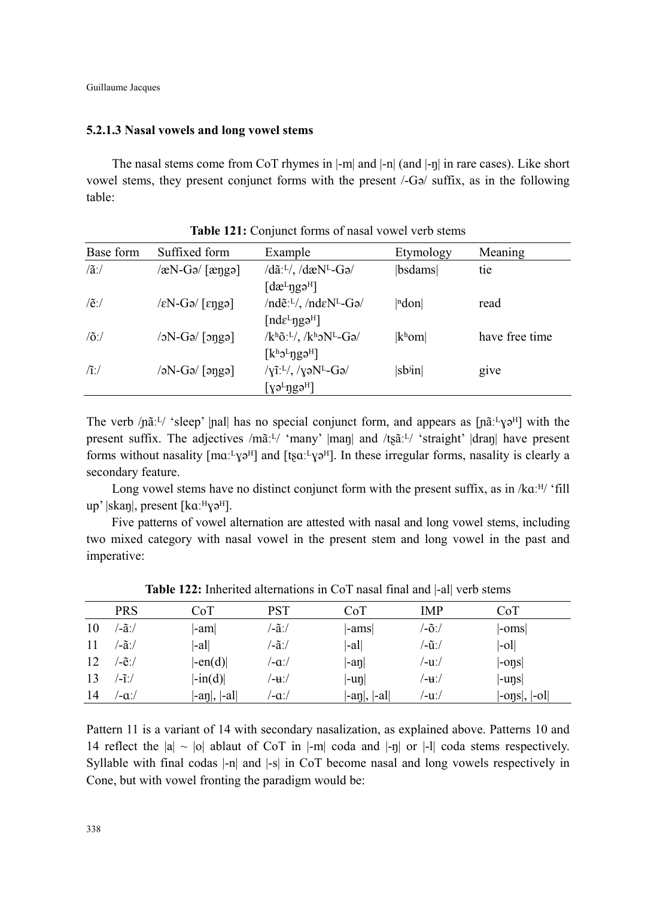#### 5.2.1.3 Nasal vowels and long vowel stems

The nasal stems come from CoT rhymes in |-m| and |-n| (and |-ŋ| in rare cases). Like short vowel stems, they present conjunct forms with the present /-Gə/ suffix, as in the following table:

**Table 121:** Conjunct forms of nasal vowel verb stems

| Base form | Suffixed form | Example | Etymology | Meaning |
|---|---|---|---|---|
| /ãː/ | /æN-Gə/ [æŋgə] | /dãː$^{L}$/, /dæN$^{L}$-Gə/ [dæ$^{L}$ŋgə$^{H}$] | \|bsdams\| | tie |
| /ẽː/ | /ɛN-Gə/ [ɛŋgə] | /ndẽː$^{L}$/, /ndɛN$^{L}$-Gə/ [ndɛ$^{L}$ŋgə$^{H}$] | \|ⁿdon\| | read |
| /õː/ | /ɔN-Gə/ [ɔŋgə] | /kʰõː$^{L}$/, /kʰɔN$^{L}$-Gə/ [kʰɔ$^{L}$ŋgə$^{H}$] | \|kʰom\| | have free time |
| /ĩː/ | /əN-Gə/ [əŋgə] | /ɣĩː$^{L}$/, /ɣəN$^{L}$-Gə/ [ɣə$^{L}$ŋgə$^{H}$] | \|sbʲin\| | give |

The verb /ɲãː$^{L}$/ 'sleep' |ɲal| has no special conjunct form, and appears as [ɲãː$^{L}$ɣə$^{H}$] with the present suffix. The adjectives /mãː$^{L}$/ 'many' |maŋ| and /tʂãː$^{L}$/ 'straight' |draŋ| have present forms without nasality [mɑː$^{L}$ɣə$^{H}$] and [tʂɑː$^{L}$ɣə$^{H}$]. In these irregular forms, nasality is clearly a secondary feature.

Long vowel stems have no distinct conjunct form with the present suffix, as in /kɑː$^{H}$/ 'fill up' |skaŋ|, present [kɑː$^{H}$ɣə$^{H}$].

Five patterns of vowel alternation are attested with nasal and long vowel stems, including two mixed category with nasal vowel in the present stem and long vowel in the past and imperative:

**Table 122:** Inherited alternations in CoT nasal final and |-al| verb stems

| | PRS | CoT | PST | CoT | IMP | CoT |
|---|---|---|---|---|---|---|
| 10 | /-ãː/ | \|-am\| | /-ãː/ | \|-ams\| | /-õː/ | \|-oms\| |
| 11 | /-ãː/ | \|-al\| | /-ãː/ | \|-al\| | /-ũː/ | \|-ol\| |
| 12 | /-ẽː/ | \|-en(d)\| | /-ɑː/ | \|-aŋ\| | /-uː/ | \|-oŋs\| |
| 13 | /-ĩː/ | \|-in(d)\| | /-ʉː/ | \|-uŋ\| | /-ʉː/ | \|-uŋs\| |
| 14 | /-ɑː/ | \|-aŋ\|, \|-al\| | /-ɑː/ | \|-aŋ\|, \|-al\| | /-uː/ | \|-oŋs\|, \|-ol\| |

Pattern 11 is a variant of 14 with secondary nasalization, as explained above. Patterns 10 and 14 reflect the |a| ~ |o| ablaut of CoT in |-m| coda and |-ŋ| or |-l| coda stems respectively. Syllable with final codas |-n| and |-s| in CoT become nasal and long vowels respectively in Cone, but with vowel fronting the paradigm would be: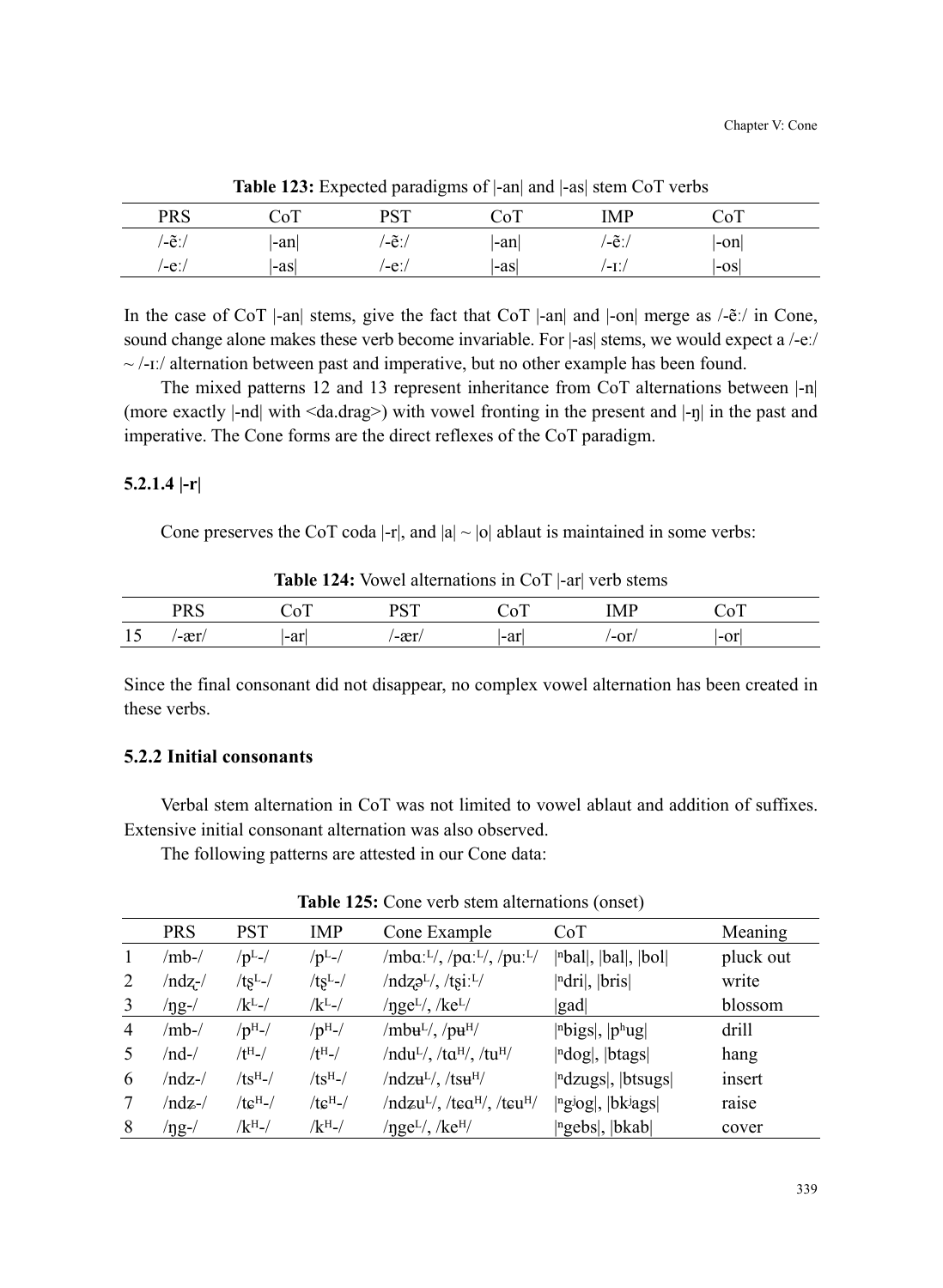**Table 123:** Expected paradigms of |-an| and |-as| stem CoT verbs

| PRS | CoT | PST | CoT | IMP | CoT |
|---|---|---|---|---|---|
| /-ẽː/ | \|-an\| | /-ẽː/ | \|-an\| | /-ẽː/ | \|-on\| |
| /-eː/ | \|-as\| | /-eː/ | \|-as\| | /-ɪː/ | \|-os\| |

In the case of CoT |-an| stems, give the fact that CoT |-an| and |-on| merge as /-ẽː/ in Cone, sound change alone makes these verb become invariable. For |-as| stems, we would expect a /-eː/ ~ /-ɪː/ alternation between past and imperative, but no other example has been found.

The mixed patterns 12 and 13 represent inheritance from CoT alternations between |-n| (more exactly |-nd| with <da.drag>) with vowel fronting in the present and |-ŋ| in the past and imperative. The Cone forms are the direct reflexes of the CoT paradigm.

### 5.2.1.4 |-r|

Cone preserves the CoT coda |-r|, and |a| ~ |o| ablaut is maintained in some verbs:

**Table 124:** Vowel alternations in CoT |-ar| verb stems

| | PRS | CoT | PST | CoT | IMP | CoT |
|---|---|---|---|---|---|---|
| 15 | /-ær/ | \|-ar\| | /-ær/ | \|-ar\| | /-or/ | \|-or\| |

Since the final consonant did not disappear, no complex vowel alternation has been created in these verbs.

### 5.2.2 Initial consonants

Verbal stem alternation in CoT was not limited to vowel ablaut and addition of suffixes. Extensive initial consonant alternation was also observed.

The following patterns are attested in our Cone data:

**Table 125:** Cone verb stem alternations (onset)

| | PRS | PST | IMP | Cone Example | CoT | Meaning |
|---|---|---|---|---|---|---|
| 1 | /mb-/ | /pᴸ-/ | /pᴸ-/ | /mbɑːᴸ/, /pɑːᴸ/, /puːᴸ/ | \|ⁿbal\|, \|bal\|, \|bol\| | pluck out |
| 2 | /ndʐ-/ | /tʂᴸ-/ | /tʂᴸ-/ | /ndʐəᴸ/, /tʂiːᴸ/ | \|ⁿdri\|, \|bris\| | write |
| 3 | /ŋg-/ | /kᴸ-/ | /kᴸ-/ | /ŋgeᴸ/, /keᴸ/ | \|gad\| | blossom |
| 4 | /mb-/ | /pᴴ-/ | /pᴴ-/ | /mbʉᴸ/, /pʉᴴ/ | \|ⁿbigs\|, \|pʰug\| | drill |
| 5 | /nd-/ | /tᴴ-/ | /tᴴ-/ | /nduᴸ/, /tɑᴴ/, /tuᴴ/ | \|ⁿdog\|, \|btags\| | hang |
| 6 | /ndz-/ | /tsᴴ-/ | /tsᴴ-/ | /ndzʉᴸ/, /tsʉᴴ/ | \|ⁿdzugs\|, \|btsugs\| | insert |
| 7 | /ndʑ-/ | /tɕᴴ-/ | /tɕᴴ-/ | /ndʑuᴸ/, /tɕɑᴴ/, /tɕuᴴ/ | \|ⁿgʲog\|, \|bkʲags\| | raise |
| 8 | /ŋg-/ | /kᴴ-/ | /kᴴ-/ | /ŋgeᴸ/, /keᴴ/ | \|ⁿgebs\|, \|bkab\| | cover |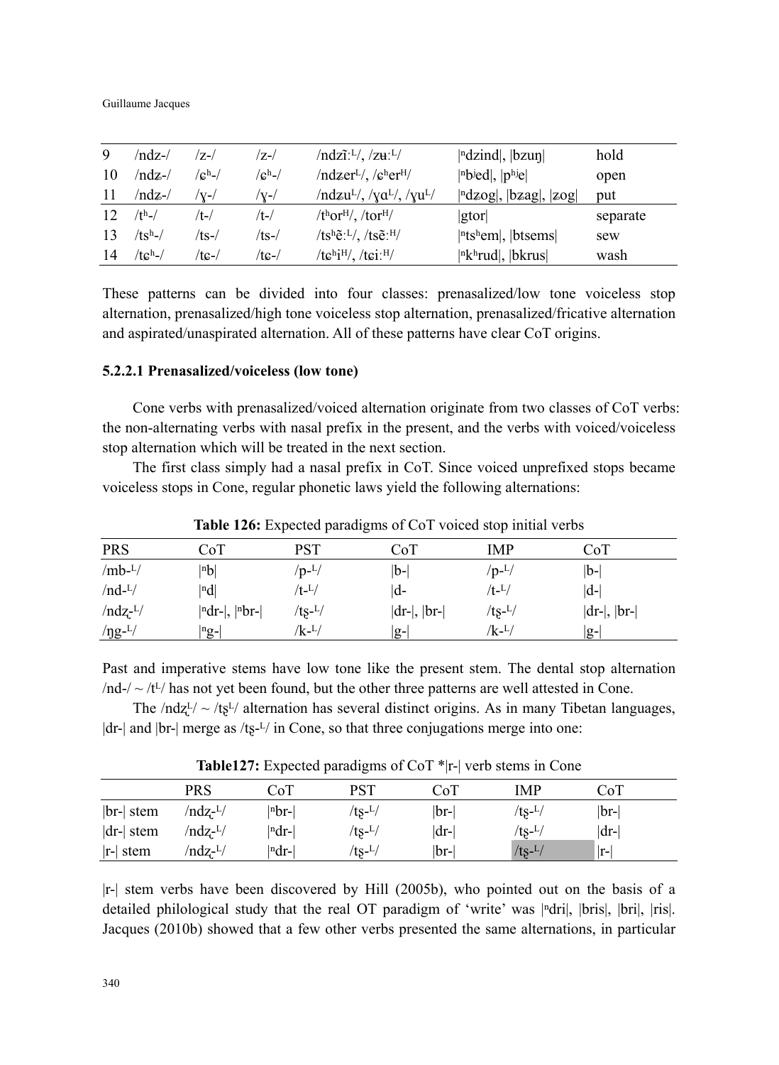| 9 | /ndz-/ | /z-/ | /z-/ | /ndzĩːL/, /zʉːL/ | \|ⁿdzind\|, \|bzuŋ\| | hold |
|---|---|---|---|---|---|---|
| 10 | /ndʑ-/ | /ɕʰ-/ | /ɕʰ-/ | /ndʑerL/, /ɕʰerH/ | \|ⁿbʲed\|, \|pʰʲe\| | open |
| 11 | /ndʑ-/ | /ɣ-/ | /ɣ-/ | /ndʑuL/, /ɣɑL/, /ɣuL/ | \|ⁿdʑog\|, \|bʑag\|, \|ʑog\| | put |
| 12 | /tʰ-/ | /t-/ | /t-/ | /tʰorH/, /torH/ | \|gtor\| | separate |
| 13 | /tsʰ-/ | /ts-/ | /ts-/ | /tsʰẽːL/, /tsẽːH/ | \|ⁿtsʰem\|, \|btsems\| | sew |
| 14 | /tɕʰ-/ | /tɕ-/ | /tɕ-/ | /tɕʰiH/, /tɕiːH/ | \|ⁿkʰrud\|, \|bkrus\| | wash |

These patterns can be divided into four classes: prenasalized/low tone voiceless stop alternation, prenasalized/high tone voiceless stop alternation, prenasalized/fricative alternation and aspirated/unaspirated alternation. All of these patterns have clear CoT origins.

#### 5.2.2.1 Prenasalized/voiceless (low tone)

Cone verbs with prenasalized/voiced alternation originate from two classes of CoT verbs: the non-alternating verbs with nasal prefix in the present, and the verbs with voiced/voiceless stop alternation which will be treated in the next section.

The first class simply had a nasal prefix in CoT. Since voiced unprefixed stops became voiceless stops in Cone, regular phonetic laws yield the following alternations:

**Table 126:** Expected paradigms of CoT voiced stop initial verbs

| PRS | CoT | PST | CoT | IMP | CoT |
|---|---|---|---|---|---|
| /mb-L/ | \|ⁿb\| | /p-L/ | \|b-\| | /p-L/ | \|b-\| |
| /nd-L/ | \|ⁿd\| | /t-L/ | \|d- | /t-L/ | \|d-\| |
| /ndʐ-L/ | \|ⁿdr-\|, \|ⁿbr-\| | /tʂ-L/ | \|dr-\|, \|br-\| | /tʂ-L/ | \|dr-\|, \|br-\| |
| /ŋg-L/ | \|ⁿg-\| | /k-L/ | \|g-\| | /k-L/ | \|g-\| |

Past and imperative stems have low tone like the present stem. The dental stop alternation /nd-/ ~ /tL/ has not yet been found, but the other three patterns are well attested in Cone.

The /ndʐL/ ~ /tʂL/ alternation has several distinct origins. As in many Tibetan languages, |dr-| and |br-| merge as /tʂ-L/ in Cone, so that three conjugations merge into one:

**Table127:** Expected paradigms of CoT *|r-| verb stems in Cone

| | PRS | CoT | PST | CoT | IMP | CoT |
|---|---|---|---|---|---|---|
| \|br-\| stem | /ndʐ-L/ | \|ⁿbr-\| | /tʂ-L/ | \|br-\| | /tʂ-L/ | \|br-\| |
| \|dr-\| stem | /ndʐ-L/ | \|ⁿdr-\| | /tʂ-L/ | \|dr-\| | /tʂ-L/ | \|dr-\| |
| \|r-\| stem | /ndʐ-L/ | \|ⁿdr-\| | /tʂ-L/ | \|br-\| | /tʂ-L/ | \|r-\| |

|r-| stem verbs have been discovered by Hill (2005b), who pointed out on the basis of a detailed philological study that the real OT paradigm of 'write' was |ⁿdri|, |bris|, |bri|, |ris|. Jacques (2010b) showed that a few other verbs presented the same alternations, in particular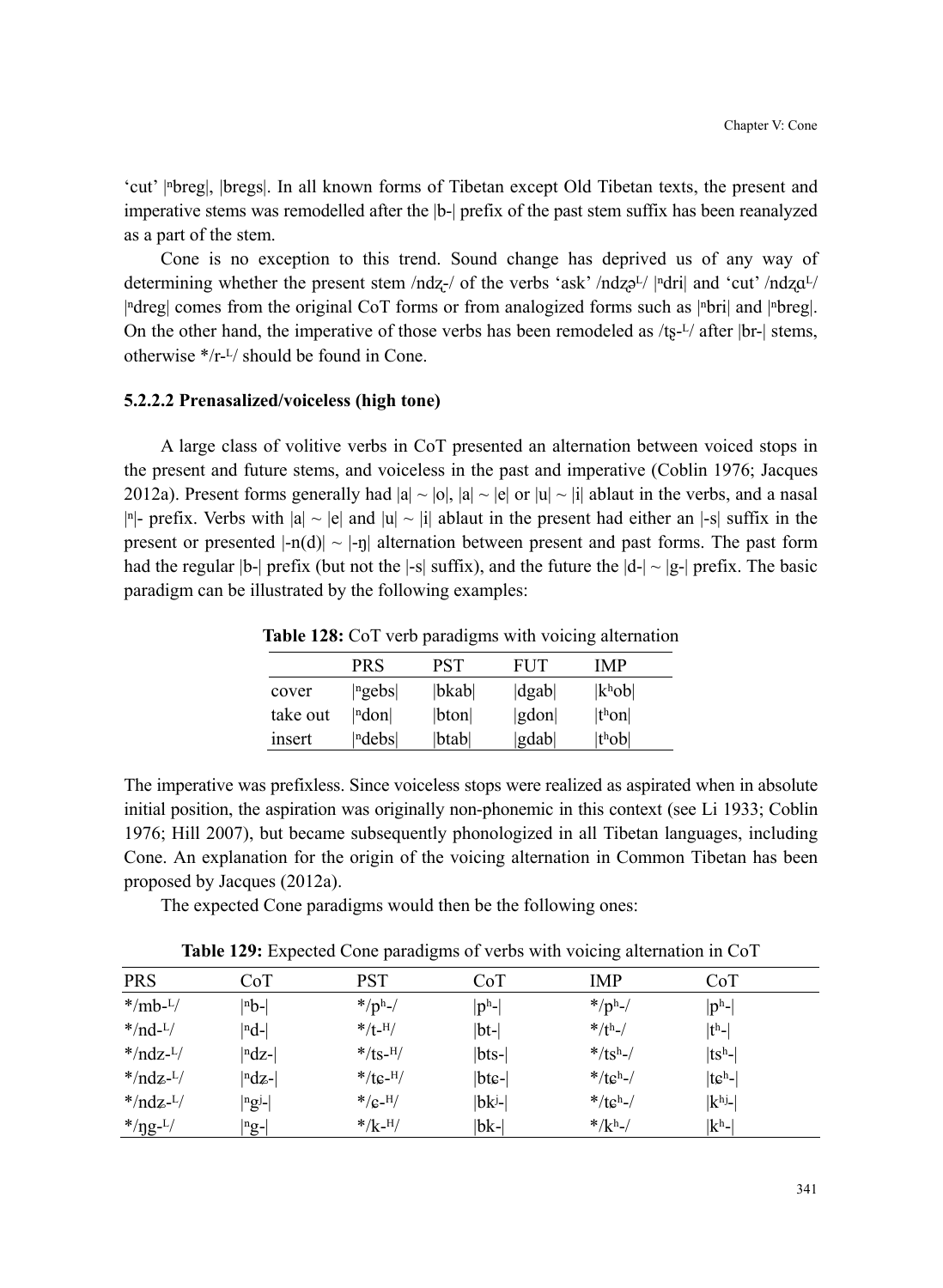'cut' |ⁿbreg|, |bregs|. In all known forms of Tibetan except Old Tibetan texts, the present and imperative stems was remodelled after the |b-| prefix of the past stem suffix has been reanalyzed as a part of the stem.

Cone is no exception to this trend. Sound change has deprived us of any way of determining whether the present stem /ndʐ-/ of the verbs 'ask' /ndʐə^L/ |ⁿdri| and 'cut' /ndʐɑ^L/ |ⁿdreg| comes from the original CoT forms or from analogized forms such as |ⁿbri| and |ⁿbreg|. On the other hand, the imperative of those verbs has been remodeled as /tʂ-^L/ after |br-| stems, otherwise */r-^L/ should be found in Cone.

### 5.2.2.2 Prenasalized/voiceless (high tone)

A large class of volitive verbs in CoT presented an alternation between voiced stops in the present and future stems, and voiceless in the past and imperative (Coblin 1976; Jacques 2012a). Present forms generally had |a| ~ |o|, |a| ~ |e| or |u| ~ |i| ablaut in the verbs, and a nasal |ⁿ|- prefix. Verbs with |a| ~ |e| and |u| ~ |i| ablaut in the present had either an |-s| suffix in the present or presented |-n(d)| ~ |-ŋ| alternation between present and past forms. The past form had the regular |b-| prefix (but not the |-s| suffix), and the future the |d-| ~ |g-| prefix. The basic paradigm can be illustrated by the following examples:

**Table 128:** CoT verb paradigms with voicing alternation

| | PRS | PST | FUT | IMP |
|---|---|---|---|---|
| cover | \|ⁿgebs\| | \|bkab\| | \|dgab\| | \|kʰob\| |
| take out | \|ⁿdon\| | \|bton\| | \|gdon\| | \|tʰon\| |
| insert | \|ⁿdebs\| | \|btab\| | \|gdab\| | \|tʰob\| |

The imperative was prefixless. Since voiceless stops were realized as aspirated when in absolute initial position, the aspiration was originally non-phonemic in this context (see Li 1933; Coblin 1976; Hill 2007), but became subsequently phonologized in all Tibetan languages, including Cone. An explanation for the origin of the voicing alternation in Common Tibetan has been proposed by Jacques (2012a).

The expected Cone paradigms would then be the following ones:

**Table 129:** Expected Cone paradigms of verbs with voicing alternation in CoT

| PRS | CoT | PST | CoT | IMP | CoT |
|---|---|---|---|---|---|
| */mb-^L/ | \|ⁿb-\| | */pʰ-/ | \|pʰ-\| | */pʰ-/ | \|pʰ-\| |
| */nd-^L/ | \|ⁿd-\| | */t-^H/ | \|bt-\| | */tʰ-/ | \|tʰ-\| |
| */ndz-^L/ | \|ⁿdz-\| | */ts-^H/ | \|bts-\| | */tsʰ-/ | \|tsʰ-\| |
| */ndʑ-^L/ | \|ⁿdʑ-\| | */tɕ-^H/ | \|btɕ-\| | */tɕʰ-/ | \|tɕʰ-\| |
| */ndʑ-^L/ | \|ⁿgʲ-\| | */ɕ-^H/ | \|bkʲ-\| | */tɕʰ-/ | \|kʰʲ-\| |
| */ŋg-^L/ | \|ⁿg-\| | */k-^H/ | \|bk-\| | */kʰ-/ | \|kʰ-\| |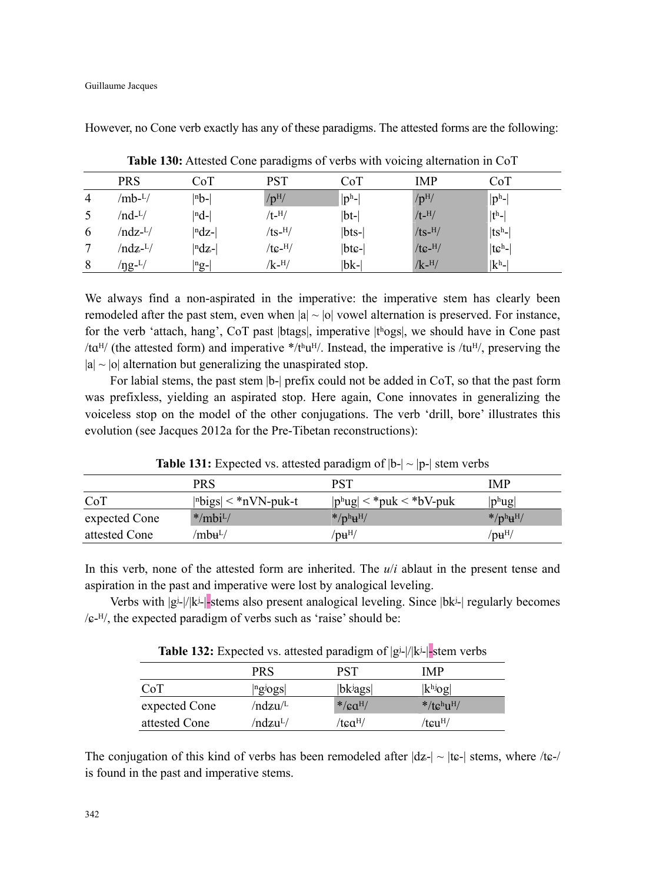However, no Cone verb exactly has any of these paradigms. The attested forms are the following:

**Table 130:** Attested Cone paradigms of verbs with voicing alternation in CoT

| | PRS | CoT | PST | CoT | IMP | CoT |
|---|---|---|---|---|---|---|
| 4 | /mb-ᴸ/ | \|ⁿb-\| | /pᴴ/ | \|pʰ-\| | /pᴴ/ | \|pʰ-\| |
| 5 | /nd-ᴸ/ | \|ⁿd-\| | /t-ᴴ/ | \|bt-\| | /t-ᴴ/ | \|tʰ-\| |
| 6 | /ndz-ᴸ/ | \|ⁿdz-\| | /ts-ᴴ/ | \|bts-\| | /ts-ᴴ/ | \|tsʰ-\| |
| 7 | /ndʑ-ᴸ/ | \|ⁿdʑ-\| | /tɕ-ᴴ/ | \|btɕ-\| | /tɕ-ᴴ/ | \|tɕʰ-\| |
| 8 | /ŋg-ᴸ/ | \|ⁿg-\| | /k-ᴴ/ | \|bk-\| | /k-ᴴ/ | \|kʰ-\| |

We always find a non-aspirated in the imperative: the imperative stem has clearly been remodeled after the past stem, even when |a| ~ |o| vowel alternation is preserved. For instance, for the verb 'attach, hang', CoT past |btags|, imperative |tʰogs|, we should have in Cone past /tɑᴴ/ (the attested form) and imperative */tʰuᴴ/. Instead, the imperative is /tuᴴ/, preserving the |a| ~ |o| alternation but generalizing the unaspirated stop.

For labial stems, the past stem |b-| prefix could not be added in CoT, so that the past form was prefixless, yielding an aspirated stop. Here again, Cone innovates in generalizing the voiceless stop on the model of the other conjugations. The verb 'drill, bore' illustrates this evolution (see Jacques 2012a for the Pre-Tibetan reconstructions):

**Table 131:** Expected vs. attested paradigm of |b-| ~ |p-| stem verbs

| | PRS | PST | IMP |
|---|---|---|---|
| CoT | \|ⁿbigs\| < *nVN-puk-t | \|pʰug\| < *puk < *bV-puk | \|pʰug\| |
| expected Cone | */mbiᴸ/ | */pʰʉᴴ/ | */pʰʉᴴ/ |
| attested Cone | /mbʉᴸ/ | /pʉᴴ/ | /pʉᴴ/ |

In this verb, none of the attested form are inherited. The *u*/*i* ablaut in the present tense and aspiration in the past and imperative were lost by analogical leveling.

Verbs with |gʲ-|/|kʲ-|-stems also present analogical leveling. Since |bkʲ-| regularly becomes /ɕ-ᴴ/, the expected paradigm of verbs such as 'raise' should be:

**Table 132:** Expected vs. attested paradigm of |gʲ-|/|kʲ-|-stem verbs

| | PRS | PST | IMP |
|---|---|---|---|
| CoT | \|ⁿgʲogs\| | \|bkʲags\| | \|kʰʲog\| |
| expected Cone | /ndʑu/ᴸ | */ɕɑᴴ/ | */tɕʰuᴴ/ |
| attested Cone | /ndʑuᴸ/ | /tɕɑᴴ/ | /tɕuᴴ/ |

The conjugation of this kind of verbs has been remodeled after |dʑ-| ~ |tɕ-| stems, where /tɕ-/ is found in the past and imperative stems.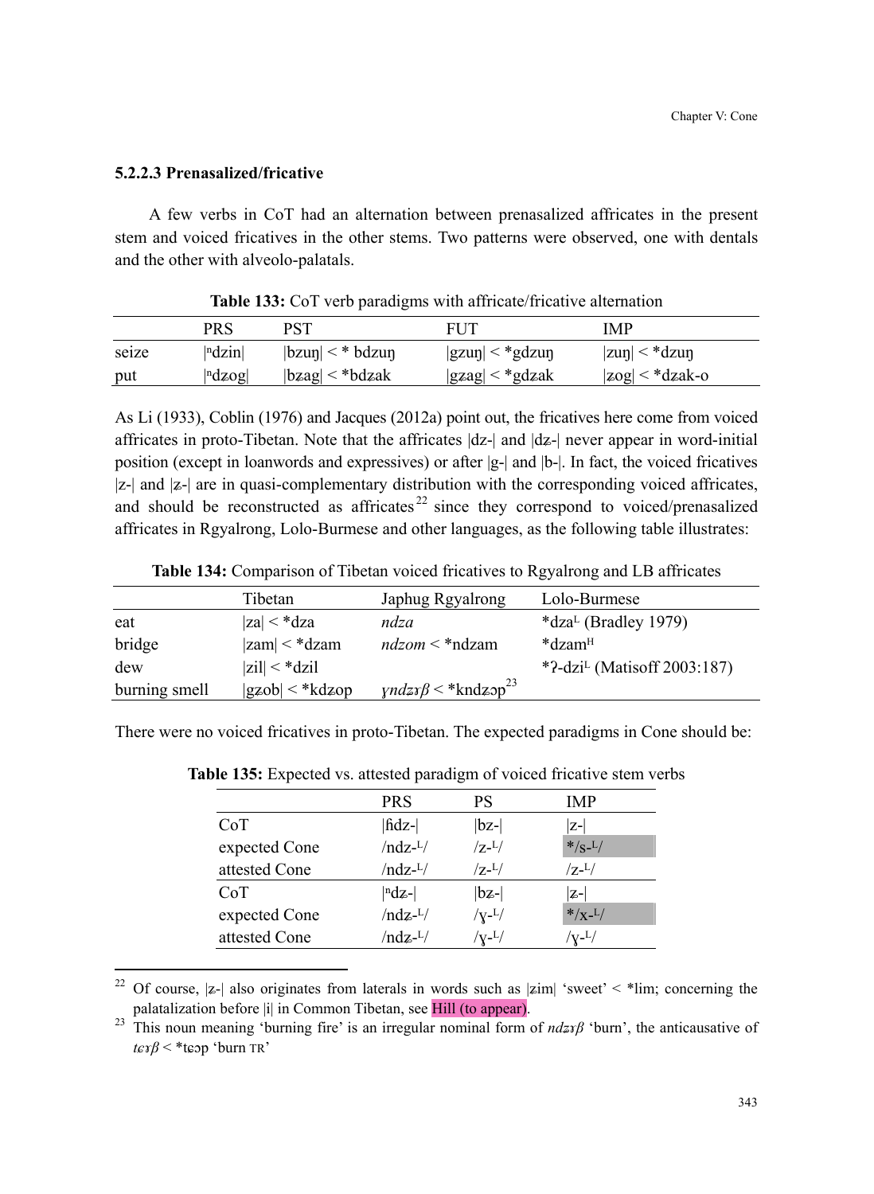### 5.2.2.3 Prenasalized/fricative

A few verbs in CoT had an alternation between prenasalized affricates in the present stem and voiced fricatives in the other stems. Two patterns were observed, one with dentals and the other with alveolo-palatals.

**Table 133:** CoT verb paradigms with affricate/fricative alternation

| | PRS | PST | FUT | IMP |
|---|---|---|---|---|
| seize | \|ⁿdzin\| | \|bzuŋ\| < * bdzuŋ | \|gzuŋ\| < *gdzuŋ | \|zuŋ\| < *dzuŋ |
| put | \|ⁿdʑog\| | \|bʑag\| < *bdʑak | \|gʑag\| < *gdʑak | \|ʑog\| < *dʑak-o |

As Li (1933), Coblin (1976) and Jacques (2012a) point out, the fricatives here come from voiced affricates in proto-Tibetan. Note that the affricates |dz-| and |dʑ-| never appear in word-initial position (except in loanwords and expressives) or after |g-| and |b-|. In fact, the voiced fricatives |z-| and |ʑ-| are in quasi-complementary distribution with the corresponding voiced affricates, and should be reconstructed as affricates[22] since they correspond to voiced/prenasalized affricates in Rgyalrong, Lolo-Burmese and other languages, as the following table illustrates:

**Table 134:** Comparison of Tibetan voiced fricatives to Rgyalrong and LB affricates

| | Tibetan | Japhug Rgyalrong | Lolo-Burmese |
|---|---|---|---|
| eat | \|za\| < *dza | *ndza* | *dza$^{L}$ (Bradley 1979) |
| bridge | \|zam\| < *dzam | *ndzom* < *ndzam | *dzam$^{H}$ |
| dew | \|zil\| < *dzil | | *ʔ-dzi$^{L}$ (Matisoff 2003:187) |
| burning smell | \|gʑob\| < *kdʑop | *ɣndʑɤβ* < *kndʑɔp[23] | |

There were no voiced fricatives in proto-Tibetan. The expected paradigms in Cone should be:

**Table 135:** Expected vs. attested paradigm of voiced fricative stem verbs

| | PRS | PS | IMP |
|---|---|---|---|
| CoT | \|ɦdz-\| | \|bz-\| | \|z-\| |
| expected Cone | /ndz-$^{L}$/ | /z-$^{L}$/ | */s-$^{L}$/ |
| attested Cone | /ndz-$^{L}$/ | /z-$^{L}$/ | /z-$^{L}$/ |
| CoT | \|ⁿdʑ-\| | \|bʑ-\| | \|ʑ-\| |
| expected Cone | /ndʑ-$^{L}$/ | /ɣ-$^{L}$/ | */x-$^{L}$/ |
| attested Cone | /ndʑ-$^{L}$/ | /ɣ-$^{L}$/ | /ɣ-$^{L}$/ |

---

[22] Of course, |z-| also originates from laterals in words such as |ʑim| 'sweet' < *lim; concerning the palatalization before |i| in Common Tibetan, see Hill (to appear).

[23] This noun meaning 'burning fire' is an irregular nominal form of *ndzɤβ* 'burn', the anticausative of *tɕɤβ* < *tɕɔp 'burn TR'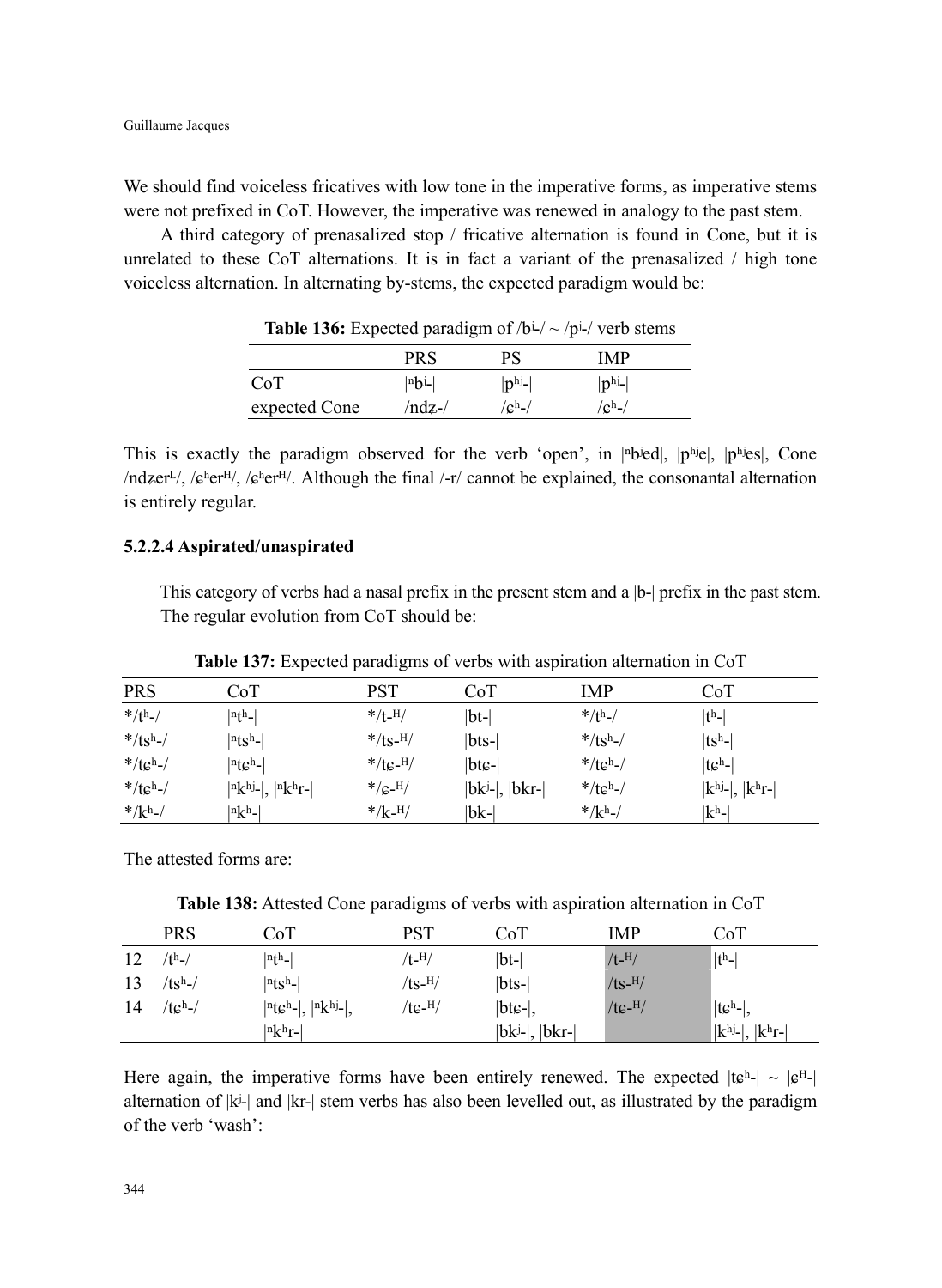We should find voiceless fricatives with low tone in the imperative forms, as imperative stems were not prefixed in CoT. However, the imperative was renewed in analogy to the past stem.

A third category of prenasalized stop / fricative alternation is found in Cone, but it is unrelated to these CoT alternations. It is in fact a variant of the prenasalized / high tone voiceless alternation. In alternating bʲ-stems, the expected paradigm would be:

**Table 136:** Expected paradigm of /bʲ-/ ~ /pʲ-/ verb stems

| | PRS | PS | IMP |
|---|---|---|---|
| CoT | \|ⁿbʲ-\| | \|pʰʲ-\| | \|pʰʲ-\| |
| expected Cone | /ndʑ-/ | /ɕʰ-/ | /ɕʰ-/ |

This is exactly the paradigm observed for the verb 'open', in |ⁿbʲed|, |pʰʲe|, |pʰʲes|, Cone /ndʑerᴸ/, /ɕʰerᴴ/, /ɕʰerᴴ/. Although the final /-r/ cannot be explained, the consonantal alternation is entirely regular.

#### 5.2.2.4 Aspirated/unaspirated

This category of verbs had a nasal prefix in the present stem and a |b-| prefix in the past stem. The regular evolution from CoT should be:

**Table 137:** Expected paradigms of verbs with aspiration alternation in CoT

| PRS | CoT | PST | CoT | IMP | CoT |
|---|---|---|---|---|---|
| */tʰ-/ | \|ⁿtʰ-\| | */t-ᴴ/ | \|bt-\| | */tʰ-/ | \|tʰ-\| |
| */tsʰ-/ | \|ⁿtsʰ-\| | */ts-ᴴ/ | \|bts-\| | */tsʰ-/ | \|tsʰ-\| |
| */tɕʰ-/ | \|ⁿtɕʰ-\| | */tɕ-ᴴ/ | \|btɕ-\| | */tɕʰ-/ | \|tɕʰ-\| |
| */tɕʰ-/ | \|ⁿkʰʲ-\|, \|ⁿkʰr-\| | */ɕ-ᴴ/ | \|bkʲ-\|, \|bkr-\| | */tɕʰ-/ | \|kʰʲ-\|, \|kʰr-\| |
| */kʰ-/ | \|ⁿkʰ-\| | */k-ᴴ/ | \|bk-\| | */kʰ-/ | \|kʰ-\| |

The attested forms are:

**Table 138:** Attested Cone paradigms of verbs with aspiration alternation in CoT

| | PRS | CoT | PST | CoT | IMP | CoT |
|---|---|---|---|---|---|---|
| 12 | /tʰ-/ | \|ⁿtʰ-\| | /t-ᴴ/ | \|bt-\| | /t-ᴴ/ | \|tʰ-\| |
| 13 | /tsʰ-/ | \|ⁿtsʰ-\| | /ts-ᴴ/ | \|bts-\| | /ts-ᴴ/ | |
| 14 | /tɕʰ-/ | \|ⁿtɕʰ-\|, \|ⁿkʰʲ-\|, \|ⁿkʰr-\| | /tɕ-ᴴ/ | \|btɕ-\|, \|bkʲ-\|, \|bkr-\| | /tɕ-ᴴ/ | \|tɕʰ-\|, \|kʰʲ-\|, \|kʰr-\| |

Here again, the imperative forms have been entirely renewed. The expected |tɕʰ-| ~ |ɕᴴ-| alternation of |kʲ-| and |kr-| stem verbs has also been levelled out, as illustrated by the paradigm of the verb 'wash':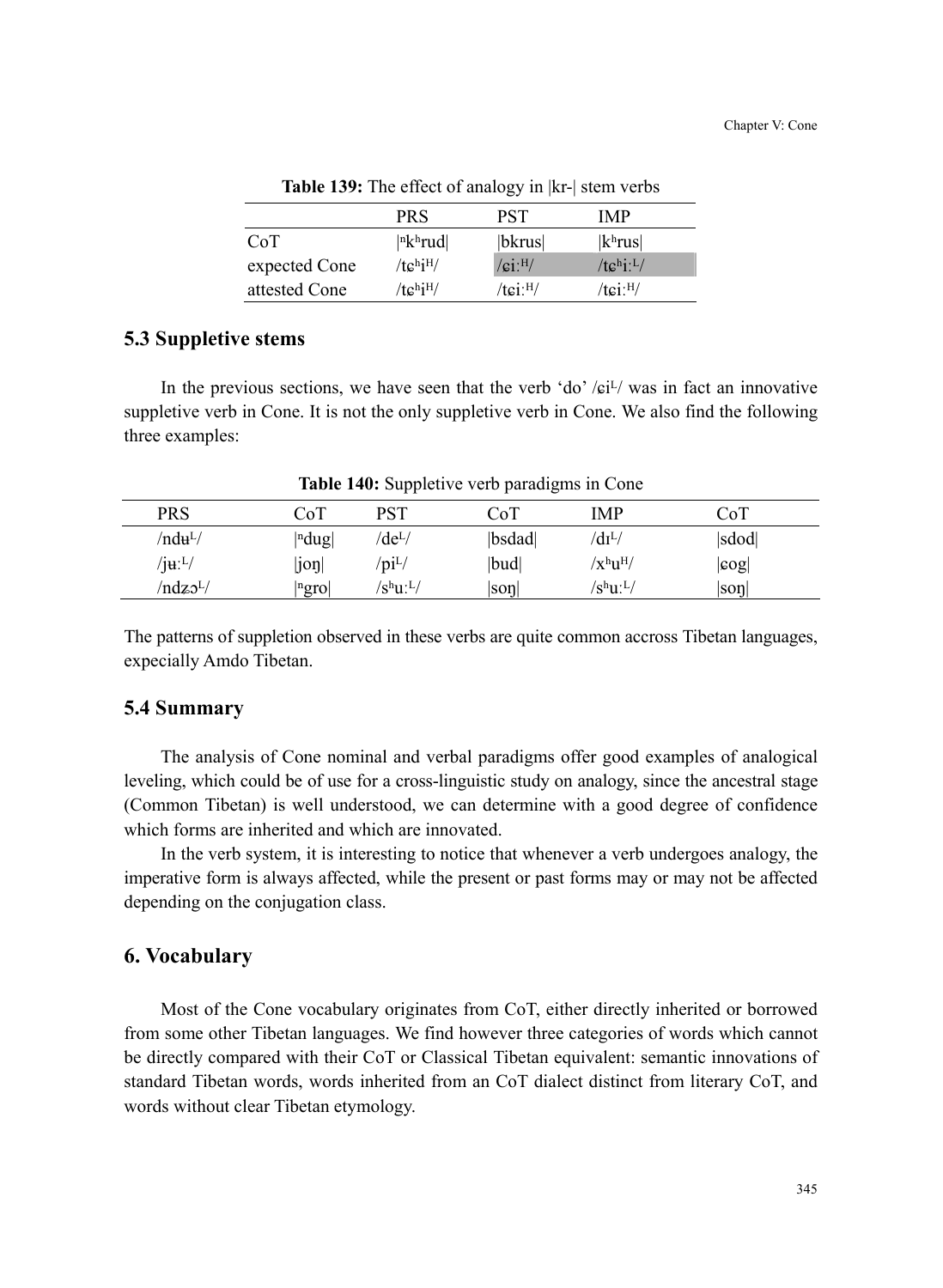**Table 139:** The effect of analogy in |kr-| stem verbs

| | PRS | PST | IMP |
|---|---|---|---|
| CoT | \|ⁿkʰrud\| | \|bkrus\| | \|kʰrus\| |
| expected Cone | /tɕʰiᴴ/ | /ɕiːᴴ/ | /tɕʰiːᴸ/ |
| attested Cone | /tɕʰiᴴ/ | /tɕiːᴴ/ | /tɕiːᴴ/ |

## 5.3 Suppletive stems

In the previous sections, we have seen that the verb 'do' /ɕiᴸ/ was in fact an innovative suppletive verb in Cone. It is not the only suppletive verb in Cone. We also find the following three examples:

**Table 140:** Suppletive verb paradigms in Cone

| PRS | CoT | PST | CoT | IMP | CoT |
|---|---|---|---|---|---|
| /ndʉᴸ/ | \|ⁿdug\| | /deᴸ/ | \|bsdad\| | /dɪᴸ/ | \|sdod\| |
| /jʉːᴸ/ | \|joŋ\| | /piᴸ/ | \|bud\| | /xʰuᴴ/ | \|ɕog\| |
| /ndʑɔᴸ/ | \|ⁿgro\| | /sʰuːᴸ/ | \|soŋ\| | /sʰuːᴸ/ | \|soŋ\| |

The patterns of suppletion observed in these verbs are quite common accross Tibetan languages, expecially Amdo Tibetan.

## 5.4 Summary

The analysis of Cone nominal and verbal paradigms offer good examples of analogical leveling, which could be of use for a cross-linguistic study on analogy, since the ancestral stage (Common Tibetan) is well understood, we can determine with a good degree of confidence which forms are inherited and which are innovated.

In the verb system, it is interesting to notice that whenever a verb undergoes analogy, the imperative form is always affected, while the present or past forms may or may not be affected depending on the conjugation class.

# 6. Vocabulary

Most of the Cone vocabulary originates from CoT, either directly inherited or borrowed from some other Tibetan languages. We find however three categories of words which cannot be directly compared with their CoT or Classical Tibetan equivalent: semantic innovations of standard Tibetan words, words inherited from an CoT dialect distinct from literary CoT, and words without clear Tibetan etymology.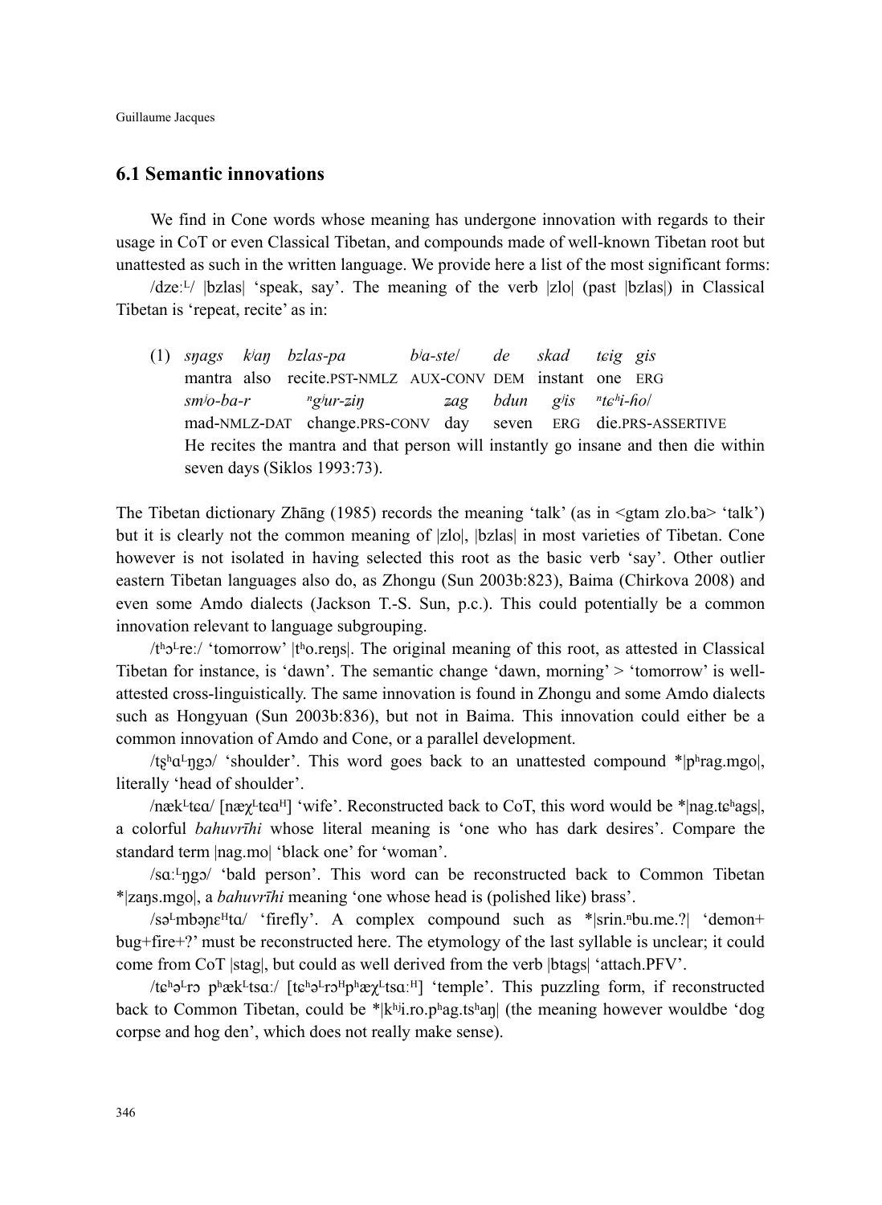## 6.1 Semantic innovations

We find in Cone words whose meaning has undergone innovation with regards to their usage in CoT or even Classical Tibetan, and compounds made of well-known Tibetan root but unattested as such in the written language. We provide here a list of the most significant forms:

/dzeːᴸ/ |bzlas| 'speak, say'. The meaning of the verb |zlo| (past |bzlas|) in Classical Tibetan is 'repeat, recite' as in:

(1) *sŋags kʲaŋ bzlas-pa bʲa-ste/ de skad tɕig gis*
mantra also recite.PST-NMLZ AUX-CONV DEM instant one ERG
*smʲo-ba-r ⁿgʲur-ʑiŋ ʑag bdun gʲis ⁿtɕʰi-ɦo/*
mad-NMLZ-DAT change.PRS-CONV day seven ERG die.PRS-ASSERTIVE
He recites the mantra and that person will instantly go insane and then die within seven days (Siklos 1993:73).

The Tibetan dictionary Zhāng (1985) records the meaning 'talk' (as in <gtam zlo.ba> 'talk') but it is clearly not the common meaning of |zlo|, |bzlas| in most varieties of Tibetan. Cone however is not isolated in having selected this root as the basic verb 'say'. Other outlier eastern Tibetan languages also do, as Zhongu (Sun 2003b:823), Baima (Chirkova 2008) and even some Amdo dialects (Jackson T.-S. Sun, p.c.). This could potentially be a common innovation relevant to language subgrouping.

/tʰɔᴸreː/ 'tomorrow' |tʰo.reŋs|. The original meaning of this root, as attested in Classical Tibetan for instance, is 'dawn'. The semantic change 'dawn, morning' > 'tomorrow' is well-attested cross-linguistically. The same innovation is found in Zhongu and some Amdo dialects such as Hongyuan (Sun 2003b:836), but not in Baima. This innovation could either be a common innovation of Amdo and Cone, or a parallel development.

/ʈʂʰɑᴸŋgɔ/ 'shoulder'. This word goes back to an unattested compound *|pʰrag.mgo|, literally 'head of shoulder'.

/nækᴸtɕɑ/ [næχᴸtɕɑᴴ] 'wife'. Reconstructed back to CoT, this word would be *|nag.tɕʰags|, a colorful *bahuvrīhi* whose literal meaning is 'one who has dark desires'. Compare the standard term |nag.mo| 'black one' for 'woman'.

/sɑːᴸŋgɔ/ 'bald person'. This word can be reconstructed back to Common Tibetan *|zaŋs.mgo|, a *bahuvrīhi* meaning 'one whose head is (polished like) brass'.

/səᴸmbəɲɛᴴtɑ/ 'firefly'. A complex compound such as *|srin.ⁿbu.me.?| 'demon+bug+fire+?' must be reconstructed here. The etymology of the last syllable is unclear; it could come from CoT |stag|, but could as well derived from the verb |btags| 'attach.PFV'.

/tɕʰəᴸrɔ pʰækᴸtsɑː/ [tɕʰəᴸrɔᴴpʰæχᴸtsɑːᴴ] 'temple'. This puzzling form, if reconstructed back to Common Tibetan, could be *|kʰʲi.ro.pʰag.tsʰaŋ| (the meaning however wouldbe 'dog corpse and hog den', which does not really make sense).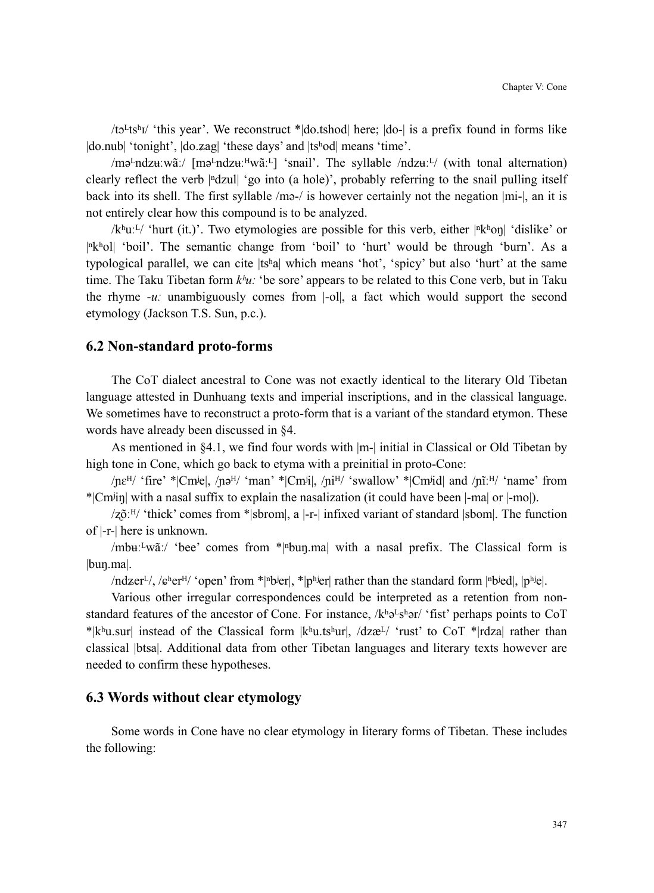/tɔ<sup>L</sup>tsʰɪ/ 'this year'. We reconstruct *|do.tshod| here; |do-| is a prefix found in forms like |do.nub| 'tonight', |do.ʑag| 'these days' and |tsʰod| means 'time'.

/mə<sup>L</sup>ndzʉːwãː/ [mə<sup>L</sup>ndzʉː<sup>H</sup>wãː<sup>L</sup>] 'snail'. The syllable /ndzʉː<sup>L</sup>/ (with tonal alternation) clearly reflect the verb |ⁿdzul| 'go into (a hole)', probably referring to the snail pulling itself back into its shell. The first syllable /mə-/ is however certainly not the negation |mi-|, an it is not entirely clear how this compound is to be analyzed.

/kʰuː<sup>L</sup>/ 'hurt (it.)'. Two etymologies are possible for this verb, either |ⁿkʰoŋ| 'dislike' or |ⁿkʰol| 'boil'. The semantic change from 'boil' to 'hurt' would be through 'burn'. As a typological parallel, we can cite |tsʰa| which means 'hot', 'spicy' but also 'hurt' at the same time. The Taku Tibetan form *kʰuː* 'be sore' appears to be related to this Cone verb, but in Taku the rhyme *-uː* unambiguously comes from |-ol|, a fact which would support the second etymology (Jackson T.S. Sun, p.c.).

## 6.2 Non-standard proto-forms

The CoT dialect ancestral to Cone was not exactly identical to the literary Old Tibetan language attested in Dunhuang texts and imperial inscriptions, and in the classical language. We sometimes have to reconstruct a proto-form that is a variant of the standard etymon. These words have already been discussed in §4.

As mentioned in §4.1, we find four words with |m-| initial in Classical or Old Tibetan by high tone in Cone, which go back to etyma with a preinitial in proto-Cone:

/ɲɛ<sup>H</sup>/ 'fire' *|Cmʲe|, /ɲə<sup>H</sup>/ 'man' *|Cmʲi|, /ɲi<sup>H</sup>/ 'swallow' *|Cmʲid| and /ɲĩː<sup>H</sup>/ 'name' from *|Cmʲiŋ| with a nasal suffix to explain the nasalization (it could have been |-ma| or |-mo|).

/ʐõː<sup>H</sup>/ 'thick' comes from *|sbrom|, a |-r-| infixed variant of standard |sbom|. The function of |-r-| here is unknown.

/mbʉː<sup>L</sup>wãː/ 'bee' comes from *|ⁿbuŋ.ma| with a nasal prefix. The Classical form is |buŋ.ma|.

/ndʑer<sup>L</sup>/, /ɕʰer<sup>H</sup>/ 'open' from *|ⁿbʲer|, *|pʰʲer| rather than the standard form |ⁿbʲed|, |pʰʲe|.

Various other irregular correspondences could be interpreted as a retention from non-standard features of the ancestor of Cone. For instance, /kʰə<sup>L</sup>sʰər/ 'fist' perhaps points to CoT *|kʰu.sur| instead of the Classical form |kʰu.tsʰur|, /dzæ<sup>L</sup>/ 'rust' to CoT *|rdza| rather than classical |btsa|. Additional data from other Tibetan languages and literary texts however are needed to confirm these hypotheses.

## 6.3 Words without clear etymology

Some words in Cone have no clear etymology in literary forms of Tibetan. These includes the following: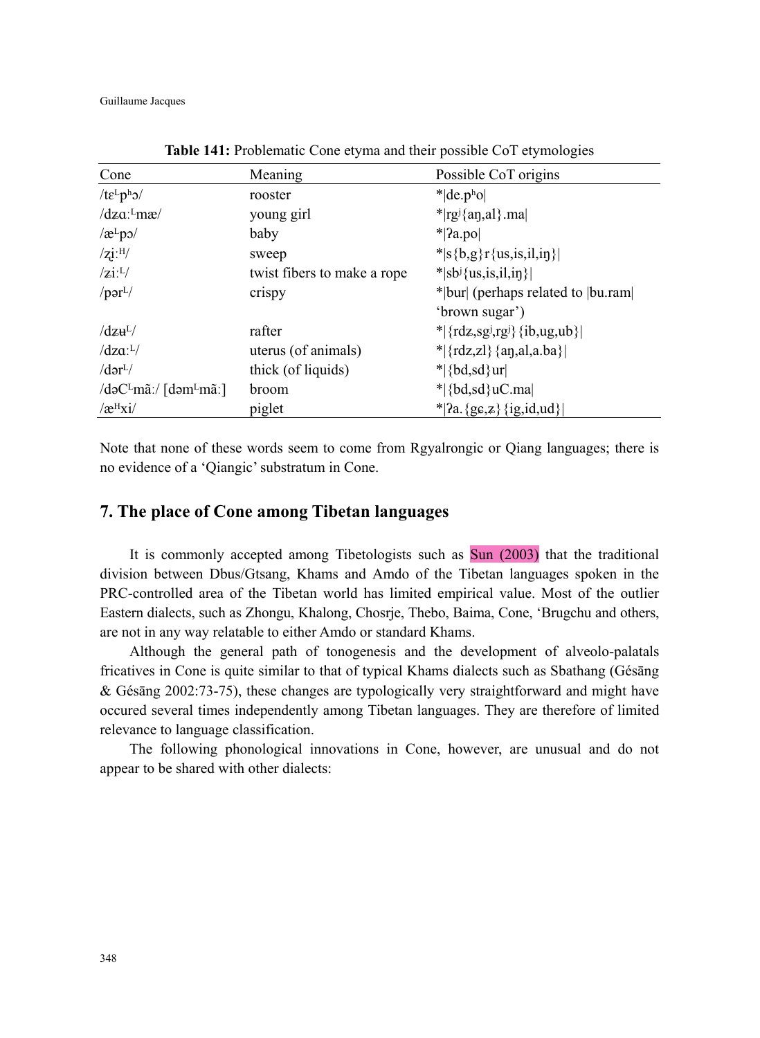**Table 141:** Problematic Cone etyma and their possible CoT etymologies

| Cone | Meaning | Possible CoT origins |
|---|---|---|
| /tɛᴸpʰɔ/ | rooster | *\|de.pʰo\| |
| /dʑɑːᴸmæ/ | young girl | *\|rgʲ{aŋ,al}.ma\| |
| /æᴸpɔ/ | baby | *\|ʔa.po\| |
| /ʐ̩iːᴴ/ | sweep | *\|s{b,g}r{us,is,il,iŋ}\| |
| /ʑiːᴸ/ | twist fibers to make a rope | *\|sbʲ{us,is,il,iŋ}\| |
| /pərᴸ/ | crispy | *\|bur\| (perhaps related to \|bu.ram\| 'brown sugar') |
| /dʑʉᴸ/ | rafter | *\|{rdʑ,sgʲ,rgʲ}{ib,ug,ub}\| |
| /dzɑːᴸ/ | uterus (of animals) | *\|{rdz,zl}{aŋ,al,a.ba}\| |
| /dərᴸ/ | thick (of liquids) | *\|{bd,sd}ur\| |
| /dəCᴸmãː/ [dəmᴸmãː] | broom | *\|{bd,sd}uC.ma\| |
| /æᴴxi/ | piglet | *\|ʔa.{gɕ,ʑ}{ig,id,ud}\| |

Note that none of these words seem to come from Rgyalrongic or Qiang languages; there is no evidence of a 'Qiangic' substratum in Cone.

## 7. The place of Cone among Tibetan languages

It is commonly accepted among Tibetologists such as Sun (2003) that the traditional division between Dbus/Gtsang, Khams and Amdo of the Tibetan languages spoken in the PRC-controlled area of the Tibetan world has limited empirical value. Most of the outlier Eastern dialects, such as Zhongu, Khalong, Chosrje, Thebo, Baima, Cone, 'Brugchu and others, are not in any way relatable to either Amdo or standard Khams.

Although the general path of tonogenesis and the development of alveolo-palatals fricatives in Cone is quite similar to that of typical Khams dialects such as Sbathang (Gésāng & Gésāng 2002:73-75), these changes are typologically very straightforward and might have occured several times independently among Tibetan languages. They are therefore of limited relevance to language classification.

The following phonological innovations in Cone, however, are unusual and do not appear to be shared with other dialects: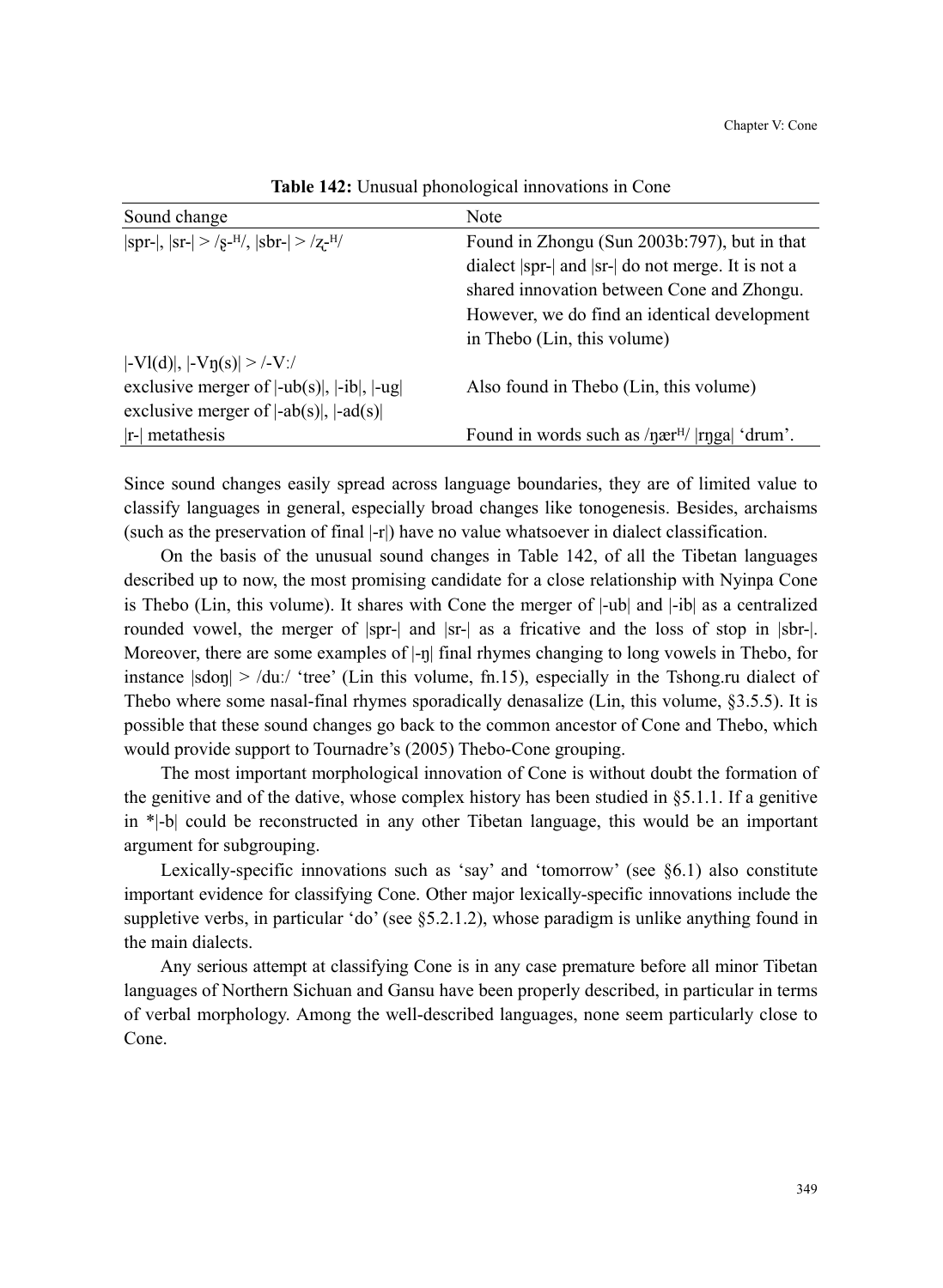**Table 142:** Unusual phonological innovations in Cone

| Sound change | Note |
|---|---|
| \|spr-\|, \|sr-\| > /ʂ-ᴴ/, \|sbr-\| > /ʐ-ᴴ/ | Found in Zhongu (Sun 2003b:797), but in that dialect \|spr-\| and \|sr-\| do not merge. It is not a shared innovation between Cone and Zhongu. However, we do find an identical development in Thebo (Lin, this volume) |
| \|-Vl(d)\|, \|-Vŋ(s)\| > /-Vː/ | |
| exclusive merger of \|-ub(s)\|, \|-ib\|, \|-ug\| | Also found in Thebo (Lin, this volume) |
| exclusive merger of \|-ab(s)\|, \|-ad(s)\| | |
| \|r-\| metathesis | Found in words such as /ŋærᴴ/ \|rŋga\| 'drum'. |

Since sound changes easily spread across language boundaries, they are of limited value to classify languages in general, especially broad changes like tonogenesis. Besides, archaisms (such as the preservation of final |-r|) have no value whatsoever in dialect classification.

On the basis of the unusual sound changes in Table 142, of all the Tibetan languages described up to now, the most promising candidate for a close relationship with Nyinpa Cone is Thebo (Lin, this volume). It shares with Cone the merger of |-ub| and |-ib| as a centralized rounded vowel, the merger of |spr-| and |sr-| as a fricative and the loss of stop in |sbr-|. Moreover, there are some examples of |-ŋ| final rhymes changing to long vowels in Thebo, for instance |sdoŋ| > /duː/ 'tree' (Lin this volume, fn.15), especially in the Tshong.ru dialect of Thebo where some nasal-final rhymes sporadically denasalize (Lin, this volume, §3.5.5). It is possible that these sound changes go back to the common ancestor of Cone and Thebo, which would provide support to Tournadre's (2005) Thebo-Cone grouping.

The most important morphological innovation of Cone is without doubt the formation of the genitive and of the dative, whose complex history has been studied in §5.1.1. If a genitive in *|-b| could be reconstructed in any other Tibetan language, this would be an important argument for subgrouping.

Lexically-specific innovations such as 'say' and 'tomorrow' (see §6.1) also constitute important evidence for classifying Cone. Other major lexically-specific innovations include the suppletive verbs, in particular 'do' (see §5.2.1.2), whose paradigm is unlike anything found in the main dialects.

Any serious attempt at classifying Cone is in any case premature before all minor Tibetan languages of Northern Sichuan and Gansu have been properly described, in particular in terms of verbal morphology. Among the well-described languages, none seem particularly close to Cone.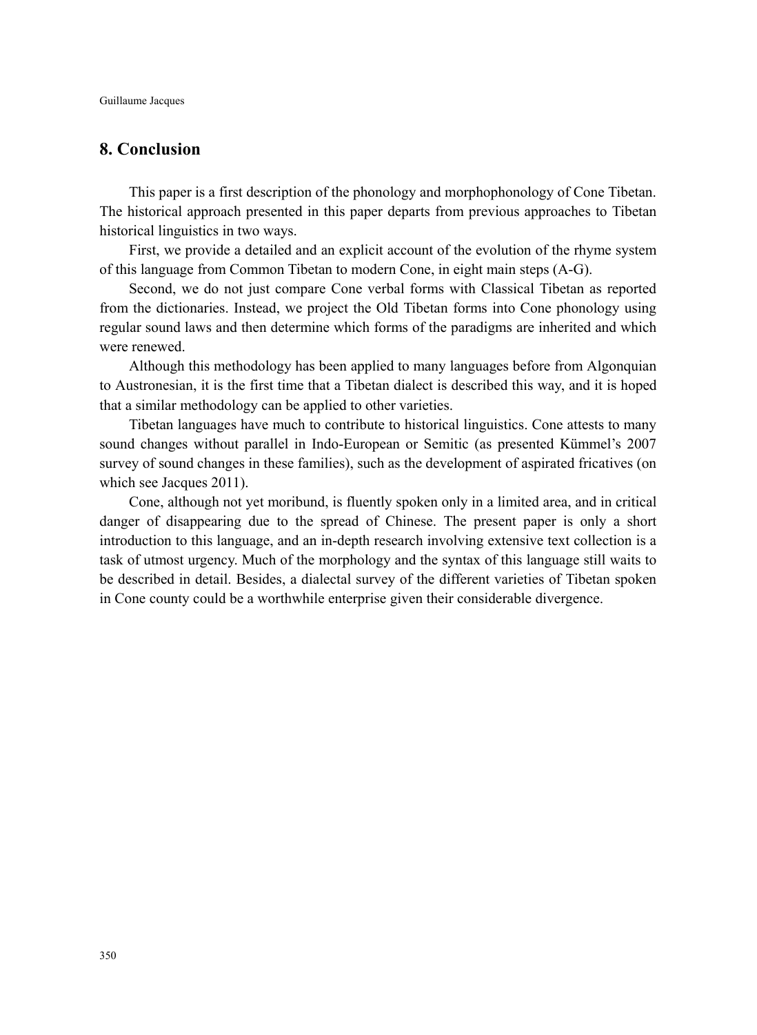## 8. Conclusion

This paper is a first description of the phonology and morphophonology of Cone Tibetan. The historical approach presented in this paper departs from previous approaches to Tibetan historical linguistics in two ways.

First, we provide a detailed and an explicit account of the evolution of the rhyme system of this language from Common Tibetan to modern Cone, in eight main steps (A-G).

Second, we do not just compare Cone verbal forms with Classical Tibetan as reported from the dictionaries. Instead, we project the Old Tibetan forms into Cone phonology using regular sound laws and then determine which forms of the paradigms are inherited and which were renewed.

Although this methodology has been applied to many languages before from Algonquian to Austronesian, it is the first time that a Tibetan dialect is described this way, and it is hoped that a similar methodology can be applied to other varieties.

Tibetan languages have much to contribute to historical linguistics. Cone attests to many sound changes without parallel in Indo-European or Semitic (as presented Kümmel's 2007 survey of sound changes in these families), such as the development of aspirated fricatives (on which see Jacques 2011).

Cone, although not yet moribund, is fluently spoken only in a limited area, and in critical danger of disappearing due to the spread of Chinese. The present paper is only a short introduction to this language, and an in-depth research involving extensive text collection is a task of utmost urgency. Much of the morphology and the syntax of this language still waits to be described in detail. Besides, a dialectal survey of the different varieties of Tibetan spoken in Cone county could be a worthwhile enterprise given their considerable divergence.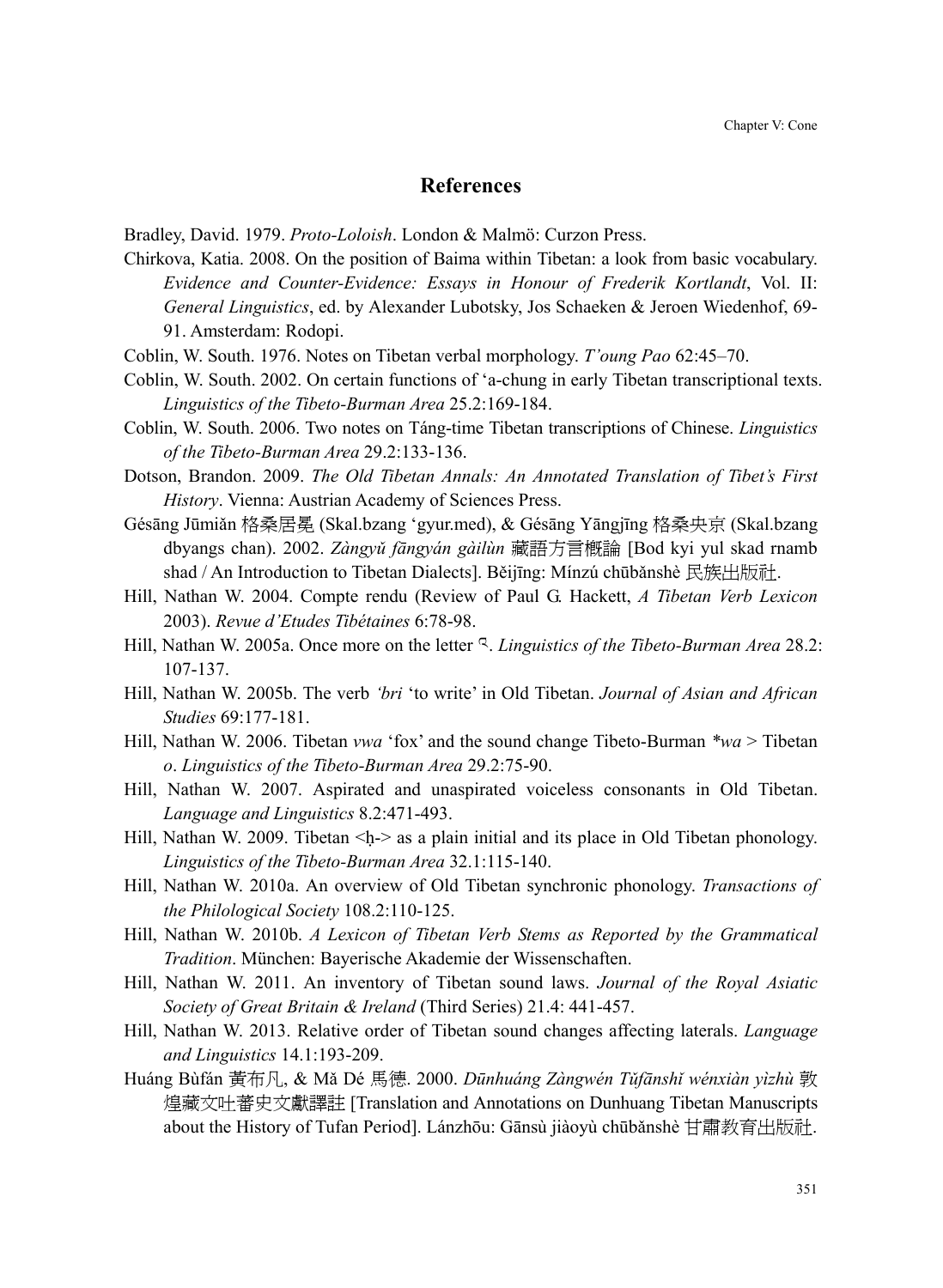## References

Bradley, David. 1979. *Proto-Loloish*. London & Malmö: Curzon Press.

Chirkova, Katia. 2008. On the position of Baima within Tibetan: a look from basic vocabulary. *Evidence and Counter-Evidence: Essays in Honour of Frederik Kortlandt*, Vol. II: *General Linguistics*, ed. by Alexander Lubotsky, Jos Schaeken & Jeroen Wiedenhof, 69-91. Amsterdam: Rodopi.

Coblin, W. South. 1976. Notes on Tibetan verbal morphology. *T'oung Pao* 62:45–70.

Coblin, W. South. 2002. On certain functions of 'a-chung in early Tibetan transcriptional texts. *Linguistics of the Tibeto-Burman Area* 25.2:169-184.

Coblin, W. South. 2006. Two notes on Táng-time Tibetan transcriptions of Chinese. *Linguistics of the Tibeto-Burman Area* 29.2:133-136.

Dotson, Brandon. 2009. *The Old Tibetan Annals: An Annotated Translation of Tibet's First History*. Vienna: Austrian Academy of Sciences Press.

Gésāng Jūmiǎn 格桑居冕 (Skal.bzang 'gyur.med), & Gésāng Yāngjīng 格桑央京 (Skal.bzang dbyangs chan). 2002. *Zàngyǔ fāngyán gàilùn* 藏語方言概論 [Bod kyi yul skad rnamb shad / An Introduction to Tibetan Dialects]. Běijīng: Mínzú chūbǎnshè 民族出版社.

Hill, Nathan W. 2004. Compte rendu (Review of Paul G. Hackett, *A Tibetan Verb Lexicon* 2003). *Revue d'Etudes Tibétaines* 6:78-98.

Hill, Nathan W. 2005a. Once more on the letter འ. *Linguistics of the Tibeto-Burman Area* 28.2: 107-137.

Hill, Nathan W. 2005b. The verb *'bri* 'to write' in Old Tibetan. *Journal of Asian and African Studies* 69:177-181.

Hill, Nathan W. 2006. Tibetan *vwa* 'fox' and the sound change Tibeto-Burman *\*wa* > Tibetan *o*. *Linguistics of the Tibeto-Burman Area* 29.2:75-90.

Hill, Nathan W. 2007. Aspirated and unaspirated voiceless consonants in Old Tibetan. *Language and Linguistics* 8.2:471-493.

Hill, Nathan W. 2009. Tibetan <ḥ-> as a plain initial and its place in Old Tibetan phonology. *Linguistics of the Tibeto-Burman Area* 32.1:115-140.

Hill, Nathan W. 2010a. An overview of Old Tibetan synchronic phonology. *Transactions of the Philological Society* 108.2:110-125.

Hill, Nathan W. 2010b. *A Lexicon of Tibetan Verb Stems as Reported by the Grammatical Tradition*. München: Bayerische Akademie der Wissenschaften.

Hill, Nathan W. 2011. An inventory of Tibetan sound laws. *Journal of the Royal Asiatic Society of Great Britain & Ireland* (Third Series) 21.4: 441-457.

Hill, Nathan W. 2013. Relative order of Tibetan sound changes affecting laterals. *Language and Linguistics* 14.1:193-209.

Huáng Bùfán 黃布凡, & Mǎ Dé 馬德. 2000. *Dūnhuáng Zàngwén Tǔfānshǐ wénxiàn yìzhù* 敦煌藏文吐蕃史文獻譯註 [Translation and Annotations on Dunhuang Tibetan Manuscripts about the History of Tufan Period]. Lánzhōu: Gānsù jiàoyù chūbǎnshè 甘肅教育出版社.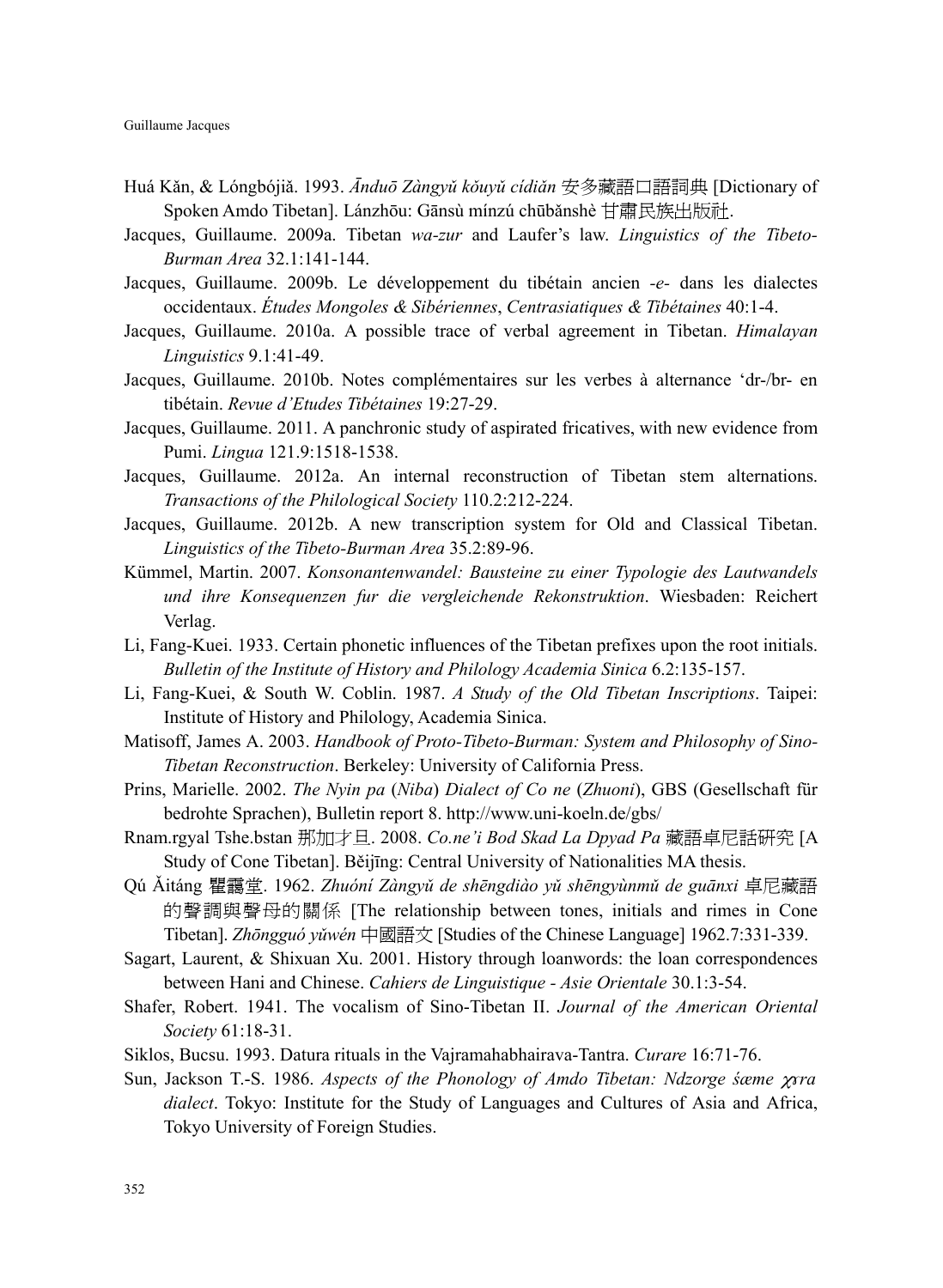Huá Kǎn, & Lóngbójiǎ. 1993. *Ānduō Zàngyǔ kǒuyǔ cídiǎn* 安多藏語口語詞典 [Dictionary of Spoken Amdo Tibetan]. Lánzhōu: Gānsù mínzú chūbǎnshè 甘肅民族出版社.

Jacques, Guillaume. 2009a. Tibetan *wa-zur* and Laufer's law. *Linguistics of the Tibeto-Burman Area* 32.1:141-144.

Jacques, Guillaume. 2009b. Le développement du tibétain ancien *-e-* dans les dialectes occidentaux. *Études Mongoles & Sibériennes*, *Centrasiatiques & Tibétaines* 40:1-4.

Jacques, Guillaume. 2010a. A possible trace of verbal agreement in Tibetan. *Himalayan Linguistics* 9.1:41-49.

Jacques, Guillaume. 2010b. Notes complémentaires sur les verbes à alternance 'dr-/br- en tibétain. *Revue d'Etudes Tibétaines* 19:27-29.

Jacques, Guillaume. 2011. A panchronic study of aspirated fricatives, with new evidence from Pumi. *Lingua* 121.9:1518-1538.

Jacques, Guillaume. 2012a. An internal reconstruction of Tibetan stem alternations. *Transactions of the Philological Society* 110.2:212-224.

Jacques, Guillaume. 2012b. A new transcription system for Old and Classical Tibetan. *Linguistics of the Tibeto-Burman Area* 35.2:89-96.

Kümmel, Martin. 2007. *Konsonantenwandel: Bausteine zu einer Typologie des Lautwandels und ihre Konsequenzen fur die vergleichende Rekonstruktion*. Wiesbaden: Reichert Verlag.

Li, Fang-Kuei. 1933. Certain phonetic influences of the Tibetan prefixes upon the root initials. *Bulletin of the Institute of History and Philology Academia Sinica* 6.2:135-157.

Li, Fang-Kuei, & South W. Coblin. 1987. *A Study of the Old Tibetan Inscriptions*. Taipei: Institute of History and Philology, Academia Sinica.

Matisoff, James A. 2003. *Handbook of Proto-Tibeto-Burman: System and Philosophy of Sino-Tibetan Reconstruction*. Berkeley: University of California Press.

Prins, Marielle. 2002. *The Nyin pa* (*Niba*) *Dialect of Co ne* (*Zhuoni*), GBS (Gesellschaft für bedrohte Sprachen), Bulletin report 8. http://www.uni-koeln.de/gbs/

Rnam.rgyal Tshe.bstan 那加才旦. 2008. *Co.ne'i Bod Skad La Dpyad Pa* 藏語卓尼話研究 [A Study of Cone Tibetan]. Běijīng: Central University of Nationalities MA thesis.

Qú Ǎitáng 瞿靄堂. 1962. *Zhuóní Zàngyǔ de shēngdiào yǔ shēngyùnmǔ de guānxi* 卓尼藏語的聲調與聲母的關係 [The relationship between tones, initials and rimes in Cone Tibetan]. *Zhōngguó yǔwén* 中國語文 [Studies of the Chinese Language] 1962.7:331-339.

Sagart, Laurent, & Shixuan Xu. 2001. History through loanwords: the loan correspondences between Hani and Chinese. *Cahiers de Linguistique - Asie Orientale* 30.1:3-54.

Shafer, Robert. 1941. The vocalism of Sino-Tibetan II. *Journal of the American Oriental Society* 61:18-31.

Siklos, Bucsu. 1993. Datura rituals in the Vajramahabhairava-Tantra. *Curare* 16:71-76.

Sun, Jackson T.-S. 1986. *Aspects of the Phonology of Amdo Tibetan: Ndzorge śæme χɤra dialect*. Tokyo: Institute for the Study of Languages and Cultures of Asia and Africa, Tokyo University of Foreign Studies.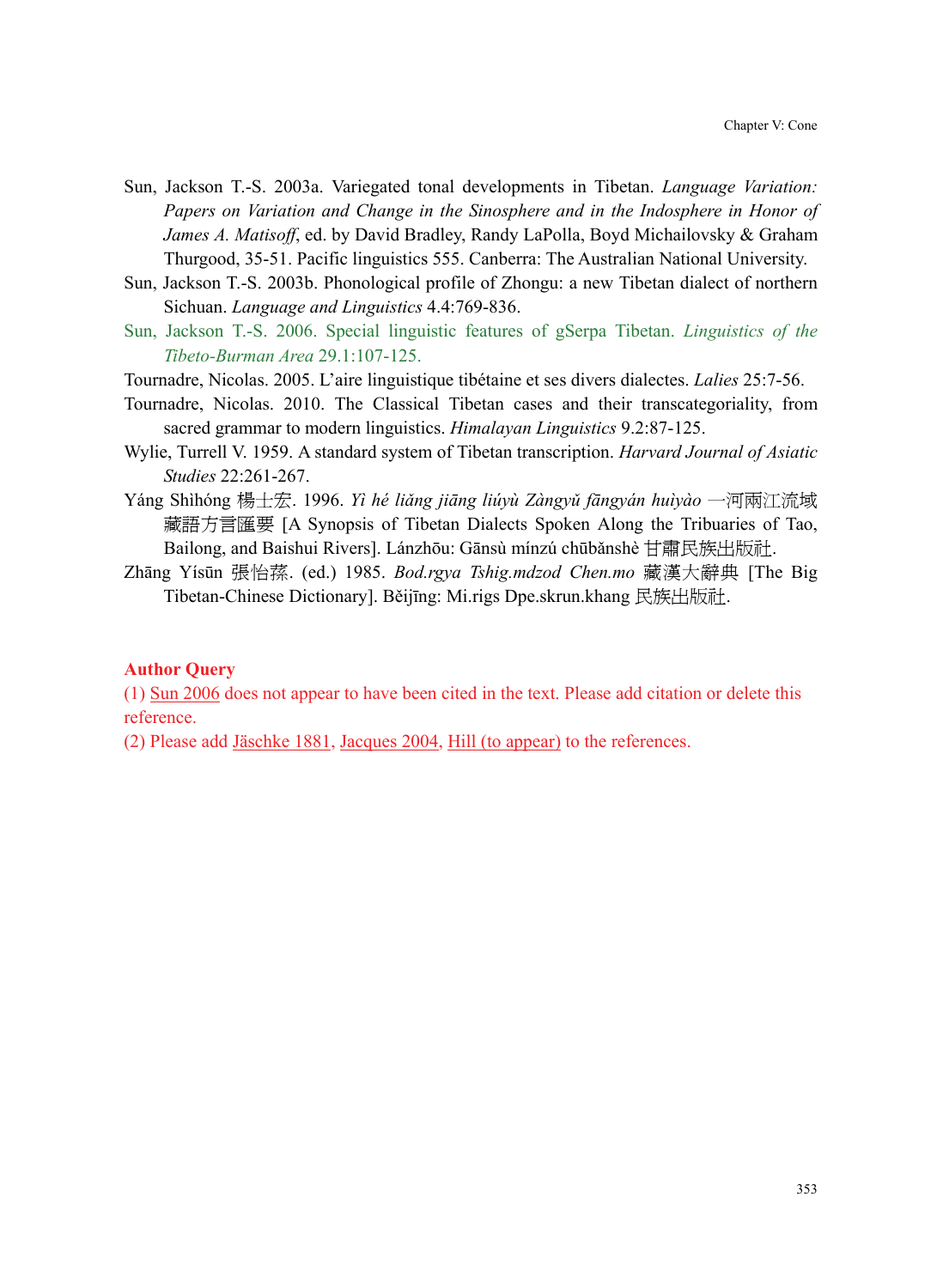Sun, Jackson T.-S. 2003a. Variegated tonal developments in Tibetan. *Language Variation: Papers on Variation and Change in the Sinosphere and in the Indosphere in Honor of James A. Matisoff*, ed. by David Bradley, Randy LaPolla, Boyd Michailovsky & Graham Thurgood, 35-51. Pacific linguistics 555. Canberra: The Australian National University.

Sun, Jackson T.-S. 2003b. Phonological profile of Zhongu: a new Tibetan dialect of northern Sichuan. *Language and Linguistics* 4.4:769-836.

Sun, Jackson T.-S. 2006. Special linguistic features of gSerpa Tibetan. *Linguistics of the Tibeto-Burman Area* 29.1:107-125.

Tournadre, Nicolas. 2005. L'aire linguistique tibétaine et ses divers dialectes. *Lalies* 25:7-56.

Tournadre, Nicolas. 2010. The Classical Tibetan cases and their transcategoriality, from sacred grammar to modern linguistics. *Himalayan Linguistics* 9.2:87-125.

Wylie, Turrell V. 1959. A standard system of Tibetan transcription. *Harvard Journal of Asiatic Studies* 22:261-267.

Yáng Shìhóng 楊士宏. 1996. *Yì hé liǎng jiāng liúyù Zàngyǔ fāngyán huìyào* 一河兩江流域藏語方言匯要 [A Synopsis of Tibetan Dialects Spoken Along the Tribuaries of Tao, Bailong, and Baishui Rivers]. Lánzhōu: Gānsù mínzú chūbǎnshè 甘肅民族出版社.

Zhāng Yísūn 張怡蓀. (ed.) 1985. *Bod.rgya Tshig.mdzod Chen.mo* 藏漢大辭典 [The Big Tibetan-Chinese Dictionary]. Běijīng: Mi.rigs Dpe.skrun.khang 民族出版社.

**Author Query**

(1) Sun 2006 does not appear to have been cited in the text. Please add citation or delete this reference.

(2) Please add Jäschke 1881, Jacques 2004, Hill (to appear) to the references.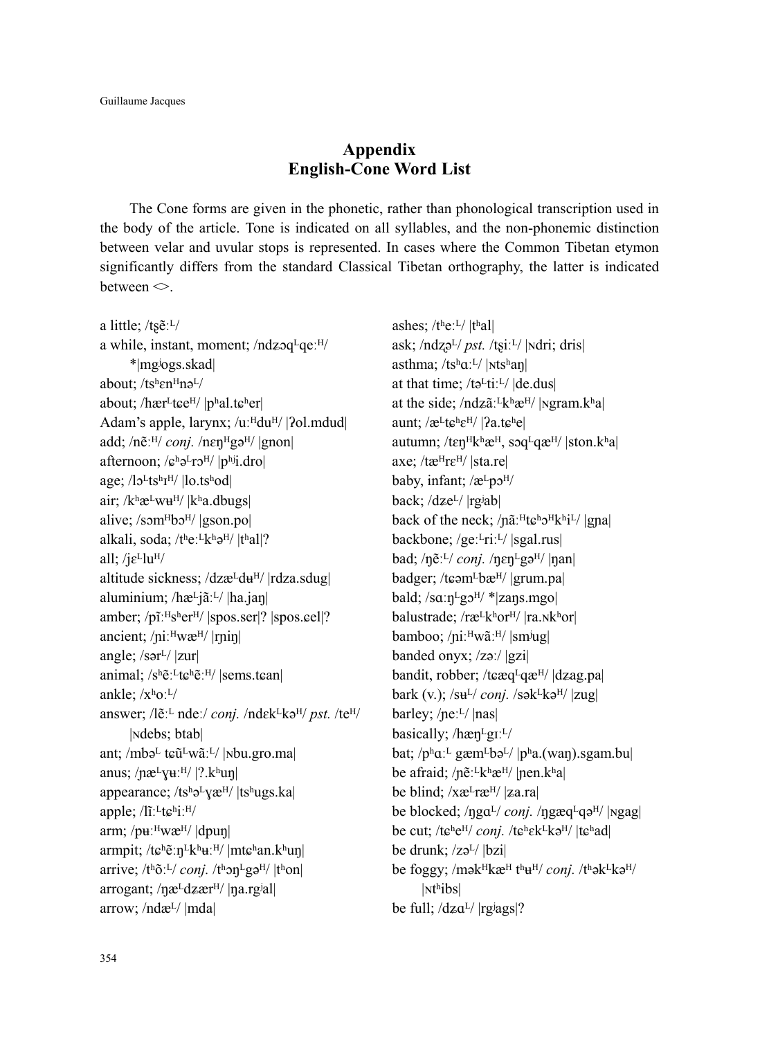# Appendix
# English-Cone Word List

The Cone forms are given in the phonetic, rather than phonological transcription used in the body of the article. Tone is indicated on all syllables, and the non-phonemic distinction between velar and uvular stops is represented. In cases where the Common Tibetan etymon significantly differs from the standard Classical Tibetan orthography, the latter is indicated between <>.

a little; /ʈʂẽːᴸ/
a while, instant, moment; /ndʑəqᴸqeːᴴ/ *|mgʲogs.skad|
about; /tsʰɛnᴴnəᴸ/
about; /hærᴸtɕeᴴ/ |pʰal.tɕʰer|
Adam's apple, larynx; /uːᴴduᴴ/ |ʔol.mdud|
add; /nẽːᴴ/ *conj.* /nɛŋᴴgəᴴ/ |gnon|
afternoon; /ɕʰəᴸrɔᴴ/ |pʰʲi.dro|
age; /ləᴸtsʰɪᴴ/ |lo.tsʰod|
air; /kʰæᴸwʉᴴ/ |kʰa.dbugs|
alive; /səmᴴbɔᴴ/ |gson.po|
alkali, soda; /tʰeːᴸkʰəᴴ/ |tʰal|?
all; /jɛᴸluᴴ/
altitude sickness; /dzæᴸdʉᴴ/ |rdza.sdug|
aluminium; /hæᴸjãːᴸ/ |ha.jaŋ|
amber; /pĩːᴴsʰerᴴ/ |spos.ser|? |spos.ɕel|?
ancient; /ɲiːᴴwæᴴ/ |rɲiŋ|
angle; /sərᴸ/ |zur|
animal; /sʰẽːᴸtɕʰẽːᴴ/ |sems.tɕan|
ankle; /xʰoːᴸ/
answer; /lẽːᴸ ndeː/ *conj.* /ndɛkᴸkəᴴ/ *pst.* /teᴴ/ |ɴdebs; btab|
ant; /mbəᴸ tɕũᴸwãːᴸ/ |ɴbu.gro.ma|
anus; /ɲæᴸɣʉːᴴ/ |?.kʰuŋ|
appearance; /tsʰəᴸɣæᴴ/ |tsʰugs.ka|
apple; /lĩːᴸtɕʰiːᴴ/
arm; /pʉːᴴwæᴴ/ |dpuŋ|
armpit; /tɕʰẽːŋᴸkʰʉːᴴ/ |mtɕʰan.kʰuŋ|
arrive; /tʰõːᴸ/ *conj.* /tʰɔŋᴸgəᴴ/ |tʰon|
arrogant; /ŋæᴸdʑærᴴ/ |ŋa.rgʲal|
arrow; /ndæᴸ/ |mda|
ashes; /tʰeːᴸ/ |tʰal|
ask; /ndʐəᴸ/ *pst.* /tʂiːᴸ/ |ɴdri; dris|
asthma; /tsʰɑːᴸ/ |ɴtsʰaŋ|
at that time; /təᴸtiːᴸ/ |de.dus|
at the side; /ndʑãːᴸkʰæᴴ/ |ɴgram.kʰa|
aunt; /æᴸtɕʰɛᴴ/ |ʔa.tɕʰe|
autumn; /tɛŋᴴkʰæᴴ, sɔqᴸqæᴴ/ |ston.kʰa|
axe; /tæᴴrɛᴴ/ |sta.re|
baby, infant; /æᴸpɔᴴ/
back; /dzeᴸ/ |rgʲab|
back of the neck; /ɲãːᴴtɕʰəᴴkʰiᴸ/ |gɲa|
backbone; /geːᴸriːᴸ/ |sgal.rus|
bad; /ŋẽːᴸ/ *conj.* /ŋɛŋᴸgəᴴ/ |ŋan|
badger; /tɕəmᴸbæᴴ/ |grum.pa|
bald; /sɑːŋᴸgɔᴴ/ *|zaŋs.mgo|
balustrade; /ræᴸkʰorᴴ/ |ra.ɴkʰor|
bamboo; /ɲiːᴴwãːᴴ/ |smʲug|
banded onyx; /zəː/ |gzi|
bandit, robber; /tɕæqᴸqæᴴ/ |dʑag.pa|
bark (v.); /sʉᴸ/ *conj.* /səkᴸkəᴴ/ |zug|
barley; /ɲeːᴸ/ |nas|
basically; /hæŋᴸgɪːᴸ/
bat; /pʰɑːᴸ gæmᴸbəᴸ/ |pʰa.(waŋ).sgam.bu|
be afraid; /ɲẽːᴸkʰæᴴ/ |ɲen.kʰa|
be blind; /xæᴸræᴴ/ |ʑa.ra|
be blocked; /ŋgɑᴸ/ *conj.* /ŋgæqᴸqəᴴ/ |ɴgag|
be cut; /tɕʰeᴴ/ *conj.* /tɕʰɛkᴸkəᴴ/ |tɕʰad|
be drunk; /zəᴸ/ |bzi|
be foggy; /məkᴴkæᴴ tʰʉᴴ/ *conj.* /tʰəkᴸkəᴴ/ |ɴtʰibs|
be full; /dzɑᴸ/ |rgʲags|?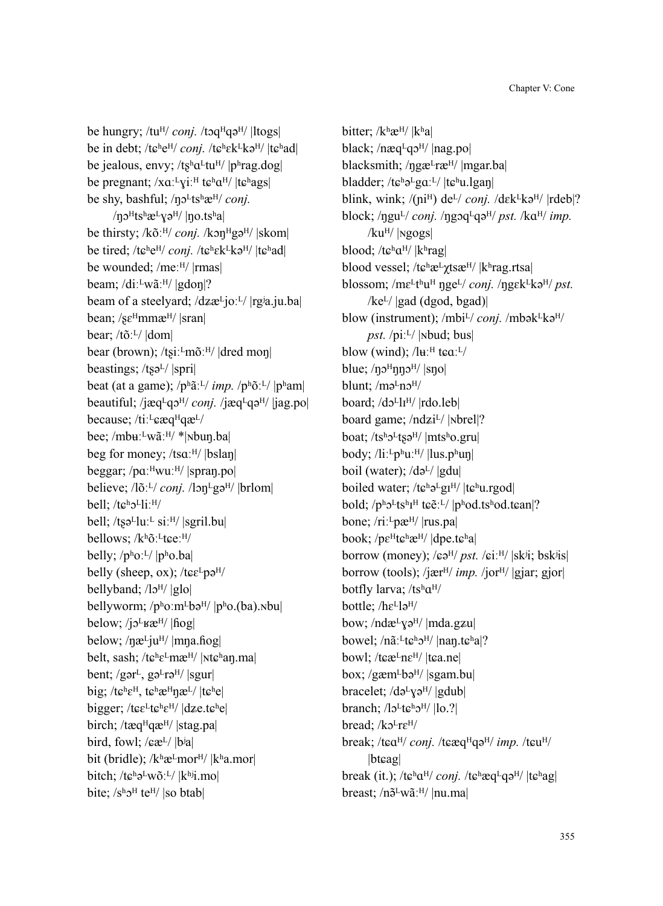be hungry; /tuᴴ/ *conj.* /tɔqᴴqəᴴ/ |ltogs|
be in debt; /tɕʰeᴴ/ *conj.* /tɕʰɛkᴸkəᴴ/ |tɕʰad|
be jealous, envy; /tʂʰɑᴸtuᴴ/ |pʰrag.dog|
be pregnant; /xɑːᴸɣiːᴴ tɕʰɑᴴ/ |tɕʰags|
be shy, bashful; /ŋɔᴸtsʰæᴴ/ *conj.* /ŋɔᴴtsʰæᴸɣəᴴ/ |ŋo.tsʰa|
be thirsty; /kõːᴴ/ *conj.* /kɔŋᴴgəᴴ/ |skom|
be tired; /tɕʰeᴴ/ *conj.* /tɕʰɛkᴸkəᴴ/ |tɕʰad|
be wounded; /meːᴴ/ |rmas|
beam; /diːᴸwãːᴴ/ |gdoŋ|?
beam of a steelyard; /dzæᴸjoːᴸ/ |rgʲa.ju.ba|
bean; /ʂɛᴴmmæᴴ/ |sran|
bear; /tõːᴸ/ |dom|
bear (brown); /tʂiːᴸmõːᴴ/ |dred moŋ|
beastings; /tʂəᴸ/ |spri|
beat (at a game); /pʰãːᴸ/ *imp.* /pʰõːᴸ/ |pʰam|
beautiful; /jæqᴸqɔᴴ/ *conj.* /jæqᴸqəᴴ/ |jag.po|
because; /tiːᴸɕæqᴴqæᴸ/
bee; /mbʉːᴸwãːᴴ/ *|ɴbuŋ.ba|
beg for money; /tsɑːᴴ/ |bslaŋ|
beggar; /pɑːᴴwuːᴴ/ |spraŋ.po|
believe; /lõːᴸ/ *conj.* /lɔŋᴸgəᴴ/ |brlom|
bell; /tɕʰɔᴸliːᴴ/
bell; /tʂəᴸluːᴸ siːᴴ/ |sgril.bu|
bellows; /kʰõːᴸtɕeːᴴ/
belly; /pʰoːᴸ/ |pʰo.ba|
belly (sheep, ox); /tɕɛᴸpəᴴ/
bellyband; /lɔᴴ/ |glo|
bellyworm; /pʰoːmᴸbəᴴ/ |pʰo.(ba).ɴbu|
below; /jɔᴸʁæᴴ/ |ɦog|
below; /ŋæᴸjuᴴ/ |mŋa.ɦog|
belt, sash; /tɕʰɛᴸmæᴴ/ |ɴtɕʰaŋ.ma|
bent; /gərᴸ, gəᴸrəᴴ/ |sgur|
big; /tɕʰɛᴴ, tɕʰæᴴŋæᴸ/ |tɕʰe|
bigger; /tɕɛᴸtɕʰɛᴴ/ |dʐe.tɕʰe|
birch; /tæqᴴqæᴴ/ |stag.pa|
bird, fowl; /ɕæᴸ/ |bʲa|
bit (bridle); /kʰæᴸmorᴴ/ |kʰa.mor|
bitch; /tɕʰəᴸwõːᴸ/ |kʰʲi.mo|
bite; /sʰɔᴴ teᴴ/ |so btab|
bitter; /kʰæᴴ/ |kʰa|
black; /næqᴸqɔᴴ/ |nag.po|
blacksmith; /ŋgæᴸræᴴ/ |mgar.ba|
bladder; /tɕʰəᴸgɑːᴸ/ |tɕʰu.lgaŋ|
blink, wink; /(ɲiᴴ) deᴸ/ *conj.* /dɛkᴸkəᴴ/ |rdeb|?
block; /ŋguᴸ/ *conj.* /ŋgɔqᴸqəᴴ/ *pst.* /kɑᴴ/ *imp.* /kuᴴ/ |ɴgogs|
blood; /tɕʰɑᴴ/ |kʰrag|
blood vessel; /tɕʰæᴸχtsæᴴ/ |kʰrag.rtsa|
blossom; /mɛᴸtʰuᴴ ŋgeᴸ/ *conj.* /ŋgɛkᴸkəᴴ/ *pst.* /keᴸ/ |gad (dgod, bgad)|
blow (instrument); /mbiᴸ/ *conj.* /mbəkᴸkəᴴ/ *pst.* /piːᴸ/ |ɴbud; bus|
blow (wind); /lʉːᴴ tɕɑːᴸ/
blue; /ŋɔᴴŋŋɔᴴ/ |sŋo|
blunt; /məᴸnɔᴴ/
board; /dɔᴸlɪᴴ/ |rdo.leb|
board game; /ndʑiᴸ/ |ɴbrel|?
boat; /tsʰɔᴸtʂəᴴ/ |mtsʰo.gru|
body; /liːᴸpʰuːᴴ/ |lus.pʰuŋ|
boil (water); /dəᴸ/ |gdu|
boiled water; /tɕʰəᴸgɪᴴ/ |tɕʰu.rgod|
bold; /pʰɔᴸtsʰɪᴴ tɕẽːᴸ/ |pʰod.tsʰod.tɕan|?
bone; /riːᴸpæᴴ/ |rus.pa|
book; /pɛᴴtɕʰæᴴ/ |dpe.tɕʰa|
borrow (money); /ɕəᴴ/ *pst.* /ɕiːᴴ/ |skʲi; bskʲis|
borrow (tools); /jærᴴ/ *imp.* /jorᴴ/ |gjar; gjor|
botfly larva; /tsʰɑᴴ/
bottle; /hɛᴸləᴴ/
bow; /ndæᴸɣəᴴ/ |mda.gʐu|
bowel; /nãːᴸtɕʰɔᴴ/ |naŋ.tɕʰa|?
bowl; /tɕæᴸnɛᴴ/ |tɕa.ne|
box; /gæmᴸbəᴴ/ |sgam.bu|
bracelet; /dəᴸɣəᴴ/ |gdub|
branch; /lɔᴸtɕʰɔᴴ/ |lo.?|
bread; /kɔᴸrɛᴴ/
break; /tɕɑᴴ/ *conj.* /tɕæqᴴqəᴴ/ *imp.* /tɕuᴴ/ |btɕag|
break (it.); /tɕʰɑᴴ/ *conj.* /tɕʰæqᴸqəᴴ/ |tɕʰag|
breast; /nɔ̃ᴸwãːᴴ/ |nu.ma|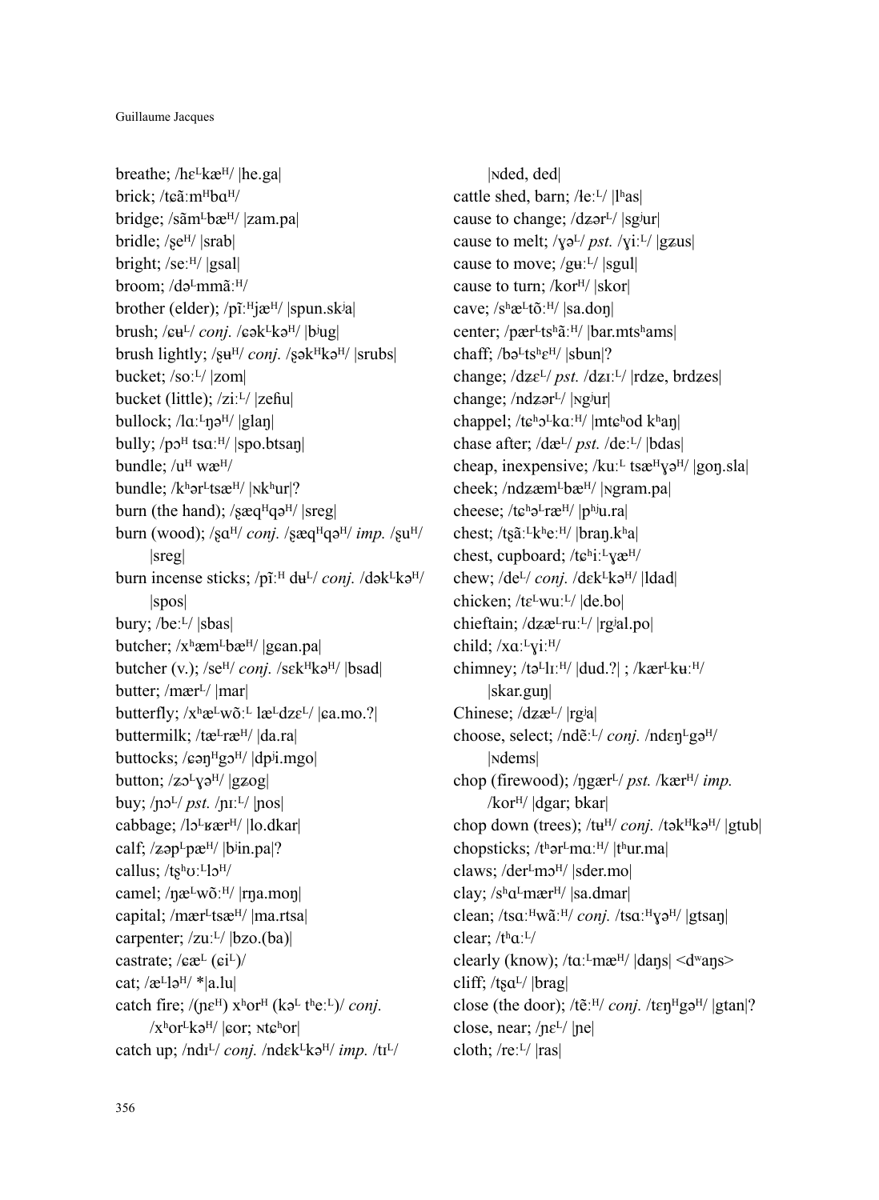breathe; /hɛ$^{L}$kæ$^{H}$/ |he.ga|

brick; /tɕãːm$^{H}$bɑ$^{H}$/

bridge; /sãm$^{L}$bæ$^{H}$/ |zam.pa|

bridle; /ʂe$^{H}$/ |srab|

bright; /seː$^{H}$/ |gsal|

broom; /də$^{L}$mmãː$^{H}$/

brother (elder); /pĩː$^{H}$jæ$^{H}$/ |spun.skʲa|

brush; /ɕʉ$^{L}$/ *conj.* /ɕək$^{L}$kə$^{H}$/ |bʲug|

brush lightly; /ʂʉ$^{H}$/ *conj.* /ʂək$^{H}$kə$^{H}$/ |srubs|

bucket; /soː$^{L}$/ |zom|

bucket (little); /ziː$^{L}$/ |zeɦu|

bullock; /lɑː$^{L}$ŋə$^{H}$/ |glaŋ|

bully; /pɔ$^{H}$ tsɑː$^{H}$/ |spo.btsaŋ|

bundle; /u$^{H}$ wæ$^{H}$/

bundle; /kʰər$^{L}$tsæ$^{H}$/ |ɴkʰur|?

burn (the hand); /ʂæq$^{H}$qə$^{H}$/ |sreg|

burn (wood); /ʂɑ$^{H}$/ *conj.* /ʂæq$^{H}$qə$^{H}$/ *imp.* /ʂu$^{H}$/ |sreg|

burn incense sticks; /pĩː$^{H}$ dʉ$^{L}$/ *conj.* /dək$^{L}$kə$^{H}$/ |spos|

bury; /beː$^{L}$/ |sbas|

butcher; /xʰæm$^{L}$bæ$^{H}$/ |gɕan.pa|

butcher (v.); /se$^{H}$/ *conj.* /sɛk$^{H}$kə$^{H}$/ |bsad|

butter; /mær$^{L}$/ |mar|

butterfly; /xʰæ$^{L}$wõː$^{L}$ læ$^{L}$dzɛ$^{L}$/ |ɕa.mo.?|

buttermilk; /tæ$^{L}$ræ$^{H}$/ |da.ra|

buttocks; /ɕəŋ$^{H}$gɔ$^{H}$/ |dpʲi.mgo|

button; /ʑɔ$^{L}$ɣə$^{H}$/ |gʑog|

buy; /ɲɔ$^{L}$/ *pst.* /ɲɪː$^{L}$/ |ɲos|

cabbage; /lɔ$^{L}$ʁær$^{H}$/ |lo.dkar|

calf; /ʑəp$^{L}$pæ$^{H}$/ |bʲin.pa|?

callus; /tʂʰʊː$^{L}$lə$^{H}$/

camel; /ŋæ$^{L}$wõː$^{H}$/ |rŋa.moŋ|

capital; /mær$^{L}$tsæ$^{H}$/ |ma.rtsa|

carpenter; /zuː$^{L}$/ |bzo.(ba)|

castrate; /ɕæ$^{L}$ (ɕi$^{L}$)/

cat; /æ$^{L}$lə$^{H}$/ *|a.lu|

catch fire; /(ɲɛ$^{H}$) xʰor$^{H}$ (kə$^{L}$ tʰeː$^{L}$)/ *conj.* /xʰor$^{L}$kə$^{H}$/ |ɕor; ɴtɕʰor|

catch up; /ndɪ$^{L}$/ *conj.* /ndɛk$^{L}$kə$^{H}$/ *imp.* /tɪ$^{L}$/ |ɴded, ded|

cattle shed, barn; /ɬeː$^{L}$/ |lʰas|

cause to change; /dʑər$^{L}$/ |sgʲur|

cause to melt; /ɣə$^{L}$/ *pst.* /ɣiː$^{L}$/ |gʑus|

cause to move; /gʉː$^{L}$/ |sgul|

cause to turn; /kor$^{H}$/ |skor|

cave; /sʰæ$^{L}$tõː$^{H}$/ |sa.doŋ|

center; /pær$^{L}$tsʰãː$^{H}$/ |bar.mtsʰams|

chaff; /bə$^{L}$tsʰɛ$^{H}$/ |sbun|?

change; /dʑɛ$^{L}$/ *pst.* /dʑɪː$^{L}$/ |rdʑe, brdʑes|

change; /ndʑər$^{L}$/ |ɴgʲur|

chappel; /tɕʰə$^{L}$kɑː$^{H}$/ |mtɕʰod kʰaŋ|

chase after; /dæ$^{L}$/ *pst.* /deː$^{L}$/ |bdas|

cheap, inexpensive; /kuː$^{L}$ tsæ$^{H}$ɣə$^{H}$/ |goŋ.sla|

cheek; /ndʑæm$^{L}$bæ$^{H}$/ |ɴgram.pa|

cheese; /tɕʰə$^{L}$ræ$^{H}$/ |pʰʲu.ra|

chest; /tʂãː$^{L}$kʰeː$^{H}$/ |braŋ.kʰa|

chest, cupboard; /tɕʰiː$^{L}$ɣæ$^{H}$/

chew; /de$^{L}$/ *conj.* /dɛk$^{L}$kə$^{H}$/ |ldad|

chicken; /tɛ$^{L}$wuː$^{L}$/ |de.bo|

chieftain; /dʑæ$^{L}$ruː$^{L}$/ |rgʲal.po|

child; /xɑː$^{L}$ɣiː$^{H}$/

chimney; /tə$^{L}$lɪː$^{H}$/ |dud.?| ; /kær$^{L}$kʉː$^{H}$/ |skar.guŋ|

Chinese; /dʑæ$^{L}$/ |rgʲa|

choose, select; /ndẽː$^{L}$/ *conj.* /ndɛŋ$^{L}$gə$^{H}$/ |ɴdems|

chop (firewood); /ŋgær$^{L}$/ *pst.* /kær$^{H}$/ *imp.* /kor$^{H}$/ |dgar; bkar|

chop down (trees); /tʉ$^{H}$/ *conj.* /tək$^{H}$kə$^{H}$/ |gtub|

chopsticks; /tʰər$^{L}$mɑː$^{H}$/ |tʰur.ma|

claws; /der$^{L}$mɔ$^{H}$/ |sder.mo|

clay; /sʰɑ$^{L}$mær$^{H}$/ |sa.dmar|

clean; /tsɑː$^{H}$wãː$^{H}$/ *conj.* /tsɑː$^{H}$ɣə$^{H}$/ |gtsaŋ|

clear; /tʰɑː$^{L}$/

clearly (know); /tɑː$^{L}$mæ$^{H}$/ |daŋs| <dʷaŋs>

cliff; /tʂɑ$^{L}$/ |brag|

close (the door); /tẽː$^{H}$/ *conj.* /tɛŋ$^{H}$gə$^{H}$/ |gtan|?

close, near; /ɲɛ$^{L}$/ |ɲe|

cloth; /reː$^{L}$/ |ras|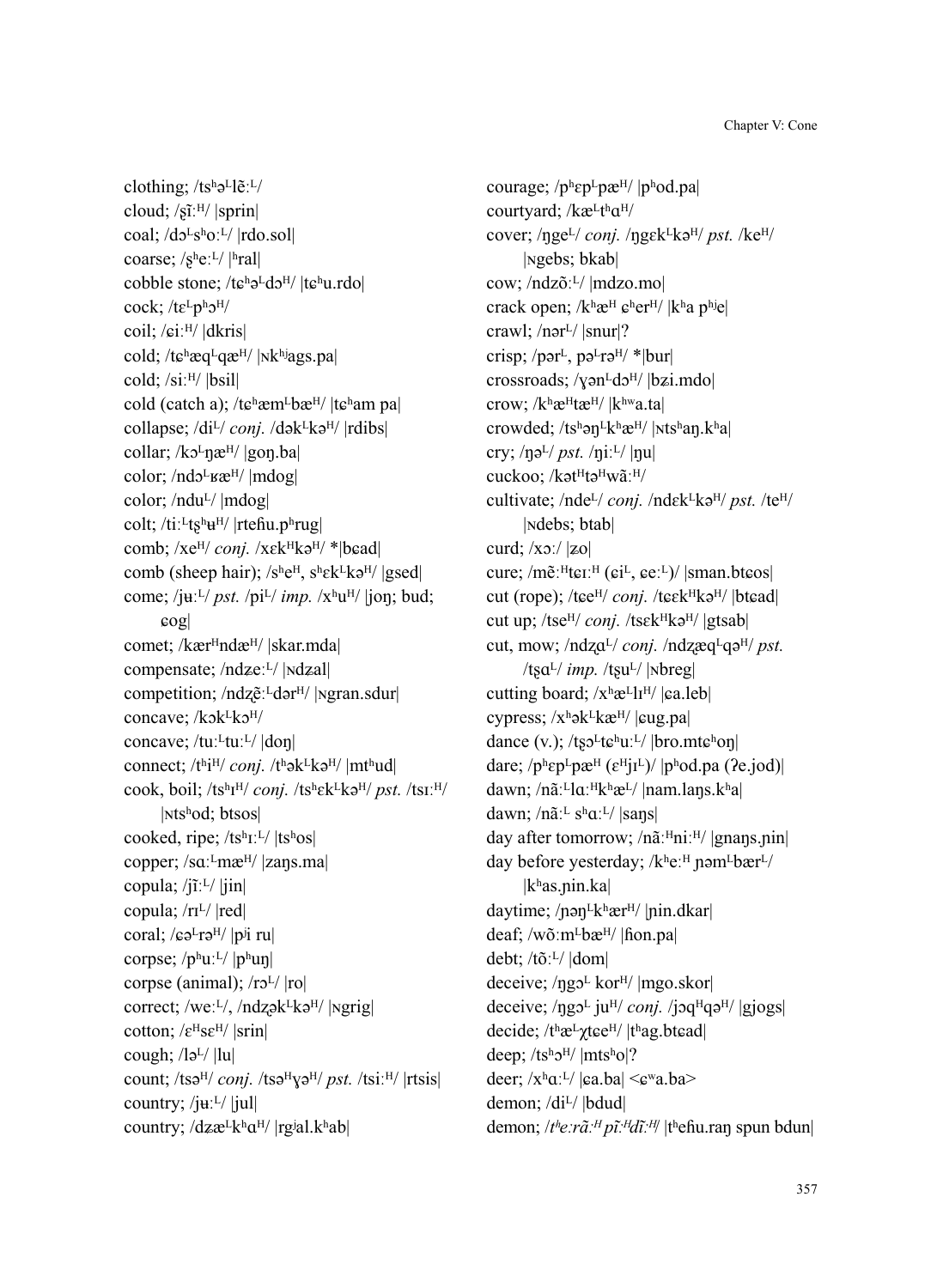clothing; /tsʰəᴸlẽːᴸ/

cloud; /ʂĩːᴴ/ |sprin|

coal; /dɔᴸsʰoːᴸ/ |rdo.sol|

coarse; /ʂʰeːᴸ/ |ʰral|

cobble stone; /tɕʰəᴸdɔᴴ/ |tɕʰu.rdo|

cock; /tɛᴸpʰɔᴴ/

coil; /ɕiːᴴ/ |dkris|

cold; /tɕʰæqᴸqæᴴ/ |ɴkʰʲags.pa|

cold; /siːᴴ/ |bsil|

cold (catch a); /tɕʰæmᴸbæᴴ/ |tɕʰam pa|

collapse; /diᴸ/ *conj.* /dəkᴸkəᴴ/ |rdibs|

collar; /kɔᴸŋæᴴ/ |goŋ.ba|

color; /ndɔᴸʁæᴴ/ |mdog|

color; /nduᴸ/ |mdog|

colt; /tiːᴸtʂʰʉᴴ/ |rteɦu.pʰrug|

comb; /xeᴴ/ *conj.* /xɛkᴴkəᴴ/ *|bɕad|

comb (sheep hair); /sʰeᴴ, sʰɛkᴸkəᴴ/ |gsed|

come; /jʉːᴸ/ *pst.* /piᴸ/ *imp.* /xʰuᴴ/ |joŋ; bud; ɕog|

comet; /kærᴴndæᴴ/ |skar.mda|

compensate; /ndʑeːᴸ/ |ɴdʑal|

competition; /ndʐẽːᴸdərᴴ/ |ɴgran.sdur|

concave; /kɔkᴸkɔᴴ/

concave; /tuːᴸtuːᴸ/ |doŋ|

connect; /tʰiᴴ/ *conj.* /tʰəkᴸkəᴴ/ |mtʰud|

cook, boil; /tsʰɪᴴ/ *conj.* /tsʰɛkᴸkəᴴ/ *pst.* /tsɪːᴴ/ |ɴtsʰod; btsos|

cooked, ripe; /tsʰɪːᴸ/ |tsʰos|

copper; /sɑːᴸmæᴴ/ |zaŋs.ma|

copula; /jĩːᴸ/ |jin|

copula; /rɪᴸ/ |red|

coral; /ɕəᴸrəᴴ/ |pʲi ru|

corpse; /pʰuːᴸ/ |pʰuŋ|

corpse (animal); /rɔᴸ/ |ro|

correct; /weːᴸ/, /ndʐəkᴸkəᴴ/ |ɴgrig|

cotton; /ɛᴴsɛᴴ/ |srin|

cough; /ləᴸ/ |lu|

count; /tsəᴴ/ *conj.* /tsəᴴɣəᴴ/ *pst.* /tsiːᴴ/ |rtsis|

country; /jʉːᴸ/ |jul|

country; /dʑæᴸkʰɑᴴ/ |rgʲal.kʰab|

courage; /pʰɛpᴸpæᴴ/ |pʰod.pa|

courtyard; /kæᴸtʰɑᴴ/

cover; /ŋgeᴸ/ *conj.* /ŋgɛkᴸkəᴴ/ *pst.* /keᴴ/ |ɴgebs; bkab|

cow; /ndzõːᴸ/ |mdzo.mo|

crack open; /kʰæᴴ ɕʰerᴴ/ |kʰa pʰʲe|

crawl; /nərᴸ/ |snur|?

crisp; /pərᴸ, pəᴸrəᴴ/ *|bur|

crossroads; /ɣənᴸdɔᴴ/ |bʑi.mdo|

crow; /kʰæᴴtæᴴ/ |kʰʷa.ta|

crowded; /tsʰəŋᴸkʰæᴴ/ |ɴtsʰaŋ.kʰa|

cry; /ŋəᴸ/ *pst.* /ŋiːᴸ/ |ŋu|

cuckoo; /kətᴴtəᴴwãːᴴ/

cultivate; /ndeᴸ/ *conj.* /ndɛkᴸkəᴴ/ *pst.* /teᴴ/ |ɴdebs; btab|

curd; /xɔː/ |ʑo|

cure; /mẽːᴴtɕɪːᴴ (ɕiᴸ, ɕeːᴸ)/ |sman.btɕos|

cut (rope); /tɕeᴴ/ *conj.* /tɕɛkᴴkəᴴ/ |btɕad|

cut up; /tseᴴ/ *conj.* /tsɛkᴴkəᴴ/ |gtsab|

cut, mow; /ndʐɑᴸ/ *conj.* /ndʐæqᴸqəᴴ/ *pst.* /tʂɑᴸ/ *imp.* /tʂuᴸ/ |ɴbreg|

cutting board; /xʰæᴸlɪᴴ/ |ɕa.leb|

cypress; /xʰəkᴸkæᴴ/ |ɕug.pa|

dance (v.); /tʂɔᴸtɕʰuːᴸ/ |bro.mtɕʰoŋ|

dare; /pʰɛpᴸpæᴴ (ɛᴴjɪᴸ)/ |pʰod.pa (ʔe.jod)|

dawn; /nãːᴸlɑːᴴkʰæᴸ/ |nam.laŋs.kʰa|

dawn; /nãːᴸ sʰɑːᴸ/ |saŋs|

day after tomorrow; /nãːᴴniːᴴ/ |gnaŋs.ɲin|

day before yesterday; /kʰeːᴴ ɲəmᴸbærᴸ/ |kʰas.ɲin.ka|

daytime; /ɲəŋᴸkʰærᴴ/ |ɲin.dkar|

deaf; /wõːmᴸbæᴴ/ |ɦon.pa|

debt; /tõːᴸ/ |dom|

deceive; /ŋgɔᴸ korᴴ/ |mgo.skor|

deceive; /ŋgɔᴸ juᴴ/ *conj.* /jɔqᴴqəᴴ/ |gjogs|

decide; /tʰæᴸχtɕeᴴ/ |tʰag.btɕad|

deep; /tsʰɔᴴ/ |mtsʰo|?

deer; /xʰɑːᴸ/ |ɕa.ba| <ɕʷa.ba>

demon; /diᴸ/ |bdud|

demon; */tʰeːrãːᴴ pĩːᴴdĩːᴴ/* |tʰeɦu.raŋ spun bdun|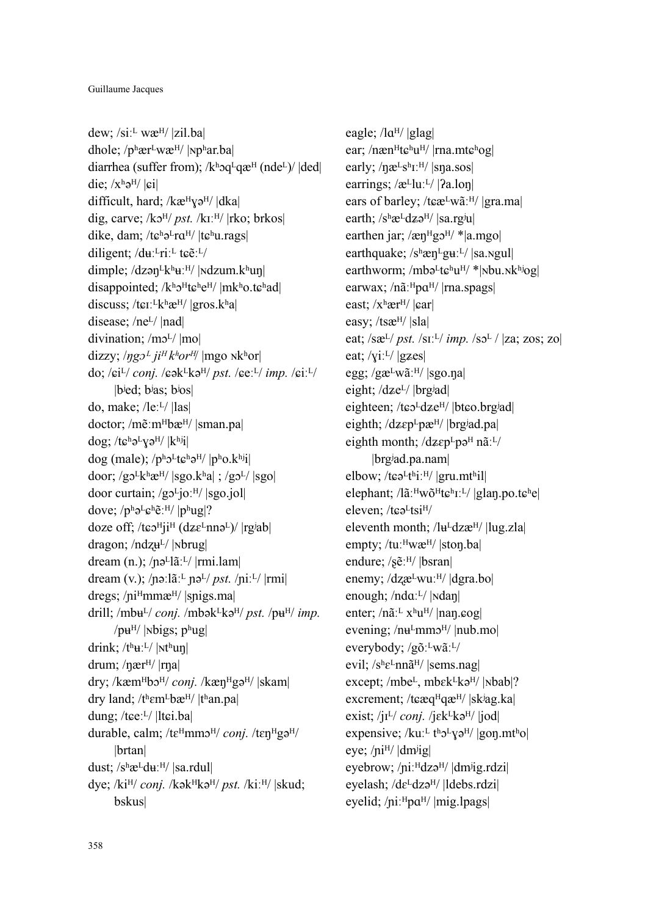dew; /siːᴸ wæᴴ/ |zil.ba|
dhole; /pʰærᴸwæᴴ/ |ɴpʰar.ba|
diarrhea (suffer from); /kʰɔqᴸqæᴴ (ndeᴸ)/ |ded|
die; /xʰəᴴ/ |ɕi|
difficult, hard; /kæᴴɣəᴴ/ |dka|
dig, carve; /kɔᴴ/ *pst.* /kɪːᴴ/ |rko; brkos|
dike, dam; /tɕʰəᴸrɑᴴ/ |tɕʰu.rags|
diligent; /dʉːᴸriːᴸ tɕẽːᴸ/
dimple; /dzəŋᴸkʰʉːᴴ/ |ɴdzum.kʰuŋ|
disappointed; /kʰɔᴴtɕʰeᴴ/ |mkʰo.tɕʰad|
discuss; /tɕɪːᴸkʰæᴴ/ |gros.kʰa|
disease; /neᴸ/ |nad|
divination; /mɔᴸ/ |mo|
dizzy; /*ŋgɔᴸ jiᴴ kʰorᴴ*/ |mgo ɴkʰor|
do; /ɕiᴸ/ *conj.* /ɕəkᴸkəᴴ/ *pst.* /ɕeːᴸ/ *imp.* /ɕiːᴸ/
    |bʲed; bʲas; bʲos|
do, make; /leːᴸ/ |las|
doctor; /mẽːmᴴbæᴴ/ |sman.pa|
dog; /tɕʰəᴸɣəᴴ/ |kʰʲi|
dog (male); /pʰɔᴸtɕʰəᴴ/ |pʰo.kʰʲi|
door; /gɔᴸkʰæᴴ/ |sgo.kʰa| ; /gɔᴸ/ |sgo|
door curtain; /gɔᴸjoːᴴ/ |sgo.jol|
dove; /pʰəᴸɕʰẽːᴴ/ |pʰug|?
doze off; /tɕɔᴴjiᴴ (dzɛᴸnnəᴸ)/ |rgʲab|
dragon; /ndʐʉᴸ/ |ɴbrug|
dream (n.); /ɲəᴸlãːᴸ/ |rmi.lam|
dream (v.); /ɲəːlãːᴸ ɲəᴸ/ *pst.* /ɲiːᴸ/ |rmi|
dregs; /ɲiᴴmmæᴴ/ |sɲigs.ma|
drill; /mbʉᴸ/ *conj.* /mbəkᴸkəᴴ/ *pst.* /pʉᴴ/ *imp.*
    /pʉᴴ/ |ɴbigs; pʰug|
drink; /tʰʉːᴸ/ |ɴtʰuŋ|
drum; /ŋærᴴ/ |rŋa|
dry; /kæmᴴbɔᴴ/ *conj.* /kæŋᴴgəᴴ/ |skam|
dry land; /tʰɛmᴸbæᴴ/ |tʰan.pa|
dung; /tɕeːᴸ/ |ltɕi.ba|
durable, calm; /tɛᴴmmɔᴴ/ *conj.* /tɛŋᴴgəᴴ/
    |brtan|
dust; /sʰæᴸdʉːᴴ/ |sa.rdul|
dye; /kiᴴ/ *conj.* /kəkᴴkəᴴ/ *pst.* /kiːᴴ/ |skud;
    bskus|

eagle; /lɑᴴ/ |glag|
ear; /nænᴴtɕʰuᴴ/ |rna.mtɕʰog|
early; /ŋæᴸsʰɪːᴴ/ |sŋa.sos|
earrings; /æᴸluːᴸ/ |ʔa.loŋ|
ears of barley; /tɕæᴸwãːᴴ/ |gra.ma|
earth; /sʰæᴸdzəᴴ/ |sa.rgʲu|
earthen jar; /æŋᴴgɔᴴ/ *|a.mgo|
earthquake; /sʰæŋᴸgʉːᴸ/ |sa.ɴgul|
earthworm; /mbəᴸtɕʰuᴴ/ *|ɴbu.ɴkʰʲog|
earwax; /nãːᴴpɑᴴ/ |rna.spags|
east; /xʰærᴴ/ |ɕar|
easy; /tsæᴴ/ |sla|
eat; /sæᴸ/ *pst.* /sɪːᴸ/ *imp.* /sɔᴸ / |za; zos; zo|
eat; /ɣiːᴸ/ |gzes|
egg; /gæᴸwãːᴴ/ |sgo.ŋa|
eight; /dzeᴸ/ |brgʲad|
eighteen; /tɕɔᴸdzeᴴ/ |btɕo.brgʲad|
eighth; /dzɛpᴸpæᴴ/ |brgʲad.pa|
eighth month; /dzɛpᴸpəᴴ nãːᴸ/
    |brgʲad.pa.nam|
elbow; /tɕəᴸtʰiːᴴ/ |gru.mtʰil|
elephant; /lãːᴴwõᴴtɕʰɪːᴸ/ |glaŋ.po.tɕʰe|
eleven; /tɕəᴸtsiᴴ/
eleventh month; /lʉᴸdzæᴴ/ |lug.zla|
empty; /tuːᴴwæᴴ/ |stoŋ.ba|
endure; /ʂẽːᴴ/ |bsran|
enemy; /dʐæᴸwuːᴴ/ |dgra.bo|
enough; /ndɑːᴸ/ |ɴdaŋ|
enter; /nãːᴸ xʰuᴴ/ |naŋ.ɕog|
evening; /nʉᴸmmɔᴴ/ |nub.mo|
everybody; /gõːᴸwãːᴸ/
evil; /sʰɛᴸnnãᴴ/ |sems.nag|
except; /mbeᴸ, mbɛkᴸkəᴴ/ |ɴbab|?
excrement; /tɕæqᴴqæᴴ/ |skʲag.ka|
exist; /jɪᴸ/ *conj.* /jɛkᴸkəᴴ/ |jod|
expensive; /kuːᴸ tʰɔᴸɣəᴴ/ |goŋ.mtʰo|
eye; /ɲiᴴ/ |dmʲig|
eyebrow; /ɲiːᴴdzəᴴ/ |dmʲig.rdzi|
eyelash; /dɛᴸdzəᴴ/ |ldebs.rdzi|
eyelid; /ɲiːᴴpɑᴴ/ |mig.lpags|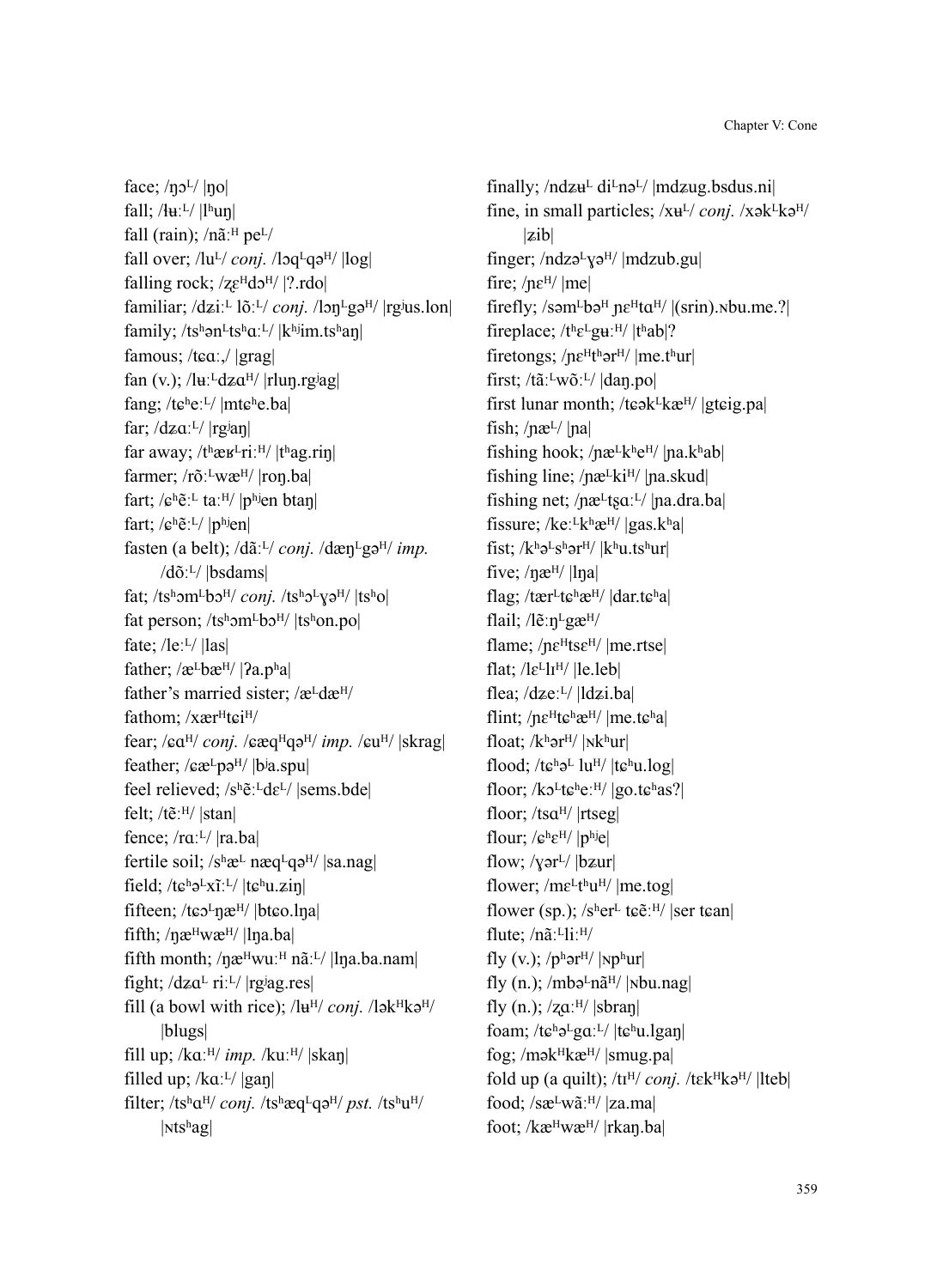face; /ŋɔᴸ/ |ŋo|

fall; /lʉːᴸ/ |lʰuŋ|

fall (rain); /nãːᴴ peᴸ/

fall over; /luᴸ/ *conj.* /lɔqᴸqəᴴ/ |log|

falling rock; /ʐɛᴴdɔᴴ/ |?.rdo|

familiar; /dʑiːᴸ lõːᴸ/ *conj.* /lɔŋᴸgəᴴ/ |rgʲus.lon|

family; /tsʰənᴸtsʰɑːᴸ/ |kʰʲim.tsʰaŋ|

famous; /tɕɑː,/ |grag|

fan (v.); /lʉːᴸdʑɑᴴ/ |rluŋ.rgʲag|

fang; /tɕʰeːᴸ/ |mtɕʰe.ba|

far; /dʑɑːᴸ/ |rgʲaŋ|

far away; /tʰæʁᴸriːᴴ/ |tʰag.riŋ|

farmer; /rõːᴸwæᴴ/ |roŋ.ba|

fart; /ɕʰẽːᴸ taːᴴ/ |pʰʲen btaŋ|

fart; /ɕʰẽːᴸ/ |pʰʲen|

fasten (a belt); /dãːᴸ/ *conj.* /dæŋᴸgəᴴ/ *imp.* /dõːᴸ/ |bsdams|

fat; /tsʰəmᴸbɔᴴ/ *conj.* /tsʰɔᴸɣəᴴ/ |tsʰo|

fat person; /tsʰəmᴸbɔᴴ/ |tsʰon.po|

fate; /leːᴸ/ |las|

father; /æᴸbæᴴ/ |ʔa.pʰa|

father's married sister; /æᴸdæᴴ/

fathom; /xærᴴtɕiᴴ/

fear; /ɕɑᴴ/ *conj.* /ɕæqᴴqəᴴ/ *imp.* /ɕuᴴ/ |skrag|

feather; /ɕæᴸpəᴴ/ |bʲa.spu|

feel relieved; /sʰẽːᴸdɛᴸ/ |sems.bde|

felt; /tẽːᴴ/ |stan|

fence; /rɑːᴸ/ |ra.ba|

fertile soil; /sʰæᴸ næqᴸqəᴴ/ |sa.nag|

field; /tɕʰəᴸxĩːᴸ/ |tɕʰu.ʑiŋ|

fifteen; /tɕɔᴸŋæᴴ/ |btɕo.lŋa|

fifth; /ŋæᴴwæᴴ/ |lŋa.ba|

fifth month; /ŋæᴴwuːᴴ nãːᴸ/ |lŋa.ba.nam|

fight; /dʑɑᴸ riːᴸ/ |rgʲag.res|

fill (a bowl with rice); /lʉᴴ/ *conj.* /ləkᴴkəᴴ/ |blugs|

fill up; /kɑːᴴ/ *imp.* /kuːᴴ/ |skaŋ|

filled up; /kɑːᴸ/ |gaŋ|

filter; /tsʰɑᴴ/ *conj.* /tsʰæqᴸqəᴴ/ *pst.* /tsʰuᴴ/ |ɴtsʰag|

finally; /ndʑʉᴸ diᴸnəᴸ/ |mdʑug.bsdus.ni|

fine, in small particles; /xʉᴸ/ *conj.* /xəkᴸkəᴴ/ |ʑib|

finger; /ndzəᴸɣəᴴ/ |mdzub.gu|

fire; /ɲɛᴴ/ |me|

firefly; /səmᴸbəᴴ ɲɛᴴtɑᴴ/ |(srin).ɴbu.me.?|

fireplace; /tʰɛᴸgʉːᴴ/ |tʰab|?

firetongs; /ɲɛᴴtʰərᴴ/ |me.tʰur|

first; /tãːᴸwõːᴸ/ |daŋ.po|

first lunar month; /tɕəkᴸkæᴴ/ |gtɕig.pa|

fish; /ɲæᴸ/ |ɲa|

fishing hook; /ɲæᴸkʰeᴴ/ |ɲa.kʰab|

fishing line; /ɲæᴸkiᴴ/ |ɲa.skud|

fishing net; /ɲæᴸtʂɑːᴸ/ |ɲa.dra.ba|

fissure; /keːᴸkʰæᴴ/ |gas.kʰa|

fist; /kʰəᴸsʰərᴴ/ |kʰu.tsʰur|

five; /ŋæᴴ/ |lŋa|

flag; /tærᴸtɕʰæᴴ/ |dar.tɕʰa|

flail; /lẽːŋᴸgæᴴ/

flame; /ɲɛᴴtsɛᴴ/ |me.rtse|

flat; /lɛᴸlɪᴴ/ |le.leb|

flea; /dzeːᴸ/ |ldʑi.ba|

flint; /ɲɛᴴtɕʰæᴴ/ |me.tɕʰa|

float; /kʰərᴴ/ |ɴkʰur|

flood; /tɕʰəᴸ luᴴ/ |tɕʰu.log|

floor; /kɔᴸtɕʰeːᴴ/ |go.tɕʰas?|

floor; /tsɑᴴ/ |rtseg|

flour; /ɕʰɛᴴ/ |pʰʲe|

flow; /ɣərᴸ/ |bʑur|

flower; /mɛᴸtʰuᴴ/ |me.tog|

flower (sp.); /sʰerᴸ tɕẽːᴴ/ |ser tɕan|

flute; /nãːᴸliːᴴ/

fly (v.); /pʰərᴴ/ |ɴpʰur|

fly (n.); /mbəᴸnãᴴ/ |ɴbu.nag|

fly (n.); /ʐɑːᴴ/ |sbraŋ|

foam; /tɕʰəᴸgɑːᴸ/ |tɕʰu.lgaŋ|

fog; /məkᴴkæᴴ/ |smug.pa|

fold up (a quilt); /tɪᴴ/ *conj.* /tɛkᴴkəᴴ/ |lteb|

food; /sæᴸwãːᴴ/ |za.ma|

foot; /kæᴴwæᴴ/ |rkaŋ.ba|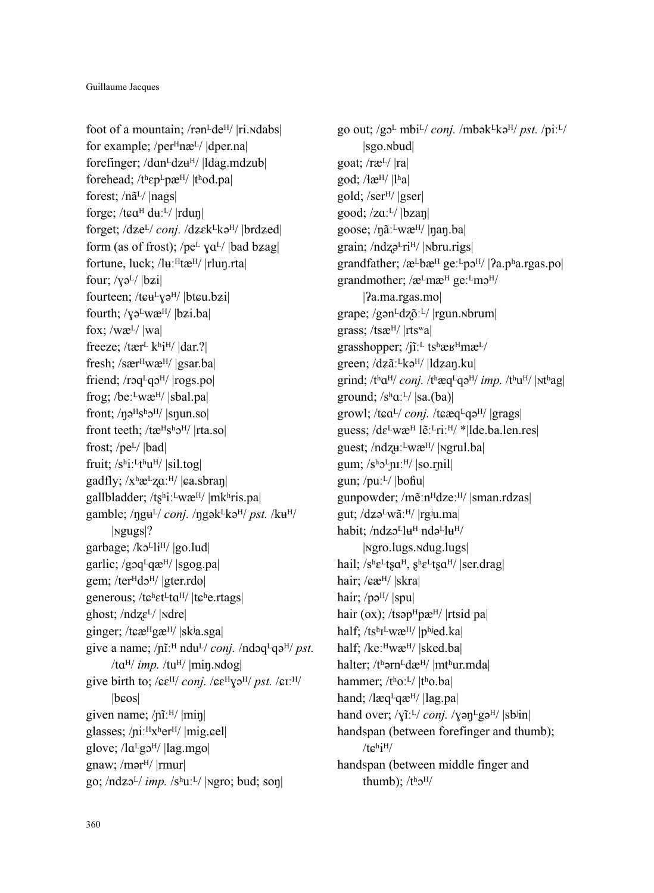foot of a mountain; /rən$^{L}$de$^{H}$/ |ri.ɴdabs|

for example; /per$^{H}$næ$^{L}$/ |dper.na|

forefinger; /dɑn$^{L}$dzʉ$^{H}$/ |ldag.mdzub|

forehead; /tʰɛp$^{L}$pæ$^{H}$/ |tʰod.pa|

forest; /nã$^{L}$/ |nags|

forge; /tɕɑ$^{H}$ dʉː$^{L}$/ |rduŋ|

forget; /dʑe$^{L}$/ *conj.* /dʑɛk$^{L}$kə$^{H}$/ |brdʑed|

form (as of frost); /pe$^{L}$ ɣɑ$^{L}$/ |bad bʑag|

fortune, luck; /lʉː$^{H}$tæ$^{H}$/ |rluŋ.rta|

four; /ɣə$^{L}$/ |bʑi|

fourteen; /tɕʉ$^{L}$ɣə$^{H}$/ |btɕu.bʑi|

fourth; /ɣə$^{L}$wæ$^{H}$/ |bʑi.ba|

fox; /wæ$^{L}$/ |wa|

freeze; /tær$^{L}$ kʰi$^{H}$/ |dar.?|

fresh; /sær$^{H}$wæ$^{H}$/ |gsar.ba|

friend; /rɔq$^{L}$qɔ$^{H}$/ |rogs.po|

frog; /beː$^{L}$wæ$^{H}$/ |sbal.pa|

front; /ŋə$^{H}$sʰɔ$^{H}$/ |sŋun.so|

front teeth; /tæ$^{H}$sʰɔ$^{H}$/ |rta.so|

frost; /pe$^{L}$/ |bad|

fruit; /sʰiː$^{L}$tʰu$^{H}$/ |sil.tog|

gadfly; /xʰæ$^{L}$ʐɑː$^{H}$/ |ɕa.sbraŋ|

gallbladder; /tʂʰiː$^{L}$wæ$^{H}$/ |mkʰris.pa|

gamble; /ŋgʉ$^{L}$/ *conj.* /ŋgək$^{L}$kə$^{H}$/ *pst.* /kʉ$^{H}$/ |ɴgugs|?

garbage; /kɔ$^{L}$li$^{H}$/ |go.lud|

garlic; /gɔq$^{L}$qæ$^{H}$/ |sgog.pa|

gem; /ter$^{H}$dɔ$^{H}$/ |gter.rdo|

generous; /tɕʰɛt$^{L}$tɑ$^{H}$/ |tɕʰe.rtags|

ghost; /ndʑɛ$^{L}$/ |ɴdre|

ginger; /tɕæ$^{H}$gæ$^{H}$/ |skʲa.sga|

give a name; /ɲĩː$^{H}$ ndu$^{L}$/ *conj.* /ndɔq$^{L}$qə$^{H}$/ *pst.* /tɑ$^{H}$/ *imp.* /tu$^{H}$/ |miŋ.ɴdog|

give birth to; /ɕɛ$^{H}$/ *conj.* /ɕɛ$^{H}$ɣə$^{H}$/ *pst.* /ɕɪː$^{H}$/ |bɕos|

given name; /ɲĩː$^{H}$/ |miŋ|

glasses; /ɲiː$^{H}$xʰer$^{H}$/ |mig.ɕel|

glove; /lɑ$^{L}$gɔ$^{H}$/ |lag.mgo|

gnaw; /mər$^{H}$/ |rmur|

go; /ndzɔ$^{L}$/ *imp.* /sʰuː$^{L}$/ |ɴgro; bud; soŋ|

go out; /gɔ$^{L}$ mbi$^{L}$/ *conj.* /mbək$^{L}$kə$^{H}$/ *pst.* /piː$^{L}$/ |sgo.ɴbud|

goat; /ræ$^{L}$/ |ra|

god; /ɬæ$^{H}$/ |lʰa|

gold; /ser$^{H}$/ |gser|

good; /zɑː$^{L}$/ |bzaŋ|

goose; /ŋã$^{L}$wæ$^{H}$/ |ŋaŋ.ba|

grain; /ndʐə$^{L}$ri$^{H}$/ |ɴbru.rigs|

grandfather; /æ$^{L}$bæ$^{H}$ geː$^{L}$pɔ$^{H}$/ |ʔa.pʰa.rgas.po|

grandmother; /æ$^{L}$mæ$^{H}$ geː$^{L}$mɔ$^{H}$/ |ʔa.ma.rgas.mo|

grape; /gən$^{L}$dʐõː$^{L}$/ |rgun.ɴbrum|

grass; /tsæ$^{H}$/ |rtsʷa|

grasshopper; /jĩː$^{L}$ tsʰæʁ$^{H}$mæ$^{L}$/

green; /dzãː$^{L}$kə$^{H}$/ |ldzaŋ.ku|

grind; /tʰɑ$^{H}$/ *conj.* /tʰæq$^{L}$qə$^{H}$/ *imp.* /tʰu$^{H}$/ |ɴtʰag|

ground; /sʰɑː$^{L}$/ |sa.(ba)|

growl; /tɕɑ$^{L}$/ *conj.* /tɕæq$^{L}$qə$^{H}$/ |grags|

guess; /dɛ$^{L}$wæ$^{H}$ lẽː$^{L}$riː$^{H}$/ *|lde.ba.len.res|

guest; /ndʐʉː$^{L}$wæ$^{H}$/ |ɴgrul.ba|

gum; /sʰɔ$^{L}$ɲɪː$^{H}$/ |so.r̥nil|

gun; /puː$^{L}$/ |boɦu|

gunpowder; /mẽːn$^{H}$dzeː$^{H}$/ |sman.rdzas|

gut; /dʑə$^{L}$wãː$^{H}$/ |rgʲu.ma|

habit; /ndʐɔ$^{L}$lʉ$^{H}$ ndə$^{L}$lʉ$^{H}$/ |ɴgro.lugs.ɴdug.lugs|

hail; /sʰɛ$^{L}$tʂɑ$^{H}$, ʂʰɛ$^{L}$tʂɑ$^{H}$/ |ser.drag|

hair; /ɕæ$^{H}$/ |skra|

hair; /pə$^{H}$/ |spu|

hair (ox); /tsəp$^{H}$pæ$^{H}$/ |rtsid pa|

half; /tsʰɪ$^{L}$wæ$^{H}$/ |pʰʲed.ka|

half; /keː$^{H}$wæ$^{H}$/ |sked.ba|

halter; /tʰərn$^{L}$dæ$^{H}$/ |mtʰur.mda|

hammer; /tʰoː$^{L}$/ |tʰo.ba|

hand; /læq$^{L}$qæ$^{H}$/ |lag.pa|

hand over; /ɣĩː$^{L}$/ *conj.* /ɣəŋ$^{L}$gə$^{H}$/ |sbʲin|

handspan (between forefinger and thumb); /tɕʰi$^{H}$/

handspan (between middle finger and thumb); /tʰɔ$^{H}$/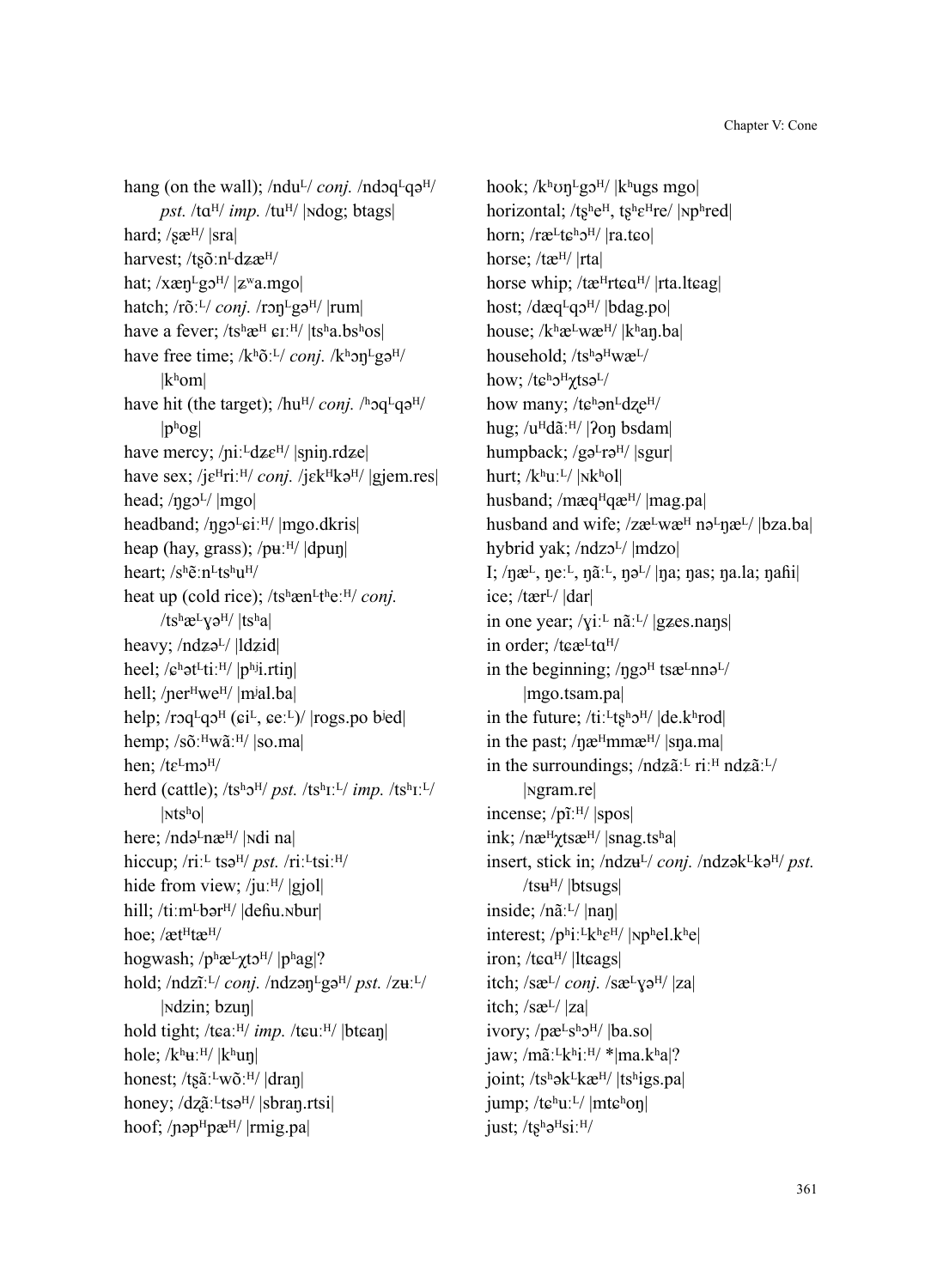hang (on the wall); /nduᴸ/ *conj.* /ndɔqᴸqəᴴ/ *pst.* /tɑᴴ/ *imp.* /tuᴴ/ |ɴdog; btags|

hard; /ʂæᴴ/ |sra|

harvest; /tʂõːnᴸdʑæᴴ/

hat; /xæŋᴸgɔᴴ/ |zʷa.mgo|

hatch; /rõːᴸ/ *conj.* /rɔŋᴸgəᴴ/ |rum|

have a fever; /tsʰæᴴ ɕɪːᴴ/ |tsʰa.bsʰos|

have free time; /kʰõːᴸ/ *conj.* /kʰɔŋᴸgəᴴ/ |kʰom|

have hit (the target); /huᴴ/ *conj.* /ʰɔqᴸqəᴴ/ |pʰog|

have mercy; /ɲiːᴸdʑɛᴴ/ |sɲiŋ.rdʑe|

have sex; /jɛᴴriːᴴ/ *conj.* /jɛkᴴkəᴴ/ |gjem.res|

head; /ŋgɔᴸ/ |mgo|

headband; /ŋgɔᴸɕiːᴴ/ |mgo.dkris|

heap (hay, grass); /pʉːᴴ/ |dpuŋ|

heart; /sʰẽːnᴸtsʰuᴴ/

heat up (cold rice); /tsʰænᴸtʰeːᴴ/ *conj.* /tsʰæᴸɣəᴴ/ |tsʰa|

heavy; /ndʑəᴸ/ |ldʑid|

heel; /ɕʰətᴸtiːᴴ/ |pʰʲi.rtiŋ|

hell; /ɲerᴴweᴴ/ |mʲal.ba|

help; /rɔqᴸqɔᴴ (ɕiᴸ, ɕeːᴸ)/ |rogs.po bʲed|

hemp; /sõːᴴwãːᴴ/ |so.ma|

hen; /tɛᴸmɔᴴ/

herd (cattle); /tsʰɔᴴ/ *pst.* /tsʰɪːᴸ/ *imp.* /tsʰɪːᴸ/ |ɴtsʰo|

here; /ndəᴸnæᴴ/ |ɴdi na|

hiccup; /riːᴸ tsəᴴ/ *pst.* /riːᴸtsiːᴴ/

hide from view; /juːᴴ/ |gjol|

hill; /tiːmᴸbərᴴ/ |deɦu.ɴbur|

hoe; /ætᴴtæᴴ/

hogwash; /pʰæᴸχtɔᴴ/ |pʰag|?

hold; /ndzĩːᴸ/ *conj.* /ndzəŋᴸgəᴴ/ *pst.* /zʉːᴸ/ |ɴdzin; bzuŋ|

hold tight; /tɕaːᴴ/ *imp.* /tɕuːᴴ/ |btɕaŋ|

hole; /kʰʉːᴴ/ |kʰuŋ|

honest; /tʂãːᴸwõːᴴ/ |draŋ|

honey; /dʐãːᴸtsəᴴ/ |sbraŋ.rtsi|

hoof; /ɲəpᴴpæᴴ/ |rmig.pa|

hook; /kʰʊŋᴸgɔᴴ/ |kʰugs mgo|

horizontal; /tʂʰeᴴ, tʂʰɛᴴre/ |ɴpʰred|

horn; /ræᴸtɕʰɔᴴ/ |ra.tɕo|

horse; /tæᴴ/ |rta|

horse whip; /tæᴴrtɕɑᴴ/ |rta.ltɕag|

host; /dæqᴸqɔᴴ/ |bdag.po|

house; /kʰæᴸwæᴴ/ |kʰaŋ.ba|

household; /tsʰəᴴwæᴸ/

how; /tɕʰɔᴴχtsəᴸ/

how many; /tɕʰənᴸdʐeᴴ/

hug; /uᴴdãːᴴ/ |ʔoŋ bsdam|

humpback; /gəᴸrəᴴ/ |sgur|

hurt; /kʰuːᴸ/ |ɴkʰol|

husband; /mæqᴴqæᴴ/ |mag.pa|

husband and wife; /zæᴸwæᴴ nəᴸŋæᴸ/ |bza.ba|

hybrid yak; /ndzɔᴸ/ |mdzo|

I; /ŋæᴸ, ŋeːᴸ, ŋãːᴸ, ŋəᴸ/ |ŋa; ŋas; ŋa.la; ŋaɦi|

ice; /tærᴸ/ |dar|

in one year; /ɣiːᴸ nãːᴸ/ |gʑes.naŋs|

in order; /tɕæᴸtɑᴴ/

in the beginning; /ŋgɔᴴ tsæᴸnnəᴸ/ |mgo.tsam.pa|

in the future; /tiːᴸtʂʰɔᴴ/ |de.kʰrod|

in the past; /ŋæᴴmmæᴴ/ |sŋa.ma|

in the surroundings; /ndʑãːᴸ riːᴴ ndʑãːᴸ/ |ɴgram.re|

incense; /pĩːᴴ/ |spos|

ink; /næᴴχtsæᴴ/ |snag.tsʰa|

insert, stick in; /ndzʉᴸ/ *conj.* /ndzəkᴸkəᴴ/ *pst.* /tsʉᴴ/ |btsugs|

inside; /nãːᴸ/ |naŋ|

interest; /pʰiːᴸkʰɛᴴ/ |ɴpʰel.kʰe|

iron; /tɕɑᴴ/ |ltɕags|

itch; /sæᴸ/ *conj.* /sæᴸɣəᴴ/ |za|

itch; /sæᴸ/ |za|

ivory; /pæᴸsʰɔᴴ/ |ba.so|

jaw; /mãːᴸkʰiːᴴ/ *|ma.kʰa|?

joint; /tsʰəkᴸkæᴴ/ |tsʰigs.pa|

jump; /tɕʰuːᴸ/ |mtɕʰoŋ|

just; /tʂʰəᴴsiːᴴ/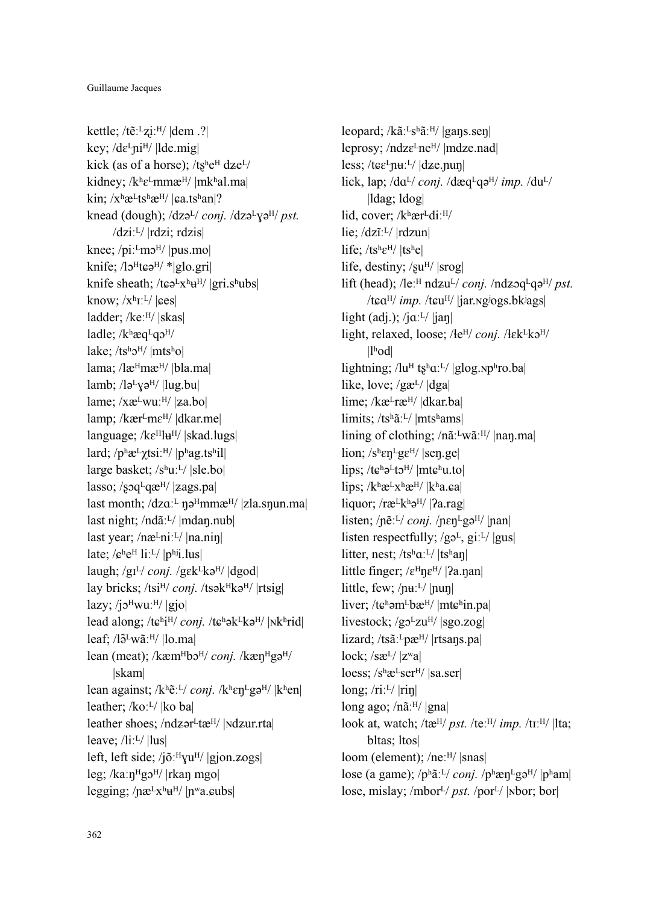kettle; /tẽːᴸʐ̩ːᴴ/ |dem .?|

key; /dɛᴸɲiᴴ/ |lde.mig|

kick (as of a horse); /tʂʰeᴴ dʑeᴸ/

kidney; /kʰɛᴸmmæᴴ/ |mkʰal.ma|

kin; /xʰæᴸtsʰæᴴ/ |ɕa.tsʰan|?

knead (dough); /dzəᴸ/ *conj.* /dzəᴸɣəᴴ/ *pst.* /dziːᴸ/ |rdzi; rdzis|

knee; /piːᴸmɔᴴ/ |pus.mo|

knife; /lɔᴴtɕəᴴ/ *|glo.gri|

knife sheath; /tɕəᴸxʰʉᴴ/ |gri.sʰubs|

know; /xʰɪːᴸ/ |ɕes|

ladder; /keːᴴ/ |skas|

ladle; /kʰæqᴸqɔᴴ/

lake; /tsʰɔᴴ/ |mtsʰo|

lama; /læᴴmæᴴ/ |bla.ma|

lamb; /ləᴸɣəᴴ/ |lug.bu|

lame; /xæᴸwuːᴴ/ |ʑa.bo|

lamp; /kærᴸmɛᴴ/ |dkar.me|

language; /kɛᴴlʉᴴ/ |skad.lugs|

lard; /pʰæᴸχtsiːᴴ/ |pʰag.tsʰil|

large basket; /sʰuːᴸ/ |sle.bo|

lasso; /ʂɔqᴸqæᴴ/ |ʑags.pa|

last month; /dzɑːᴸ ŋəᴴmmæᴴ/ |zla.sŋun.ma|

last night; /ndãːᴸ/ |mdaŋ.nub|

last year; /næᴸniːᴸ/ |na.niŋ|

late; /ɕʰeᴴ liːᴸ/ |pʰʲi.lus|

laugh; /gɪᴸ/ *conj.* /gɛkᴸkəᴴ/ |dgod|

lay bricks; /tsiᴴ/ *conj.* /tsəkᴴkəᴴ/ |rtsig|

lazy; /jɔᴴwuːᴴ/ |gjo|

lead along; /tɕʰiᴴ/ *conj.* /tɕʰəkᴸkəᴴ/ |ɴkʰrid|

leaf; /lə̃ᴸwãːᴴ/ |lo.ma|

lean (meat); /kæmᴴbɔᴴ/ *conj.* /kæŋᴴgəᴴ/ |skam|

lean against; /kʰẽːᴸ/ *conj.* /kʰɛŋᴸgəᴴ/ |kʰen|

leather; /koːᴸ/ |ko ba|

leather shoes; /ndʑərᴸtæᴴ/ |ɴdʑur.rta|

leave; /liːᴸ/ |lus|

left, left side; /jõːᴴɣuᴴ/ |gjon.ʑogs|

leg; /kaːŋᴴgɔᴴ/ |rkaŋ mgo|

legging; /ɲæᴸxʰʉᴴ/ |ɲʷa.ɕubs|

leopard; /kãːᴸsʰãːᴴ/ |gaŋs.seŋ|

leprosy; /ndzɛᴸneᴴ/ |mdze.nad|

less; /tɕɛᴸɲʉːᴸ/ |dʑe.ɲuŋ|

lick, lap; /dɑᴸ/ *conj.* /dæqᴸqəᴴ/ *imp.* /duᴸ/ |ldag; ldog|

lid, cover; /kʰærᴸdiːᴴ/

lie; /dzĩːᴸ/ |rdzun|

life; /tsʰɛᴴ/ |tsʰe|

life, destiny; /ʂuᴴ/ |srog|

lift (head); /leːᴴ ndʑuᴸ/ *conj.* /ndʑɔqᴸqəᴴ/ *pst.* /tɕɑᴴ/ *imp.* /tɕuᴴ/ |jar.ɴgʲogs.bkʲags|

light (adj.); /jɑːᴸ/ |jaŋ|

light, relaxed, loose; /ɬeᴴ/ *conj.* /ɬɛkᴸkəᴴ/ |lʰod|

lightning; /luᴴ tʂʰɑːᴸ/ |glog.ɴpʰro.ba|

like, love; /gæᴸ/ |dga|

lime; /kæᴸræᴴ/ |dkar.ba|

limits; /tsʰãːᴸ/ |mtsʰams|

lining of clothing; /nãːᴸwãːᴴ/ |naŋ.ma|

lion; /sʰɛŋᴸgɛᴴ/ |seŋ.ge|

lips; /tɕʰəᴸtɔᴴ/ |mtɕʰu.to|

lips; /kʰæᴸxʰæᴴ/ |kʰa.ɕa|

liquor; /ræᴸkʰəᴴ/ |ʔa.rag|

listen; /ɲẽːᴸ/ *conj.* /ɲɛŋᴸgəᴴ/ |ɲan|

listen respectfully; /gəᴸ, giːᴸ/ |gus|

litter, nest; /tsʰɑːᴸ/ |tsʰaŋ|

little finger; /ɛᴴŋɛᴴ/ |ʔa.ŋan|

little, few; /ɲʉːᴸ/ |ɲuŋ|

liver; /tɕʰəmᴸbæᴴ/ |mtɕʰin.pa|

livestock; /gɔᴸzuᴴ/ |sgo.zog|

lizard; /tsãːᴸpæᴴ/ |rtsaŋs.pa|

lock; /sæᴸ/ |zʷa|

loess; /sʰæᴸserᴴ/ |sa.ser|

long; /riːᴸ/ |riŋ|

long ago; /nãːᴴ/ |gna|

look at, watch; /tæᴴ/ *pst.* /teːᴴ/ *imp.* /tɪːᴴ/ |lta; bltas; ltos|

loom (element); /neːᴴ/ |snas|

lose (a game); /pʰãːᴸ/ *conj.* /pʰæŋᴸgəᴴ/ |pʰam|

lose, mislay; /mborᴸ/ *pst.* /porᴸ/ |ɴbor; bor|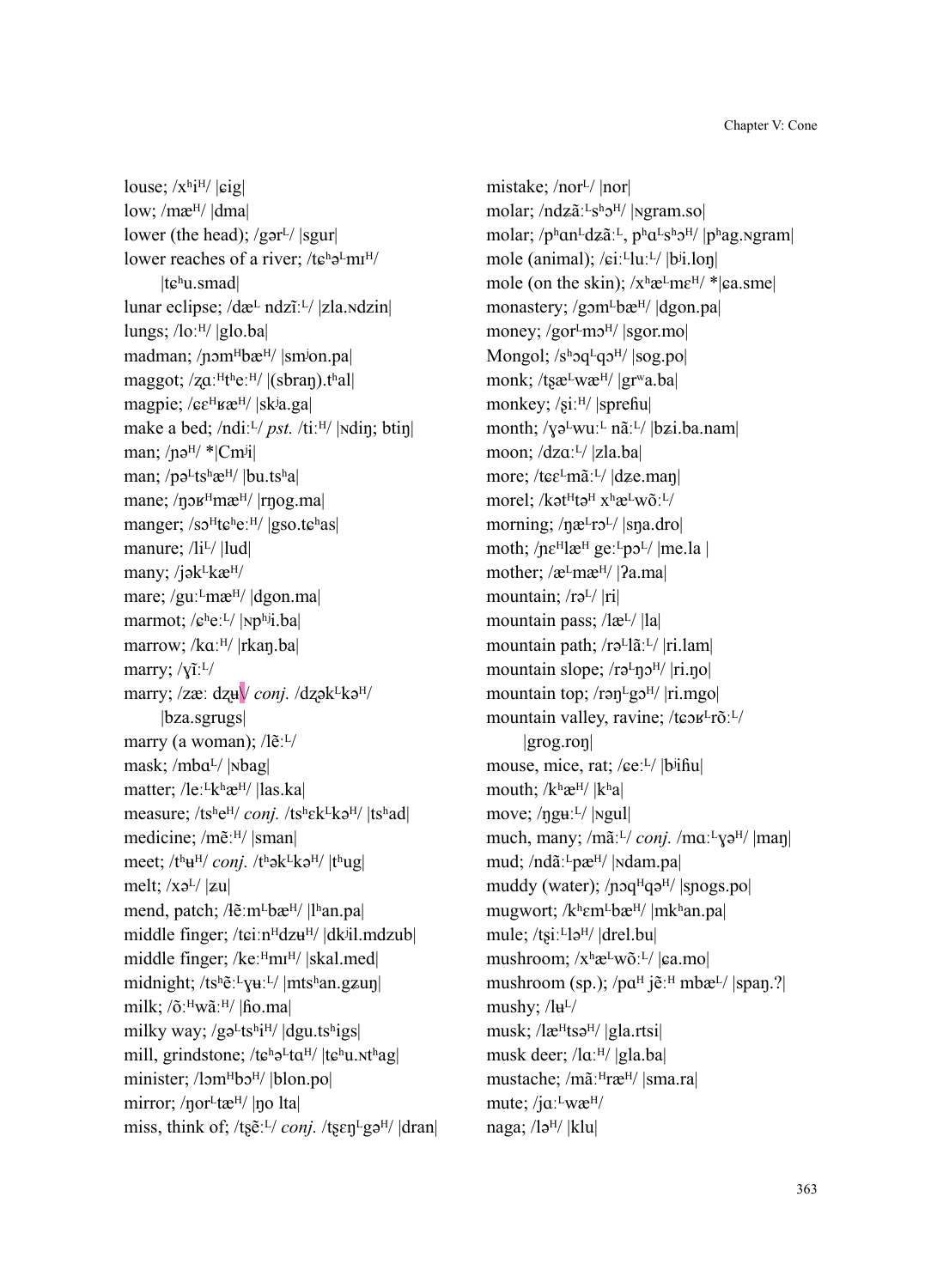louse; /xʰi^H/ |ɕig|
low; /mæ^H/ |dma|
lower (the head); /gər^L/ |sgur|
lower reaches of a river; /tɕʰə^Lmɪ^H/
|tɕʰu.smad|
lunar eclipse; /dæ^L ndzĩː^L/ |zla.ɴdzin|
lungs; /loː^H/ |glo.ba|
madman; /ɲəm^Hbæ^H/ |smʲon.pa|
maggot; /ʐɑː^Htʰeː^H/ |(sbraŋ).tʰal|
magpie; /ɕɛ^Hʁæ^H/ |skʲa.ga|
make a bed; /ndiː^L/ *pst.* /tiː^H/ |ɴdiŋ; btiŋ|
man; /ɲə^H/ *|Cmʲi|
man; /pə^Ltsʰæ^H/ |bu.tsʰa|
mane; /ŋəʁ^Hmæ^H/ |rŋog.ma|
manger; /sə^Htɕʰeː^H/ |gso.tɕʰas|
manure; /li^L/ |lud|
many; /jək^Lkæ^H/
mare; /guː^Lmæ^H/ |dgon.ma|
marmot; /ɕʰeː^L/ |ɴpʰʲi.ba|
marrow; /kɑː^H/ |rkaŋ.ba|
marry; /ɣĩː^L/
marry; /zæː dʐʉ/ *conj.* /dʐək^Lkə^H/
|bza.sgrugs|
marry (a woman); /lẽː^L/
mask; /mbɑ^L/ |ɴbag|
matter; /leː^Lkʰæ^H/ |las.ka|
measure; /tsʰe^H/ *conj.* /tsʰɛk^Lkə^H/ |tsʰad|
medicine; /mẽː^H/ |sman|
meet; /tʰʉ^H/ *conj.* /tʰək^Lkə^H/ |tʰug|
melt; /xə^L/ |ʑu|
mend, patch; /ɬẽːm^Lbæ^H/ |lʰan.pa|
middle finger; /tɕiːn^Hdzʉ^H/ |dkʲil.mdzub|
middle finger; /keː^Hmɪ^H/ |skal.med|
midnight; /tsʰẽː^Lɣʉː^L/ |mtsʰan.gʑuŋ|
milk; /õː^Hwãː^H/ |ɦo.ma|
milky way; /gə^Ltsʰi^H/ |dgu.tsʰigs|
mill, grindstone; /tɕʰə^Ltɑ^H/ |tɕʰu.ɴtʰag|
minister; /ləm^Hbɔ^H/ |blon.po|
mirror; /ŋor^Ltæ^H/ |ŋo lta|
miss, think of; /tʂẽː^L/ *conj.* /tʂɛŋ^Lgə^H/ |dran|
mistake; /nor^L/ |nor|
molar; /ndʑãː^Lsʰɔ^H/ |ɴgram.so|
molar; /pʰɑn^Ldʑãː^L, pʰɑ^Lsʰɔ^H/ |pʰag.ɴgram|
mole (animal); /ɕiː^Lluː^L/ |bʲi.loŋ|
mole (on the skin); /xʰæ^Lmɛ^H/ *|ɕa.sme|
monastery; /gəm^Lbæ^H/ |dgon.pa|
money; /gor^Lmɔ^H/ |sgor.mo|
Mongol; /sʰɔq^Lqɔ^H/ |sog.po|
monk; /tʂæ^Lwæ^H/ |grʷa.ba|
monkey; /ʂiː^H/ |spreɦu|
month; /ɣə^Lwuː^L nãː^L/ |bʑi.ba.nam|
moon; /dzɑː^L/ |zla.ba|
more; /tɕɛ^Lmãː^L/ |dʑe.maŋ|
morel; /kət^Htə^H xʰæ^Lwõː^L/
morning; /ŋæ^Lrɔ^L/ |sŋa.dro|
moth; /ɲɛ^Hlæ^H geː^Lpɔ^L/ |me.la |
mother; /æ^Lmæ^H/ |ʔa.ma|
mountain; /rə^L/ |ri|
mountain pass; /læ^L/ |la|
mountain path; /rə^Llãː^L/ |ri.lam|
mountain slope; /rə^Lŋɔ^H/ |ri.ŋo|
mountain top; /rəŋ^Lgɔ^H/ |ri.mgo|
mountain valley, ravine; /tɕɔʁ^Lrõː^L/
|grog.roŋ|
mouse, mice, rat; /ɕeː^L/ |bʲiɦu|
mouth; /kʰæ^H/ |kʰa|
move; /ŋgʉː^L/ |ɴgul|
much, many; /mãː^L/ *conj.* /mɑː^Lɣə^H/ |maŋ|
mud; /ndãː^Lpæ^H/ |ɴdam.pa|
muddy (water); /ɲɔq^Hqə^H/ |sɲogs.po|
mugwort; /kʰɛm^Lbæ^H/ |mkʰan.pa|
mule; /tʂiː^Llə^H/ |drel.bu|
mushroom; /xʰæ^Lwõː^L/ |ɕa.mo|
mushroom (sp.); /pɑ^H jẽː^H mbæ^L/ |spaŋ.?|
mushy; /lʉ^L/
musk; /læ^Htsə^H/ |gla.rtsi|
musk deer; /lɑː^H/ |gla.ba|
mustache; /mãː^Hræ^H/ |sma.ra|
mute; /jɑː^Lwæ^H/
naga; /lə^H/ |klu|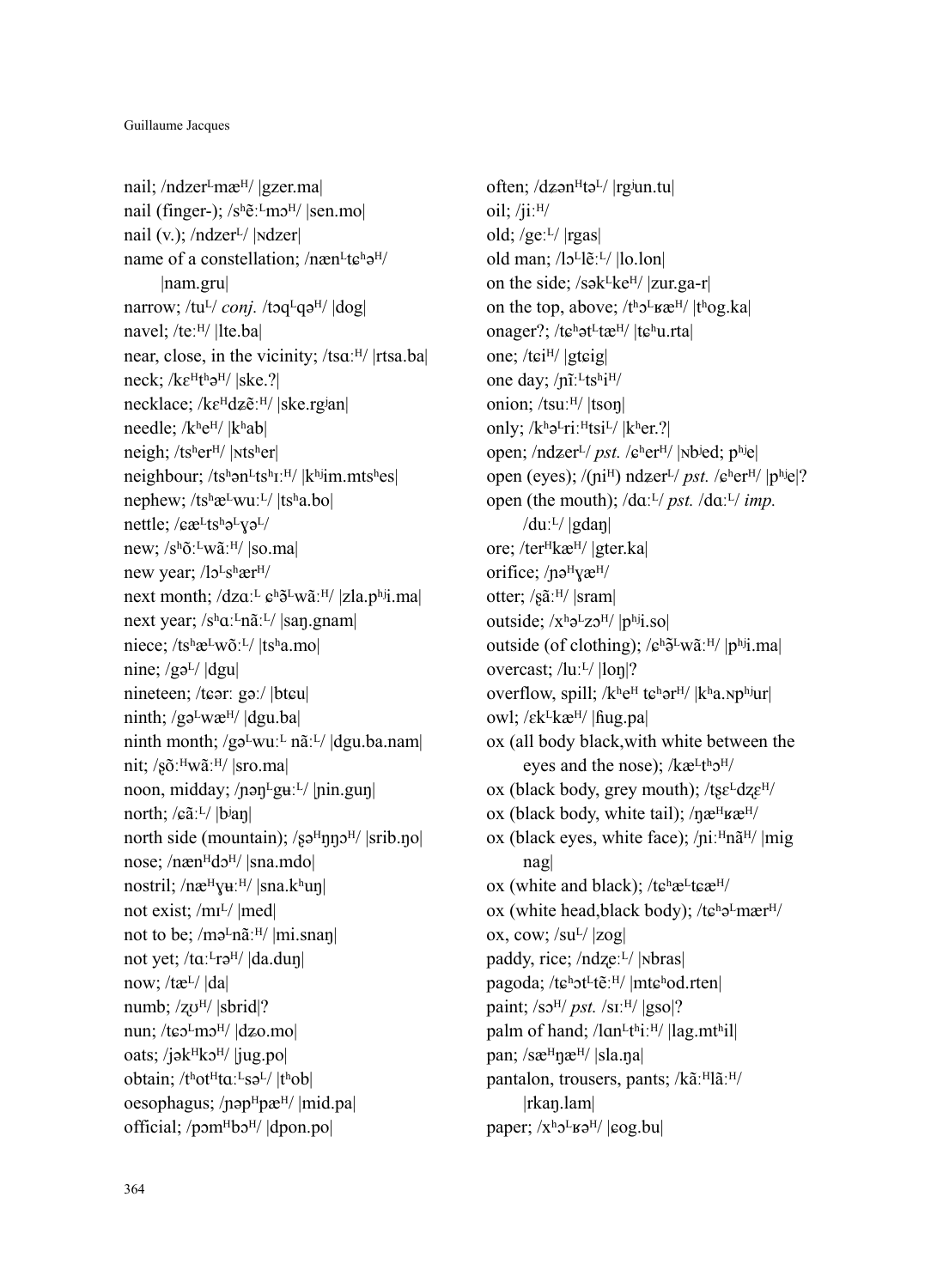nail; /ndzer^L^mæ^H/ |gzer.ma|

nail (finger-); /sʰẽː^L^mɔ^H/ |sen.mo|

nail (v.); /ndzer^L/ |ɴdzer|

name of a constellation; /næn^L^tɕʰə^H/ |nam.gru|

narrow; /tu^L/ *conj.* /tɔq^L^qə^H/ |dog|

navel; /teː^H/ |lte.ba|

near, close, in the vicinity; /tsɑː^H/ |rtsa.ba|

neck; /kɛ^H^tʰə^H/ |ske.?|

necklace; /kɛ^H^dʑẽː^H/ |ske.rgʲan|

needle; /kʰe^H/ |kʰab|

neigh; /tsʰer^H/ |ɴtsʰer|

neighbour; /tsʰən^L^tsʰɪː^H/ |kʰʲim.mtsʰes|

nephew; /tsʰæ^L^wuː^L/ |tsʰa.bo|

nettle; /ɕæ^L^tsʰə^L^ɣə^L/

new; /sʰõː^L^wãː^H/ |so.ma|

new year; /lɔ^L^sʰær^H/

next month; /dzɑː^L^ ɕʰə̃^L^wãː^H/ |zla.pʰʲi.ma|

next year; /sʰɑː^L^nãː^L/ |saŋ.gnam|

niece; /tsʰæ^L^wõː^L/ |tsʰa.mo|

nine; /gə^L/ |dgu|

nineteen; /tɕər: gəː/ |btɕu|

ninth; /gə^L^wæ^H/ |dgu.ba|

ninth month; /gə^L^wuː^L^ nãː^L/ |dgu.ba.nam|

nit; /ʂõː^H^wãː^H/ |sro.ma|

noon, midday; /ɲəŋ^L^gʉː^L/ |ɲin.guŋ|

north; /ɕãː^L/ |bʲaŋ|

north side (mountain); /ʂə^H^ŋŋɔ^H/ |srib.ŋo|

nose; /næn^H^dɔ^H/ |sna.mdo|

nostril; /næ^H^ɣʉː^H/ |sna.kʰuŋ|

not exist; /mɪ^L/ |med|

not to be; /mə^L^nãː^H/ |mi.snaŋ|

not yet; /tɑː^L^rə^H/ |da.duŋ|

now; /tæ^L/ |da|

numb; /ʐʊ^H/ |sbrid|?

nun; /tɕɔ^L^mɔ^H/ |dzo.mo|

oats; /jək^H^kɔ^H/ |jug.po|

obtain; /tʰot^H^tɑː^L^sə^L/ |tʰob|

oesophagus; /ɲəp^H^pæ^H/ |mid.pa|

official; /pəm^H^bɔ^H/ |dpon.po|

often; /dzən^H^tə^L/ |rgʲun.tu|

oil; /jiː^H/

old; /geː^L/ |rgas|

old man; /lɔ^L^lẽː^L/ |lo.lon|

on the side; /sək^L^ke^H/ |zur.ga-r|

on the top, above; /tʰɔ^L^ʁæ^H/ |tʰog.ka|

onager?; /tɕʰət^L^tæ^H/ |tɕʰu.rta|

one; /tɕi^H/ |gtɕig|

one day; /ɲĩː^L^tsʰi^H/

onion; /tsuː^H/ |tsoŋ|

only; /kʰə^L^riː^H^tsi^L/ |kʰer.?|

open; /ndʑer^L/ *pst.* /ɕʰer^H/ |ɴbʲed; pʰʲe|

open (eyes); /(ɲi^H) ndʑer^L/ *pst.* /ɕʰer^H/ |pʰʲe|?

open (the mouth); /dɑː^L/ *pst.* /dɑː^L/ *imp.* /duː^L/ |gdaŋ|

ore; /ter^H^kæ^H/ |gter.ka|

orifice; /ɲə^H^ɣæ^H/

otter; /ʂãː^H/ |sram|

outside; /xʰə^L^zɔ^H/ |pʰʲi.so|

outside (of clothing); /ɕʰə̃^L^wãː^H/ |pʰʲi.ma|

overcast; /luː^L/ |loŋ|?

overflow, spill; /kʰe^H^ tɕʰər^H/ |kʰa.ɴpʰʲur|

owl; /ɛk^L^kæ^H/ |ɦug.pa|

ox (all body black,with white between the eyes and the nose); /kæ^L^tʰɔ^H/

ox (black body, grey mouth); /tʂɛ^L^dʑɛ^H/

ox (black body, white tail); /ŋæ^H^ʁæ^H/

ox (black eyes, white face); /ɲiː^H^nã^H/ |mig nag|

ox (white and black); /tɕʰæ^L^tɕæ^H/

ox (white head,black body); /tɕʰə^L^mær^H/

ox, cow; /su^L/ |zog|

paddy, rice; /ndʐeː^L/ |ɴbras|

pagoda; /tɕʰɔt^L^tẽː^H/ |mtɕʰod.rten|

paint; /sɔ^H/ *pst.* /sɪː^H/ |gso|?

palm of hand; /lɑn^L^tʰiː^H/ |lag.mtʰil|

pan; /sæ^H^ŋæ^H/ |sla.ŋa|

pantalon, trousers, pants; /kãː^H^lãː^H/ |rkaŋ.lam|

paper; /xʰɔ^L^ʁə^H/ |ɕog.bu|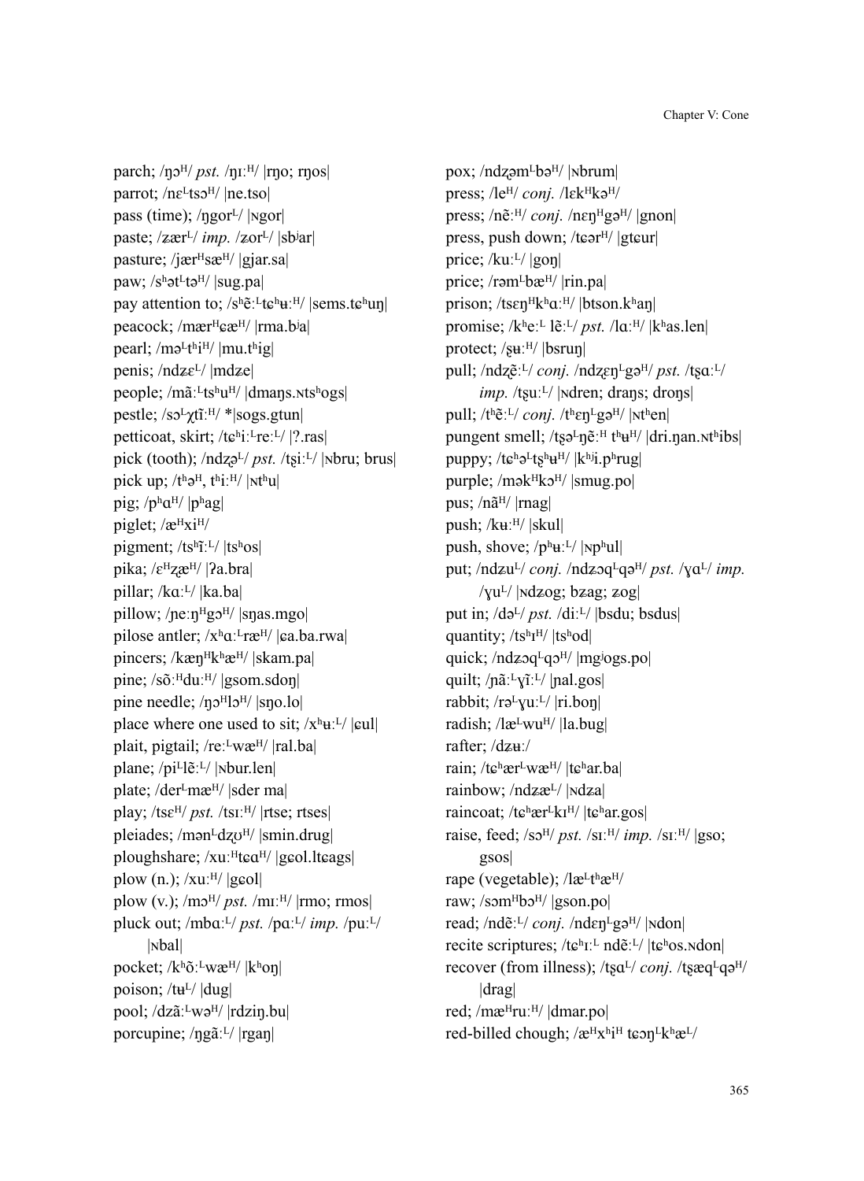parch; /ŋɔH/ *pst.* /ŋɪːH/ |rŋo; rŋos|
parrot; /nɛLtsɔH/ |ne.tso|
pass (time); /ŋgorL/ |ɴgor|
paste; /zærL/ *imp.* /ʑorL/ |sbjar|
pasture; /jærHsæH/ |gjar.sa|
paw; /shətLtəH/ |sug.pa|
pay attention to; /shẽːLtɕhʉːH/ |sems.tɕhuŋ|
peacock; /mærHɕæH/ |rma.bja|
pearl; /məLthiH/ |mu.thig|
penis; /ndʑɛL/ |mdʑe|
people; /mãːLtshuH/ |dmaŋs.ɴtshogs|
pestle; /sɔLχtĩːH/ *|sogs.gtun|
petticoat, skirt; /tɕhiːLreːL/ |?.ras|
pick (tooth); /ndʐəL/ *pst.* /tʂiːL/ |ɴbru; brus|
pick up; /thəH, thiːH/ |ɴthu|
pig; /phɑH/ |phag|
piglet; /æHxiH/
pigment; /tshĩːL/ |tshos|
pika; /ɛHʑæH/ |ʔa.bra|
pillar; /kɑːL/ |ka.ba|
pillow; /ɲeːŋHgɔH/ |sŋas.mgo|
pilose antler; /xhɑːLræH/ |ɕa.ba.rwa|
pincers; /kæŋHkhæH/ |skam.pa|
pine; /sõːHduːH/ |gsom.sdoŋ|
pine needle; /ŋɔHlɔH/ |sŋo.lo|
place where one used to sit; /xhʉːL/ |ɕul|
plait, pigtail; /reːLwæH/ |ral.ba|
plane; /piLlẽːL/ |ɴbur.len|
plate; /derLmæH/ |sder ma|
play; /tsɛH/ *pst.* /tsɪːH/ |rtse; rtses|
pleiades; /mənLdʐʊH/ |smin.drug|
ploughshare; /xuːHtɕɑH/ |gɕol.ltɕags|
plow (n.); /xuːH/ |gɕol|
plow (v.); /mɔH/ *pst.* /mɪːH/ |rmo; rmos|
pluck out; /mbɑːL/ *pst.* /pɑːL/ *imp.* /puːL/ |ɴbal|
pocket; /khõːLwæH/ |khoŋ|
poison; /tʉL/ |dug|
pool; /dzãːLwəH/ |rdziŋ.bu|
porcupine; /ŋgãːL/ |rgaŋ|
pox; /ndʐəmLbəH/ |ɴbrum|
press; /leH/ *conj.* /lɛkHkəH/
press; /nẽːH/ *conj.* /nɛŋHgəH/ |gnon|
press, push down; /tɕərH/ |gtɕur|
price; /kuːL/ |goŋ|
price; /rəmLbæH/ |rin.pa|
prison; /tsɛŋHkhɑːH/ |btson.khaŋ|
promise; /kheːL lẽːL/ *pst.* /lɑːH/ |khas.len|
protect; /ʂʉːH/ |bsruŋ|
pull; /ndʐẽːL/ *conj.* /ndʐɛŋLgəH/ *pst.* /tʂɑːL/ *imp.* /tʂuːL/ |ɴdren; draŋs; droŋs|
pull; /thẽːL/ *conj.* /thɛŋLgəH/ |ɴthen|
pungent smell; /tʂəLŋẽːH thʉH/ |dri.ŋan.ɴthibs|
puppy; /tɕhəLtʂhʉH/ |khji.phrug|
purple; /məkHkɔH/ |smug.po|
pus; /nãH/ |rnag|
push; /kʉːH/ |skul|
push, shove; /phʉːL/ |ɴphul|
put; /ndʑuL/ *conj.* /ndʑɔqLqəH/ *pst.* /ɣɑL/ *imp.* /ɣuL/ |ɴdʑog; bʑag; ʑog|
put in; /dəL/ *pst.* /diːL/ |bsdu; bsdus|
quantity; /tshɪH/ |tshod|
quick; /ndʑɔqLqɔH/ |mgjogs.po|
quilt; /ɲãːLɣĩːL/ |ɲal.gos|
rabbit; /rəLɣuːL/ |ri.boŋ|
radish; /læLwuH/ |la.bug|
rafter; /dzʉː/
rain; /tɕhærLwæH/ |tɕhar.ba|
rainbow; /ndʑæL/ |ɴdʑa|
raincoat; /tɕhærLkɪH/ |tɕhar.gos|
raise, feed; /sɔH/ *pst.* /sɪːH/ *imp.* /sɪːH/ |gso; gsos|
rape (vegetable); /læLthæH/
raw; /sɔmHbɔH/ |gson.po|
read; /ndẽːL/ *conj.* /ndɛŋLgəH/ |ɴdon|
recite scriptures; /tɕhɪːL ndẽːL/ |tɕhos.ɴdon|
recover (from illness); /tʂɑL/ *conj.* /tʂæqLqəH/ |drag|
red; /mæHruːH/ |dmar.po|
red-billed chough; /æHxhiH tɕɔŋLkhæL/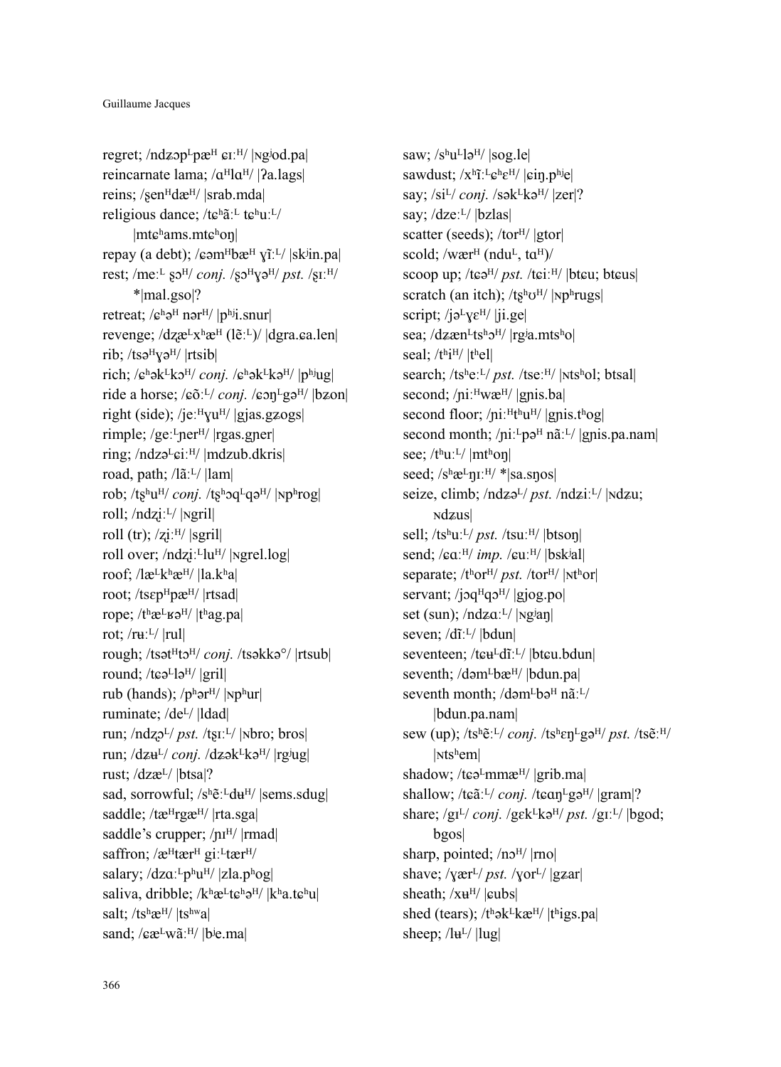regret; /ndʑɔpᴸpæᴴ ɕɪːᴴ/ |ɴgʲod.pa|
reincarnate lama; /ɑᴴlɑᴴ/ |ʔa.lags|
reins; /ʂenᴴdæᴴ/ |srab.mda|
religious dance; /tɕʰãːᴸ tɕʰuːᴸ/ |mtɕʰams.mtɕʰoŋ|
repay (a debt); /ɕəmᴴbæᴴ ɣĩːᴸ/ |skʲin.pa|
rest; /meːᴸ ʂɔᴴ/ *conj.* /ʂɔᴴɣəᴴ/ *pst.* /ʂɪːᴴ/ *|mal.gso|?
retreat; /ɕʰəᴴ nərᴴ/ |pʰʲi.snur|
revenge; /dʐæᴸxʰæᴴ (lẽːᴸ)/ |dgra.ɕa.len|
rib; /tsəᴴɣəᴴ/ |rtsib|
rich; /ɕʰəkᴸkəᴴ/ *conj.* /ɕʰəkᴸkəᴴ/ |pʰʲug|
ride a horse; /ɕõːᴸ/ *conj.* /ɕɔŋᴸgəᴴ/ |bʑon|
right (side); /jeːᴴɣuᴴ/ |gjas.gʑogs|
rimple; /geːᴸɲerᴴ/ |rgas.gɲer|
ring; /ndzəᴸɕiːᴴ/ |mdzub.dkris|
road, path; /lãːᴸ/ |lam|
rob; /tʂʰuᴴ/ *conj.* /tʂʰɔqᴸqəᴴ/ |ɴpʰrog|
roll; /ndʐ̩iːᴸ/ |ɴgril|
roll (tr); /ʐ̩iːᴴ/ |sgril|
roll over; /ndʐ̩iːᴸluᴴ/ |ɴgrel.log|
roof; /læᴸkʰæᴴ/ |la.kʰa|
root; /tsɛpᴴpæᴴ/ |rtsad|
rope; /tʰæᴸʁəᴴ/ |tʰag.pa|
rot; /rʉːᴸ/ |rul|
rough; /tsətᴴtɔᴴ/ *conj.* /tsəkkə°/ |rtsub|
round; /tɕəᴸləᴴ/ |gril|
rub (hands); /pʰərᴴ/ |ɴpʰur|
ruminate; /deᴸ/ |ldad|
run; /ndʐ̩ɔᴸ/ *pst.* /tʂɪːᴸ/ |ɴbro; bros|
run; /dʑʉᴸ/ *conj.* /dʑəkᴸkəᴴ/ |rgʲug|
rust; /dzæᴸ/ |btsa|?
sad, sorrowful; /sʰẽːᴸdʉᴴ/ |sems.sdug|
saddle; /tæᴴrgæᴴ/ |rta.sga|
saddle's crupper; /ɲɪᴴ/ |rmad|
saffron; /æᴴtærᴴ giːᴸtærᴴ/
salary; /dzɑːᴸpʰuᴴ/ |zla.pʰog|
saliva, dribble; /kʰæᴸtɕʰəᴴ/ |kʰa.tɕʰu|
salt; /tsʰæᴴ/ |tsʰʷa|
sand; /ɕæᴸwãːᴴ/ |bʲe.ma|
saw; /sʰuᴸləᴴ/ |sog.le|
sawdust; /xʰĩːᴸɕʰɛᴴ/ |ɕiŋ.pʰʲe|
say; /siᴸ/ *conj.* /səkᴸkəᴴ/ |zer|?
say; /dzeːᴸ/ |bzlas|
scatter (seeds); /torᴴ/ |gtor|
scold; /wærᴴ (nduᴸ, tɑᴴ)/
scoop up; /tɕəᴴ/ *pst.* /tɕiːᴴ/ |btɕu; btɕus|
scratch (an itch); /tʂʰʊᴴ/ |ɴpʰrugs|
script; /jəᴸɣɛᴴ/ |ji.ge|
sea; /dʑænᴸtsʰɔᴴ/ |rgʲa.mtsʰo|
seal; /tʰiᴴ/ |tʰel|
search; /tsʰeːᴸ/ *pst.* /tseːᴴ/ |ɴtsʰol; btsal|
second; /ɲiːᴴwæᴴ/ |gɲis.ba|
second floor; /ɲiːᴴtʰuᴴ/ |gɲis.tʰog|
second month; /ɲiːᴸpəᴴ nãːᴸ/ |gɲis.pa.nam|
see; /tʰuːᴸ/ |mtʰoŋ|
seed; /sʰæᴸŋɪːᴴ/ *|sa.sŋos|
seize, climb; /ndzəᴸ/ *pst.* /ndʐ̩iːᴸ/ |ɴdzu; ɴdzus|
sell; /tsʰuːᴸ/ *pst.* /tsuːᴴ/ |btsoŋ|
send; /ɕɑːᴴ/ *imp.* /ɕuːᴴ/ |bskʲal|
separate; /tʰorᴴ/ *pst.* /torᴴ/ |ɴtʰor|
servant; /jɔqᴴqɔᴴ/ |gjog.po|
set (sun); /ndʑɑːᴸ/ |ɴgʲaŋ|
seven; /dĩːᴸ/ |bdun|
seventeen; /tɕʉᴸdĩːᴸ/ |btɕu.bdun|
seventh; /dəmᴸbæᴴ/ |bdun.pa|
seventh month; /dəmᴸbəᴴ nãːᴸ/ |bdun.pa.nam|
sew (up); /tsʰẽːᴸ/ *conj.* /tsʰɛŋᴸgəᴴ/ *pst.* /tsẽːᴴ/ |ɴtsʰem|
shadow; /tɕəᴸmmæᴴ/ |grib.ma|
shallow; /tɕãːᴸ/ *conj.* /tɕɑŋᴸgəᴴ/ |gram|?
share; /gɪᴸ/ *conj.* /gɛkᴸkəᴴ/ *pst.* /gɪːᴸ/ |bgod; bgos|
sharp, pointed; /nɔᴴ/ |rno|
shave; /ɣærᴸ/ *pst.* /ɣorᴸ/ |gʑar|
sheath; /xʉᴴ/ |ɕubs|
shed (tears); /tʰəkᴸkæᴴ/ |tʰigs.pa|
sheep; /lʉᴸ/ |lug|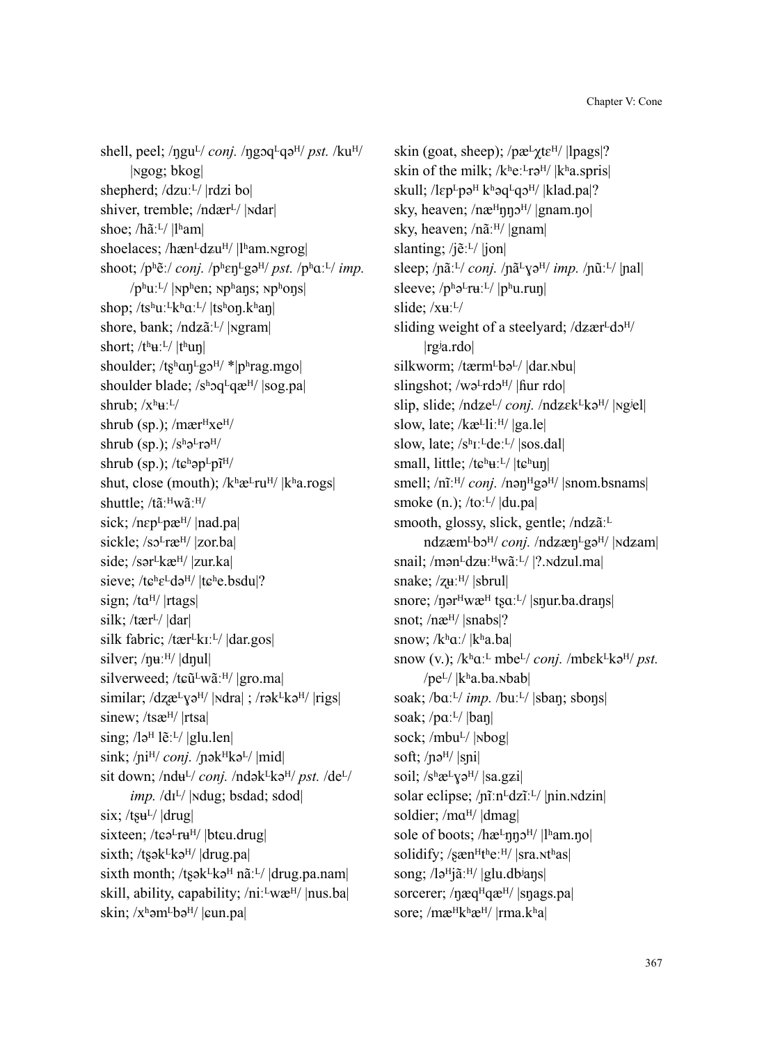shell, peel; /ŋguᴸ/ *conj.* /ŋgɔqᴸqəᴴ/ *pst.* /kuᴴ/ |ɴgog; bkog|

shepherd; /dzuːᴸ/ |rdzi bo|

shiver, tremble; /ndærᴸ/ |ɴdar|

shoe; /hãːᴸ/ |lʰam|

shoelaces; /hænᴸdʑuᴴ/ |lʰam.ɴgrog|

shoot; /pʰẽː/ *conj.* /pʰɛŋᴸgəᴴ/ *pst.* /pʰɑːᴸ/ *imp.* /pʰuːᴸ/ |ɴpʰen; ɴpʰaŋs; ɴpʰoŋs|

shop; /tsʰuːᴸkʰɑːᴸ/ |tsʰoŋ.kʰaŋ|

shore, bank; /ndʑãːᴸ/ |ɴgram|

short; /tʰʉːᴸ/ |tʰuŋ|

shoulder; /tʂʰɑŋᴸgɔᴴ/ *|pʰrag.mgo|

shoulder blade; /sʰɔqᴸqæᴴ/ |sog.pa|

shrub; /xʰʉːᴸ/

shrub (sp.); /mærᴴxeᴴ/

shrub (sp.); /sʰəᴸrəᴴ/

shrub (sp.); /tɕʰəpᴸpĩᴴ/

shut, close (mouth); /kʰæᴸruᴴ/ |kʰa.rogs|

shuttle; /tãːᴴwãːᴴ/

sick; /nɛpᴸpæᴴ/ |nad.pa|

sickle; /sɔᴸræᴴ/ |zor.ba|

side; /sərᴸkæᴴ/ |zur.ka|

sieve; /tɕʰɛᴸdəᴴ/ |tɕʰe.bsdu|?

sign; /tɑᴴ/ |rtags|

silk; /tærᴸ/ |dar|

silk fabric; /tærᴸkɪːᴸ/ |dar.gos|

silver; /ŋʉːᴴ/ |dŋul|

silverweed; /tɕũᴸwãːᴴ/ |gro.ma|

similar; /dʑæᴸɣəᴴ/ |ɴdra| ; /rəkᴸkəᴴ/ |rigs|

sinew; /tsæᴴ/ |rtsa|

sing; /ləᴴ lẽːᴸ/ |glu.len|

sink; /ɲiᴴ/ *conj.* /ɲəkᴴkəᴸ/ |mid|

sit down; /ndʉᴸ/ *conj.* /ndəkᴸkəᴴ/ *pst.* /deᴸ/ *imp.* /dɪᴸ/ |ɴdug; bsdad; sdod|

six; /tʂʉᴸ/ |drug|

sixteen; /tɕəᴸrʉᴴ/ |btɕu.drug|

sixth; /tʂəkᴸkəᴴ/ |drug.pa|

sixth month; /tʂəkᴸkəᴴ nãːᴸ/ |drug.pa.nam|

skill, ability, capability; /niːᴸwæᴴ/ |nus.ba|

skin; /xʰəmᴸbəᴴ/ |ɕun.pa|

skin (goat, sheep); /pæᴸχtɛᴴ/ |lpags|?

skin of the milk; /kʰeːᴸrəᴴ/ |kʰa.spris|

skull; /lɛpᴸpəᴴ kʰəqᴸqɔᴴ/ |klad.pa|?

sky, heaven; /næᴴŋŋɔᴴ/ |gnam.ŋo|

sky, heaven; /nãːᴴ/ |gnam|

slanting; /jẽːᴸ/ |jon|

sleep; /ɲãːᴸ/ *conj.* /ɲãᴸɣəᴴ/ *imp.* /ɲũːᴸ/ |ɲal|

sleeve; /pʰəᴸrʉːᴸ/ |pʰu.ruŋ|

slide; /xʉːᴸ/

sliding weight of a steelyard; /dʑærᴸdɔᴴ/ |rgʲa.rdo|

silkworm; /tærmᴸbəᴸ/ |dar.ɴbu|

slingshot; /wəᴸrdɔᴴ/ |ɦur rdo|

slip, slide; /ndʑeᴸ/ *conj.* /ndʑɛkᴸkəᴴ/ |ɴgʲel|

slow, late; /kæᴸliːᴴ/ |ga.le|

slow, late; /sʰɪːᴸdeːᴸ/ |sos.dal|

small, little; /tɕʰʉːᴸ/ |tɕʰuŋ|

smell; /nĩːᴴ/ *conj.* /nəŋᴴgəᴴ/ |snom.bsnams|

smoke (n.); /toːᴸ/ |du.pa|

smooth, glossy, slick, gentle; /ndʑãːᴸ ndʑæmᴸbɔᴴ/ *conj.* /ndʑæŋᴸgəᴴ/ |ɴdzam|

snail; /mənᴸdzʉːᴴwãːᴸ/ |?.ɴdzul.ma|

snake; /ʐʉːᴴ/ |sbrul|

snore; /ŋərᴴwæᴴ tʂɑːᴸ/ |sŋur.ba.draŋs|

snot; /næᴴ/ |snabs|?

snow; /kʰɑː/ |kʰa.ba|

snow (v.); /kʰɑːᴸ mbeᴸ/ *conj.* /mbɛkᴸkəᴴ/ *pst.* /peᴸ/ |kʰa.ba.ɴbab|

soak; /bɑːᴸ/ *imp.* /buːᴸ/ |sbaŋ; sboŋs|

soak; /pɑːᴸ/ |baŋ|

sock; /mbuᴸ/ |ɴbog|

soft; /ɲəᴴ/ |sɲi|

soil; /sʰæᴸɣəᴴ/ |sa.gʑi|

solar eclipse; /ɲĩːnᴸdzĩːᴸ/ |ɲin.ɴdzin|

soldier; /mɑᴴ/ |dmag|

sole of boots; /hæᴸŋŋɔᴴ/ |lʰam.ŋo|

solidify; /ʂænᴴtʰeːᴴ/ |sra.ɴtʰas|

song; /ləᴴjãːᴴ/ |glu.dbʲaŋs|

sorcerer; /ŋæqᴴqæᴴ/ |sŋags.pa|

sore; /mæᴴkʰæᴴ/ |rma.kʰa|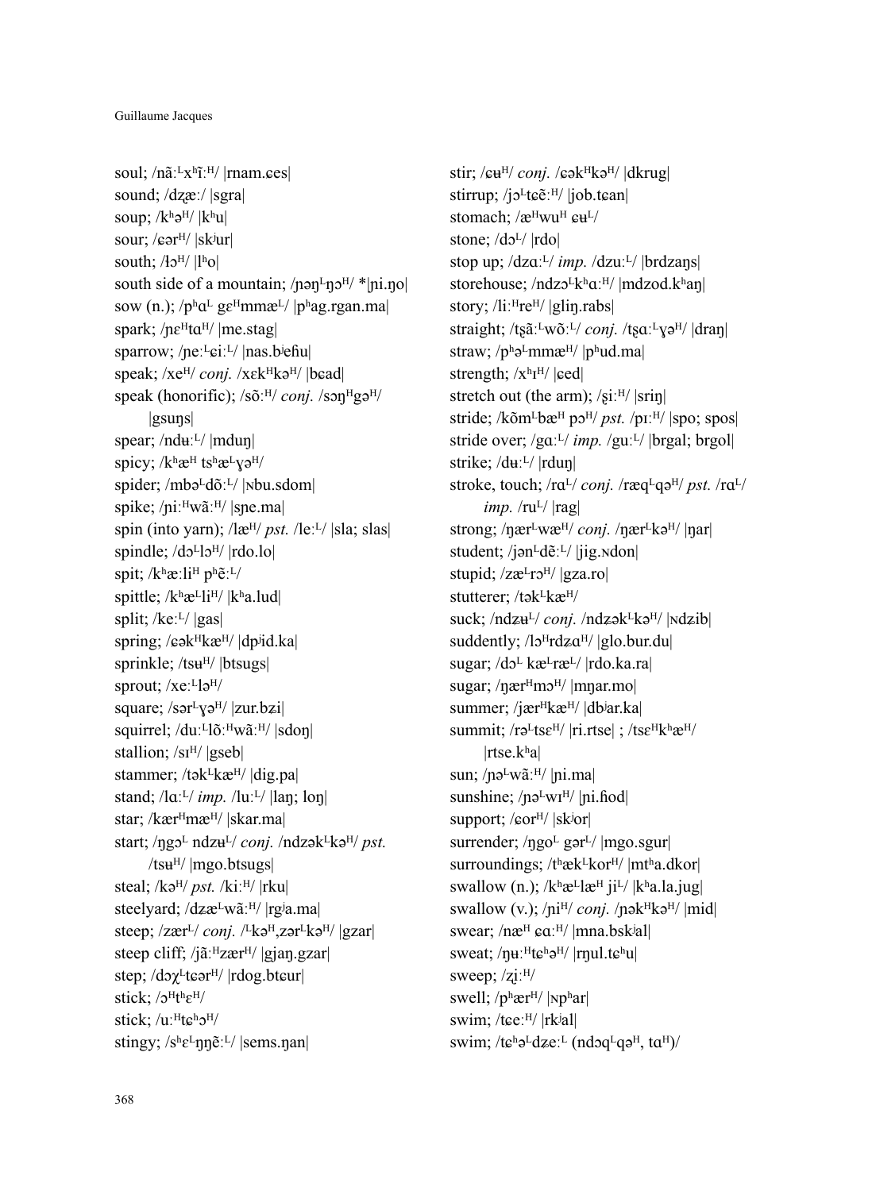soul; /nãː$^{L}$xʰĩː$^{H}$/ |rnam.ɕes|
sound; /dʑæː/ |sgra|
soup; /kʰə$^{H}$/ |kʰu|
sour; /ɕər$^{H}$/ |skʲur|
south; /ɬɔ$^{H}$/ |lʰo|
south side of a mountain; /ɲəŋ$^{L}$ŋɔ$^{H}$/ *|ɲi.ŋo|
sow (n.); /pʰɑ$^{L}$ gɛ$^{H}$mmæ$^{L}$/ |pʰag.rgan.ma|
spark; /ɲɛ$^{H}$tɑ$^{H}$/ |me.stag|
sparrow; /ɲeː$^{L}$ɕiː$^{L}$/ |nas.bʲeɦu|
speak; /xe$^{H}$/ *conj.* /xɛk$^{H}$kə$^{H}$/ |bɕad|
speak (honorific); /sõː$^{H}$/ *conj.* /sɔŋ$^{H}$gə$^{H}$/ |gsuŋs|
spear; /ndʉː$^{L}$/ |mduŋ|
spicy; /kʰæ$^{H}$ tsʰæ$^{L}$ɣə$^{H}$/
spider; /mbə$^{L}$dõː$^{L}$/ |ɴbu.sdom|
spike; /ɲiː$^{H}$wãː$^{H}$/ |sɲe.ma|
spin (into yarn); /læ$^{H}$/ *pst.* /leː$^{L}$/ |sla; slas|
spindle; /dɔ$^{L}$lɔ$^{H}$/ |rdo.lo|
spit; /kʰæːli$^{H}$ pʰẽː$^{L}$/
spittle; /kʰæ$^{L}$li$^{H}$/ |kʰa.lud|
split; /keː$^{L}$/ |gas|
spring; /ɕək$^{H}$kæ$^{H}$/ |dpʲid.ka|
sprinkle; /tsʉ$^{H}$/ |btsugs|
sprout; /xeː$^{L}$lə$^{H}$/
square; /sər$^{L}$ɣə$^{H}$/ |zur.bʑi|
squirrel; /duː$^{L}$lõː$^{H}$wãː$^{H}$/ |sdoŋ|
stallion; /sɪ$^{H}$/ |gseb|
stammer; /tək$^{L}$kæ$^{H}$/ |dig.pa|
stand; /lɑː$^{L}$/ *imp.* /luː$^{L}$/ |laŋ; loŋ|
star; /kær$^{H}$mæ$^{H}$/ |skar.ma|
start; /ŋgɔ$^{L}$ ndzʉ$^{L}$/ *conj.* /ndzək$^{L}$kə$^{H}$/ *pst.* /tsʉ$^{H}$/ |mgo.btsugs|
steal; /kə$^{H}$/ *pst.* /kiː$^{H}$/ |rku|
steelyard; /dʑæ$^{L}$wãː$^{H}$/ |rgʲa.ma|
steep; /zær$^{L}$/ *conj.* /$^{L}$kə$^{H}$,zər$^{L}$kə$^{H}$/ |gzar|
steep cliff; /jãː$^{H}$zær$^{H}$/ |gjaŋ.gzar|
step; /dɔχ$^{L}$tɕər$^{H}$/ |rdog.btɕur|
stick; /ɔ$^{H}$tʰɛ$^{H}$/
stick; /uː$^{H}$tɕʰɔ$^{H}$/
stingy; /sʰɛ$^{L}$ŋŋẽː$^{L}$/ |sems.ŋan|
stir; /ɕʉ$^{H}$/ *conj.* /ɕək$^{H}$kə$^{H}$/ |dkrug|
stirrup; /jɔ$^{L}$tɕẽː$^{H}$/ |job.tɕan|
stomach; /æ$^{H}$wu$^{H}$ ɕʉ$^{L}$/
stone; /dɔ$^{L}$/ |rdo|
stop up; /dzɑː$^{L}$/ *imp.* /dzuː$^{L}$/ |brdzaŋs|
storehouse; /ndzɔ$^{L}$kʰɑː$^{H}$/ |mdzod.kʰaŋ|
story; /liː$^{H}$re$^{H}$/ |gliŋ.rabs|
straight; /tṣãː$^{L}$wõː$^{L}$/ *conj.* /tṣɑː$^{L}$ɣə$^{H}$/ |draŋ|
straw; /pʰə$^{L}$mmæ$^{H}$/ |pʰud.ma|
strength; /xʰɪ$^{H}$/ |ɕed|
stretch out (the arm); /ṣiː$^{H}$/ |sriŋ|
stride; /kõm$^{L}$bæ$^{H}$ pɔ$^{H}$/ *pst.* /pɪː$^{H}$/ |spo; spos|
stride over; /gɑː$^{L}$/ *imp.* /guː$^{L}$/ |brgal; brgol|
strike; /dʉː$^{L}$/ |rduŋ|
stroke, touch; /rɑ$^{L}$/ *conj.* /ræq$^{L}$qə$^{H}$/ *pst.* /rɑ$^{L}$/ *imp.* /ru$^{L}$/ |rag|
strong; /ŋær$^{L}$wæ$^{H}$/ *conj.* /ŋær$^{L}$kə$^{H}$/ |ŋar|
student; /jən$^{L}$dẽː$^{L}$/ |jig.ɴdon|
stupid; /zæ$^{L}$rɔ$^{H}$/ |gza.ro|
stutterer; /tək$^{L}$kæ$^{H}$/
suck; /ndʑʉ$^{L}$/ *conj.* /ndʑək$^{L}$kə$^{H}$/ |ɴdʑib|
suddenly; /lɔ$^{H}$rdzɑ$^{H}$/ |glo.bur.du|
sugar; /dɔ$^{L}$ kæ$^{L}$ræ$^{L}$/ |rdo.ka.ra|
sugar; /ŋær$^{H}$mɔ$^{H}$/ |mŋar.mo|
summer; /jær$^{H}$kæ$^{H}$/ |dbʲar.ka|
summit; /rə$^{L}$tsɛ$^{H}$/ |ri.rtse| ; /tsɛ$^{H}$kʰæ$^{H}$/ |rtse.kʰa|
sun; /ɲə$^{L}$wãː$^{H}$/ |ɲi.ma|
sunshine; /ɲə$^{L}$wɪ$^{H}$/ |ɲi.ɦod|
support; /ɕor$^{H}$/ |skʲor|
surrender; /ŋgo$^{L}$ gər$^{L}$/ |mgo.sgur|
surroundings; /tʰæk$^{L}$kor$^{H}$/ |mtʰa.dkor|
swallow (n.); /kʰæ$^{L}$læ$^{H}$ ji$^{L}$/ |kʰa.la.jug|
swallow (v.); /ɲi$^{H}$/ *conj.* /ɲək$^{H}$kə$^{H}$/ |mid|
swear; /næ$^{H}$ ɕɑː$^{H}$/ |mna.bskʲal|
sweat; /ŋʉː$^{H}$tɕʰə$^{H}$/ |rŋul.tɕʰu|
sweep; /zịː$^{H}$/
swell; /pʰær$^{H}$/ |ɴpʰar|
swim; /tɕeː$^{H}$/ |rkʲal|
swim; /tɕʰə$^{L}$dzeː$^{L}$ (ndɔq$^{L}$qə$^{H}$, tɑ$^{H}$)/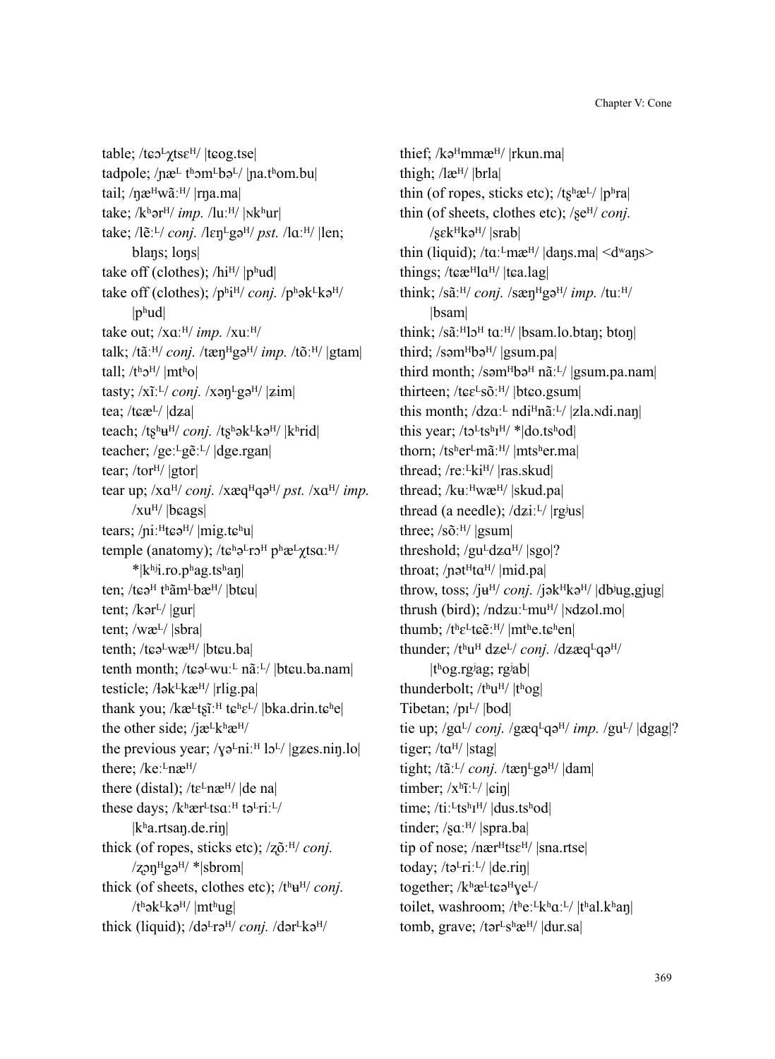table; /tɕɔᴸχtsɛᴴ/ |tɕog.tse|

tadpole; /ɲæᴸ tʰəmᴸbəᴸ/ |ɲa.tʰom.bu|

tail; /ŋæᴴwãːᴴ/ |rŋa.ma|

take; /kʰərᴴ/ *imp.* /luːᴴ/ |ɴkʰur|

take; /lẽːᴸ/ *conj.* /lɛŋᴸgəᴴ/ *pst.* /lɑːᴴ/ |len; blaŋs; loŋs|

take off (clothes); /hiᴴ/ |pʰud|

take off (clothes); /pʰɨᴴ/ *conj.* /pʰəkᴸkəᴴ/ |pʰud|

take out; /xɑːᴴ/ *imp.* /xuːᴴ/

talk; /tãːᴴ/ *conj.* /tæŋᴴgəᴴ/ *imp.* /tõːᴴ/ |gtam|

tall; /tʰɔᴴ/ |mtʰo|

tasty; /xĩːᴸ/ *conj.* /xəŋᴸgəᴴ/ |ʑim|

tea; /tɕæᴸ/ |dʑa|

teach; /tʂʰʉᴴ/ *conj.* /tʂʰəkᴸkəᴴ/ |kʰrid|

teacher; /geːᴸgẽːᴸ/ |dge.rgan|

tear; /torᴴ/ |gtor|

tear up; /xɑᴴ/ *conj.* /xæqᴴqəᴴ/ *pst.* /xɑᴴ/ *imp.* /xuᴴ/ |bɕags|

tears; /ɲiːᴴtɕəᴴ/ |mig.tɕʰu|

temple (anatomy); /tɕʰəᴸrəᴴ pʰæᴸχtsɑːᴴ/ *|kʰʲi.ro.pʰag.tsʰaŋ|

ten; /tɕəᴴ tʰãmᴸbæᴴ/ |btɕu|

tent; /kərᴸ/ |gur|

tent; /wæᴸ/ |sbra|

tenth; /tɕəᴸwæᴴ/ |btɕu.ba|

tenth month; /tɕəᴸwuːᴸ nãːᴸ/ |btɕu.ba.nam|

testicle; /ɬəkᴸkæᴴ/ |rlig.pa|

thank you; /kæᴸtʂĩːᴴ tɕʰɛᴸ/ |bka.drin.tɕʰe|

the other side; /jæᴸkʰæᴴ/

the previous year; /ɣəᴸniːᴴ ləᴸ/ |gʑes.niŋ.lo|

there; /keːᴸnæᴴ/

there (distal); /tɛᴸnæᴴ/ |de na|

these days; /kʰærᴸtsɑːᴴ təᴸriːᴸ/ |kʰa.rtsaŋ.de.riŋ|

thick (of ropes, sticks etc); /ʐõːᴴ/ *conj.* /ʐɔŋᴴgəᴴ/ *|sbrom|

thick (of sheets, clothes etc); /tʰʉᴴ/ *conj.* /tʰəkᴸkəᴴ/ |mtʰug|

thick (liquid); /dəᴸrəᴴ/ *conj.* /dərᴸkəᴴ/

thief; /kəᴴmmæᴴ/ |rkun.ma|

thigh; /læᴴ/ |brla|

thin (of ropes, sticks etc); /tʂʰæᴸ/ |pʰra|

thin (of sheets, clothes etc); /ʂeᴴ/ *conj.* /ʂɛkᴴkəᴴ/ |srab|

thin (liquid); /tɑːᴸmæᴴ/ |daŋs.ma| <dʷaŋs>

things; /tɕæᴴlɑᴴ/ |tɕa.lag|

think; /sãːᴴ/ *conj.* /sæŋᴴgəᴴ/ *imp.* /tuːᴴ/ |bsam|

think; /sãːᴴləᴴ tɑːᴴ/ |bsam.lo.btaŋ; btoŋ|

third; /səmᴴbəᴴ/ |gsum.pa|

third month; /səmᴴbəᴴ nãːᴸ/ |gsum.pa.nam|

thirteen; /tɕɛᴸsõːᴴ/ |btɕo.gsum|

this month; /dzɑːᴸ ndiᴴnãːᴸ/ |zla.ɴdi.naŋ|

this year; /təᴸtsʰɪᴴ/ *|do.tsʰod|

thorn; /tsʰerᴸmãːᴴ/ |mtsʰer.ma|

thread; /reːᴸkiᴴ/ |ras.skud|

thread; /kʉːᴴwæᴴ/ |skud.pa|

thread (a needle); /dʑiːᴸ/ |rgʲus|

three; /sõːᴴ/ |gsum|

threshold; /guᴸdʑɑᴴ/ |sgo|?

throat; /ɲətᴴtɑᴴ/ |mid.pa|

throw, toss; /jʉᴴ/ *conj.* /jəkᴴkəᴴ/ |dbʲug,gjug|

thrush (bird); /ndʑuːᴸmuᴴ/ |ɴdʑol.mo|

thumb; /tʰɛᴸtɕẽːᴴ/ |mtʰe.tɕʰen|

thunder; /tʰuᴴ dʑeᴸ/ *conj.* /dʑæqᴸqəᴴ/ |tʰog.rgʲag; rgʲab|

thunderbolt; /tʰuᴴ/ |tʰog|

Tibetan; /pɪᴸ/ |bod|

tie up; /gɑᴸ/ *conj.* /gæqᴸqəᴴ/ *imp.* /guᴸ/ |dgag|?

tiger; /tɑᴴ/ |stag|

tight; /tãːᴸ/ *conj.* /tæŋᴸgəᴴ/ |dam|

timber; /xʰĩːᴸ/ |ɕiŋ|

time; /tiːᴸtsʰɪᴴ/ |dus.tsʰod|

tinder; /ʂɑːᴴ/ |spra.ba|

tip of nose; /nærᴴtsɛᴴ/ |sna.rtse|

today; /təᴸriːᴸ/ |de.riŋ|

together; /kʰæᴸtɕəᴴɣeᴸ/

toilet, washroom; /tʰeːᴸkʰɑːᴸ/ |tʰal.kʰaŋ|

tomb, grave; /tərᴸsʰæᴴ/ |dur.sa|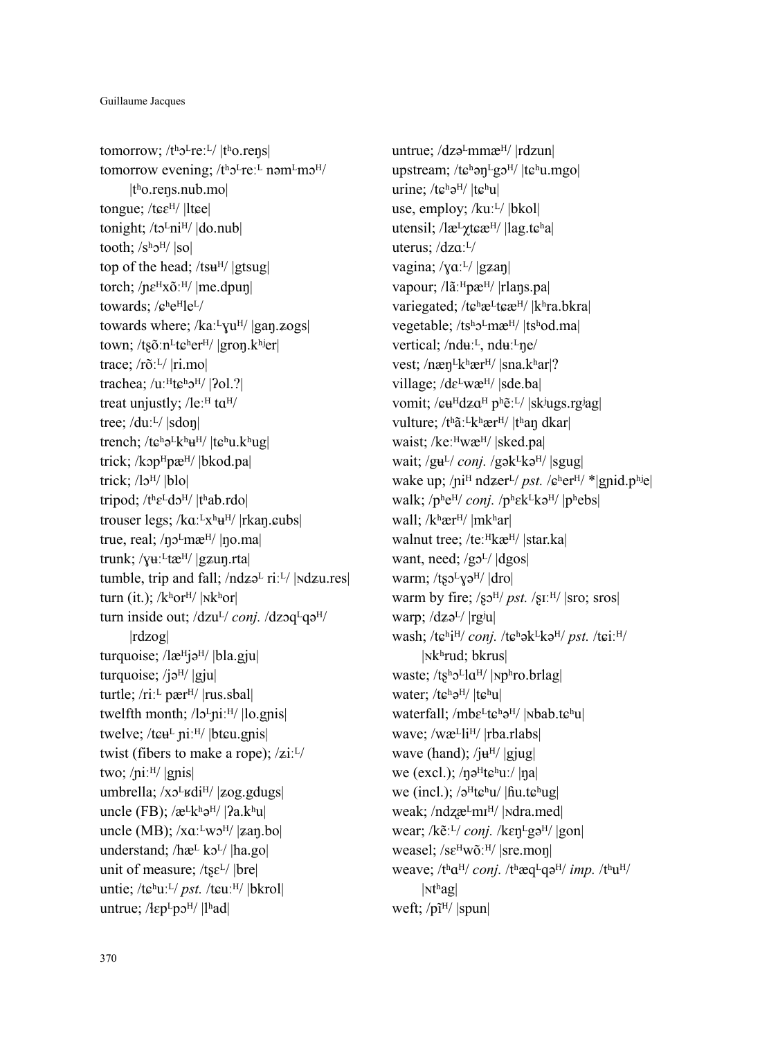tomorrow; /tʰɔᴸreːᴸ/ |tʰo.reŋs|

tomorrow evening; /tʰɔᴸreːᴸ nəmᴸmɔᴴ/ |tʰo.reŋs.nub.mo|

tongue; /tɕɛᴴ/ |ltɕe|

tonight; /tɔᴸniᴴ/ |do.nub|

tooth; /sʰɔᴴ/ |so|

top of the head; /tsʉᴴ/ |gtsug|

torch; /ɲɛᴴxõːᴴ/ |me.dpuŋ|

towards; /ɕʰeᴴleᴸ/

towards where; /kaːᴸɣuᴴ/ |gaŋ.ʑogs|

town; /tʂõːnᴸtɕʰerᴴ/ |groŋ.kʰʲer|

trace; /rõːᴸ/ |ri.mo|

trachea; /uːᴴtɕʰɔᴴ/ |ʔol.?|

treat unjustly; /leːᴴ tɑᴴ/

tree; /duːᴸ/ |sdoŋ|

trench; /tɕʰəᴸkʰʉᴴ/ |tɕʰu.kʰug|

trick; /kɔpᴴpæᴴ/ |bkod.pa|

trick; /lɔᴴ/ |blo|

tripod; /tʰɛᴸdɔᴴ/ |tʰab.rdo|

trouser legs; /kɑːᴸxʰʉᴴ/ |rkaŋ.ɕubs|

true, real; /ŋɔᴸmæᴴ/ |ŋo.ma|

trunk; /ɣʉːᴸtæᴴ/ |gʑuŋ.rta|

tumble, trip and fall; /ndʑəᴸ riːᴸ/ |ɴdʑu.res|

turn (it.); /kʰorᴴ/ |ɴkʰor|

turn inside out; /dzuᴸ/ *conj.* /dzɔqᴸqəᴴ/ |rdzog|

turquoise; /læᴴjəᴴ/ |bla.gju|

turquoise; /jəᴴ/ |gju|

turtle; /riːᴸ pærᴴ/ |rus.sbal|

twelfth month; /lɔᴸɲiːᴴ/ |lo.gɲis|

twelve; /tɕʉᴸ ɲiːᴴ/ |btɕu.gɲis|

twist (fibers to make a rope); /zɨːᴸ/

two; /ɲiːᴴ/ |gɲis|

umbrella; /xɔᴸʁdiᴴ/ |ʑog.gdugs|

uncle (FB); /æᴸkʰəᴴ/ |ʔa.kʰu|

uncle (MB); /xɑːᴸwɔᴴ/ |ʑaŋ.bo|

understand; /hæᴸ kɔᴸ/ |ha.go|

unit of measure; /tʂɛᴸ/ |bre|

untie; /tɕʰuːᴸ/ *pst.* /tɕuːᴴ/ |bkrol|

untrue; /ɬɛpᴸpɔᴴ/ |lʰad|

untrue; /dzəᴸmmæᴴ/ |rdzun|

upstream; /tɕʰəŋᴸgɔᴴ/ |tɕʰu.mgo|

urine; /tɕʰəᴴ/ |tɕʰu|

use, employ; /kuːᴸ/ |bkol|

utensil; /læᴸχtɕæᴴ/ |lag.tɕʰa|

uterus; /dzɑːᴸ/

vagina; /ɣɑːᴸ/ |gʑaŋ|

vapour; /lãːᴴpæᴴ/ |rlaŋs.pa|

variegated; /tɕʰæᴸtɕæᴴ/ |kʰra.bkra|

vegetable; /tsʰɔᴸmæᴴ/ |tsʰod.ma|

vertical; /ndʉːᴸ, ndʉːᴸŋe/

vest; /næŋᴸkʰærᴴ/ |sna.kʰar|?

village; /dɛᴸwæᴴ/ |sde.ba|

vomit; /ɕʉᴴdʑɑᴴ pʰẽːᴸ/ |skʲugs.rgʲag|

vulture; /tʰãːᴸkʰærᴴ/ |tʰaŋ dkar|

waist; /keːᴴwæᴴ/ |sked.pa|

wait; /gʉᴸ/ *conj.* /gəkᴸkəᴴ/ |sgug|

wake up; /ɲiᴴ ndzerᴸ/ *pst.* /ɕʰerᴴ/ *|gɲid.pʰʲe|

walk; /pʰeᴴ/ *conj.* /pʰɛkᴸkəᴴ/ |pʰebs|

wall; /kʰærᴴ/ |mkʰar|

walnut tree; /teːᴴkæᴴ/ |star.ka|

want, need; /gɔᴸ/ |dgos|

warm; /tʂɔᴸɣəᴴ/ |dro|

warm by fire; /ʂɔᴴ/ *pst.* /ʂɪːᴴ/ |sro; sros|

warp; /dʑəᴸ/ |rgʲu|

wash; /tɕʰiᴴ/ *conj.* /tɕʰəkᴸkəᴴ/ *pst.* /tɕiːᴴ/ |ɴkʰrud; bkrus|

waste; /tʂʰɔᴸlɑᴴ/ |ɴpʰro.brlag|

water; /tɕʰəᴴ/ |tɕʰu|

waterfall; /mbɛᴸtɕʰəᴴ/ |ɴbab.tɕʰu|

wave; /wæᴸliᴴ/ |rba.rlabs|

wave (hand); /jʉᴴ/ |gjug|

we (excl.); /ŋəᴴtɕʰuː/ |ŋa|

we (incl.); /əᴴtɕʰu/ |ɦu.tɕʰug|

weak; /ndʐæᴸmɪᴴ/ |ɴdra.med|

wear; /kẽːᴸ/ *conj.* /kɛŋᴸgəᴴ/ |gon|

weasel; /sɛᴴwõːᴴ/ |sre.moŋ|

weave; /tʰɑᴴ/ *conj.* /tʰæqᴸqəᴴ/ *imp.* /tʰuᴴ/ |ɴtʰag|

weft; /pĩᴴ/ |spun|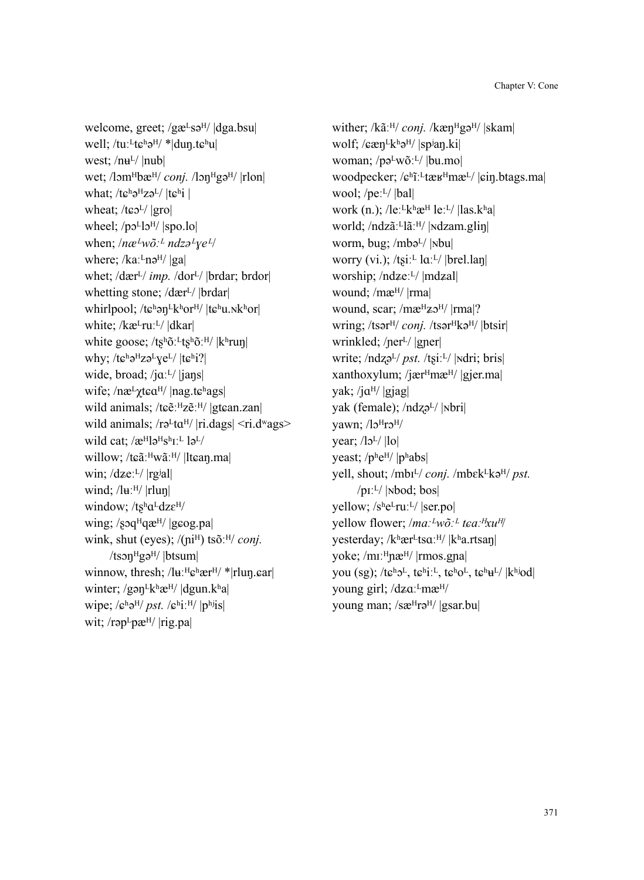welcome, greet; /gæ$^{L}$sə$^{H}$/ |dga.bsu|

well; /tuː$^{L}$tɕʰə$^{H}$/ *|duŋ.tɕʰu|

west; /nʉ$^{L}$/ |nub|

wet; /ləm$^{H}$bæ$^{H}$/ *conj.* /ləŋ$^{H}$gə$^{H}$/ |rlon|

what; /tɕʰə$^{H}$zə$^{L}$/ |tɕʰi |

wheat; /tɕɔ$^{L}$/ |gro|

wheel; /pɔ$^{L}$lɔ$^{H}$/ |spo.lo|

when; */næ$^{L}$wõː$^{L}$ ndzə$^{L}$ɣe$^{L}$/*

where; /kaː$^{L}$nə$^{H}$/ |ga|

whet; /dær$^{L}$/ *imp.* /dor$^{L}$/ |brdar; brdor|

whetting stone; /dær$^{L}$/ |brdar|

whirlpool; /tɕʰəŋ$^{L}$kʰor$^{H}$/ |tɕʰu.ɴkʰor|

white; /kæ$^{L}$ruː$^{L}$/ |dkar|

white goose; /tʂʰõː$^{L}$tʂʰõː$^{H}$/ |kʰruŋ|

why; /tɕʰə$^{H}$zə$^{L}$ɣe$^{L}$/ |tɕʰi?|

wide, broad; /jɑː$^{L}$/ |jaŋs|

wife; /næ$^{L}$χtɕɑ$^{H}$/ |nag.tɕʰags|

wild animals; /tɕẽː$^{H}$zẽː$^{H}$/ |gtɕan.zan|

wild animals; /rə$^{L}$tɑ$^{H}$/ |ri.dags| <ri.dʷags>

wild cat; /æ$^{H}$lə$^{H}$sʰɪː$^{L}$ lə$^{L}$/

willow; /tɕãː$^{H}$wãː$^{H}$/ |ltɕaŋ.ma|

win; /dʑeː$^{L}$/ |rgʲal|

wind; /lʉː$^{H}$/ |rluŋ|

window; /tʂʰɑ$^{L}$dzɛ$^{H}$/

wing; /ʂɔq$^{H}$qæ$^{H}$/ |gɕog.pa|

wink, shut (eyes); /(ɲi$^{H}$) tsõː$^{H}$/ *conj.* /tsəŋ$^{H}$gə$^{H}$/ |btsum|

winnow, thresh; /lʉː$^{H}$ɕʰær$^{H}$/ *|rluŋ.ɕar|

winter; /gəŋ$^{L}$kʰæ$^{H}$/ |dgun.kʰa|

wipe; /ɕʰə$^{H}$/ *pst.* /ɕʰiː$^{H}$/ |pʰʲis|

wit; /rəp$^{L}$pæ$^{H}$/ |rig.pa|

wither; /kãː$^{H}$/ *conj.* /kæŋ$^{H}$gə$^{H}$/ |skam|

wolf; /ɕæŋ$^{L}$kʰə$^{H}$/ |spʲaŋ.ki|

woman; /pə$^{L}$wõː$^{L}$/ |bu.mo|

woodpecker; /ɕʰĩː$^{L}$tæʁ$^{H}$mæ$^{L}$/ |ɕiŋ.btags.ma|

wool; /peː$^{L}$/ |bal|

work (n.); /leː$^{L}$kʰæ$^{H}$ leː$^{L}$/ |las.kʰa|

world; /ndzãː$^{L}$lãː$^{H}$/ |ɴdzam.gliŋ|

worm, bug; /mbə$^{L}$/ |ɴbu|

worry (vi.); /tʂiː$^{L}$ lɑː$^{L}$/ |brel.laŋ|

worship; /ndʑeː$^{L}$/ |mdzal|

wound; /mæ$^{H}$/ |rma|

wound, scar; /mæ$^{H}$ʐɔ$^{H}$/ |rma|?

wring; /tsər$^{H}$/ *conj.* /tsər$^{H}$kə$^{H}$/ |btsir|

wrinkled; /ɲer$^{L}$/ |gɲer|

write; /ndʐə$^{L}$/ *pst.* /tʂiː$^{L}$/ |ɴdri; bris|

xanthoxylum; /jær$^{H}$mæ$^{H}$/ |gjer.ma|

yak; /jɑ$^{H}$/ |gjag|

yak (female); /ndʐə$^{L}$/ |ɴbri|

yawn; /lɔ$^{H}$rɔ$^{H}$/

year; /lɔ$^{L}$/ |lo|

yeast; /pʰe$^{H}$/ |pʰabs|

yell, shout; /mbɪ$^{L}$/ *conj.* /mbɛk$^{L}$kə$^{H}$/ *pst.* /pɪː$^{L}$/ |ɴbod; bos|

yellow; /sʰe$^{L}$ruː$^{L}$/ |ser.po|

yellow flower; */maː$^{L}$wõː$^{L}$ tɕaː$^{H}$xu$^{H}$/*

yesterday; /kʰær$^{L}$tsɑː$^{H}$/ |kʰa.rtsaŋ|

yoke; /mɪː$^{H}$ɲæ$^{H}$/ |rmos.gɲa|

you (sg); /tɕʰɔ$^{L}$, tɕʰiː$^{L}$, tɕʰo$^{L}$, tɕʰʉ$^{L}$/ |kʰʲod|

young girl; /dzɑː$^{L}$mæ$^{H}$/

young man; /sæ$^{H}$rə$^{H}$/ |gsar.bu|